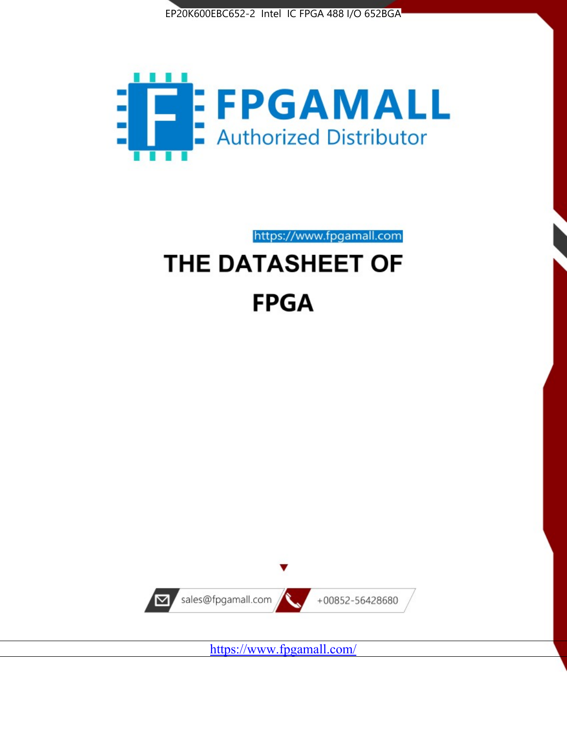EP20K600EBC652-2 Intel IC FPGA 488 I/O 652BGA

FPGAMALL

Authorized Distributor

https://www.fpgamall.com

# THE DATASHEET OF

# FPGA

sales@fpgamall.com

+00852-56428680

https://www.fpgamall.com/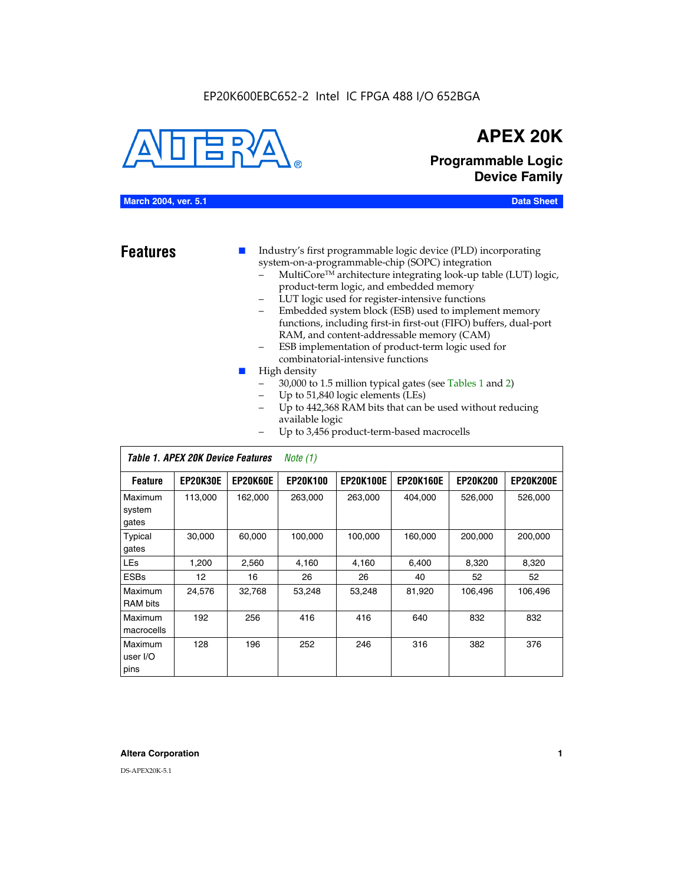EP20K600EBC652-2 Intel IC FPGA 488 I/O 652BGA

# APEX 20K

## Programmable Logic Device Family

**March 2004, ver. 5.1** **Data Sheet**

## Features

- Industry's first programmable logic device (PLD) incorporating system-on-a-programmable-chip (SOPC) integration
  - MultiCore™ architecture integrating look-up table (LUT) logic, product-term logic, and embedded memory
  - LUT logic used for register-intensive functions
  - Embedded system block (ESB) used to implement memory functions, including first-in first-out (FIFO) buffers, dual-port RAM, and content-addressable memory (CAM)
  - ESB implementation of product-term logic used for combinatorial-intensive functions
- High density
  - 30,000 to 1.5 million typical gates (see Tables 1 and 2)
  - Up to 51,840 logic elements (LEs)
  - Up to 442,368 RAM bits that can be used without reducing available logic
  - Up to 3,456 product-term-based macrocells

*Table 1. APEX 20K Device Features* *Note (1)*

| Feature | EP20K30E | EP20K60E | EP20K100 | EP20K100E | EP20K160E | EP20K200 | EP20K200E |
|---|---|---|---|---|---|---|---|
| Maximum system gates | 113,000 | 162,000 | 263,000 | 263,000 | 404,000 | 526,000 | 526,000 |
| Typical gates | 30,000 | 60,000 | 100,000 | 100,000 | 160,000 | 200,000 | 200,000 |
| LEs | 1,200 | 2,560 | 4,160 | 4,160 | 6,400 | 8,320 | 8,320 |
| ESBs | 12 | 16 | 26 | 26 | 40 | 52 | 52 |
| Maximum RAM bits | 24,576 | 32,768 | 53,248 | 53,248 | 81,920 | 106,496 | 106,496 |
| Maximum macrocells | 192 | 256 | 416 | 416 | 640 | 832 | 832 |
| Maximum user I/O pins | 128 | 196 | 252 | 246 | 316 | 382 | 376 |

**Altera Corporation**

DS-APEX20K-5.1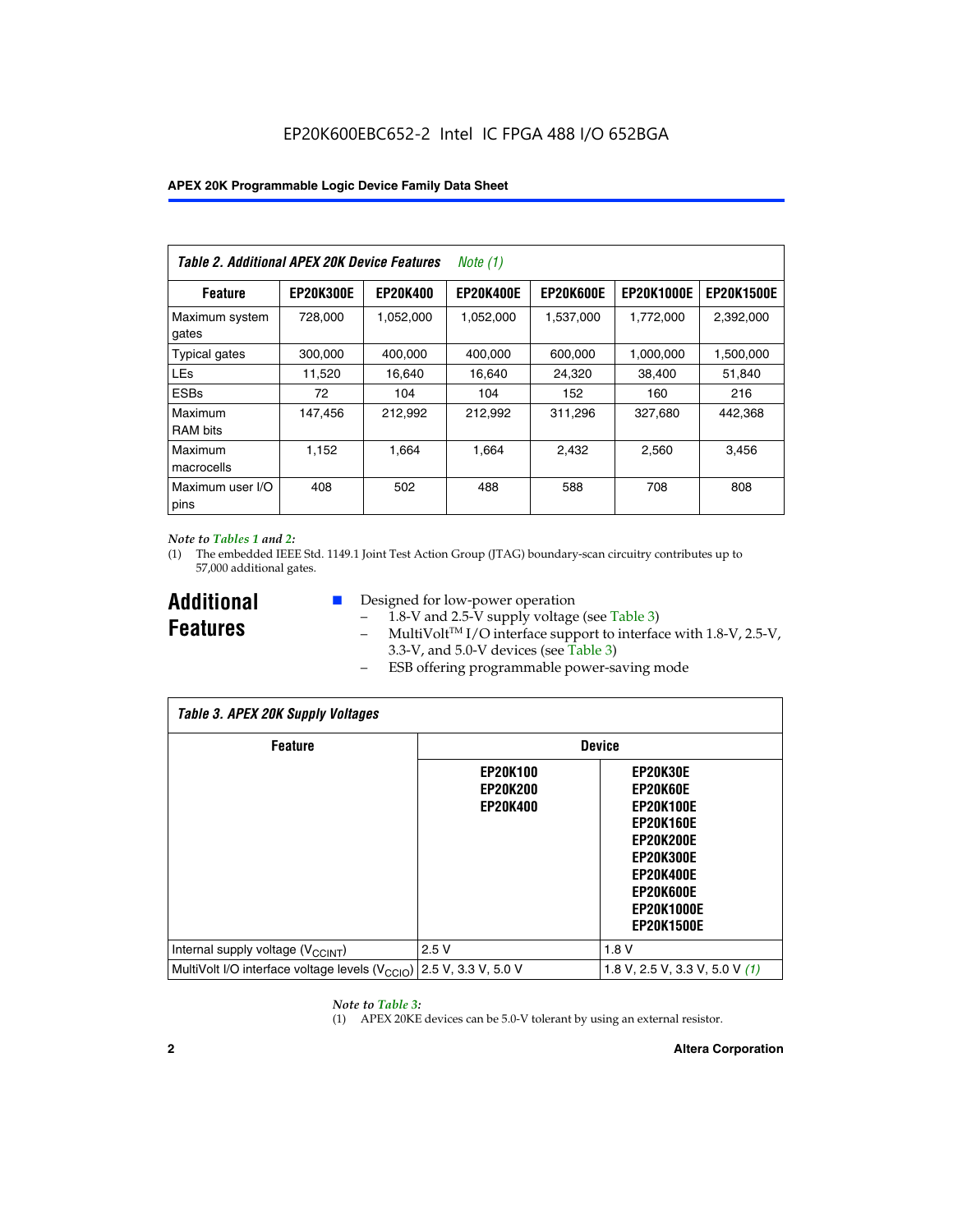**Table 2. Additional APEX 20K Device Features** *Note (1)*

| Feature | EP20K300E | EP20K400 | EP20K400E | EP20K600E | EP20K1000E | EP20K1500E |
|---|---|---|---|---|---|---|
| Maximum system gates | 728,000 | 1,052,000 | 1,052,000 | 1,537,000 | 1,772,000 | 2,392,000 |
| Typical gates | 300,000 | 400,000 | 400,000 | 600,000 | 1,000,000 | 1,500,000 |
| LEs | 11,520 | 16,640 | 16,640 | 24,320 | 38,400 | 51,840 |
| ESBs | 72 | 104 | 104 | 152 | 160 | 216 |
| Maximum RAM bits | 147,456 | 212,992 | 212,992 | 311,296 | 327,680 | 442,368 |
| Maximum macrocells | 1,152 | 1,664 | 1,664 | 2,432 | 2,560 | 3,456 |
| Maximum user I/O pins | 408 | 502 | 488 | 588 | 708 | 808 |

*Note to Tables 1 and 2:*

(1) The embedded IEEE Std. 1149.1 Joint Test Action Group (JTAG) boundary-scan circuitry contributes up to 57,000 additional gates.

## Additional Features

- Designed for low-power operation
  - 1.8-V and 2.5-V supply voltage (see Table 3)
  - MultiVolt™ I/O interface support to interface with 1.8-V, 2.5-V, 3.3-V, and 5.0-V devices (see Table 3)
  - ESB offering programmable power-saving mode

**Table 3. APEX 20K Supply Voltages**

| Feature | Device | |
|---|---|---|
| | EP20K100<br>EP20K200<br>EP20K400 | EP20K30E<br>EP20K60E<br>EP20K100E<br>EP20K160E<br>EP20K200E<br>EP20K300E<br>EP20K400E<br>EP20K600E<br>EP20K1000E<br>EP20K1500E |
| Internal supply voltage ($V_{CCINT}$) | 2.5 V | 1.8 V |
| MultiVolt I/O interface voltage levels ($V_{CCIO}$) | 2.5 V, 3.3 V, 5.0 V | 1.8 V, 2.5 V, 3.3 V, 5.0 V *(1)* |

*Note to Table 3:*

(1) APEX 20KE devices can be 5.0-V tolerant by using an external resistor.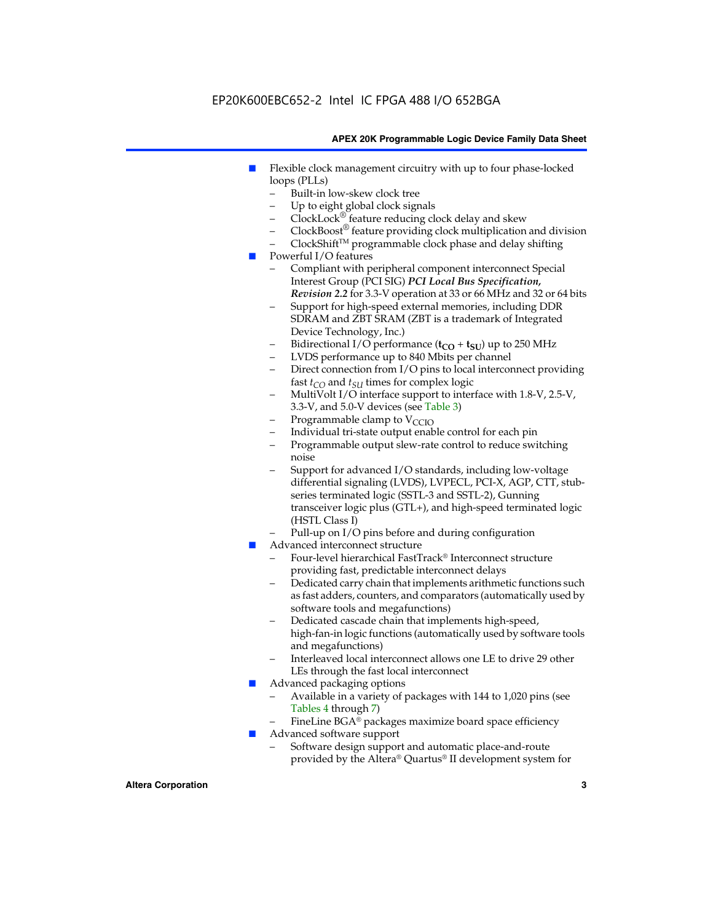- Flexible clock management circuitry with up to four phase-locked loops (PLLs)
  - Built-in low-skew clock tree
  - Up to eight global clock signals
  - ClockLock® feature reducing clock delay and skew
  - ClockBoost® feature providing clock multiplication and division
  - ClockShift™ programmable clock phase and delay shifting
- Powerful I/O features
  - Compliant with peripheral component interconnect Special Interest Group (PCI SIG) ***PCI Local Bus Specification, Revision 2.2*** for 3.3-V operation at 33 or 66 MHz and 32 or 64 bits
  - Support for high-speed external memories, including DDR SDRAM and ZBT SRAM (ZBT is a trademark of Integrated Device Technology, Inc.)
  - Bidirectional I/O performance ($\mathbf{t_{CO}}$ + $\mathbf{t_{SU}}$) up to 250 MHz
  - LVDS performance up to 840 Mbits per channel
  - Direct connection from I/O pins to local interconnect providing fast $t_{CO}$ and $t_{SU}$ times for complex logic
  - MultiVolt I/O interface support to interface with 1.8-V, 2.5-V, 3.3-V, and 5.0-V devices (see Table 3)
  - Programmable clamp to $V_{CCIO}$
  - Individual tri-state output enable control for each pin
  - Programmable output slew-rate control to reduce switching noise
  - Support for advanced I/O standards, including low-voltage differential signaling (LVDS), LVPECL, PCI-X, AGP, CTT, stub-series terminated logic (SSTL-3 and SSTL-2), Gunning transceiver logic plus (GTL+), and high-speed terminated logic (HSTL Class I)
  - Pull-up on I/O pins before and during configuration
- Advanced interconnect structure
  - Four-level hierarchical FastTrack® Interconnect structure providing fast, predictable interconnect delays
  - Dedicated carry chain that implements arithmetic functions such as fast adders, counters, and comparators (automatically used by software tools and megafunctions)
  - Dedicated cascade chain that implements high-speed, high-fan-in logic functions (automatically used by software tools and megafunctions)
  - Interleaved local interconnect allows one LE to drive 29 other LEs through the fast local interconnect
- Advanced packaging options
  - Available in a variety of packages with 144 to 1,020 pins (see Tables 4 through 7)
  - FineLine BGA® packages maximize board space efficiency
- Advanced software support
  - Software design support and automatic place-and-route provided by the Altera® Quartus® II development system for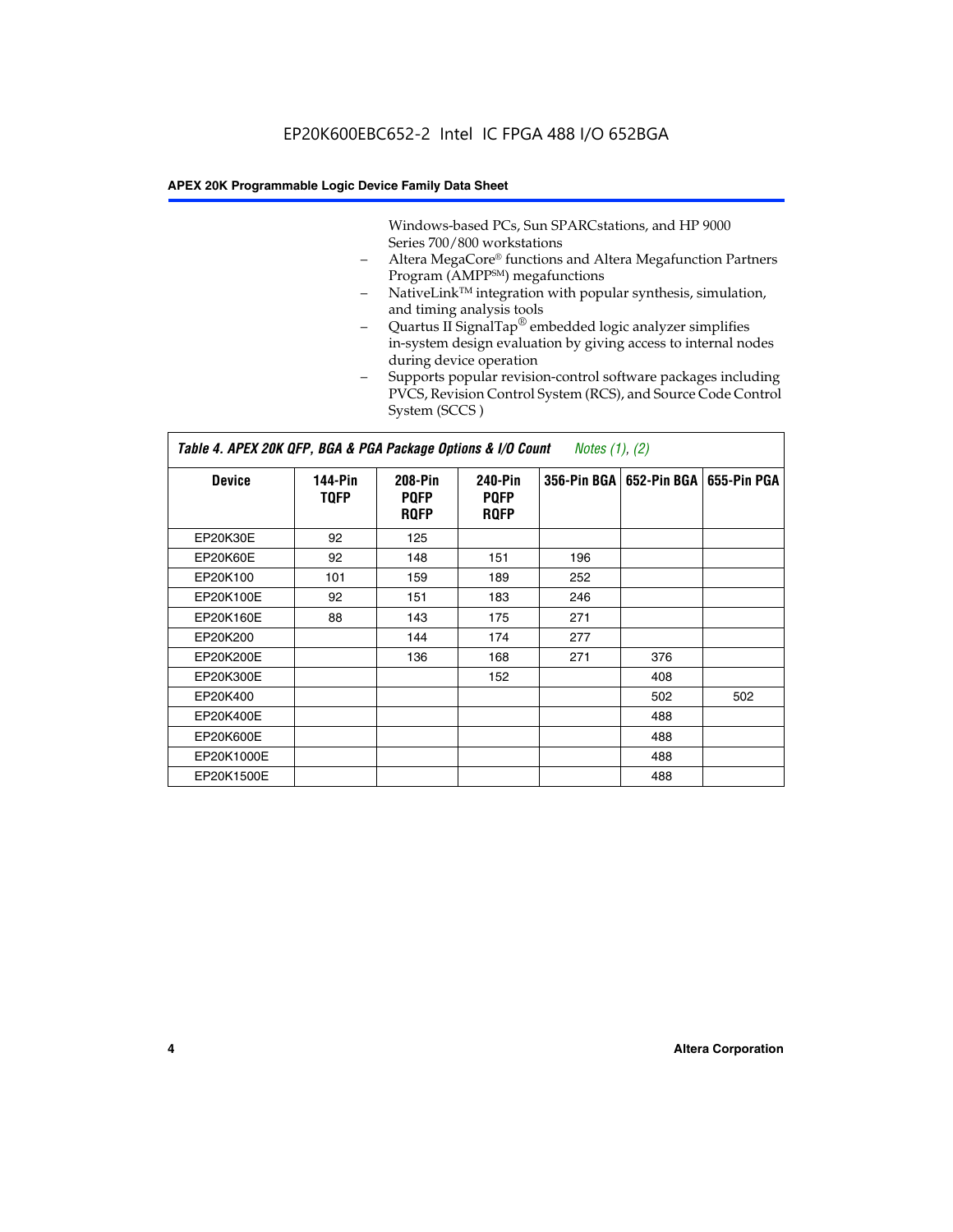EP20K600EBC652-2 Intel IC FPGA 488 I/O 652BGA

Windows-based PCs, Sun SPARCstations, and HP 9000 Series 700/800 workstations

- Altera MegaCore® functions and Altera Megafunction Partners Program (AMPP℠) megafunctions
- NativeLink™ integration with popular synthesis, simulation, and timing analysis tools
- Quartus II SignalTap® embedded logic analyzer simplifies in-system design evaluation by giving access to internal nodes during device operation
- Supports popular revision-control software packages including PVCS, Revision Control System (RCS), and Source Code Control System (SCCS )

**Table 4. APEX 20K QFP, BGA & PGA Package Options & I/O Count** *Notes (1), (2)*

| Device | 144-Pin TQFP | 208-Pin PQFP RQFP | 240-Pin PQFP RQFP | 356-Pin BGA | 652-Pin BGA | 655-Pin PGA |
|---|---|---|---|---|---|---|
| EP20K30E | 92 | 125 | | | | |
| EP20K60E | 92 | 148 | 151 | 196 | | |
| EP20K100 | 101 | 159 | 189 | 252 | | |
| EP20K100E | 92 | 151 | 183 | 246 | | |
| EP20K160E | 88 | 143 | 175 | 271 | | |
| EP20K200 | | 144 | 174 | 277 | | |
| EP20K200E | | 136 | 168 | 271 | 376 | |
| EP20K300E | | | 152 | | 408 | |
| EP20K400 | | | | | 502 | 502 |
| EP20K400E | | | | | 488 | |
| EP20K600E | | | | | 488 | |
| EP20K1000E | | | | | 488 | |
| EP20K1500E | | | | | 488 | |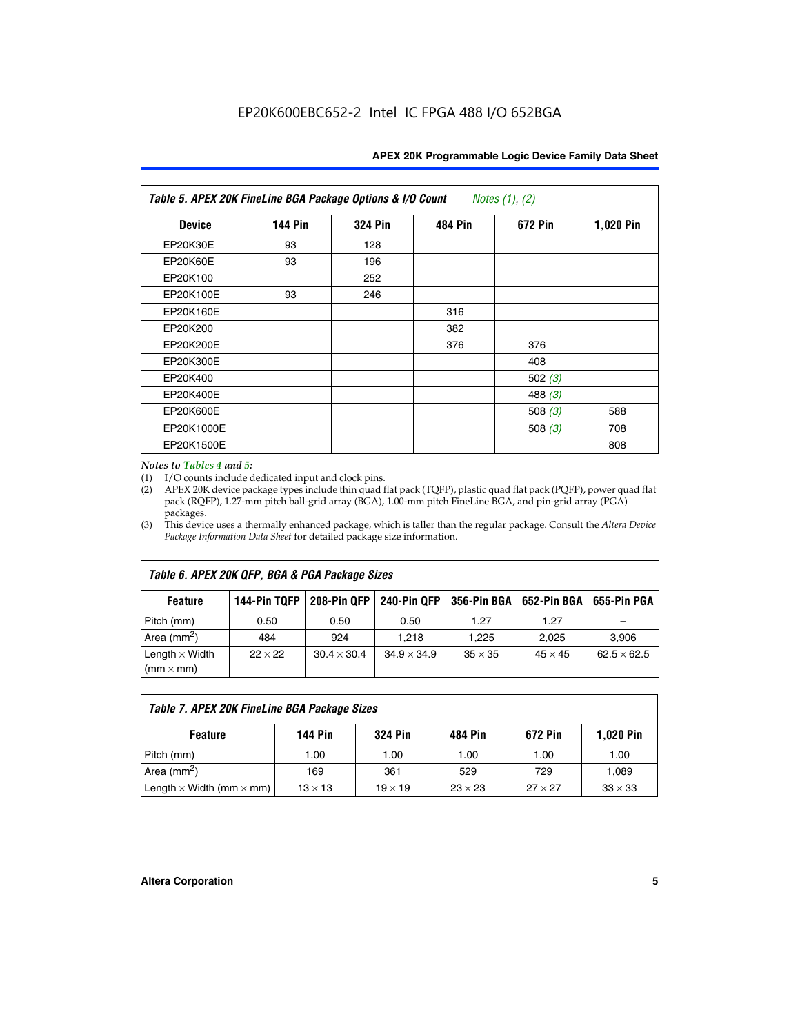EP20K600EBC652-2 Intel IC FPGA 488 I/O 652BGA

*Table 5. APEX 20K FineLine BGA Package Options & I/O Count* *Notes (1), (2)*

| Device | 144 Pin | 324 Pin | 484 Pin | 672 Pin | 1,020 Pin |
|---|---|---|---|---|---|
| EP20K30E | 93 | 128 | | | |
| EP20K60E | 93 | 196 | | | |
| EP20K100 | | 252 | | | |
| EP20K100E | 93 | 246 | | | |
| EP20K160E | | | 316 | | |
| EP20K200 | | | 382 | | |
| EP20K200E | | | 376 | 376 | |
| EP20K300E | | | | 408 | |
| EP20K400 | | | | 502 *(3)* | |
| EP20K400E | | | | 488 *(3)* | |
| EP20K600E | | | | 508 *(3)* | 588 |
| EP20K1000E | | | | 508 *(3)* | 708 |
| EP20K1500E | | | | | 808 |

*Notes to Tables 4 and 5:*

(1) I/O counts include dedicated input and clock pins.

(2) APEX 20K device package types include thin quad flat pack (TQFP), plastic quad flat pack (PQFP), power quad flat pack (RQFP), 1.27-mm pitch ball-grid array (BGA), 1.00-mm pitch FineLine BGA, and pin-grid array (PGA) packages.

(3) This device uses a thermally enhanced package, which is taller than the regular package. Consult the *Altera Device Package Information Data Sheet* for detailed package size information.

*Table 6. APEX 20K QFP, BGA & PGA Package Sizes*

| Feature | 144-Pin TQFP | 208-Pin QFP | 240-Pin QFP | 356-Pin BGA | 652-Pin BGA | 655-Pin PGA |
|---|---|---|---|---|---|---|
| Pitch (mm) | 0.50 | 0.50 | 0.50 | 1.27 | 1.27 | – |
| Area (mm$^2$) | 484 | 924 | 1,218 | 1,225 | 2,025 | 3,906 |
| Length × Width (mm × mm) | 22 × 22 | 30.4 × 30.4 | 34.9 × 34.9 | 35 × 35 | 45 × 45 | 62.5 × 62.5 |

*Table 7. APEX 20K FineLine BGA Package Sizes*

| Feature | 144 Pin | 324 Pin | 484 Pin | 672 Pin | 1,020 Pin |
|---|---|---|---|---|---|
| Pitch (mm) | 1.00 | 1.00 | 1.00 | 1.00 | 1.00 |
| Area (mm$^2$) | 169 | 361 | 529 | 729 | 1,089 |
| Length × Width (mm × mm) | 13 × 13 | 19 × 19 | 23 × 23 | 27 × 27 | 33 × 33 |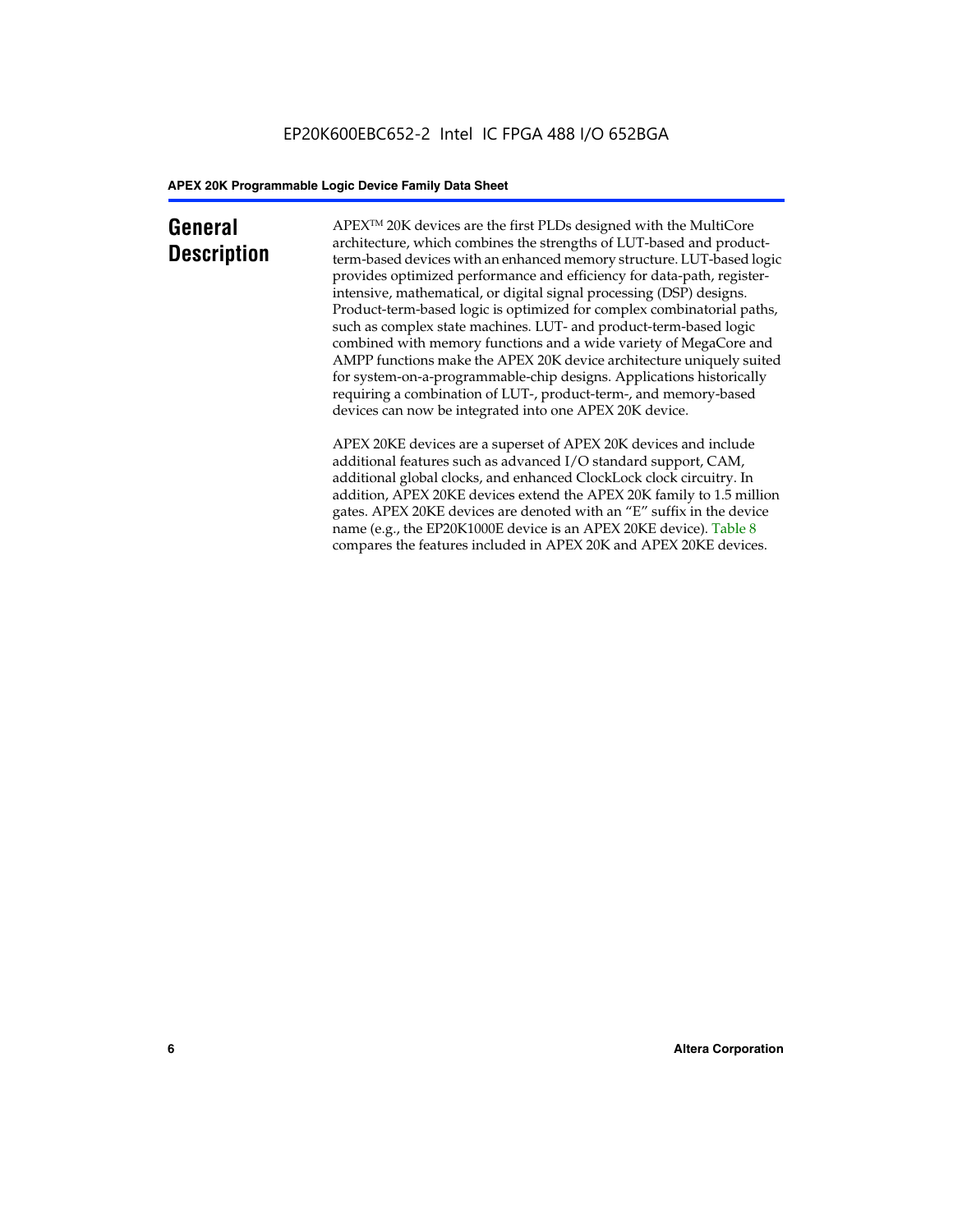# General Description

APEX™ 20K devices are the first PLDs designed with the MultiCore architecture, which combines the strengths of LUT-based and product-term-based devices with an enhanced memory structure. LUT-based logic provides optimized performance and efficiency for data-path, register-intensive, mathematical, or digital signal processing (DSP) designs. Product-term-based logic is optimized for complex combinatorial paths, such as complex state machines. LUT- and product-term-based logic combined with memory functions and a wide variety of MegaCore and AMPP functions make the APEX 20K device architecture uniquely suited for system-on-a-programmable-chip designs. Applications historically requiring a combination of LUT-, product-term-, and memory-based devices can now be integrated into one APEX 20K device.

APEX 20KE devices are a superset of APEX 20K devices and include additional features such as advanced I/O standard support, CAM, additional global clocks, and enhanced ClockLock clock circuitry. In addition, APEX 20KE devices extend the APEX 20K family to 1.5 million gates. APEX 20KE devices are denoted with an "E" suffix in the device name (e.g., the EP20K1000E device is an APEX 20KE device). Table 8 compares the features included in APEX 20K and APEX 20KE devices.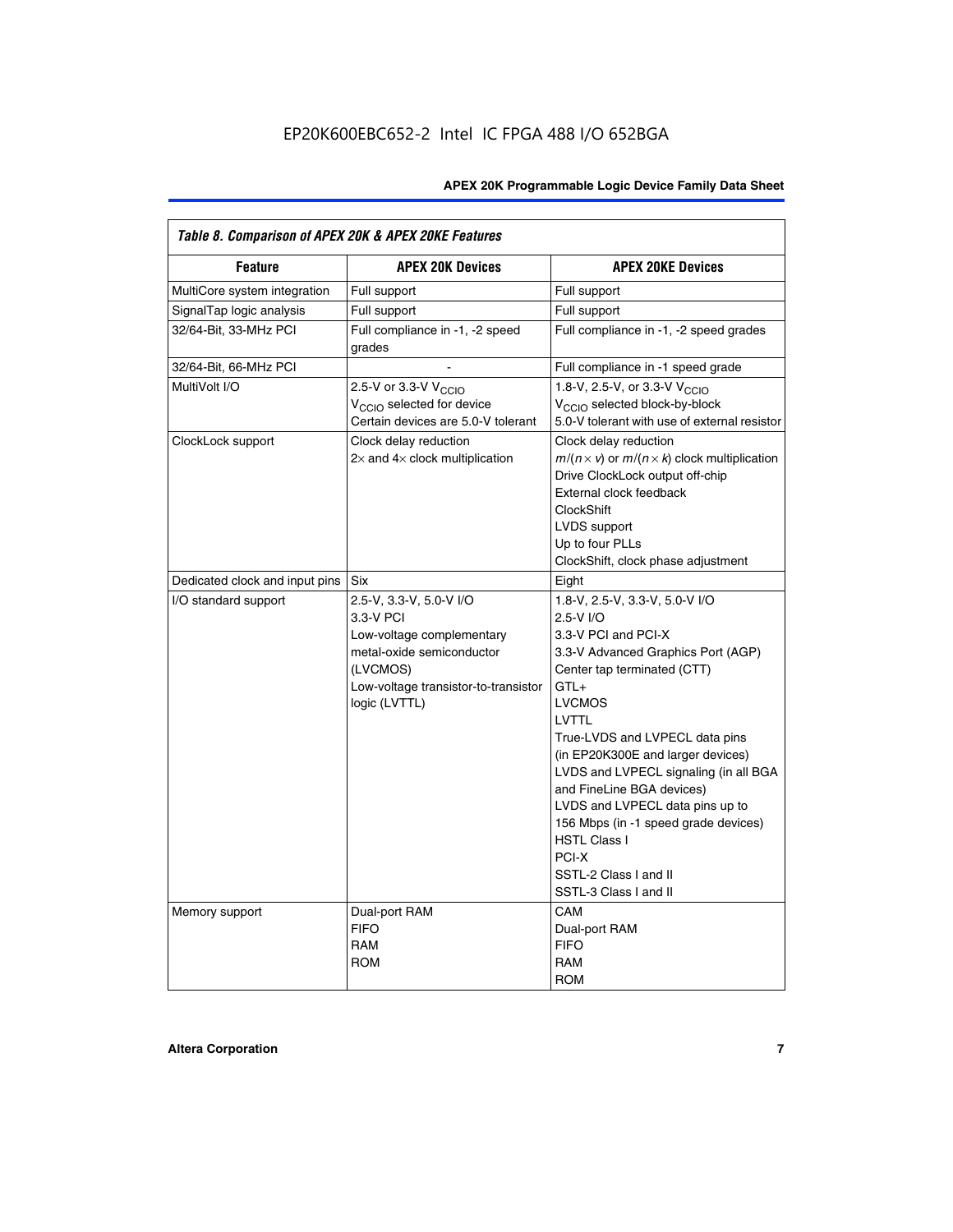EP20K600EBC652-2 Intel IC FPGA 488 I/O 652BGA

| Table 8. Comparison of APEX 20K & APEX 20KE Features | | |
|---|---|---|
| **Feature** | **APEX 20K Devices** | **APEX 20KE Devices** |
| MultiCore system integration | Full support | Full support |
| SignalTap logic analysis | Full support | Full support |
| 32/64-Bit, 33-MHz PCI | Full compliance in -1, -2 speed grades | Full compliance in -1, -2 speed grades |
| 32/64-Bit, 66-MHz PCI | - | Full compliance in -1 speed grade |
| MultiVolt I/O | 2.5-V or 3.3-V $V_{CCIO}$<br>$V_{CCIO}$ selected for device<br>Certain devices are 5.0-V tolerant | 1.8-V, 2.5-V, or 3.3-V $V_{CCIO}$<br>$V_{CCIO}$ selected block-by-block<br>5.0-V tolerant with use of external resistor |
| ClockLock support | Clock delay reduction<br>2× and 4× clock multiplication | Clock delay reduction<br>$m/(n \times v)$ or $m/(n \times k)$ clock multiplication<br>Drive ClockLock output off-chip<br>External clock feedback<br>ClockShift<br>LVDS support<br>Up to four PLLs<br>ClockShift, clock phase adjustment |
| Dedicated clock and input pins | Six | Eight |
| I/O standard support | 2.5-V, 3.3-V, 5.0-V I/O<br>3.3-V PCI<br>Low-voltage complementary metal-oxide semiconductor (LVCMOS)<br>Low-voltage transistor-to-transistor logic (LVTTL) | 1.8-V, 2.5-V, 3.3-V, 5.0-V I/O<br>2.5-V I/O<br>3.3-V PCI and PCI-X<br>3.3-V Advanced Graphics Port (AGP)<br>Center tap terminated (CTT)<br>GTL+<br>LVCMOS<br>LVTTL<br>True-LVDS and LVPECL data pins (in EP20K300E and larger devices)<br>LVDS and LVPECL signaling (in all BGA and FineLine BGA devices)<br>LVDS and LVPECL data pins up to 156 Mbps (in -1 speed grade devices)<br>HSTL Class I<br>PCI-X<br>SSTL-2 Class I and II<br>SSTL-3 Class I and II |
| Memory support | Dual-port RAM<br>FIFO<br>RAM<br>ROM | CAM<br>Dual-port RAM<br>FIFO<br>RAM<br>ROM |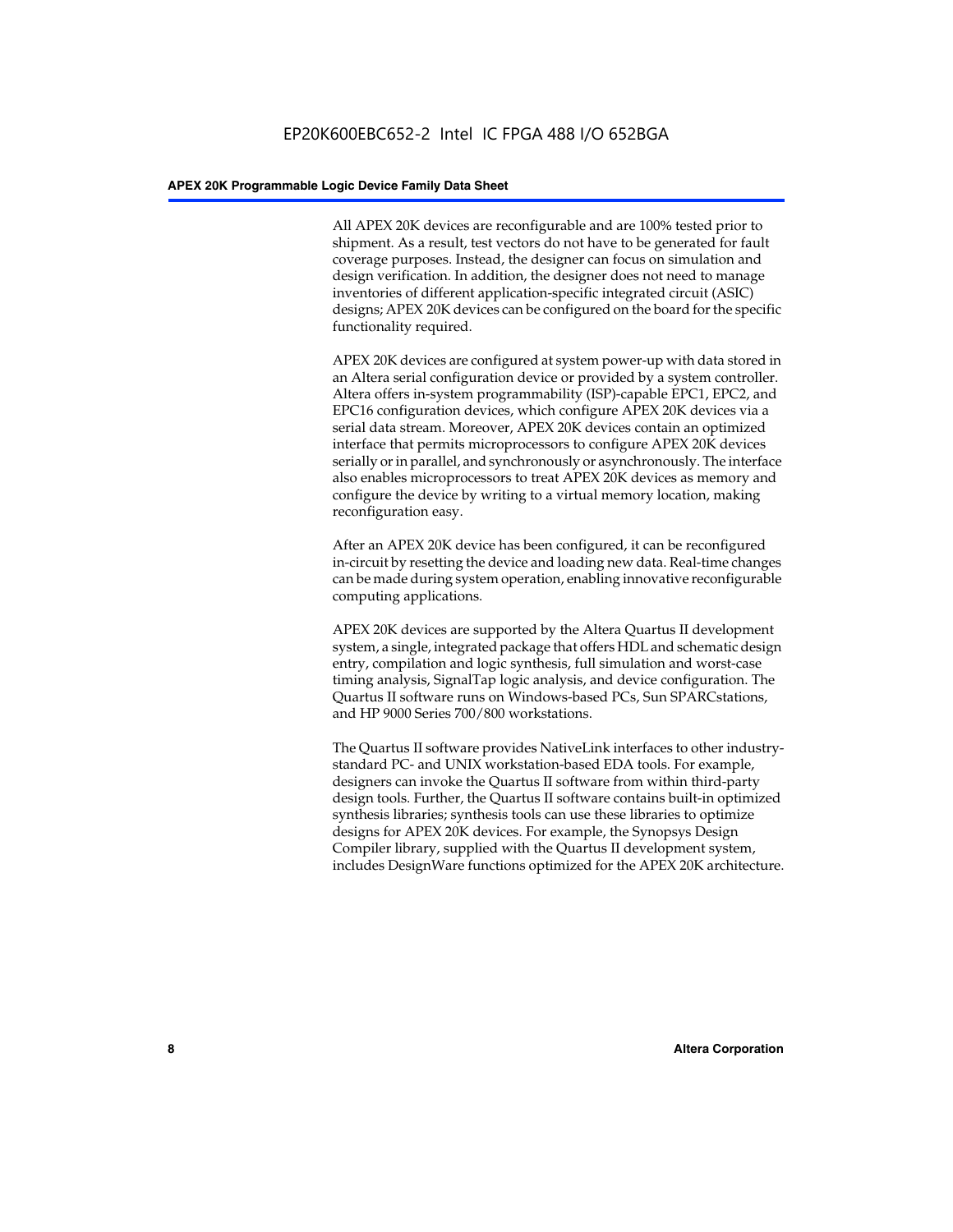All APEX 20K devices are reconfigurable and are 100% tested prior to shipment. As a result, test vectors do not have to be generated for fault coverage purposes. Instead, the designer can focus on simulation and design verification. In addition, the designer does not need to manage inventories of different application-specific integrated circuit (ASIC) designs; APEX 20K devices can be configured on the board for the specific functionality required.

APEX 20K devices are configured at system power-up with data stored in an Altera serial configuration device or provided by a system controller. Altera offers in-system programmability (ISP)-capable EPC1, EPC2, and EPC16 configuration devices, which configure APEX 20K devices via a serial data stream. Moreover, APEX 20K devices contain an optimized interface that permits microprocessors to configure APEX 20K devices serially or in parallel, and synchronously or asynchronously. The interface also enables microprocessors to treat APEX 20K devices as memory and configure the device by writing to a virtual memory location, making reconfiguration easy.

After an APEX 20K device has been configured, it can be reconfigured in-circuit by resetting the device and loading new data. Real-time changes can be made during system operation, enabling innovative reconfigurable computing applications.

APEX 20K devices are supported by the Altera Quartus II development system, a single, integrated package that offers HDL and schematic design entry, compilation and logic synthesis, full simulation and worst-case timing analysis, SignalTap logic analysis, and device configuration. The Quartus II software runs on Windows-based PCs, Sun SPARCstations, and HP 9000 Series 700/800 workstations.

The Quartus II software provides NativeLink interfaces to other industry-standard PC- and UNIX workstation-based EDA tools. For example, designers can invoke the Quartus II software from within third-party design tools. Further, the Quartus II software contains built-in optimized synthesis libraries; synthesis tools can use these libraries to optimize designs for APEX 20K devices. For example, the Synopsys Design Compiler library, supplied with the Quartus II development system, includes DesignWare functions optimized for the APEX 20K architecture.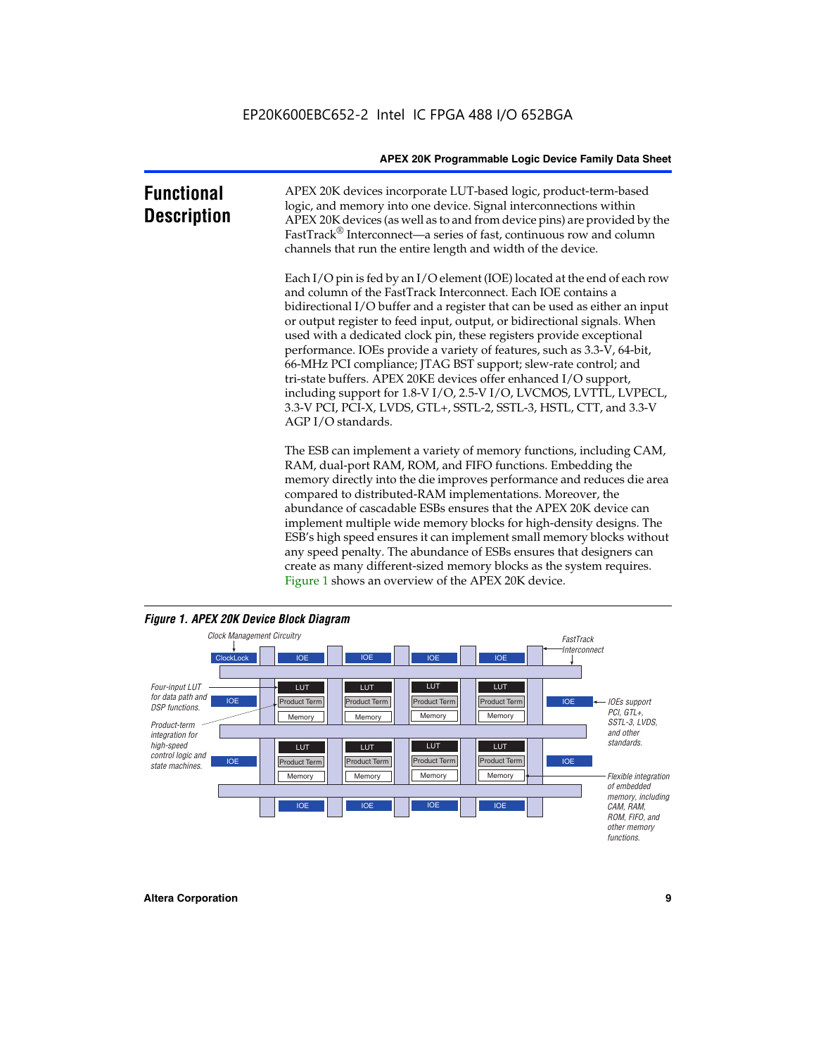## Functional Description

APEX 20K devices incorporate LUT-based logic, product-term-based logic, and memory into one device. Signal interconnections within APEX 20K devices (as well as to and from device pins) are provided by the FastTrack® Interconnect—a series of fast, continuous row and column channels that run the entire length and width of the device.

Each I/O pin is fed by an I/O element (IOE) located at the end of each row and column of the FastTrack Interconnect. Each IOE contains a bidirectional I/O buffer and a register that can be used as either an input or output register to feed input, output, or bidirectional signals. When used with a dedicated clock pin, these registers provide exceptional performance. IOEs provide a variety of features, such as 3.3-V, 64-bit, 66-MHz PCI compliance; JTAG BST support; slew-rate control; and tri-state buffers. APEX 20KE devices offer enhanced I/O support, including support for 1.8-V I/O, 2.5-V I/O, LVCMOS, LVTTL, LVPECL, 3.3-V PCI, PCI-X, LVDS, GTL+, SSTL-2, SSTL-3, HSTL, CTT, and 3.3-V AGP I/O standards.

The ESB can implement a variety of memory functions, including CAM, RAM, dual-port RAM, ROM, and FIFO functions. Embedding the memory directly into the die improves performance and reduces die area compared to distributed-RAM implementations. Moreover, the abundance of cascadable ESBs ensures that the APEX 20K device can implement multiple wide memory blocks for high-density designs. The ESB's high speed ensures it can implement small memory blocks without any speed penalty. The abundance of ESBs ensures that designers can create as many different-sized memory blocks as the system requires. Figure 1 shows an overview of the APEX 20K device.

**Figure 1. APEX 20K Device Block Diagram**

Clock Management Circuitry; ClockLock; IOE; FastTrack Interconnect; LUT; Product Term; Memory

Four-input LUT for data path and DSP functions.

Product-term integration for high-speed control logic and state machines.

IOEs support PCI, GTL+, SSTL-3, LVDS, and other standards.

Flexible integration of embedded memory, including CAM, RAM, ROM, FIFO, and other memory functions.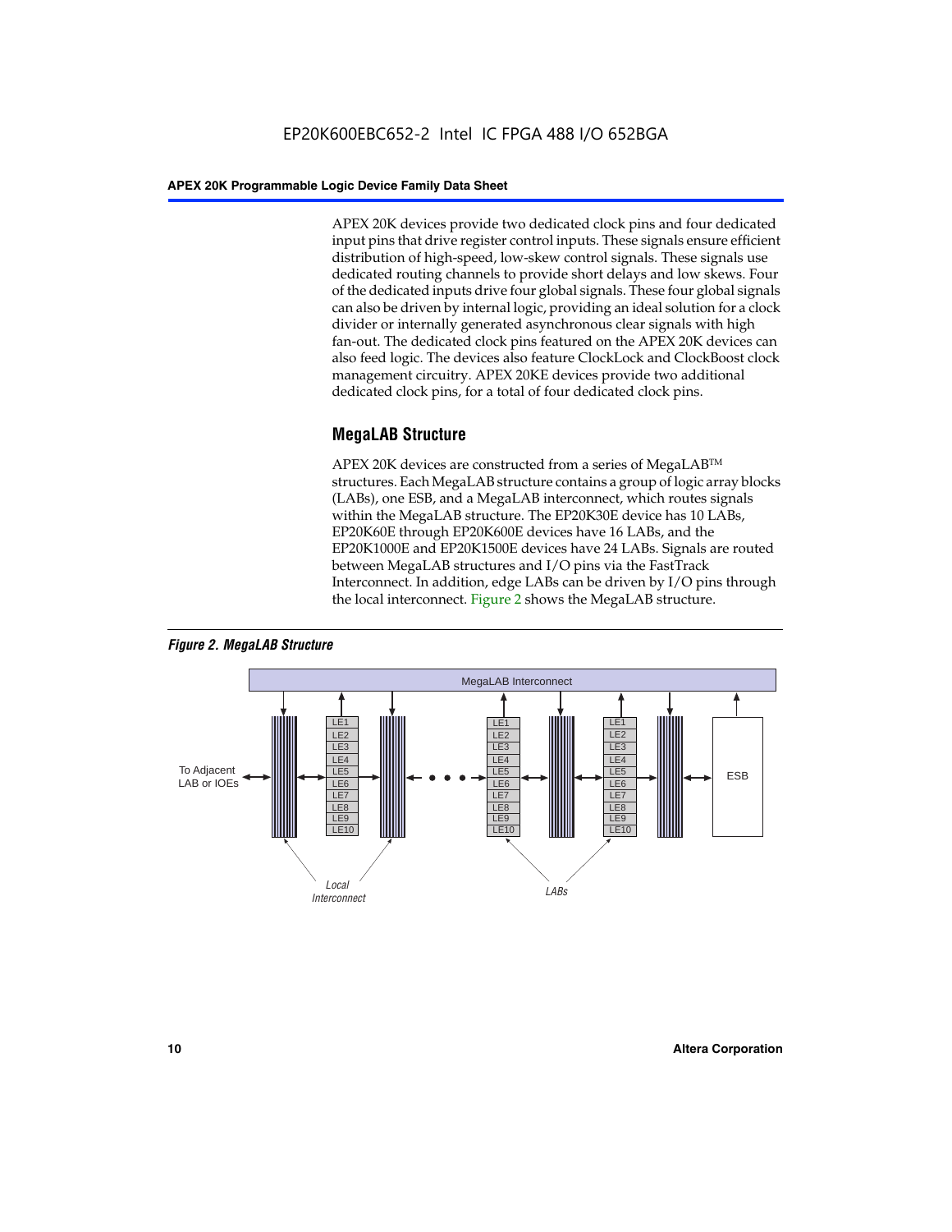APEX 20K devices provide two dedicated clock pins and four dedicated input pins that drive register control inputs. These signals ensure efficient distribution of high-speed, low-skew control signals. These signals use dedicated routing channels to provide short delays and low skews. Four of the dedicated inputs drive four global signals. These four global signals can also be driven by internal logic, providing an ideal solution for a clock divider or internally generated asynchronous clear signals with high fan-out. The dedicated clock pins featured on the APEX 20K devices can also feed logic. The devices also feature ClockLock and ClockBoost clock management circuitry. APEX 20KE devices provide two additional dedicated clock pins, for a total of four dedicated clock pins.

## MegaLAB Structure

APEX 20K devices are constructed from a series of MegaLAB™ structures. Each MegaLAB structure contains a group of logic array blocks (LABs), one ESB, and a MegaLAB interconnect, which routes signals within the MegaLAB structure. The EP20K30E device has 10 LABs, EP20K60E through EP20K600E devices have 16 LABs, and the EP20K1000E and EP20K1500E devices have 24 LABs. Signals are routed between MegaLAB structures and I/O pins via the FastTrack Interconnect. In addition, edge LABs can be driven by I/O pins through the local interconnect. Figure 2 shows the MegaLAB structure.

*Figure 2. MegaLAB Structure*

MegaLAB Interconnect

To Adjacent LAB or IOEs

LE1, LE2, LE3, LE4, LE5, LE6, LE7, LE8, LE9, LE10

ESB

*Local Interconnect*

*LABs*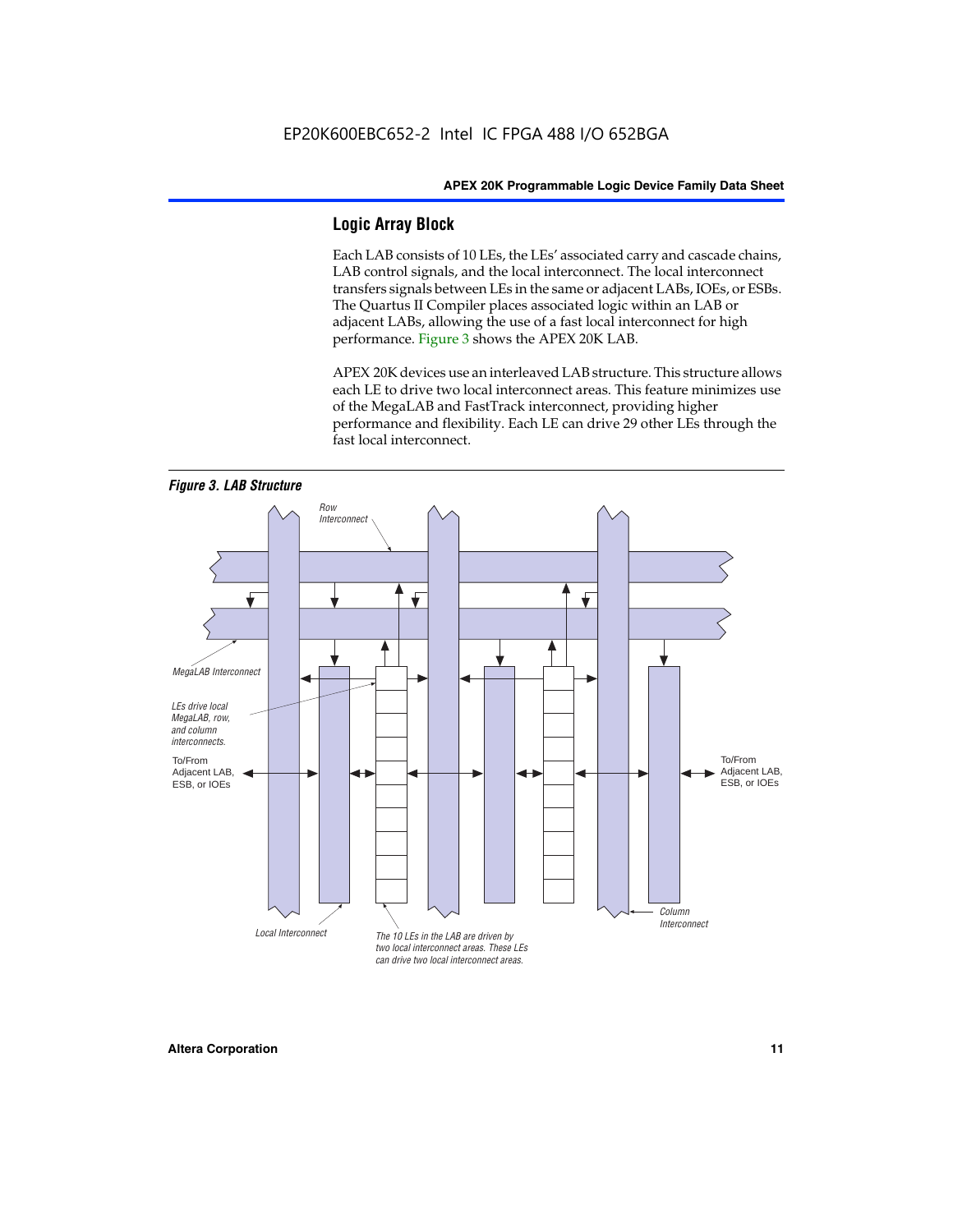## Logic Array Block

Each LAB consists of 10 LEs, the LEs' associated carry and cascade chains, LAB control signals, and the local interconnect. The local interconnect transfers signals between LEs in the same or adjacent LABs, IOEs, or ESBs. The Quartus II Compiler places associated logic within an LAB or adjacent LABs, allowing the use of a fast local interconnect for high performance. Figure 3 shows the APEX 20K LAB.

APEX 20K devices use an interleaved LAB structure. This structure allows each LE to drive two local interconnect areas. This feature minimizes use of the MegaLAB and FastTrack interconnect, providing higher performance and flexibility. Each LE can drive 29 other LEs through the fast local interconnect.

***Figure 3. LAB Structure***

Row Interconnect

MegaLAB Interconnect

LEs drive local MegaLAB, row, and column interconnects.

To/From Adjacent LAB, ESB, or IOEs

To/From Adjacent LAB, ESB, or IOEs

Column Interconnect

Local Interconnect

The 10 LEs in the LAB are driven by two local interconnect areas. These LEs can drive two local interconnect areas.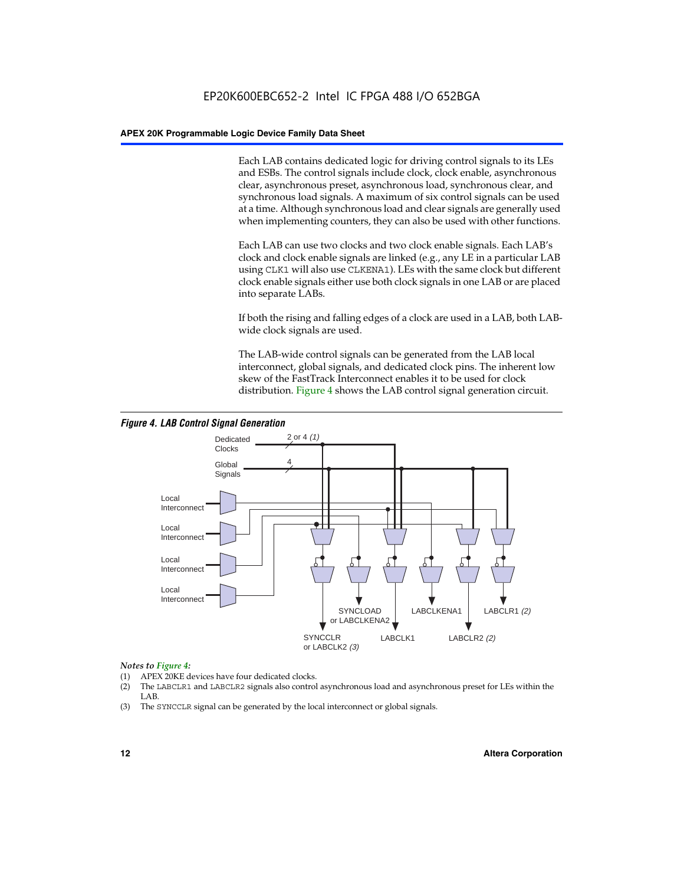Each LAB contains dedicated logic for driving control signals to its LEs and ESBs. The control signals include clock, clock enable, asynchronous clear, asynchronous preset, asynchronous load, synchronous clear, and synchronous load signals. A maximum of six control signals can be used at a time. Although synchronous load and clear signals are generally used when implementing counters, they can also be used with other functions.

Each LAB can use two clocks and two clock enable signals. Each LAB's clock and clock enable signals are linked (e.g., any LE in a particular LAB using CLK1 will also use CLKENA1). LEs with the same clock but different clock enable signals either use both clock signals in one LAB or are placed into separate LABs.

If both the rising and falling edges of a clock are used in a LAB, both LAB-wide clock signals are used.

The LAB-wide control signals can be generated from the LAB local interconnect, global signals, and dedicated clock pins. The inherent low skew of the FastTrack Interconnect enables it to be used for clock distribution. Figure 4 shows the LAB control signal generation circuit.

***Figure 4. LAB Control Signal Generation***

Dedicated Clocks — 2 or 4 *(1)*
Global Signals — 4
Local Interconnect
Local Interconnect
Local Interconnect
Local Interconnect

SYNCCLR or LABCLK2 *(3)*
SYNCLOAD or LABCLKENA2
LABCLK1
LABCLKENA1
LABCLR2 *(2)*
LABCLR1 *(2)*

*Notes to Figure 4:*

(1) APEX 20KE devices have four dedicated clocks.
(2) The LABCLR1 and LABCLR2 signals also control asynchronous load and asynchronous preset for LEs within the LAB.
(3) The SYNCCLR signal can be generated by the local interconnect or global signals.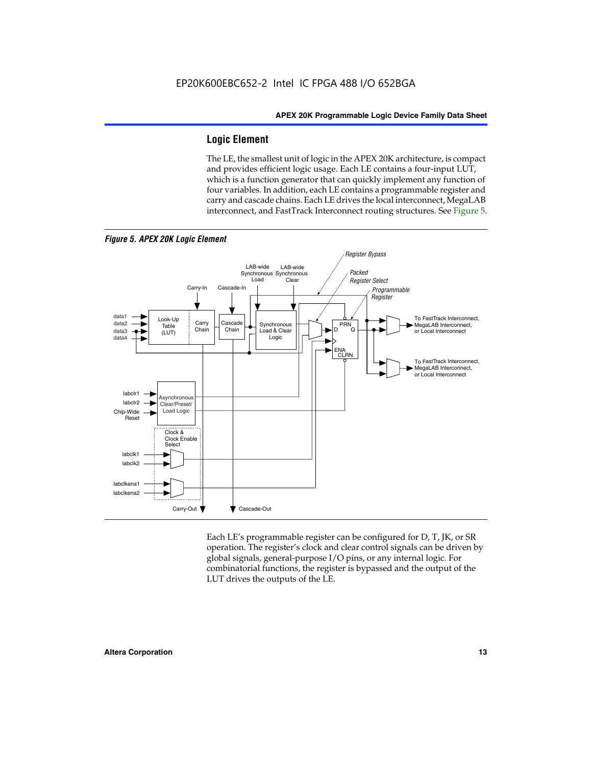## Logic Element

The LE, the smallest unit of logic in the APEX 20K architecture, is compact and provides efficient logic usage. Each LE contains a four-input LUT, which is a function generator that can quickly implement any function of four variables. In addition, each LE contains a programmable register and carry and cascade chains. Each LE drives the local interconnect, MegaLAB interconnect, and FastTrack Interconnect routing structures. See Figure 5.

*Figure 5. APEX 20K Logic Element*

Each LE's programmable register can be configured for D, T, JK, or SR operation. The register's clock and clear control signals can be driven by global signals, general-purpose I/O pins, or any internal logic. For combinatorial functions, the register is bypassed and the output of the LUT drives the outputs of the LE.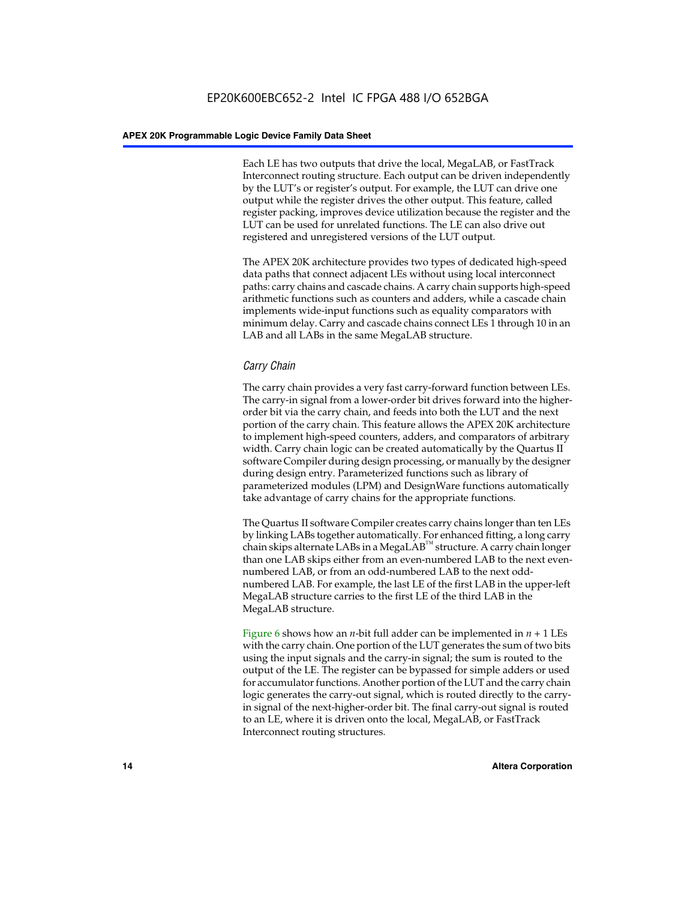Each LE has two outputs that drive the local, MegaLAB, or FastTrack Interconnect routing structure. Each output can be driven independently by the LUT's or register's output. For example, the LUT can drive one output while the register drives the other output. This feature, called register packing, improves device utilization because the register and the LUT can be used for unrelated functions. The LE can also drive out registered and unregistered versions of the LUT output.

The APEX 20K architecture provides two types of dedicated high-speed data paths that connect adjacent LEs without using local interconnect paths: carry chains and cascade chains. A carry chain supports high-speed arithmetic functions such as counters and adders, while a cascade chain implements wide-input functions such as equality comparators with minimum delay. Carry and cascade chains connect LEs 1 through 10 in an LAB and all LABs in the same MegaLAB structure.

### *Carry Chain*

The carry chain provides a very fast carry-forward function between LEs. The carry-in signal from a lower-order bit drives forward into the higher-order bit via the carry chain, and feeds into both the LUT and the next portion of the carry chain. This feature allows the APEX 20K architecture to implement high-speed counters, adders, and comparators of arbitrary width. Carry chain logic can be created automatically by the Quartus II software Compiler during design processing, or manually by the designer during design entry. Parameterized functions such as library of parameterized modules (LPM) and DesignWare functions automatically take advantage of carry chains for the appropriate functions.

The Quartus II software Compiler creates carry chains longer than ten LEs by linking LABs together automatically. For enhanced fitting, a long carry chain skips alternate LABs in a MegaLAB™ structure. A carry chain longer than one LAB skips either from an even-numbered LAB to the next even-numbered LAB, or from an odd-numbered LAB to the next odd-numbered LAB. For example, the last LE of the first LAB in the upper-left MegaLAB structure carries to the first LE of the third LAB in the MegaLAB structure.

Figure 6 shows how an $n$-bit full adder can be implemented in $n + 1$ LEs with the carry chain. One portion of the LUT generates the sum of two bits using the input signals and the carry-in signal; the sum is routed to the output of the LE. The register can be bypassed for simple adders or used for accumulator functions. Another portion of the LUT and the carry chain logic generates the carry-out signal, which is routed directly to the carry-in signal of the next-higher-order bit. The final carry-out signal is routed to an LE, where it is driven onto the local, MegaLAB, or FastTrack Interconnect routing structures.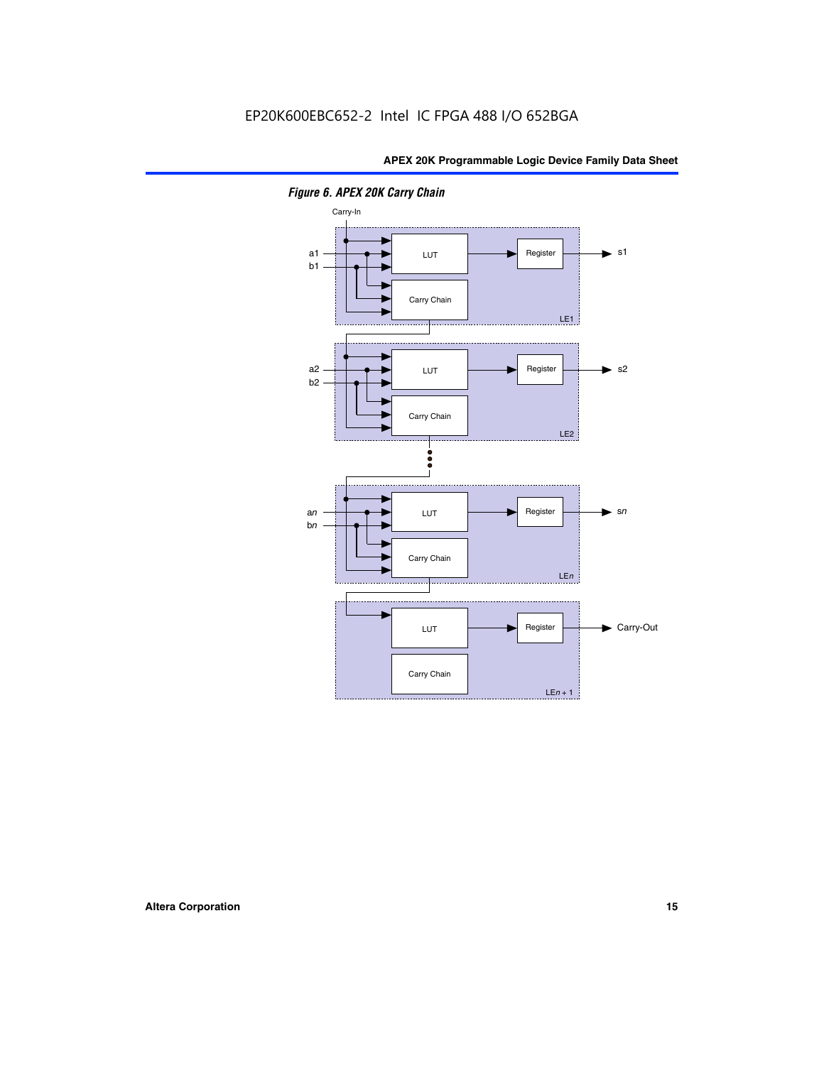*Figure 6. APEX 20K Carry Chain*

Carry-In

a1
b1

LUT

Register

s1

Carry Chain

LE1

a2
b2

LUT

Register

s2

Carry Chain

LE2

an
bn

LUT

Register

sn

Carry Chain

LEn

LUT

Register

Carry-Out

Carry Chain

LEn + 1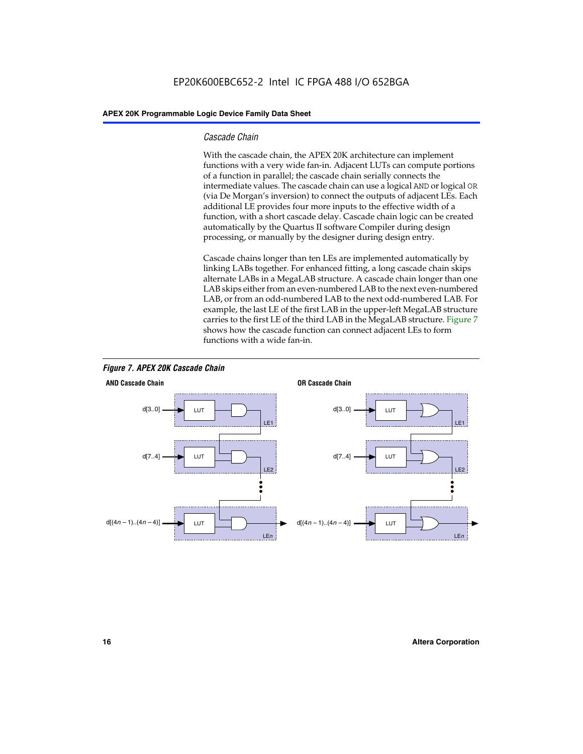### *Cascade Chain*

With the cascade chain, the APEX 20K architecture can implement functions with a very wide fan-in. Adjacent LUTs can compute portions of a function in parallel; the cascade chain serially connects the intermediate values. The cascade chain can use a logical AND or logical OR (via De Morgan's inversion) to connect the outputs of adjacent LEs. Each additional LE provides four more inputs to the effective width of a function, with a short cascade delay. Cascade chain logic can be created automatically by the Quartus II software Compiler during design processing, or manually by the designer during design entry.

Cascade chains longer than ten LEs are implemented automatically by linking LABs together. For enhanced fitting, a long cascade chain skips alternate LABs in a MegaLAB structure. A cascade chain longer than one LAB skips either from an even-numbered LAB to the next even-numbered LAB, or from an odd-numbered LAB to the next odd-numbered LAB. For example, the last LE of the first LAB in the upper-left MegaLAB structure carries to the first LE of the third LAB in the MegaLAB structure. Figure 7 shows how the cascade function can connect adjacent LEs to form functions with a wide fan-in.

***Figure 7. APEX 20K Cascade Chain***

**AND Cascade Chain**

d[3..0] → LUT → LE1
d[7..4] → LUT → LE2
d[(4*n* – 1)..(4*n* – 4)] → LUT → LE*n*

**OR Cascade Chain**

d[3..0] → LUT → LE1
d[7..4] → LUT → LE2
d[(4*n* – 1)..(4*n* – 4)] → LUT → LE*n*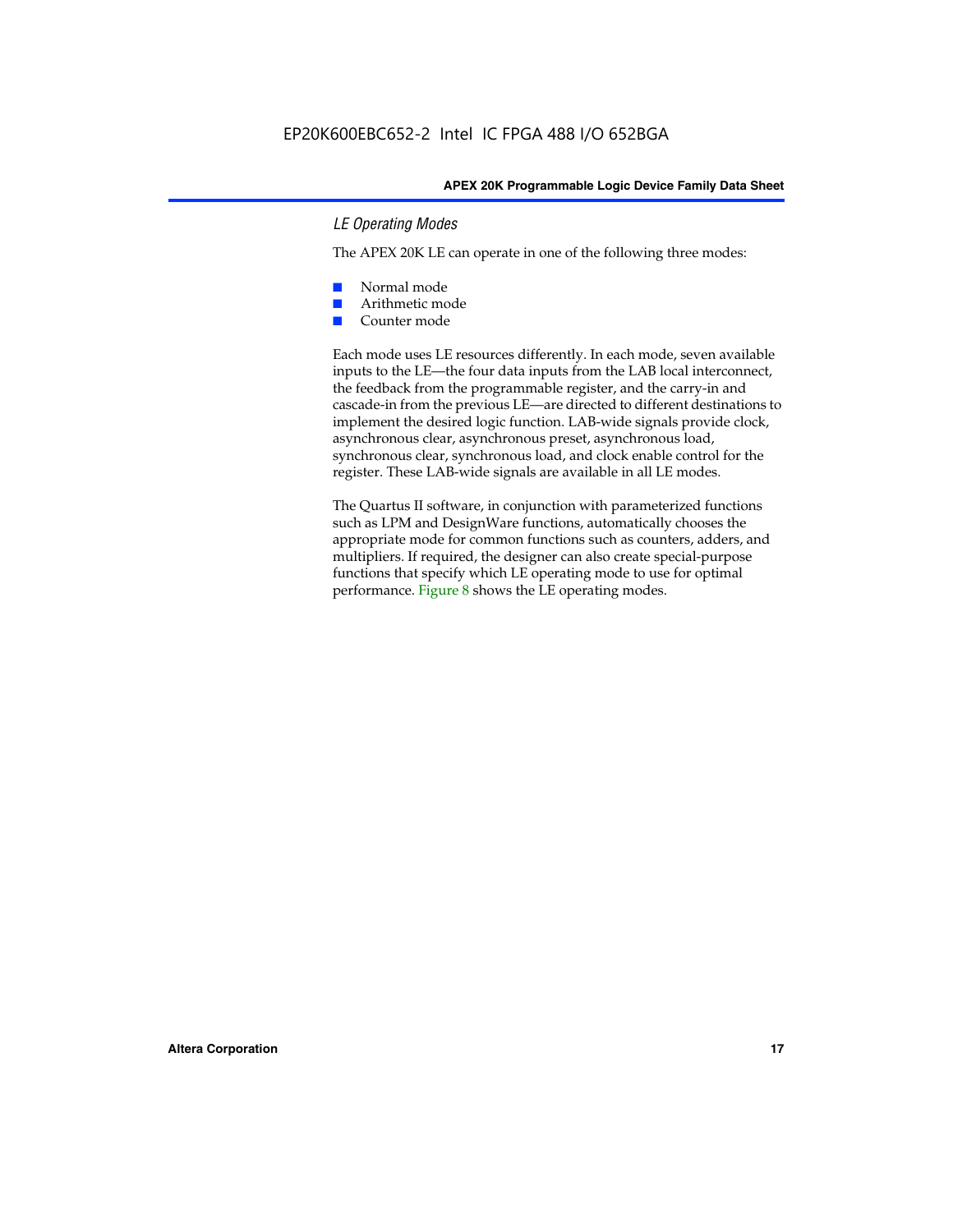### *LE Operating Modes*

The APEX 20K LE can operate in one of the following three modes:

- Normal mode
- Arithmetic mode
- Counter mode

Each mode uses LE resources differently. In each mode, seven available inputs to the LE—the four data inputs from the LAB local interconnect, the feedback from the programmable register, and the carry-in and cascade-in from the previous LE—are directed to different destinations to implement the desired logic function. LAB-wide signals provide clock, asynchronous clear, asynchronous preset, asynchronous load, synchronous clear, synchronous load, and clock enable control for the register. These LAB-wide signals are available in all LE modes.

The Quartus II software, in conjunction with parameterized functions such as LPM and DesignWare functions, automatically chooses the appropriate mode for common functions such as counters, adders, and multipliers. If required, the designer can also create special-purpose functions that specify which LE operating mode to use for optimal performance. Figure 8 shows the LE operating modes.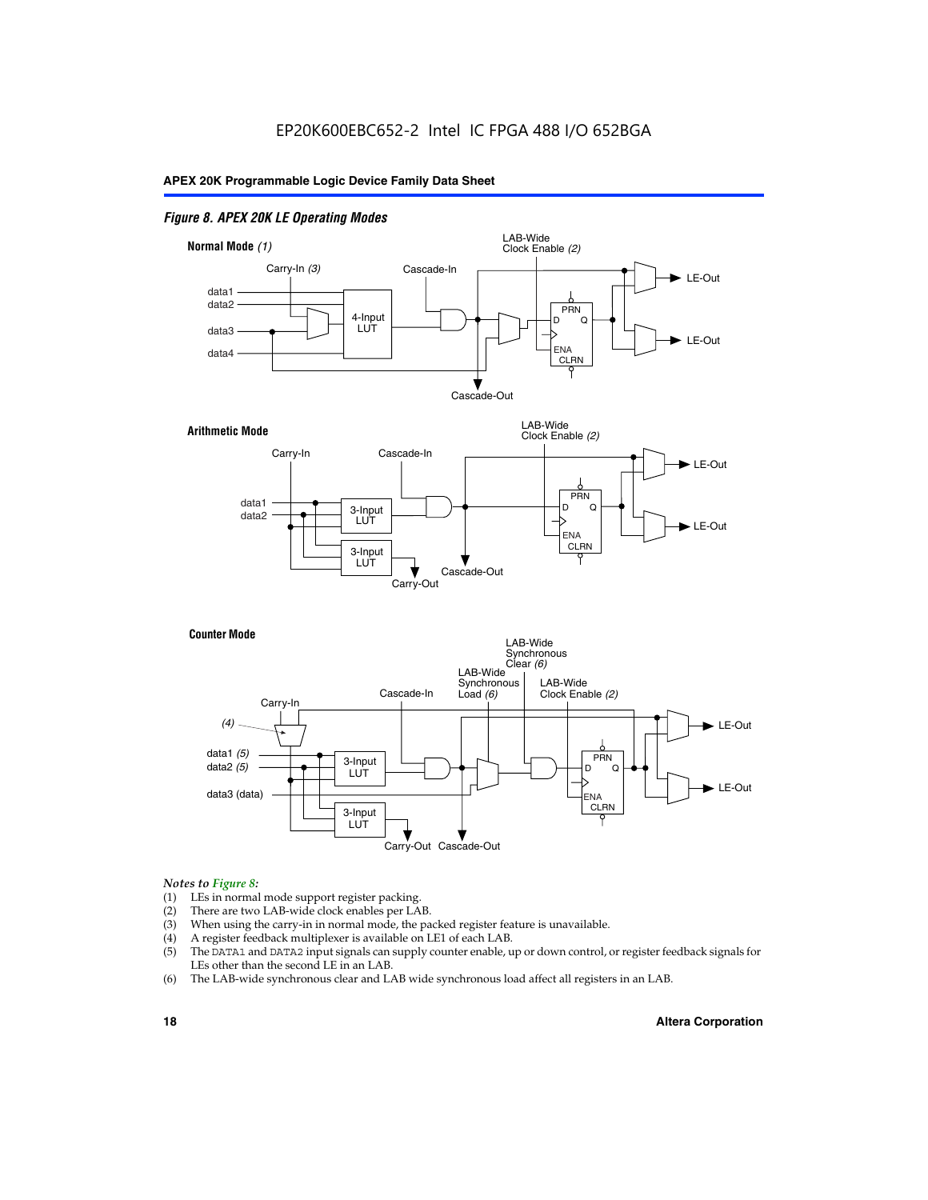*Figure 8. APEX 20K LE Operating Modes*

**Normal Mode** *(1)*

Carry-In *(3)*, Cascade-In, LAB-Wide Clock Enable *(2)*, data1, data2, data3, data4, 4-Input LUT, PRN, D, Q, ENA, CLRN, LE-Out, LE-Out, Cascade-Out

**Arithmetic Mode**

Carry-In, Cascade-In, LAB-Wide Clock Enable *(2)*, data1, data2, 3-Input LUT, 3-Input LUT, PRN, D, Q, ENA, CLRN, LE-Out, LE-Out, Cascade-Out, Carry-Out

**Counter Mode**

Carry-In, *(4)*, Cascade-In, LAB-Wide Synchronous Load *(6)*, LAB-Wide Synchronous Clear *(6)*, LAB-Wide Clock Enable *(2)*, data1 *(5)*, data2 *(5)*, data3 (data), 3-Input LUT, 3-Input LUT, PRN, D, Q, ENA, CLRN, LE-Out, LE-Out, Carry-Out, Cascade-Out

*Notes to Figure 8:*

(1) LEs in normal mode support register packing.
(2) There are two LAB-wide clock enables per LAB.
(3) When using the carry-in in normal mode, the packed register feature is unavailable.
(4) A register feedback multiplexer is available on LE1 of each LAB.
(5) The DATA1 and DATA2 input signals can supply counter enable, up or down control, or register feedback signals for LEs other than the second LE in an LAB.
(6) The LAB-wide synchronous clear and LAB wide synchronous load affect all registers in an LAB.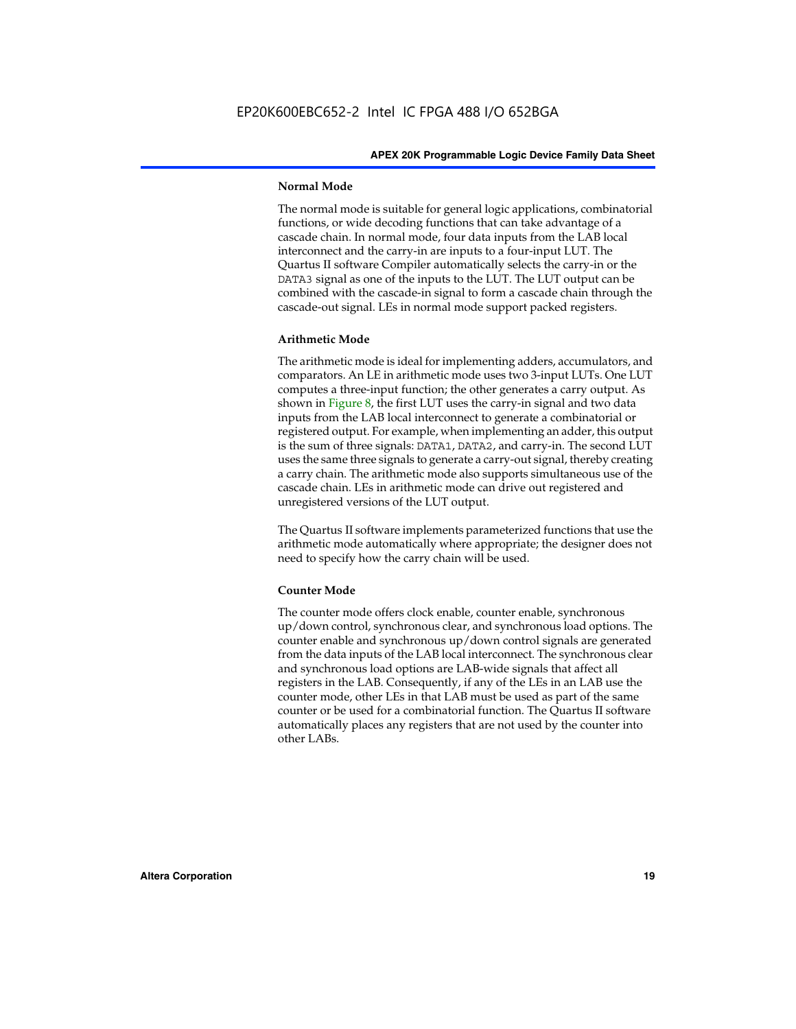### Normal Mode

The normal mode is suitable for general logic applications, combinatorial functions, or wide decoding functions that can take advantage of a cascade chain. In normal mode, four data inputs from the LAB local interconnect and the carry-in are inputs to a four-input LUT. The Quartus II software Compiler automatically selects the carry-in or the `DATA3` signal as one of the inputs to the LUT. The LUT output can be combined with the cascade-in signal to form a cascade chain through the cascade-out signal. LEs in normal mode support packed registers.

### Arithmetic Mode

The arithmetic mode is ideal for implementing adders, accumulators, and comparators. An LE in arithmetic mode uses two 3-input LUTs. One LUT computes a three-input function; the other generates a carry output. As shown in Figure 8, the first LUT uses the carry-in signal and two data inputs from the LAB local interconnect to generate a combinatorial or registered output. For example, when implementing an adder, this output is the sum of three signals: `DATA1`, `DATA2`, and carry-in. The second LUT uses the same three signals to generate a carry-out signal, thereby creating a carry chain. The arithmetic mode also supports simultaneous use of the cascade chain. LEs in arithmetic mode can drive out registered and unregistered versions of the LUT output.

The Quartus II software implements parameterized functions that use the arithmetic mode automatically where appropriate; the designer does not need to specify how the carry chain will be used.

### Counter Mode

The counter mode offers clock enable, counter enable, synchronous up/down control, synchronous clear, and synchronous load options. The counter enable and synchronous up/down control signals are generated from the data inputs of the LAB local interconnect. The synchronous clear and synchronous load options are LAB-wide signals that affect all registers in the LAB. Consequently, if any of the LEs in an LAB use the counter mode, other LEs in that LAB must be used as part of the same counter or be used for a combinatorial function. The Quartus II software automatically places any registers that are not used by the counter into other LABs.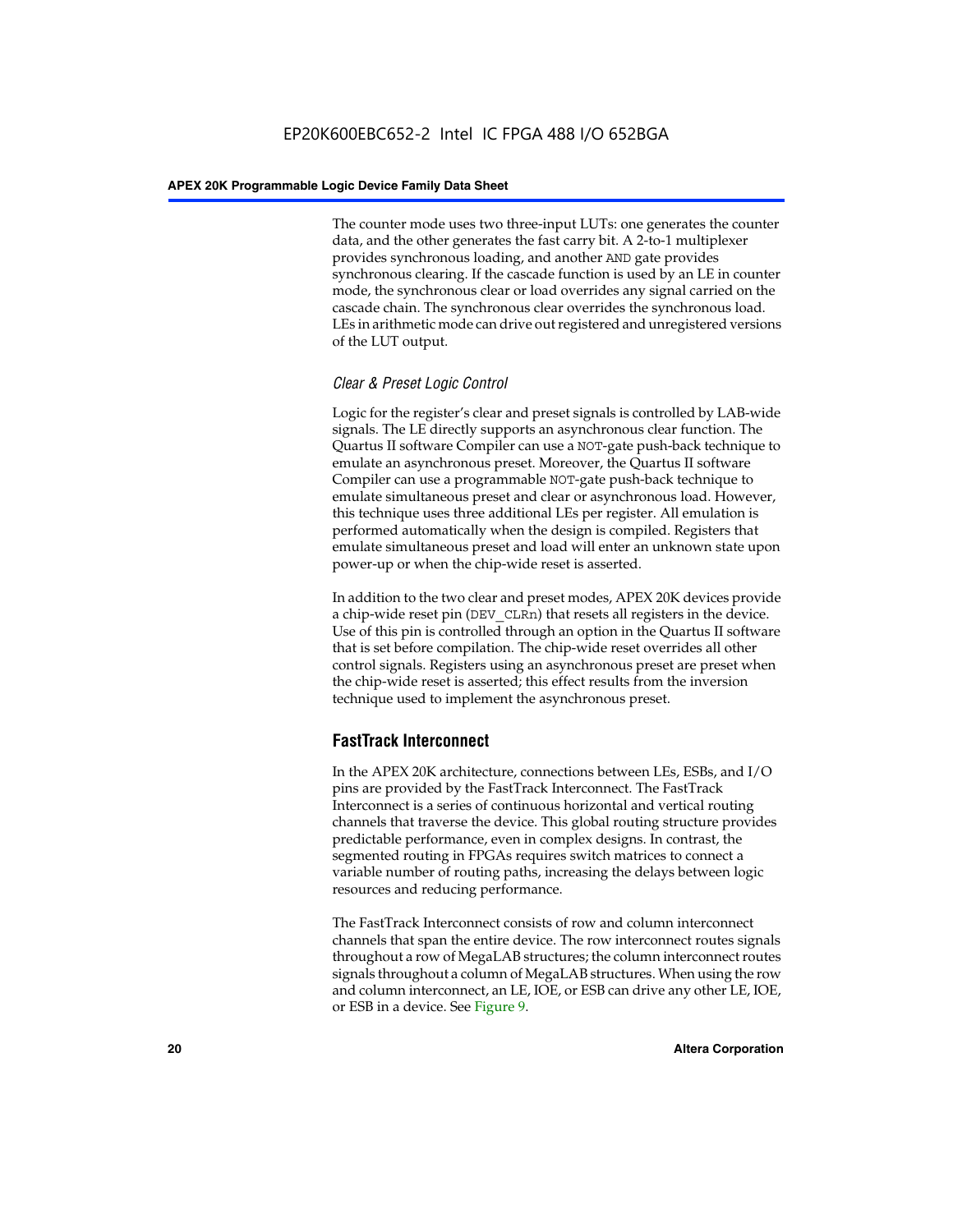The counter mode uses two three-input LUTs: one generates the counter data, and the other generates the fast carry bit. A 2-to-1 multiplexer provides synchronous loading, and another AND gate provides synchronous clearing. If the cascade function is used by an LE in counter mode, the synchronous clear or load overrides any signal carried on the cascade chain. The synchronous clear overrides the synchronous load. LEs in arithmetic mode can drive out registered and unregistered versions of the LUT output.

### *Clear & Preset Logic Control*

Logic for the register's clear and preset signals is controlled by LAB-wide signals. The LE directly supports an asynchronous clear function. The Quartus II software Compiler can use a NOT-gate push-back technique to emulate an asynchronous preset. Moreover, the Quartus II software Compiler can use a programmable NOT-gate push-back technique to emulate simultaneous preset and clear or asynchronous load. However, this technique uses three additional LEs per register. All emulation is performed automatically when the design is compiled. Registers that emulate simultaneous preset and load will enter an unknown state upon power-up or when the chip-wide reset is asserted.

In addition to the two clear and preset modes, APEX 20K devices provide a chip-wide reset pin (DEV_CLRn) that resets all registers in the device. Use of this pin is controlled through an option in the Quartus II software that is set before compilation. The chip-wide reset overrides all other control signals. Registers using an asynchronous preset are preset when the chip-wide reset is asserted; this effect results from the inversion technique used to implement the asynchronous preset.

## FastTrack Interconnect

In the APEX 20K architecture, connections between LEs, ESBs, and I/O pins are provided by the FastTrack Interconnect. The FastTrack Interconnect is a series of continuous horizontal and vertical routing channels that traverse the device. This global routing structure provides predictable performance, even in complex designs. In contrast, the segmented routing in FPGAs requires switch matrices to connect a variable number of routing paths, increasing the delays between logic resources and reducing performance.

The FastTrack Interconnect consists of row and column interconnect channels that span the entire device. The row interconnect routes signals throughout a row of MegaLAB structures; the column interconnect routes signals throughout a column of MegaLAB structures. When using the row and column interconnect, an LE, IOE, or ESB can drive any other LE, IOE, or ESB in a device. See Figure 9.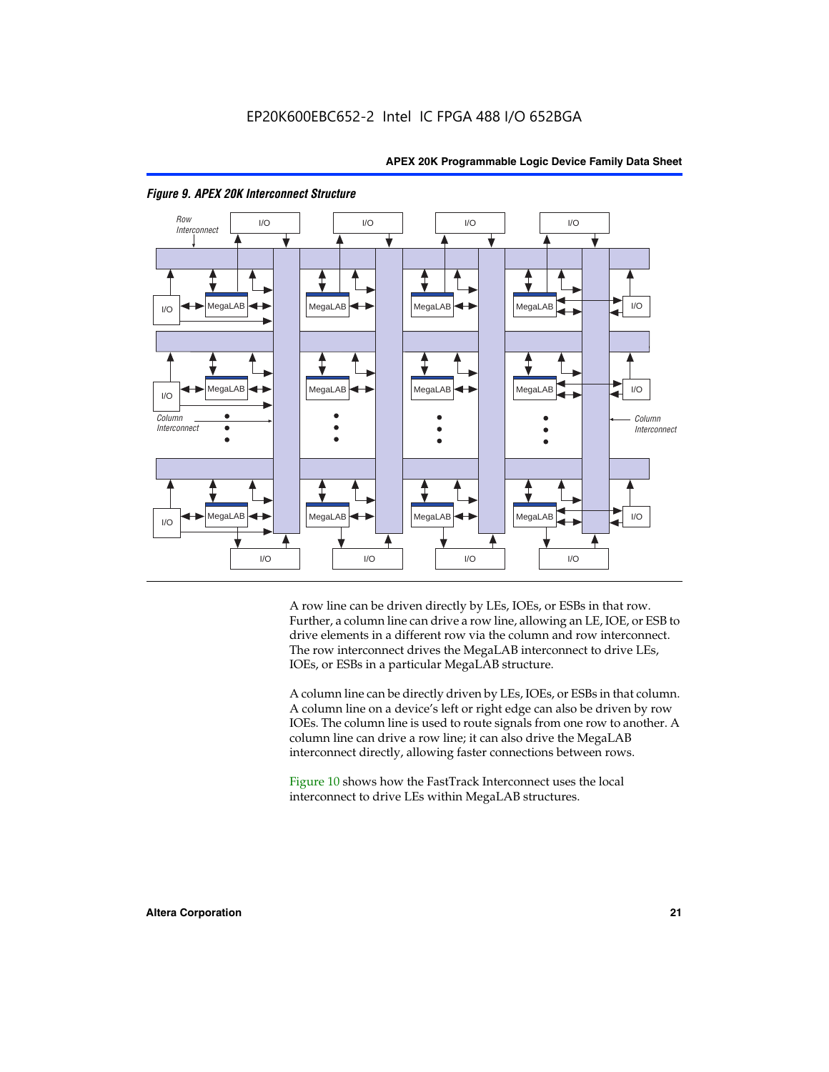*Figure 9. APEX 20K Interconnect Structure*

A row line can be driven directly by LEs, IOEs, or ESBs in that row. Further, a column line can drive a row line, allowing an LE, IOE, or ESB to drive elements in a different row via the column and row interconnect. The row interconnect drives the MegaLAB interconnect to drive LEs, IOEs, or ESBs in a particular MegaLAB structure.

A column line can be directly driven by LEs, IOEs, or ESBs in that column. A column line on a device's left or right edge can also be driven by row IOEs. The column line is used to route signals from one row to another. A column line can drive a row line; it can also drive the MegaLAB interconnect directly, allowing faster connections between rows.

Figure 10 shows how the FastTrack Interconnect uses the local interconnect to drive LEs within MegaLAB structures.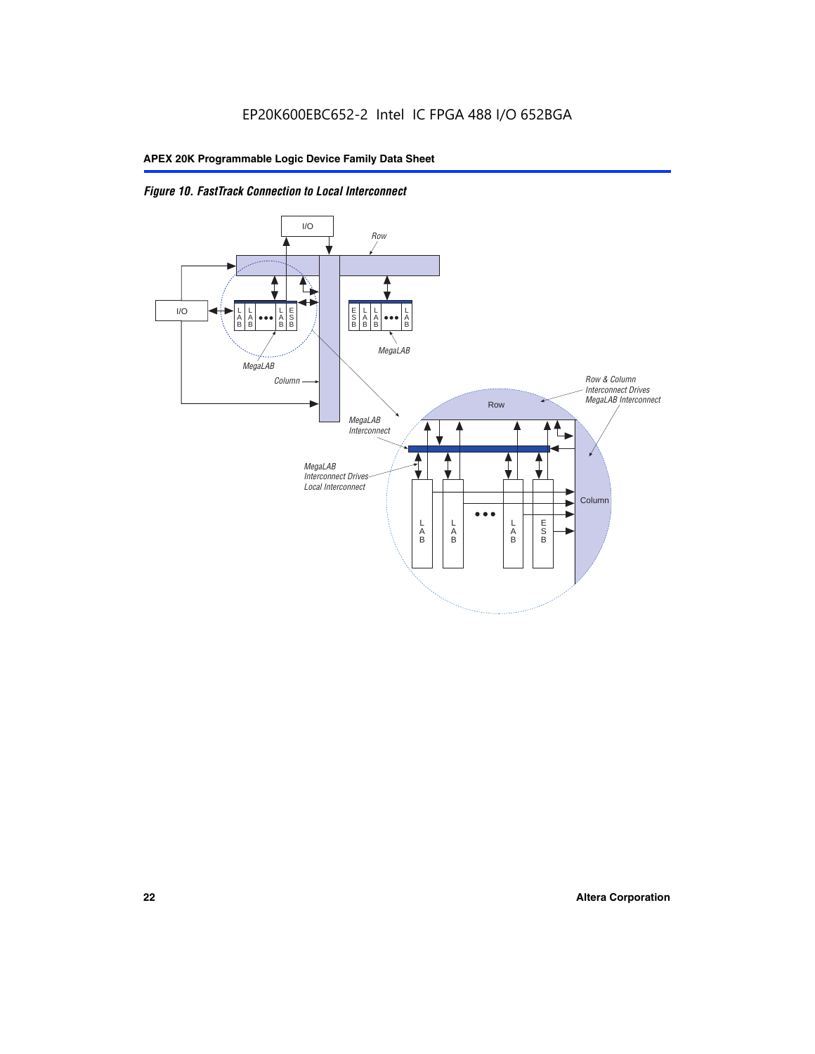EP20K600EBC652-2 Intel IC FPGA 488 I/O 652BGA

*Figure 10. FastTrack Connection to Local Interconnect*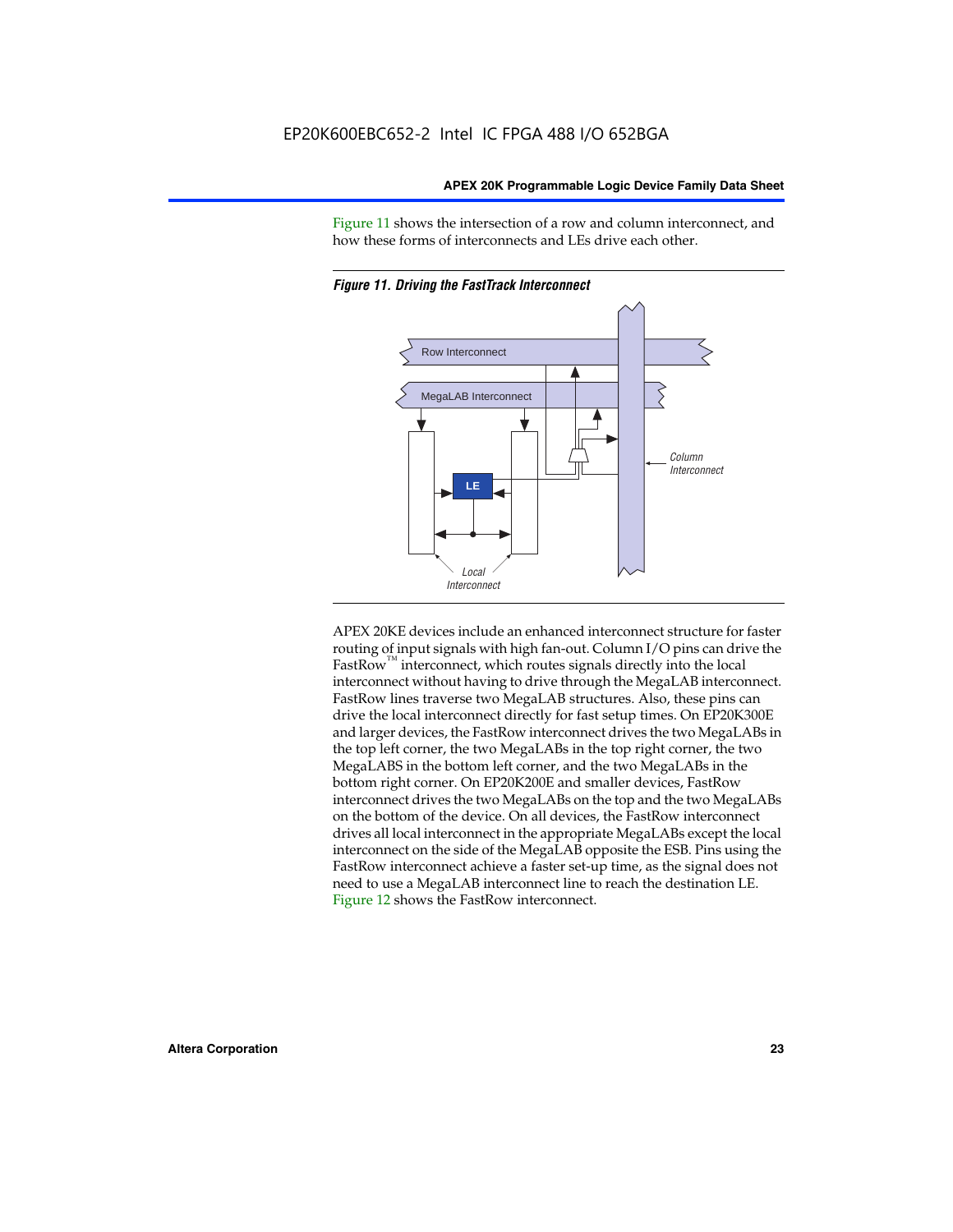Figure 11 shows the intersection of a row and column interconnect, and how these forms of interconnects and LEs drive each other.

*Figure 11. Driving the FastTrack Interconnect*

APEX 20KE devices include an enhanced interconnect structure for faster routing of input signals with high fan-out. Column I/O pins can drive the FastRow™ interconnect, which routes signals directly into the local interconnect without having to drive through the MegaLAB interconnect. FastRow lines traverse two MegaLAB structures. Also, these pins can drive the local interconnect directly for fast setup times. On EP20K300E and larger devices, the FastRow interconnect drives the two MegaLABs in the top left corner, the two MegaLABs in the top right corner, the two MegaLABS in the bottom left corner, and the two MegaLABs in the bottom right corner. On EP20K200E and smaller devices, FastRow interconnect drives the two MegaLABs on the top and the two MegaLABs on the bottom of the device. On all devices, the FastRow interconnect drives all local interconnect in the appropriate MegaLABs except the local interconnect on the side of the MegaLAB opposite the ESB. Pins using the FastRow interconnect achieve a faster set-up time, as the signal does not need to use a MegaLAB interconnect line to reach the destination LE. Figure 12 shows the FastRow interconnect.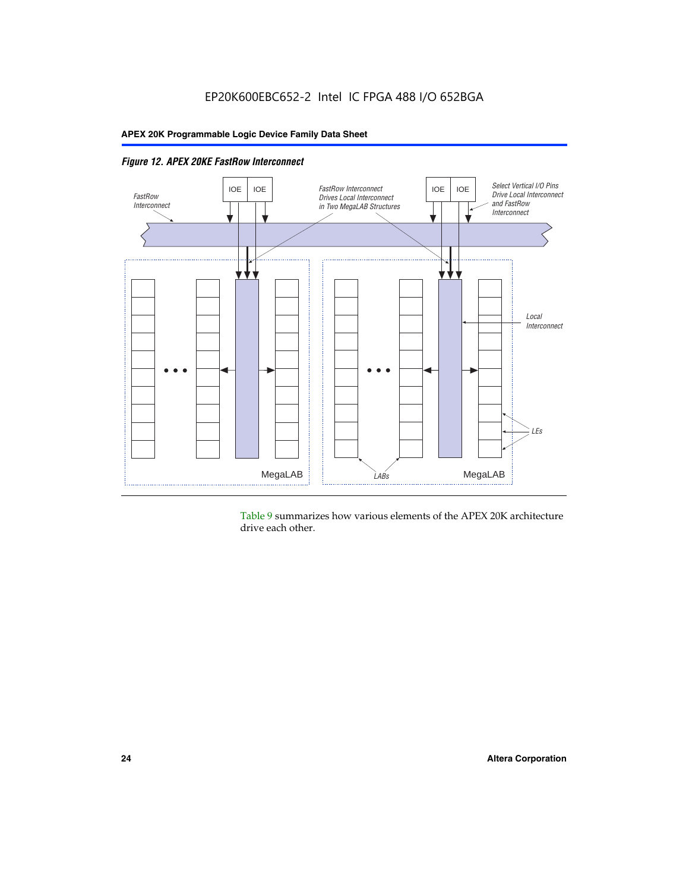*Figure 12. APEX 20KE FastRow Interconnect*

Table 9 summarizes how various elements of the APEX 20K architecture drive each other.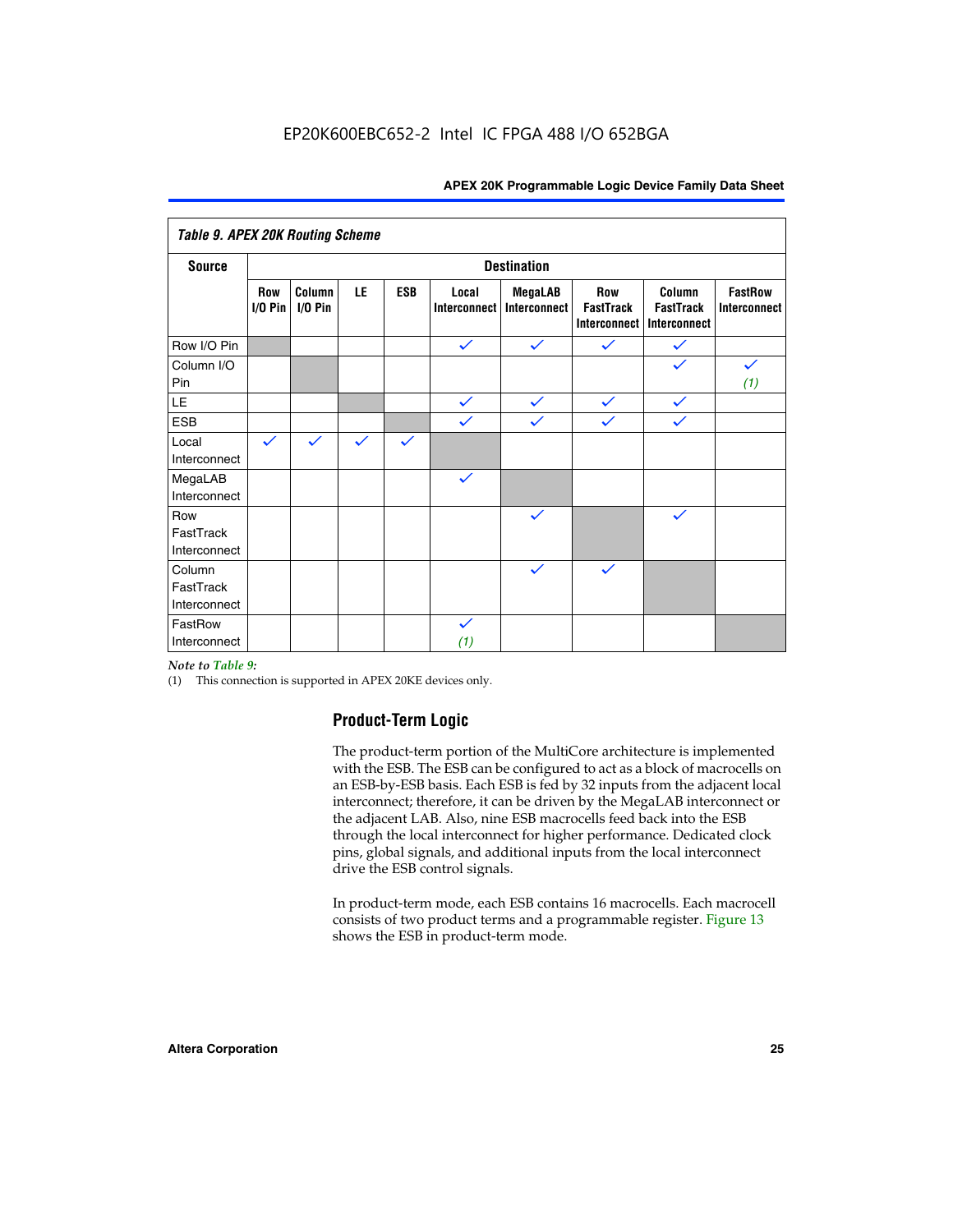EP20K600EBC652-2 Intel IC FPGA 488 I/O 652BGA

**Table 9. APEX 20K Routing Scheme**

| Source | Destination | | | | | | | | |
|---|---|---|---|---|---|---|---|---|---|
| | Row I/O Pin | Column I/O Pin | LE | ESB | Local Interconnect | MegaLAB Interconnect | Row FastTrack Interconnect | Column FastTrack Interconnect | FastRow Interconnect |
| Row I/O Pin | | | | | ✓ | ✓ | ✓ | ✓ | |
| Column I/O Pin | | | | | | | | ✓ | ✓ *(1)* |
| LE | | | | | ✓ | ✓ | ✓ | ✓ | |
| ESB | | | | | ✓ | ✓ | ✓ | ✓ | |
| Local Interconnect | ✓ | ✓ | ✓ | ✓ | | | | | |
| MegaLAB Interconnect | | | | | ✓ | | | | |
| Row FastTrack Interconnect | | | | | | ✓ | | ✓ | |
| Column FastTrack Interconnect | | | | | | ✓ | ✓ | | |
| FastRow Interconnect | | | | | ✓ *(1)* | | | | |

*Note to Table 9:*

(1) This connection is supported in APEX 20KE devices only.

## Product-Term Logic

The product-term portion of the MultiCore architecture is implemented with the ESB. The ESB can be configured to act as a block of macrocells on an ESB-by-ESB basis. Each ESB is fed by 32 inputs from the adjacent local interconnect; therefore, it can be driven by the MegaLAB interconnect or the adjacent LAB. Also, nine ESB macrocells feed back into the ESB through the local interconnect for higher performance. Dedicated clock pins, global signals, and additional inputs from the local interconnect drive the ESB control signals.

In product-term mode, each ESB contains 16 macrocells. Each macrocell consists of two product terms and a programmable register. Figure 13 shows the ESB in product-term mode.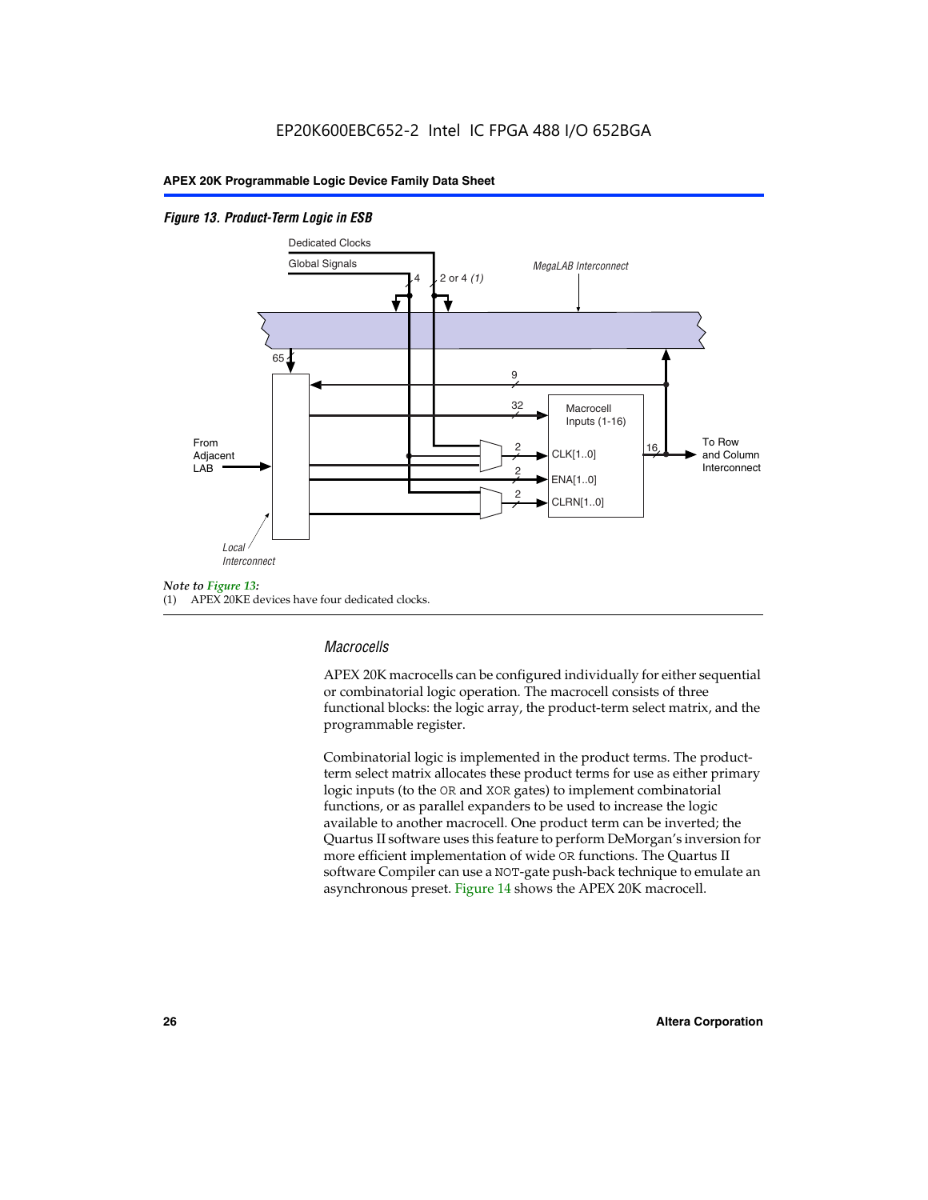*Figure 13. Product-Term Logic in ESB*

*Note to Figure 13:*

(1) APEX 20KE devices have four dedicated clocks.

### *Macrocells*

APEX 20K macrocells can be configured individually for either sequential or combinatorial logic operation. The macrocell consists of three functional blocks: the logic array, the product-term select matrix, and the programmable register.

Combinatorial logic is implemented in the product terms. The product-term select matrix allocates these product terms for use as either primary logic inputs (to the OR and XOR gates) to implement combinatorial functions, or as parallel expanders to be used to increase the logic available to another macrocell. One product term can be inverted; the Quartus II software uses this feature to perform DeMorgan's inversion for more efficient implementation of wide OR functions. The Quartus II software Compiler can use a NOT-gate push-back technique to emulate an asynchronous preset. Figure 14 shows the APEX 20K macrocell.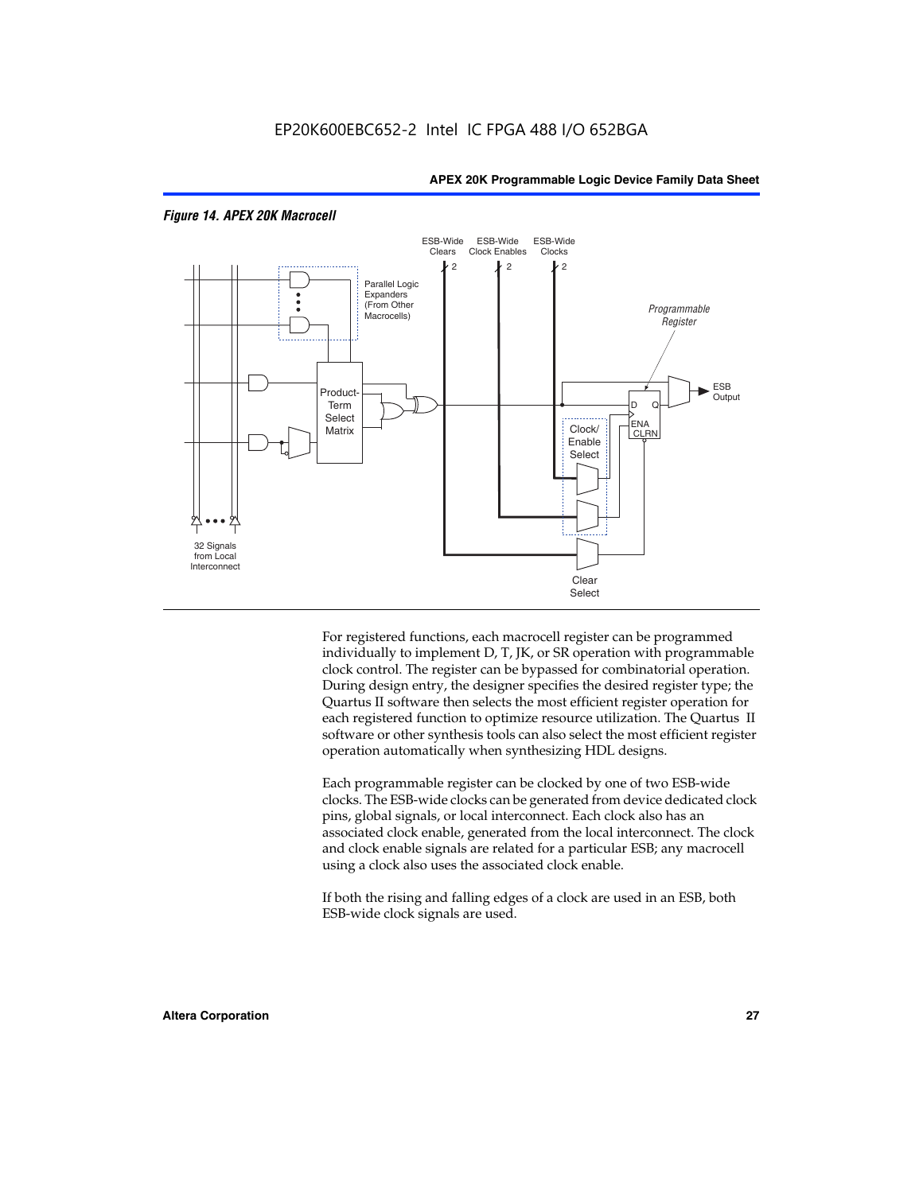*Figure 14. APEX 20K Macrocell*

For registered functions, each macrocell register can be programmed individually to implement D, T, JK, or SR operation with programmable clock control. The register can be bypassed for combinatorial operation. During design entry, the designer specifies the desired register type; the Quartus II software then selects the most efficient register operation for each registered function to optimize resource utilization. The Quartus II software or other synthesis tools can also select the most efficient register operation automatically when synthesizing HDL designs.

Each programmable register can be clocked by one of two ESB-wide clocks. The ESB-wide clocks can be generated from device dedicated clock pins, global signals, or local interconnect. Each clock also has an associated clock enable, generated from the local interconnect. The clock and clock enable signals are related for a particular ESB; any macrocell using a clock also uses the associated clock enable.

If both the rising and falling edges of a clock are used in an ESB, both ESB-wide clock signals are used.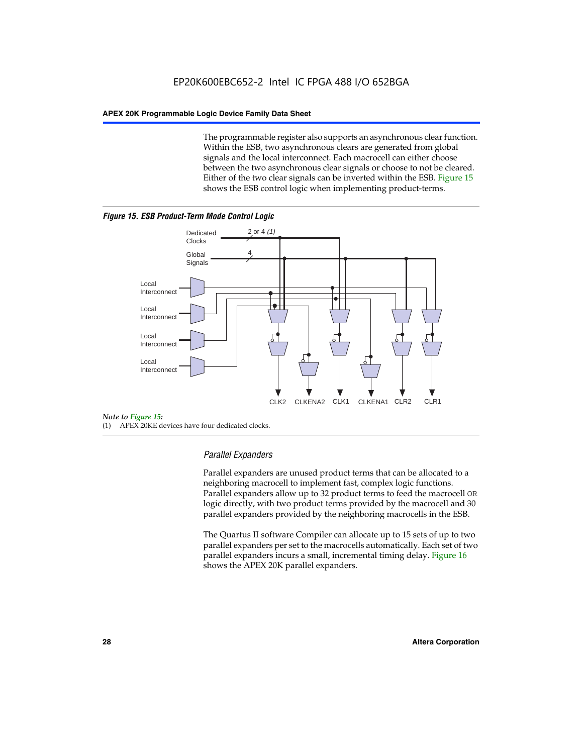The programmable register also supports an asynchronous clear function. Within the ESB, two asynchronous clears are generated from global signals and the local interconnect. Each macrocell can either choose between the two asynchronous clear signals or choose to not be cleared. Either of the two clear signals can be inverted within the ESB. Figure 15 shows the ESB control logic when implementing product-terms.

*Figure 15. ESB Product-Term Mode Control Logic*

*Note to Figure 15:*

(1) APEX 20KE devices have four dedicated clocks.

### *Parallel Expanders*

Parallel expanders are unused product terms that can be allocated to a neighboring macrocell to implement fast, complex logic functions. Parallel expanders allow up to 32 product terms to feed the macrocell OR logic directly, with two product terms provided by the macrocell and 30 parallel expanders provided by the neighboring macrocells in the ESB.

The Quartus II software Compiler can allocate up to 15 sets of up to two parallel expanders per set to the macrocells automatically. Each set of two parallel expanders incurs a small, incremental timing delay. Figure 16 shows the APEX 20K parallel expanders.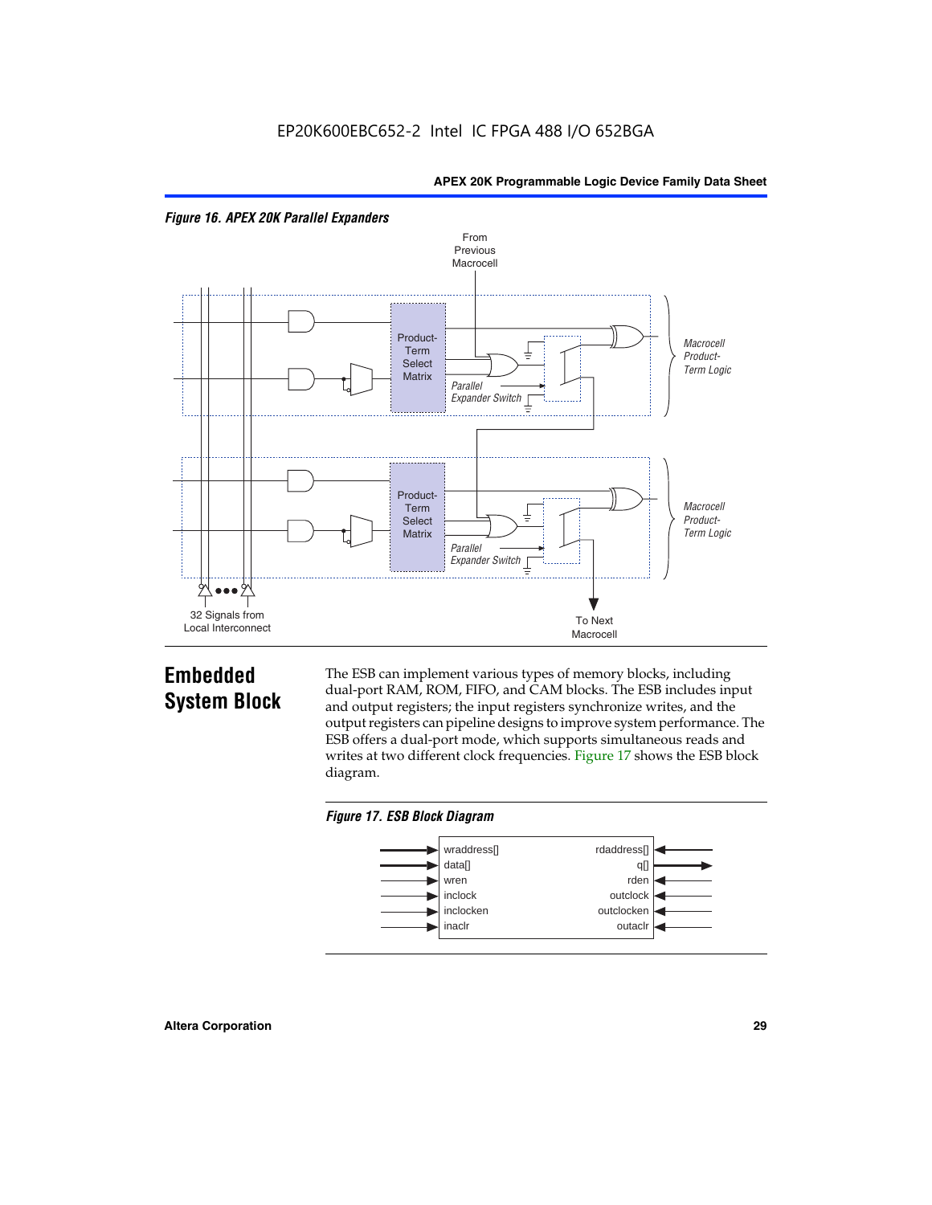*Figure 16. APEX 20K Parallel Expanders*

From Previous Macrocell

Product-Term Select Matrix

Parallel Expander Switch

Macrocell Product-Term Logic

32 Signals from Local Interconnect

To Next Macrocell

## Embedded System Block

The ESB can implement various types of memory blocks, including dual-port RAM, ROM, FIFO, and CAM blocks. The ESB includes input and output registers; the input registers synchronize writes, and the output registers can pipeline designs to improve system performance. The ESB offers a dual-port mode, which supports simultaneous reads and writes at two different clock frequencies. Figure 17 shows the ESB block diagram.

*Figure 17. ESB Block Diagram*

| Inputs | Outputs / Read-side |
| --- | --- |
| wraddress[] | rdaddress[] |
| data[] | q[] |
| wren | rden |
| inclock | outclock |
| inclocken | outclocken |
| inaclr | outaclr |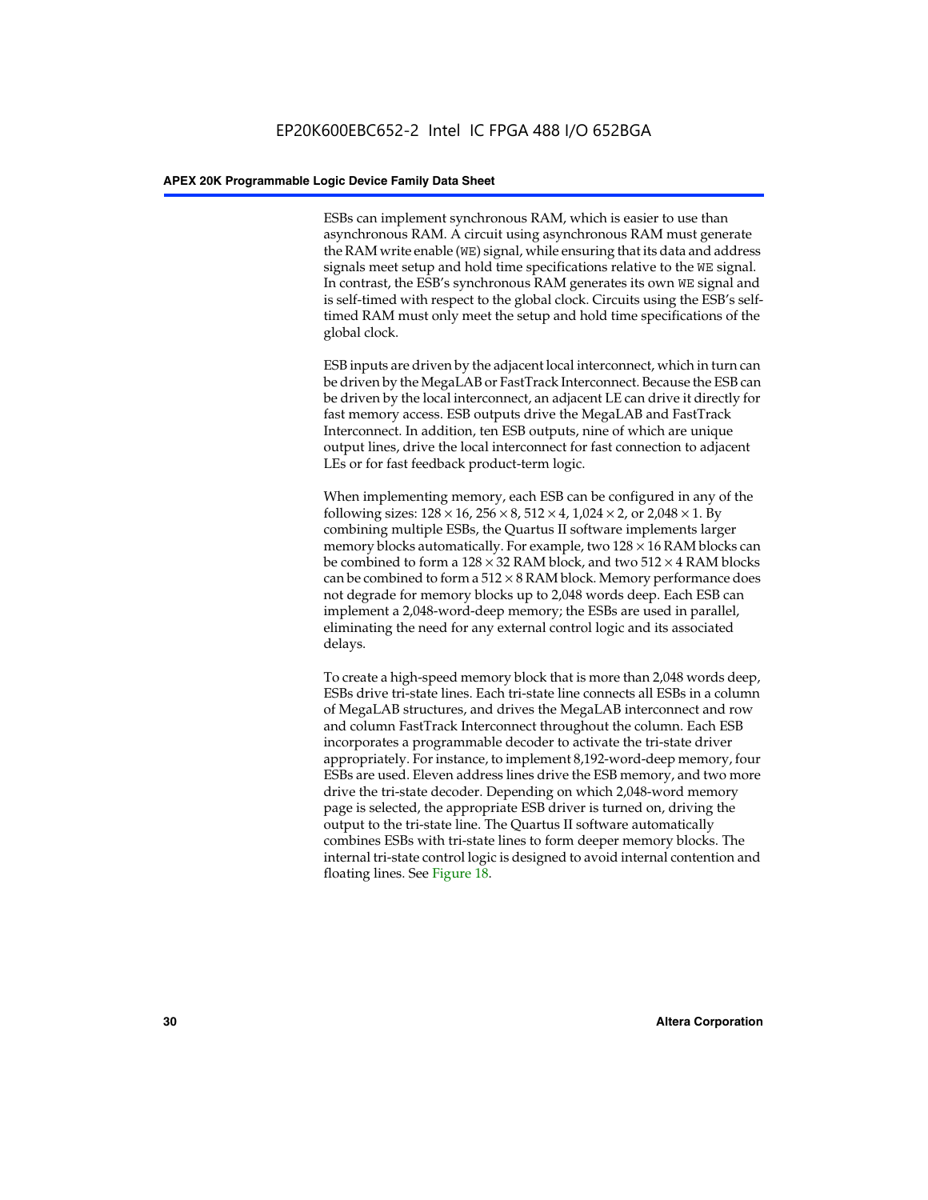ESBs can implement synchronous RAM, which is easier to use than asynchronous RAM. A circuit using asynchronous RAM must generate the RAM write enable (`WE`) signal, while ensuring that its data and address signals meet setup and hold time specifications relative to the `WE` signal. In contrast, the ESB's synchronous RAM generates its own `WE` signal and is self-timed with respect to the global clock. Circuits using the ESB's self-timed RAM must only meet the setup and hold time specifications of the global clock.

ESB inputs are driven by the adjacent local interconnect, which in turn can be driven by the MegaLAB or FastTrack Interconnect. Because the ESB can be driven by the local interconnect, an adjacent LE can drive it directly for fast memory access. ESB outputs drive the MegaLAB and FastTrack Interconnect. In addition, ten ESB outputs, nine of which are unique output lines, drive the local interconnect for fast connection to adjacent LEs or for fast feedback product-term logic.

When implementing memory, each ESB can be configured in any of the following sizes: $128 \times 16$, $256 \times 8$, $512 \times 4$, $1{,}024 \times 2$, or $2{,}048 \times 1$. By combining multiple ESBs, the Quartus II software implements larger memory blocks automatically. For example, two $128 \times 16$ RAM blocks can be combined to form a $128 \times 32$ RAM block, and two $512 \times 4$ RAM blocks can be combined to form a $512 \times 8$ RAM block. Memory performance does not degrade for memory blocks up to 2,048 words deep. Each ESB can implement a 2,048-word-deep memory; the ESBs are used in parallel, eliminating the need for any external control logic and its associated delays.

To create a high-speed memory block that is more than 2,048 words deep, ESBs drive tri-state lines. Each tri-state line connects all ESBs in a column of MegaLAB structures, and drives the MegaLAB interconnect and row and column FastTrack Interconnect throughout the column. Each ESB incorporates a programmable decoder to activate the tri-state driver appropriately. For instance, to implement 8,192-word-deep memory, four ESBs are used. Eleven address lines drive the ESB memory, and two more drive the tri-state decoder. Depending on which 2,048-word memory page is selected, the appropriate ESB driver is turned on, driving the output to the tri-state line. The Quartus II software automatically combines ESBs with tri-state lines to form deeper memory blocks. The internal tri-state control logic is designed to avoid internal contention and floating lines. See Figure 18.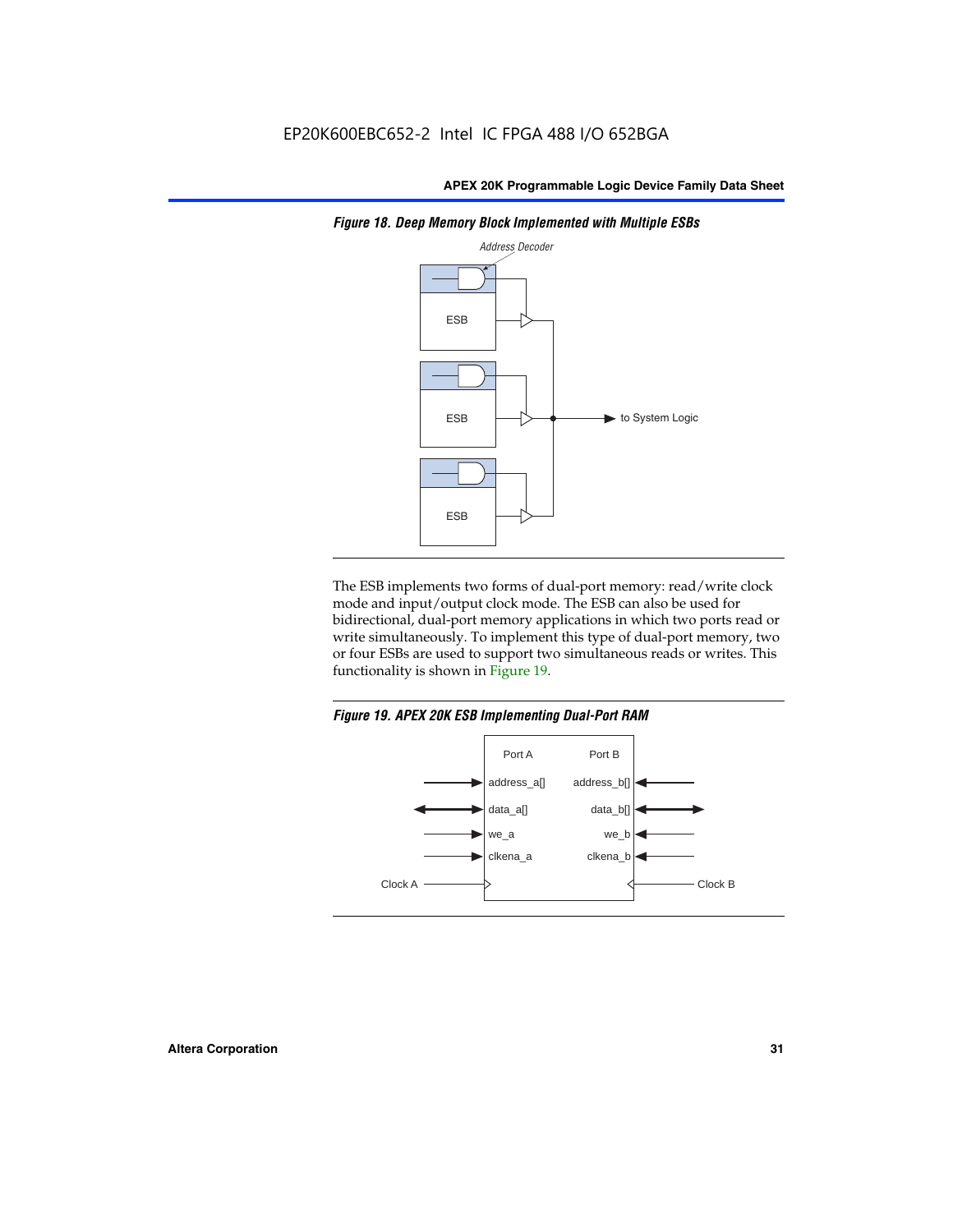**Figure 18. Deep Memory Block Implemented with Multiple ESBs**

The ESB implements two forms of dual-port memory: read/write clock mode and input/output clock mode. The ESB can also be used for bidirectional, dual-port memory applications in which two ports read or write simultaneously. To implement this type of dual-port memory, two or four ESBs are used to support two simultaneous reads or writes. This functionality is shown in Figure 19.

**Figure 19. APEX 20K ESB Implementing Dual-Port RAM**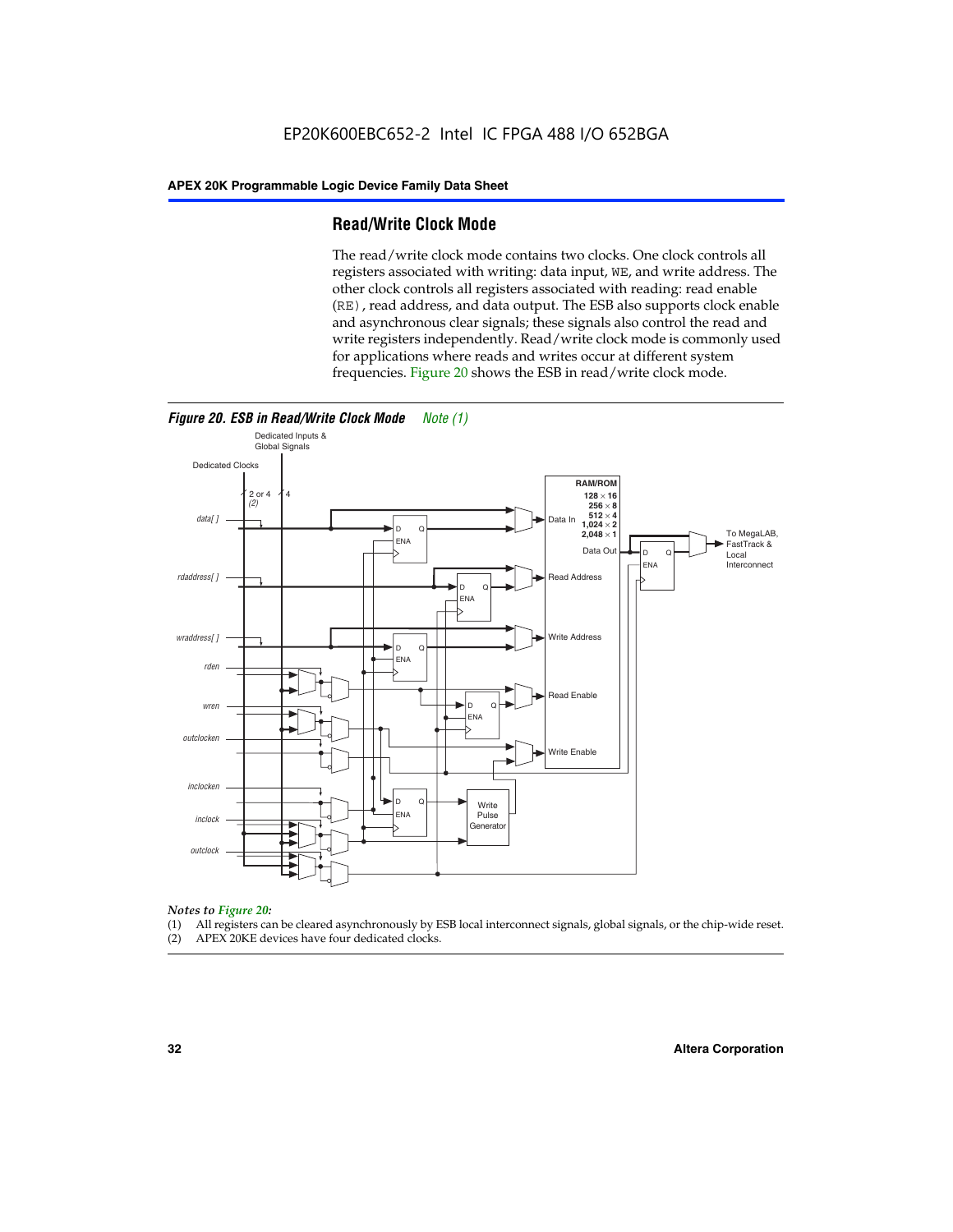## Read/Write Clock Mode

The read/write clock mode contains two clocks. One clock controls all registers associated with writing: data input, `WE`, and write address. The other clock controls all registers associated with reading: read enable (`RE`), read address, and data output. The ESB also supports clock enable and asynchronous clear signals; these signals also control the read and write registers independently. Read/write clock mode is commonly used for applications where reads and writes occur at different system frequencies. Figure 20 shows the ESB in read/write clock mode.

*Figure 20. ESB in Read/Write Clock Mode* *Note (1)*

*Notes to Figure 20:*

(1) All registers can be cleared asynchronously by ESB local interconnect signals, global signals, or the chip-wide reset.
(2) APEX 20KE devices have four dedicated clocks.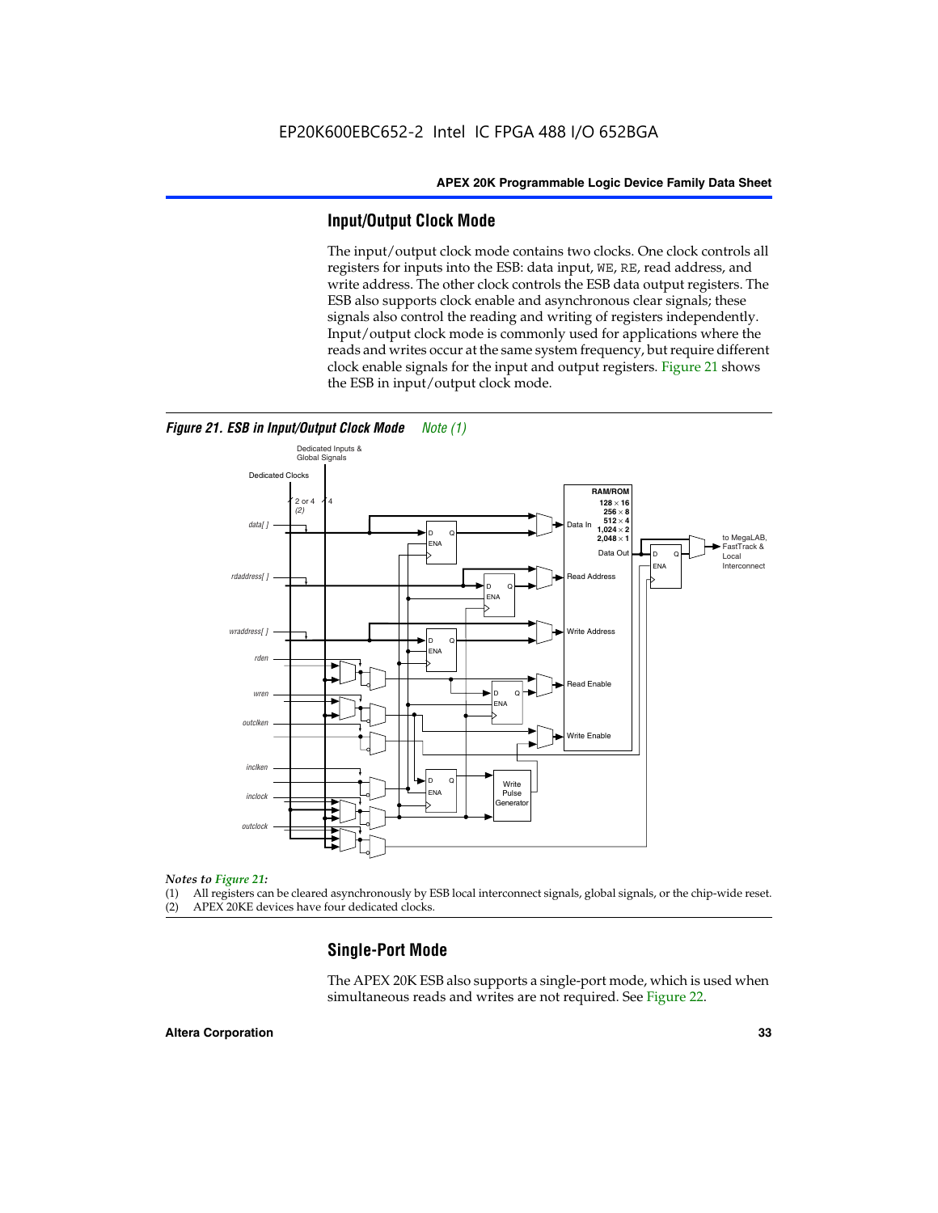## Input/Output Clock Mode

The input/output clock mode contains two clocks. One clock controls all registers for inputs into the ESB: data input, WE, RE, read address, and write address. The other clock controls the ESB data output registers. The ESB also supports clock enable and asynchronous clear signals; these signals also control the reading and writing of registers independently. Input/output clock mode is commonly used for applications where the reads and writes occur at the same system frequency, but require different clock enable signals for the input and output registers. Figure 21 shows the ESB in input/output clock mode.

*Figure 21. ESB in Input/Output Clock Mode* *Note (1)*

*Notes to Figure 21:*

(1) All registers can be cleared asynchronously by ESB local interconnect signals, global signals, or the chip-wide reset.
(2) APEX 20KE devices have four dedicated clocks.

## Single-Port Mode

The APEX 20K ESB also supports a single-port mode, which is used when simultaneous reads and writes are not required. See Figure 22.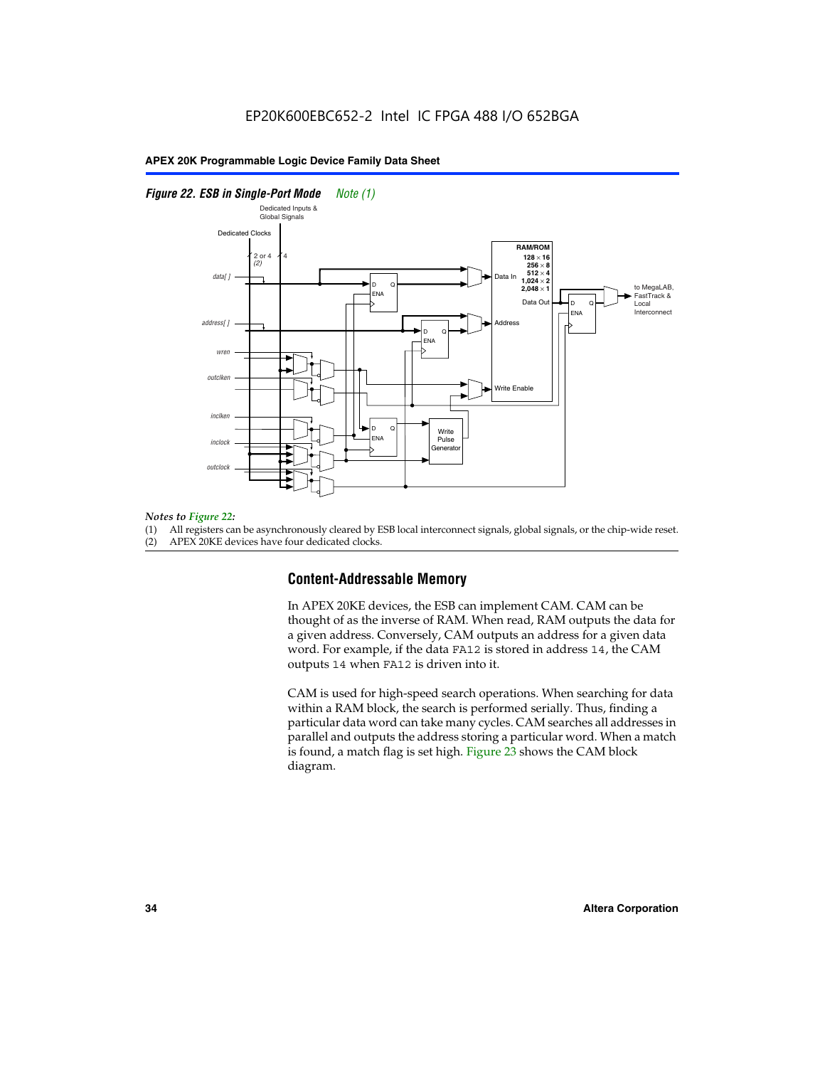*Figure 22. ESB in Single-Port Mode* *Note (1)*

*Notes to Figure 22:*

(1) All registers can be asynchronously cleared by ESB local interconnect signals, global signals, or the chip-wide reset.
(2) APEX 20KE devices have four dedicated clocks.

## Content-Addressable Memory

In APEX 20KE devices, the ESB can implement CAM. CAM can be thought of as the inverse of RAM. When read, RAM outputs the data for a given address. Conversely, CAM outputs an address for a given data word. For example, if the data `FA12` is stored in address `14`, the CAM outputs `14` when `FA12` is driven into it.

CAM is used for high-speed search operations. When searching for data within a RAM block, the search is performed serially. Thus, finding a particular data word can take many cycles. CAM searches all addresses in parallel and outputs the address storing a particular word. When a match is found, a match flag is set high. Figure 23 shows the CAM block diagram.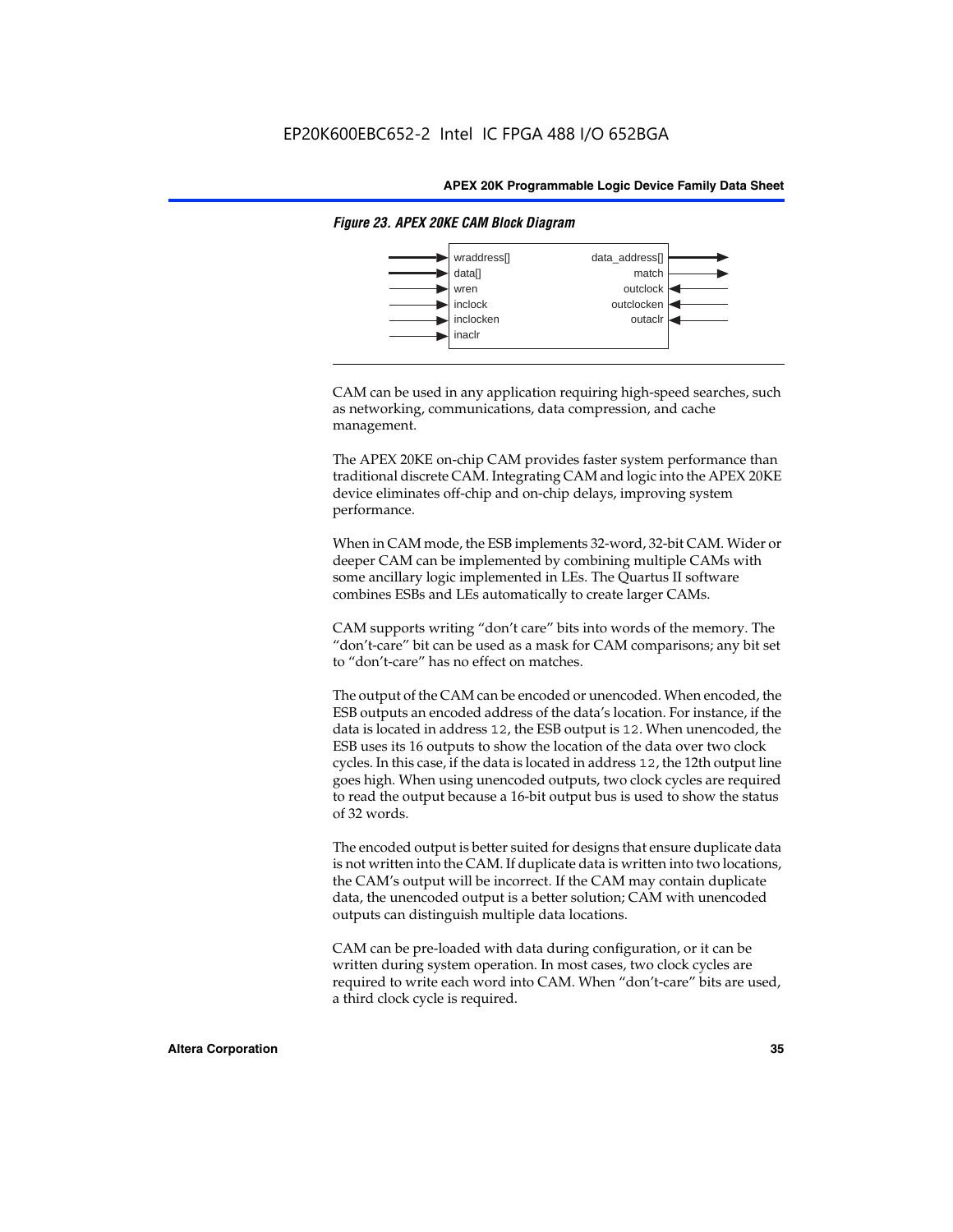*Figure 23. APEX 20KE CAM Block Diagram*

| Inputs | Outputs |
| --- | --- |
| wraddress[] | data_address[] |
| data[] | match |
| wren | outclock |
| inclock | outclocken |
| inclocken | outaclr |
| inaclr | |

CAM can be used in any application requiring high-speed searches, such as networking, communications, data compression, and cache management.

The APEX 20KE on-chip CAM provides faster system performance than traditional discrete CAM. Integrating CAM and logic into the APEX 20KE device eliminates off-chip and on-chip delays, improving system performance.

When in CAM mode, the ESB implements 32-word, 32-bit CAM. Wider or deeper CAM can be implemented by combining multiple CAMs with some ancillary logic implemented in LEs. The Quartus II software combines ESBs and LEs automatically to create larger CAMs.

CAM supports writing "don't care" bits into words of the memory. The "don't-care" bit can be used as a mask for CAM comparisons; any bit set to "don't-care" has no effect on matches.

The output of the CAM can be encoded or unencoded. When encoded, the ESB outputs an encoded address of the data's location. For instance, if the data is located in address `12`, the ESB output is `12`. When unencoded, the ESB uses its 16 outputs to show the location of the data over two clock cycles. In this case, if the data is located in address `12`, the 12th output line goes high. When using unencoded outputs, two clock cycles are required to read the output because a 16-bit output bus is used to show the status of 32 words.

The encoded output is better suited for designs that ensure duplicate data is not written into the CAM. If duplicate data is written into two locations, the CAM's output will be incorrect. If the CAM may contain duplicate data, the unencoded output is a better solution; CAM with unencoded outputs can distinguish multiple data locations.

CAM can be pre-loaded with data during configuration, or it can be written during system operation. In most cases, two clock cycles are required to write each word into CAM. When "don't-care" bits are used, a third clock cycle is required.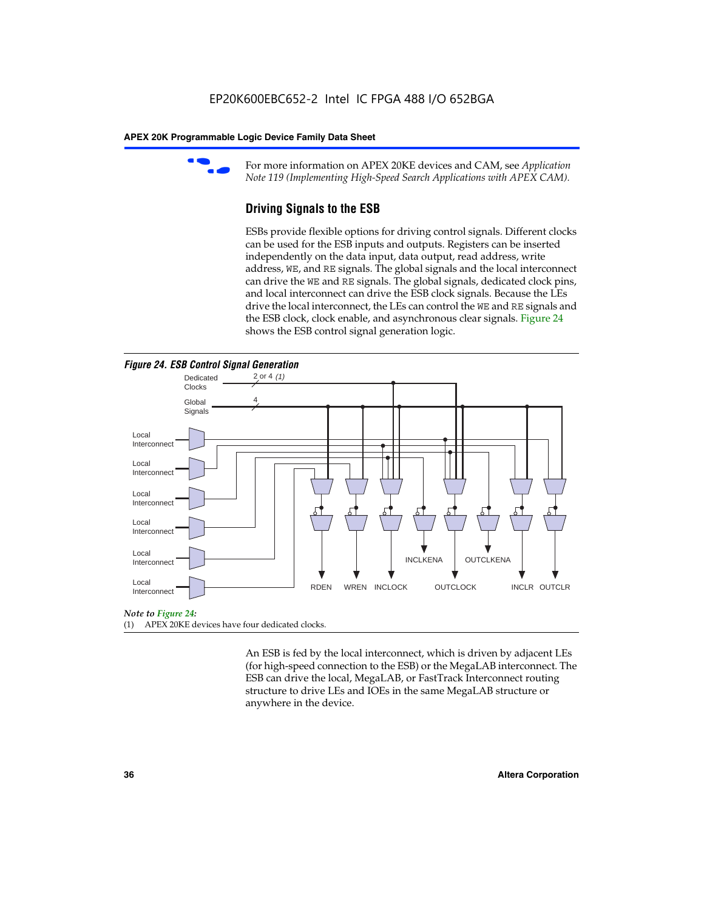For more information on APEX 20KE devices and CAM, see *Application Note 119 (Implementing High-Speed Search Applications with APEX CAM).*

### Driving Signals to the ESB

ESBs provide flexible options for driving control signals. Different clocks can be used for the ESB inputs and outputs. Registers can be inserted independently on the data input, data output, read address, write address, WE, and RE signals. The global signals and the local interconnect can drive the WE and RE signals. The global signals, dedicated clock pins, and local interconnect can drive the ESB clock signals. Because the LEs drive the local interconnect, the LEs can control the WE and RE signals and the ESB clock, clock enable, and asynchronous clear signals. Figure 24 shows the ESB control signal generation logic.

*Figure 24. ESB Control Signal Generation*

Dedicated Clocks 2 or 4 *(1)*

Global Signals 4

Local Interconnect

Local Interconnect

Local Interconnect

Local Interconnect

Local Interconnect

Local Interconnect

RDEN WREN INCLOCK INCLKENA OUTCLOCK OUTCLKENA INCLR OUTCLR

*Note to Figure 24:*

(1) APEX 20KE devices have four dedicated clocks.

An ESB is fed by the local interconnect, which is driven by adjacent LEs (for high-speed connection to the ESB) or the MegaLAB interconnect. The ESB can drive the local, MegaLAB, or FastTrack Interconnect routing structure to drive LEs and IOEs in the same MegaLAB structure or anywhere in the device.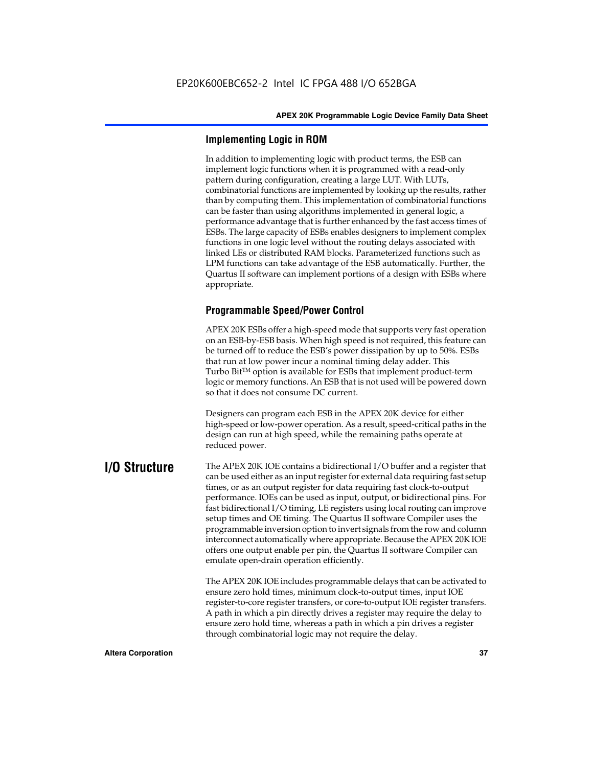### Implementing Logic in ROM

In addition to implementing logic with product terms, the ESB can implement logic functions when it is programmed with a read-only pattern during configuration, creating a large LUT. With LUTs, combinatorial functions are implemented by looking up the results, rather than by computing them. This implementation of combinatorial functions can be faster than using algorithms implemented in general logic, a performance advantage that is further enhanced by the fast access times of ESBs. The large capacity of ESBs enables designers to implement complex functions in one logic level without the routing delays associated with linked LEs or distributed RAM blocks. Parameterized functions such as LPM functions can take advantage of the ESB automatically. Further, the Quartus II software can implement portions of a design with ESBs where appropriate.

### Programmable Speed/Power Control

APEX 20K ESBs offer a high-speed mode that supports very fast operation on an ESB-by-ESB basis. When high speed is not required, this feature can be turned off to reduce the ESB's power dissipation by up to 50%. ESBs that run at low power incur a nominal timing delay adder. This Turbo Bit™ option is available for ESBs that implement product-term logic or memory functions. An ESB that is not used will be powered down so that it does not consume DC current.

Designers can program each ESB in the APEX 20K device for either high-speed or low-power operation. As a result, speed-critical paths in the design can run at high speed, while the remaining paths operate at reduced power.

## I/O Structure

The APEX 20K IOE contains a bidirectional I/O buffer and a register that can be used either as an input register for external data requiring fast setup times, or as an output register for data requiring fast clock-to-output performance. IOEs can be used as input, output, or bidirectional pins. For fast bidirectional I/O timing, LE registers using local routing can improve setup times and OE timing. The Quartus II software Compiler uses the programmable inversion option to invert signals from the row and column interconnect automatically where appropriate. Because the APEX 20K IOE offers one output enable per pin, the Quartus II software Compiler can emulate open-drain operation efficiently.

The APEX 20K IOE includes programmable delays that can be activated to ensure zero hold times, minimum clock-to-output times, input IOE register-to-core register transfers, or core-to-output IOE register transfers. A path in which a pin directly drives a register may require the delay to ensure zero hold time, whereas a path in which a pin drives a register through combinatorial logic may not require the delay.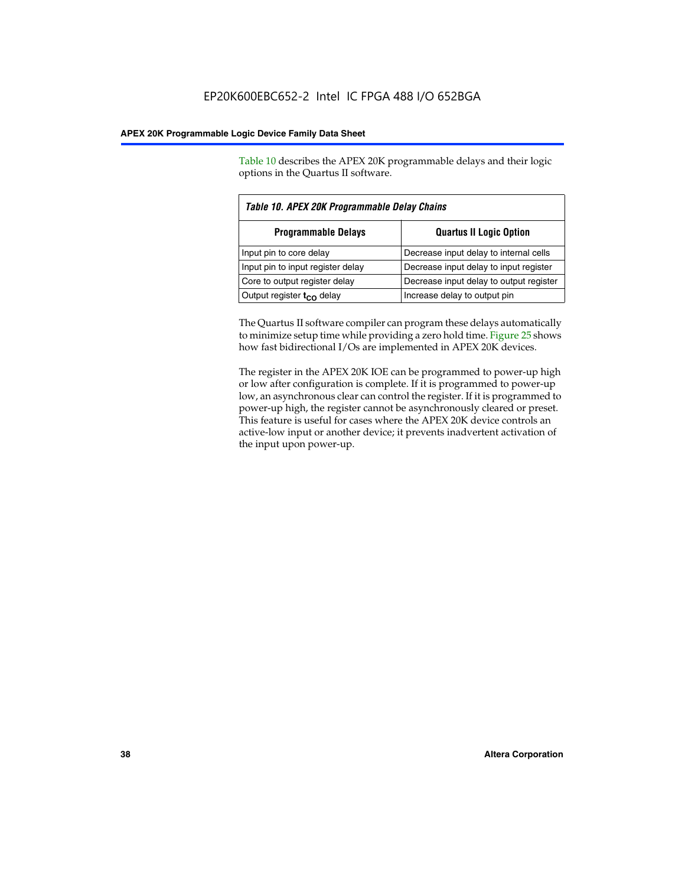Table 10 describes the APEX 20K programmable delays and their logic options in the Quartus II software.

*Table 10. APEX 20K Programmable Delay Chains*

| Programmable Delays | Quartus II Logic Option |
|---|---|
| Input pin to core delay | Decrease input delay to internal cells |
| Input pin to input register delay | Decrease input delay to input register |
| Core to output register delay | Decrease input delay to output register |
| Output register $t_{CO}$ delay | Increase delay to output pin |

The Quartus II software compiler can program these delays automatically to minimize setup time while providing a zero hold time. Figure 25 shows how fast bidirectional I/Os are implemented in APEX 20K devices.

The register in the APEX 20K IOE can be programmed to power-up high or low after configuration is complete. If it is programmed to power-up low, an asynchronous clear can control the register. If it is programmed to power-up high, the register cannot be asynchronously cleared or preset. This feature is useful for cases where the APEX 20K device controls an active-low input or another device; it prevents inadvertent activation of the input upon power-up.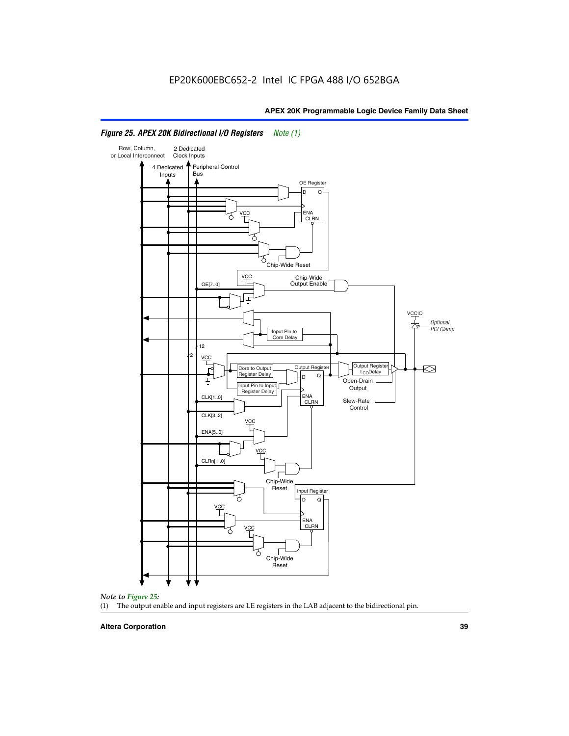*Figure 25. APEX 20K Bidirectional I/O Registers* *Note (1)*

*Note to Figure 25:*

(1) The output enable and input registers are LE registers in the LAB adjacent to the bidirectional pin.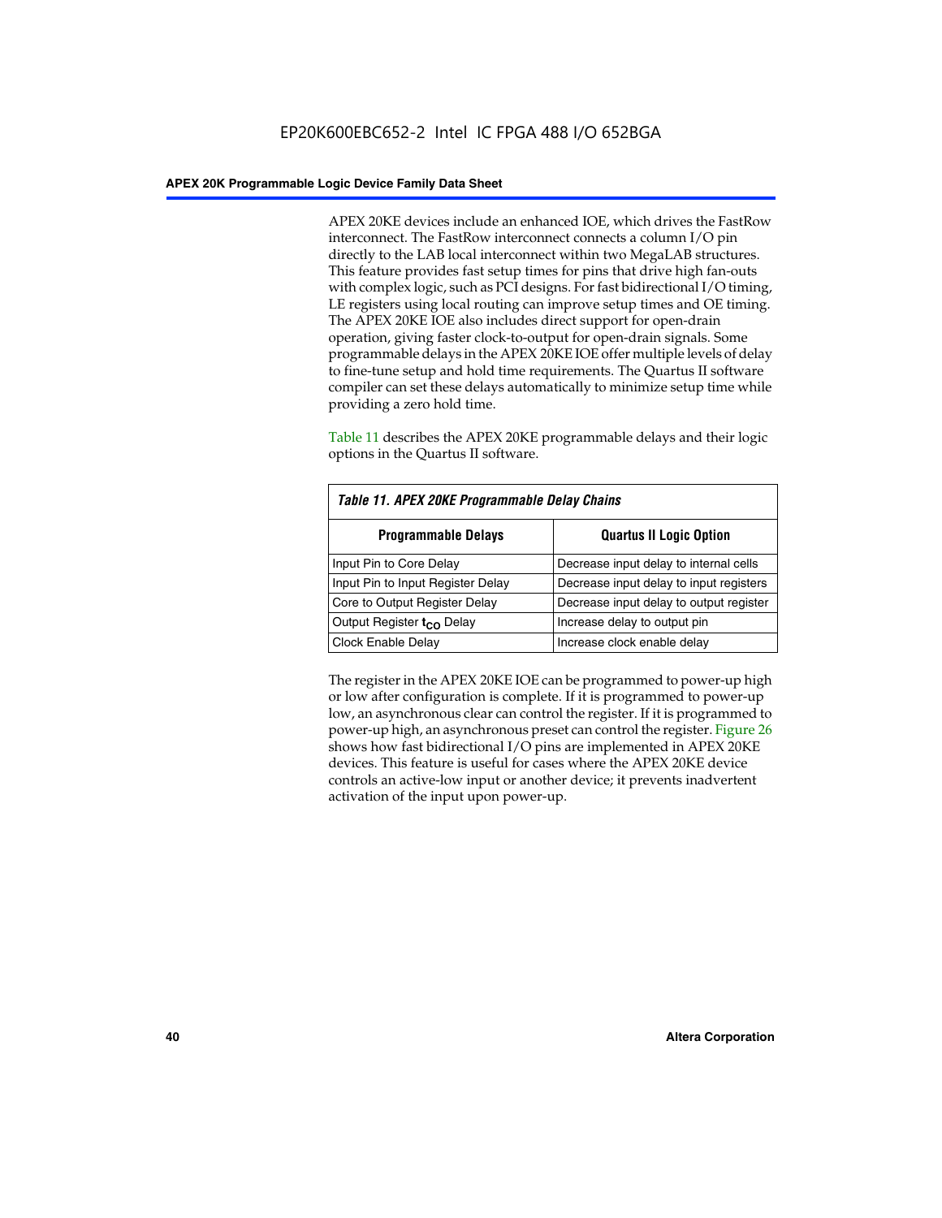APEX 20KE devices include an enhanced IOE, which drives the FastRow interconnect. The FastRow interconnect connects a column I/O pin directly to the LAB local interconnect within two MegaLAB structures. This feature provides fast setup times for pins that drive high fan-outs with complex logic, such as PCI designs. For fast bidirectional I/O timing, LE registers using local routing can improve setup times and OE timing. The APEX 20KE IOE also includes direct support for open-drain operation, giving faster clock-to-output for open-drain signals. Some programmable delays in the APEX 20KE IOE offer multiple levels of delay to fine-tune setup and hold time requirements. The Quartus II software compiler can set these delays automatically to minimize setup time while providing a zero hold time.

Table 11 describes the APEX 20KE programmable delays and their logic options in the Quartus II software.

*Table 11. APEX 20KE Programmable Delay Chains*

| Programmable Delays | Quartus II Logic Option |
|---|---|
| Input Pin to Core Delay | Decrease input delay to internal cells |
| Input Pin to Input Register Delay | Decrease input delay to input registers |
| Core to Output Register Delay | Decrease input delay to output register |
| Output Register $t_{CO}$ Delay | Increase delay to output pin |
| Clock Enable Delay | Increase clock enable delay |

The register in the APEX 20KE IOE can be programmed to power-up high or low after configuration is complete. If it is programmed to power-up low, an asynchronous clear can control the register. If it is programmed to power-up high, an asynchronous preset can control the register. Figure 26 shows how fast bidirectional I/O pins are implemented in APEX 20KE devices. This feature is useful for cases where the APEX 20KE device controls an active-low input or another device; it prevents inadvertent activation of the input upon power-up.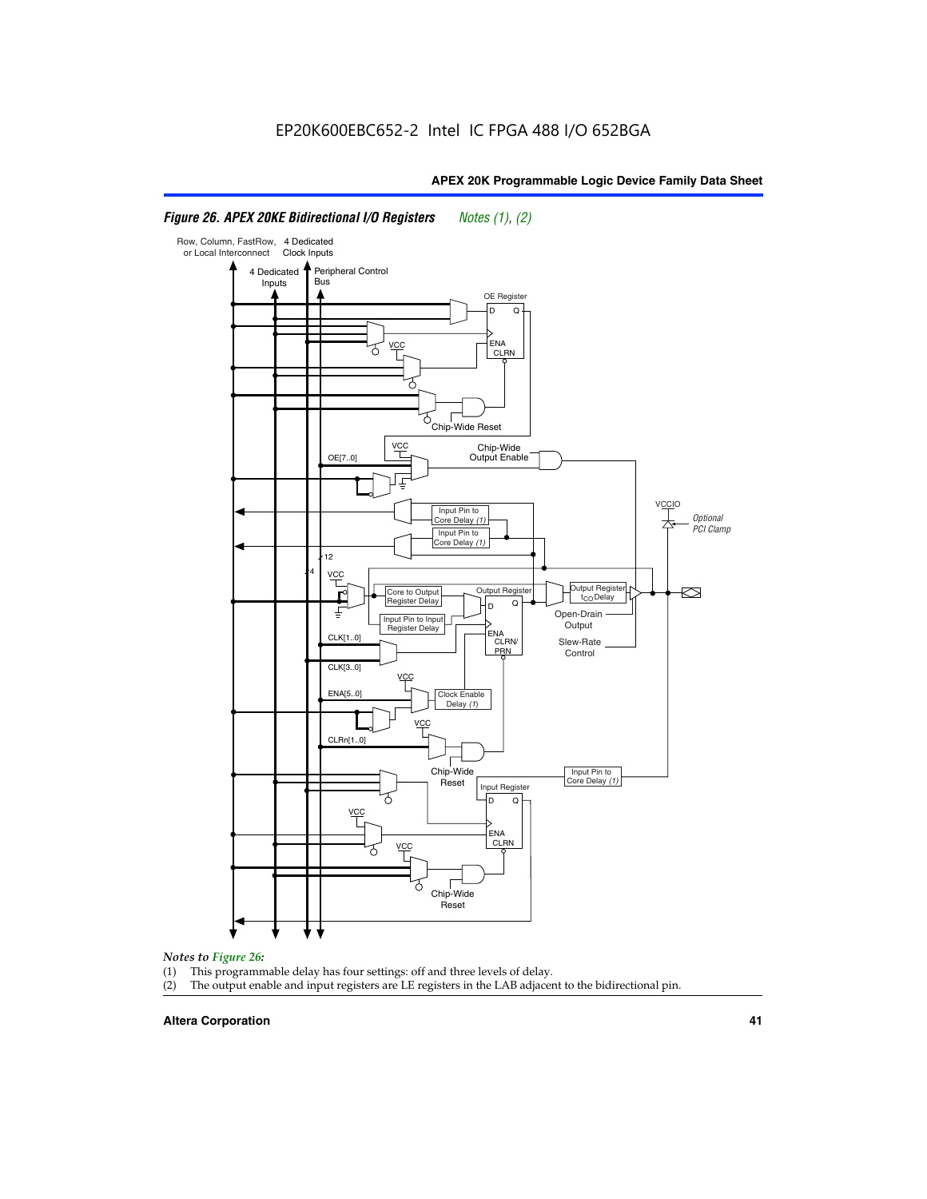*Figure 26. APEX 20KE Bidirectional I/O Registers* *Notes (1), (2)*

*Notes to Figure 26:*

(1) This programmable delay has four settings: off and three levels of delay.

(2) The output enable and input registers are LE registers in the LAB adjacent to the bidirectional pin.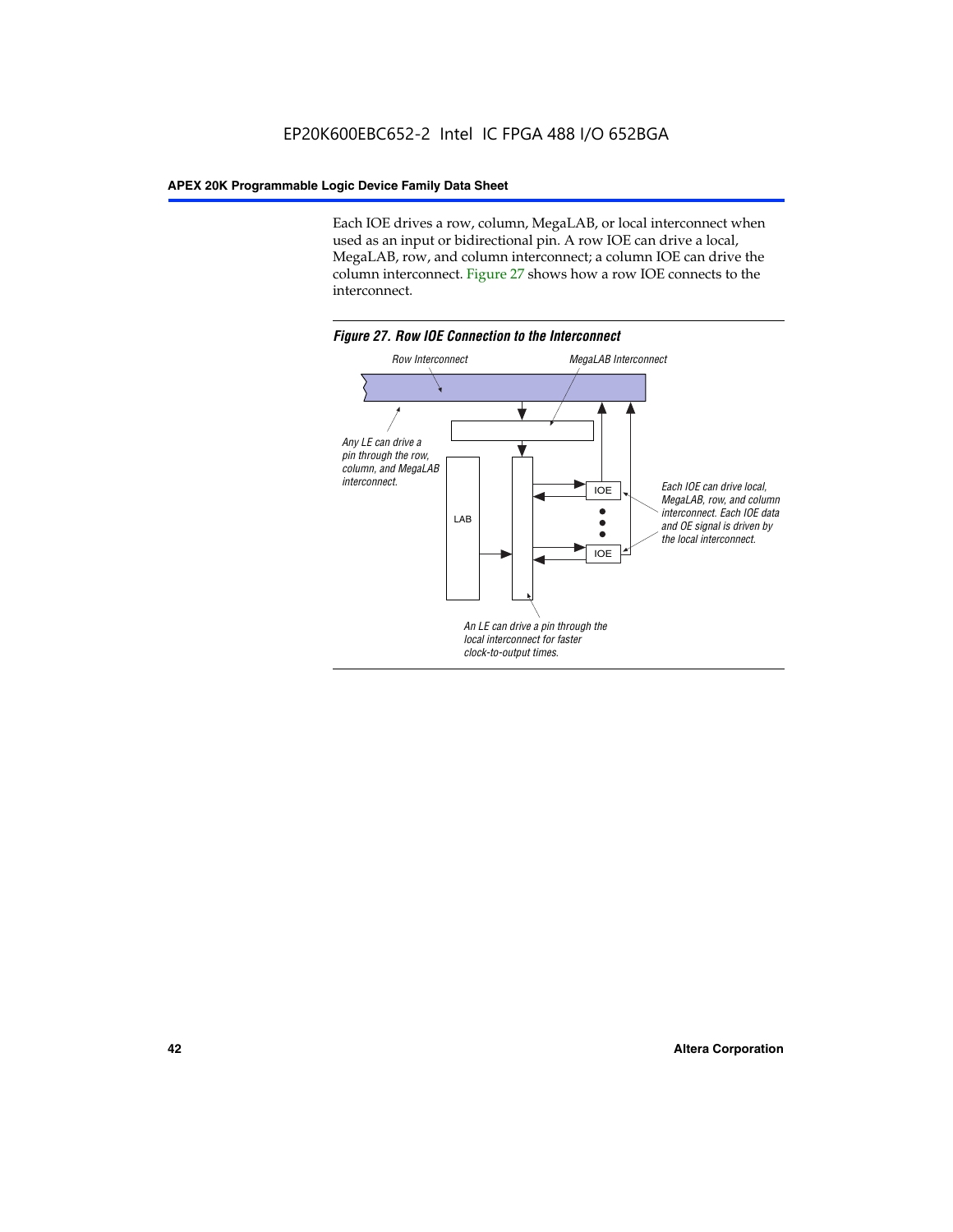Each IOE drives a row, column, MegaLAB, or local interconnect when used as an input or bidirectional pin. A row IOE can drive a local, MegaLAB, row, and column interconnect; a column IOE can drive the column interconnect. Figure 27 shows how a row IOE connects to the interconnect.

*Figure 27. Row IOE Connection to the Interconnect*

Row Interconnect

MegaLAB Interconnect

Any LE can drive a pin through the row, column, and MegaLAB interconnect.

LAB

IOE

IOE

Each IOE can drive local, MegaLAB, row, and column interconnect. Each IOE data and OE signal is driven by the local interconnect.

An LE can drive a pin through the local interconnect for faster clock-to-output times.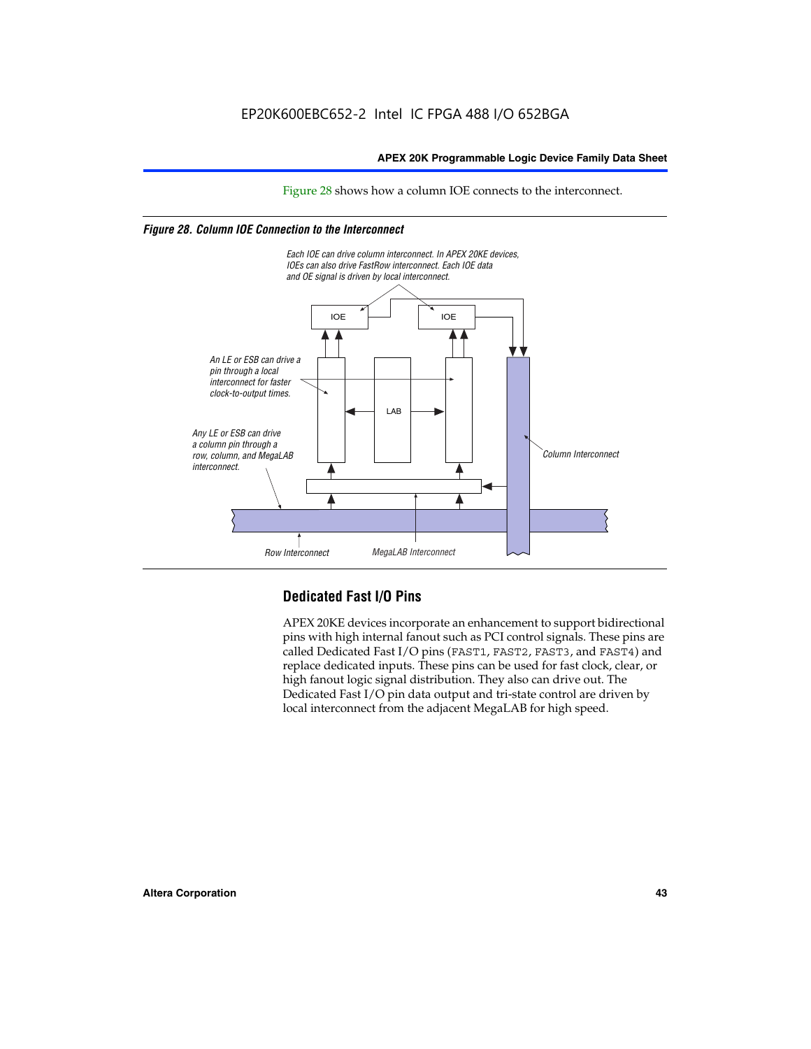Figure 28 shows how a column IOE connects to the interconnect.

*Figure 28. Column IOE Connection to the Interconnect*

Each IOE can drive column interconnect. In APEX 20KE devices, IOEs can also drive FastRow interconnect. Each IOE data and OE signal is driven by local interconnect.

An LE or ESB can drive a pin through a local interconnect for faster clock-to-output times.

Any LE or ESB can drive a column pin through a row, column, and MegaLAB interconnect.

IOE

IOE

LAB

Column Interconnect

Row Interconnect

MegaLAB Interconnect

## Dedicated Fast I/O Pins

APEX 20KE devices incorporate an enhancement to support bidirectional pins with high internal fanout such as PCI control signals. These pins are called Dedicated Fast I/O pins (FAST1, FAST2, FAST3, and FAST4) and replace dedicated inputs. These pins can be used for fast clock, clear, or high fanout logic signal distribution. They also can drive out. The Dedicated Fast I/O pin data output and tri-state control are driven by local interconnect from the adjacent MegaLAB for high speed.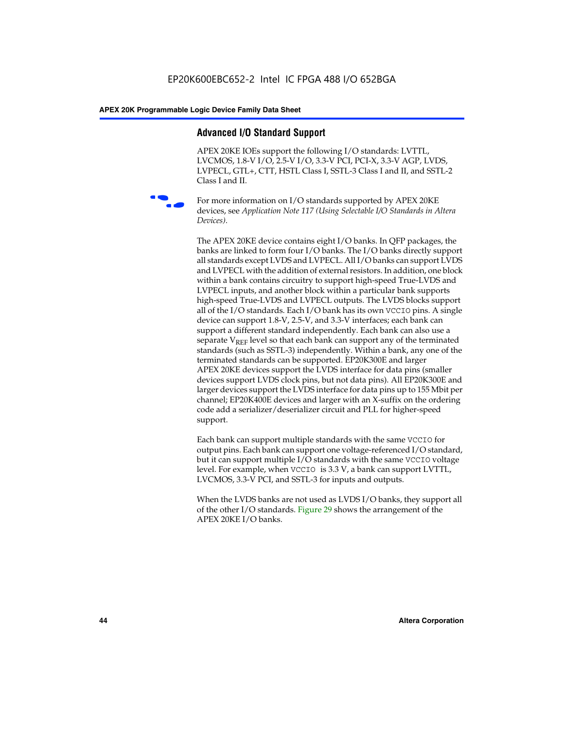## Advanced I/O Standard Support

APEX 20KE IOEs support the following I/O standards: LVTTL, LVCMOS, 1.8-V I/O, 2.5-V I/O, 3.3-V PCI, PCI-X, 3.3-V AGP, LVDS, LVPECL, GTL+, CTT, HSTL Class I, SSTL-3 Class I and II, and SSTL-2 Class I and II.

For more information on I/O standards supported by APEX 20KE devices, see *Application Note 117 (Using Selectable I/O Standards in Altera Devices)*.

The APEX 20KE device contains eight I/O banks. In QFP packages, the banks are linked to form four I/O banks. The I/O banks directly support all standards except LVDS and LVPECL. All I/O banks can support LVDS and LVPECL with the addition of external resistors. In addition, one block within a bank contains circuitry to support high-speed True-LVDS and LVPECL inputs, and another block within a particular bank supports high-speed True-LVDS and LVPECL outputs. The LVDS blocks support all of the I/O standards. Each I/O bank has its own VCCIO pins. A single device can support 1.8-V, 2.5-V, and 3.3-V interfaces; each bank can support a different standard independently. Each bank can also use a separate $V_{REF}$ level so that each bank can support any of the terminated standards (such as SSTL-3) independently. Within a bank, any one of the terminated standards can be supported. EP20K300E and larger APEX 20KE devices support the LVDS interface for data pins (smaller devices support LVDS clock pins, but not data pins). All EP20K300E and larger devices support the LVDS interface for data pins up to 155 Mbit per channel; EP20K400E devices and larger with an X-suffix on the ordering code add a serializer/deserializer circuit and PLL for higher-speed support.

Each bank can support multiple standards with the same VCCIO for output pins. Each bank can support one voltage-referenced I/O standard, but it can support multiple I/O standards with the same VCCIO voltage level. For example, when VCCIO is 3.3 V, a bank can support LVTTL, LVCMOS, 3.3-V PCI, and SSTL-3 for inputs and outputs.

When the LVDS banks are not used as LVDS I/O banks, they support all of the other I/O standards. Figure 29 shows the arrangement of the APEX 20KE I/O banks.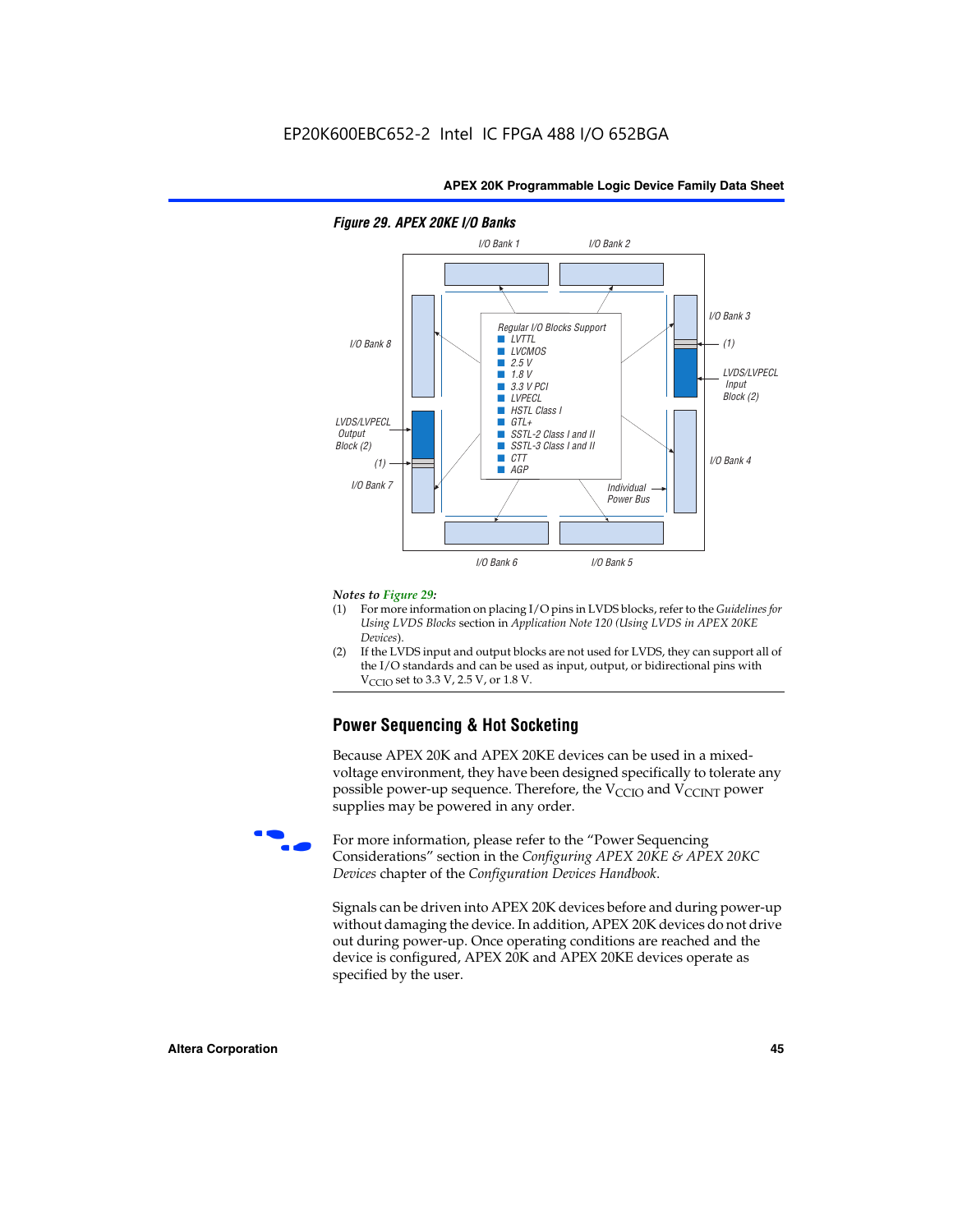**Figure 29. APEX 20KE I/O Banks**

I/O Bank 1 | I/O Bank 2 | I/O Bank 3 | I/O Bank 4 | I/O Bank 5 | I/O Bank 6 | I/O Bank 7 | I/O Bank 8

Regular I/O Blocks Support
- LVTTL
- LVCMOS
- 2.5 V
- 1.8 V
- 3.3 V PCI
- LVPECL
- HSTL Class I
- GTL+
- SSTL-2 Class I and II
- SSTL-3 Class I and II
- CTT
- AGP

LVDS/LVPECL Input Block (2)

LVDS/LVPECL Output Block (2)

(1)

Individual Power Bus

*Notes to Figure 29:*

(1) For more information on placing I/O pins in LVDS blocks, refer to the *Guidelines for Using LVDS Blocks* section in *Application Note 120 (Using LVDS in APEX 20KE Devices)*.

(2) If the LVDS input and output blocks are not used for LVDS, they can support all of the I/O standards and can be used as input, output, or bidirectional pins with $V_{CCIO}$ set to 3.3 V, 2.5 V, or 1.8 V.

## Power Sequencing & Hot Socketing

Because APEX 20K and APEX 20KE devices can be used in a mixed-voltage environment, they have been designed specifically to tolerate any possible power-up sequence. Therefore, the $V_{CCIO}$ and $V_{CCINT}$ power supplies may be powered in any order.

For more information, please refer to the "Power Sequencing Considerations" section in the *Configuring APEX 20KE & APEX 20KC Devices* chapter of the *Configuration Devices Handbook*.

Signals can be driven into APEX 20K devices before and during power-up without damaging the device. In addition, APEX 20K devices do not drive out during power-up. Once operating conditions are reached and the device is configured, APEX 20K and APEX 20KE devices operate as specified by the user.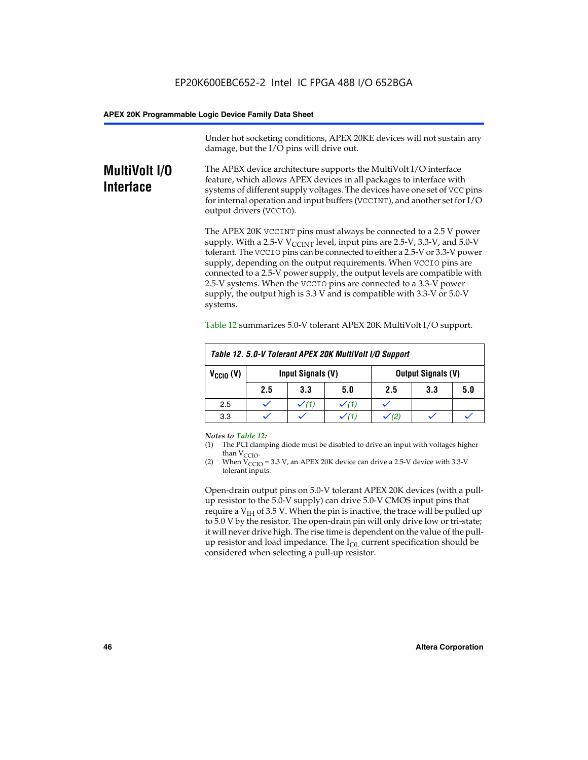Under hot socketing conditions, APEX 20KE devices will not sustain any damage, but the I/O pins will drive out.

## MultiVolt I/O Interface

The APEX device architecture supports the MultiVolt I/O interface feature, which allows APEX devices in all packages to interface with systems of different supply voltages. The devices have one set of VCC pins for internal operation and input buffers (VCCINT), and another set for I/O output drivers (VCCIO).

The APEX 20K VCCINT pins must always be connected to a 2.5 V power supply. With a 2.5-V $V_{CCINT}$ level, input pins are 2.5-V, 3.3-V, and 5.0-V tolerant. The VCCIO pins can be connected to either a 2.5-V or 3.3-V power supply, depending on the output requirements. When VCCIO pins are connected to a 2.5-V power supply, the output levels are compatible with 2.5-V systems. When the VCCIO pins are connected to a 3.3-V power supply, the output high is 3.3 V and is compatible with 3.3-V or 5.0-V systems.

Table 12 summarizes 5.0-V tolerant APEX 20K MultiVolt I/O support.

**Table 12. 5.0-V Tolerant APEX 20K MultiVolt I/O Support**

| $V_{CCIO}$ (V) | Input Signals (V) | | | Output Signals (V) | | |
|---|---|---|---|---|---|---|
| | 2.5 | 3.3 | 5.0 | 2.5 | 3.3 | 5.0 |
| 2.5 | ✓ | ✓ (1) | ✓ (1) | ✓ | | |
| 3.3 | ✓ | ✓ | ✓ (1) | ✓ (2) | ✓ | ✓ |

*Notes to Table 12:*

(1) The PCI clamping diode must be disabled to drive an input with voltages higher than $V_{CCIO}$.

(2) When $V_{CCIO}$ = 3.3 V, an APEX 20K device can drive a 2.5-V device with 3.3-V tolerant inputs.

Open-drain output pins on 5.0-V tolerant APEX 20K devices (with a pull-up resistor to the 5.0-V supply) can drive 5.0-V CMOS input pins that require a $V_{IH}$ of 3.5 V. When the pin is inactive, the trace will be pulled up to 5.0 V by the resistor. The open-drain pin will only drive low or tri-state; it will never drive high. The rise time is dependent on the value of the pull-up resistor and load impedance. The $I_{OL}$ current specification should be considered when selecting a pull-up resistor.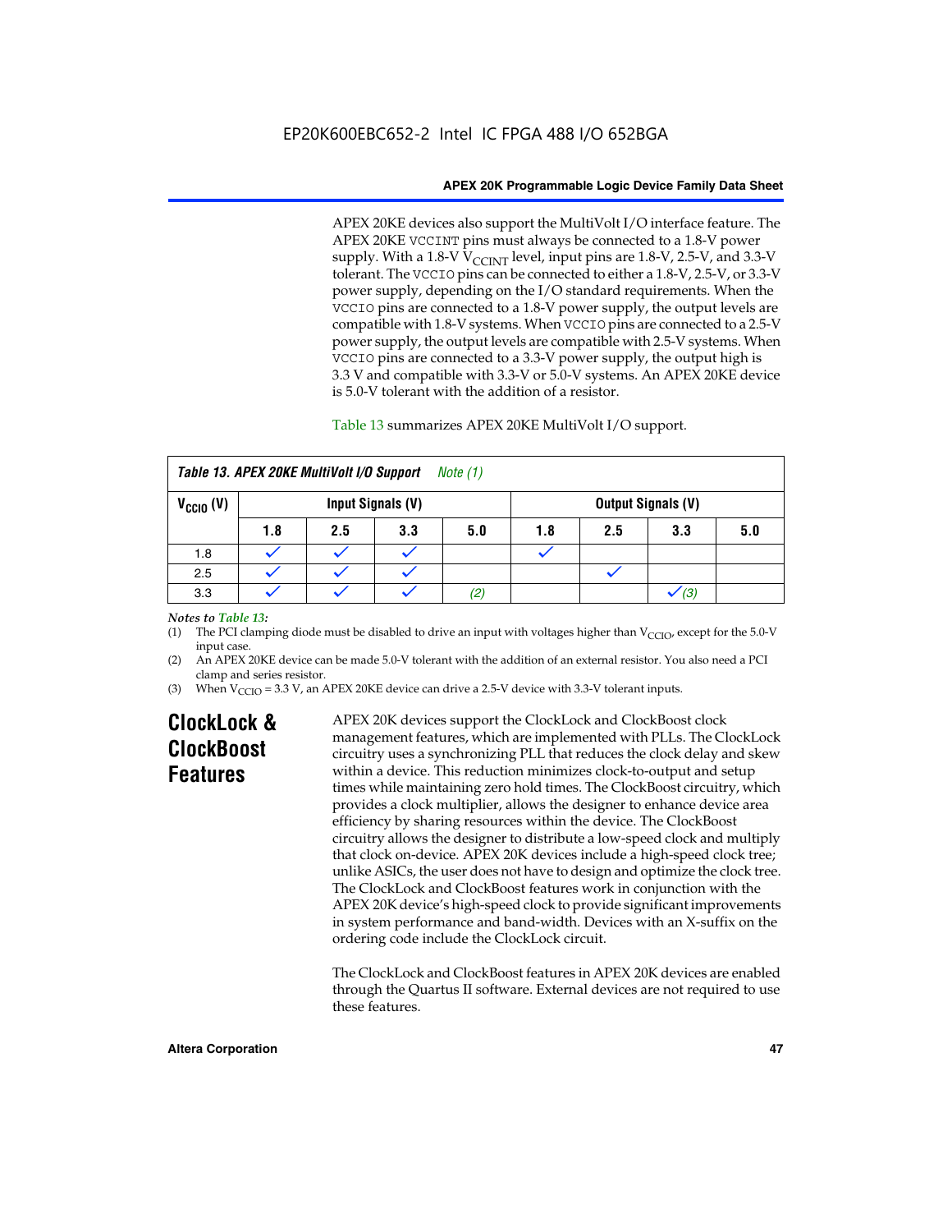APEX 20KE devices also support the MultiVolt I/O interface feature. The APEX 20KE VCCINT pins must always be connected to a 1.8-V power supply. With a 1.8-V $V_{CCINT}$ level, input pins are 1.8-V, 2.5-V, and 3.3-V tolerant. The VCCIO pins can be connected to either a 1.8-V, 2.5-V, or 3.3-V power supply, depending on the I/O standard requirements. When the VCCIO pins are connected to a 1.8-V power supply, the output levels are compatible with 1.8-V systems. When VCCIO pins are connected to a 2.5-V power supply, the output levels are compatible with 2.5-V systems. When VCCIO pins are connected to a 3.3-V power supply, the output high is 3.3 V and compatible with 3.3-V or 5.0-V systems. An APEX 20KE device is 5.0-V tolerant with the addition of a resistor.

Table 13 summarizes APEX 20KE MultiVolt I/O support.

**Table 13. APEX 20KE MultiVolt I/O Support** *Note (1)*

| $V_{CCIO}$ (V) | Input Signals (V) | | | | Output Signals (V) | | | |
|---|---|---|---|---|---|---|---|---|
| | 1.8 | 2.5 | 3.3 | 5.0 | 1.8 | 2.5 | 3.3 | 5.0 |
| 1.8 | ✓ | ✓ | ✓ | | ✓ | | | |
| 2.5 | ✓ | ✓ | ✓ | | | ✓ | | |
| 3.3 | ✓ | ✓ | ✓ | *(2)* | | | ✓ *(3)* | |

*Notes to Table 13:*

(1) The PCI clamping diode must be disabled to drive an input with voltages higher than $V_{CCIO}$, except for the 5.0-V input case.

(2) An APEX 20KE device can be made 5.0-V tolerant with the addition of an external resistor. You also need a PCI clamp and series resistor.

(3) When $V_{CCIO}$ = 3.3 V, an APEX 20KE device can drive a 2.5-V device with 3.3-V tolerant inputs.

## ClockLock & ClockBoost Features

APEX 20K devices support the ClockLock and ClockBoost clock management features, which are implemented with PLLs. The ClockLock circuitry uses a synchronizing PLL that reduces the clock delay and skew within a device. This reduction minimizes clock-to-output and setup times while maintaining zero hold times. The ClockBoost circuitry, which provides a clock multiplier, allows the designer to enhance device area efficiency by sharing resources within the device. The ClockBoost circuitry allows the designer to distribute a low-speed clock and multiply that clock on-device. APEX 20K devices include a high-speed clock tree; unlike ASICs, the user does not have to design and optimize the clock tree. The ClockLock and ClockBoost features work in conjunction with the APEX 20K device's high-speed clock to provide significant improvements in system performance and band-width. Devices with an X-suffix on the ordering code include the ClockLock circuit.

The ClockLock and ClockBoost features in APEX 20K devices are enabled through the Quartus II software. External devices are not required to use these features.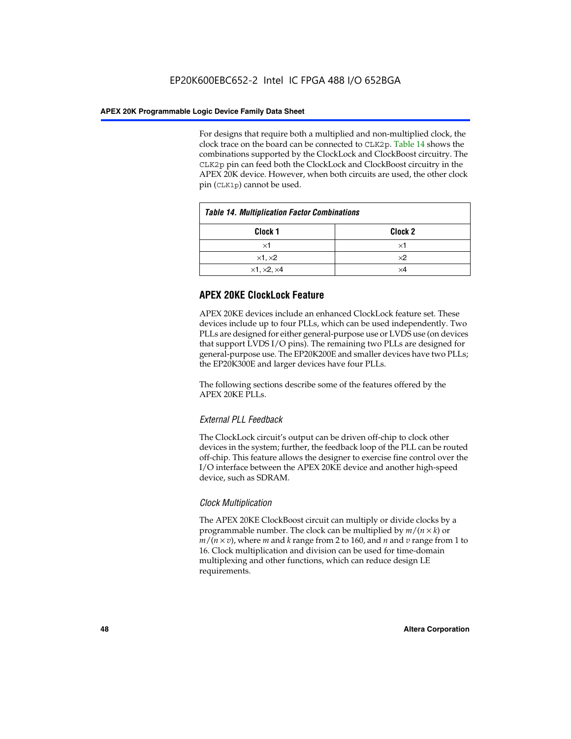For designs that require both a multiplied and non-multiplied clock, the clock trace on the board can be connected to CLK2p. Table 14 shows the combinations supported by the ClockLock and ClockBoost circuitry. The CLK2p pin can feed both the ClockLock and ClockBoost circuitry in the APEX 20K device. However, when both circuits are used, the other clock pin (CLK1p) cannot be used.

**Table 14. Multiplication Factor Combinations**

| Clock 1 | Clock 2 |
|---|---|
| ×1 | ×1 |
| ×1, ×2 | ×2 |
| ×1, ×2, ×4 | ×4 |

## APEX 20KE ClockLock Feature

APEX 20KE devices include an enhanced ClockLock feature set. These devices include up to four PLLs, which can be used independently. Two PLLs are designed for either general-purpose use or LVDS use (on devices that support LVDS I/O pins). The remaining two PLLs are designed for general-purpose use. The EP20K200E and smaller devices have two PLLs; the EP20K300E and larger devices have four PLLs.

The following sections describe some of the features offered by the APEX 20KE PLLs.

### *External PLL Feedback*

The ClockLock circuit's output can be driven off-chip to clock other devices in the system; further, the feedback loop of the PLL can be routed off-chip. This feature allows the designer to exercise fine control over the I/O interface between the APEX 20KE device and another high-speed device, such as SDRAM.

### *Clock Multiplication*

The APEX 20KE ClockBoost circuit can multiply or divide clocks by a programmable number. The clock can be multiplied by $m/(n \times k)$ or $m/(n \times v)$, where $m$ and $k$ range from 2 to 160, and $n$ and $v$ range from 1 to 16. Clock multiplication and division can be used for time-domain multiplexing and other functions, which can reduce design LE requirements.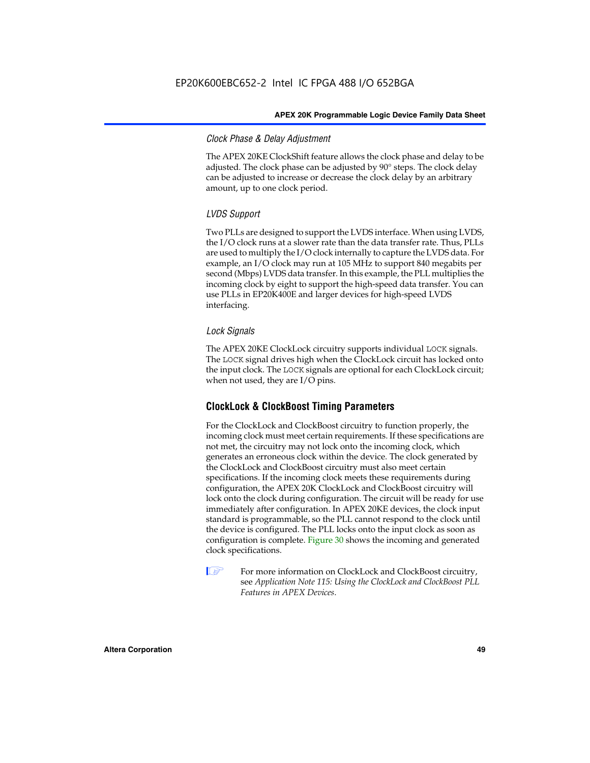### *Clock Phase & Delay Adjustment*

The APEX 20KE ClockShift feature allows the clock phase and delay to be adjusted. The clock phase can be adjusted by 90° steps. The clock delay can be adjusted to increase or decrease the clock delay by an arbitrary amount, up to one clock period.

### *LVDS Support*

Two PLLs are designed to support the LVDS interface. When using LVDS, the I/O clock runs at a slower rate than the data transfer rate. Thus, PLLs are used to multiply the I/O clock internally to capture the LVDS data. For example, an I/O clock may run at 105 MHz to support 840 megabits per second (Mbps) LVDS data transfer. In this example, the PLL multiplies the incoming clock by eight to support the high-speed data transfer. You can use PLLs in EP20K400E and larger devices for high-speed LVDS interfacing.

### *Lock Signals*

The APEX 20KE ClockLock circuitry supports individual `LOCK` signals. The `LOCK` signal drives high when the ClockLock circuit has locked onto the input clock. The `LOCK` signals are optional for each ClockLock circuit; when not used, they are I/O pins.

## ClockLock & ClockBoost Timing Parameters

For the ClockLock and ClockBoost circuitry to function properly, the incoming clock must meet certain requirements. If these specifications are not met, the circuitry may not lock onto the incoming clock, which generates an erroneous clock within the device. The clock generated by the ClockLock and ClockBoost circuitry must also meet certain specifications. If the incoming clock meets these requirements during configuration, the APEX 20K ClockLock and ClockBoost circuitry will lock onto the clock during configuration. The circuit will be ready for use immediately after configuration. In APEX 20KE devices, the clock input standard is programmable, so the PLL cannot respond to the clock until the device is configured. The PLL locks onto the input clock as soon as configuration is complete. Figure 30 shows the incoming and generated clock specifications.

For more information on ClockLock and ClockBoost circuitry, see *Application Note 115: Using the ClockLock and ClockBoost PLL Features in APEX Devices*.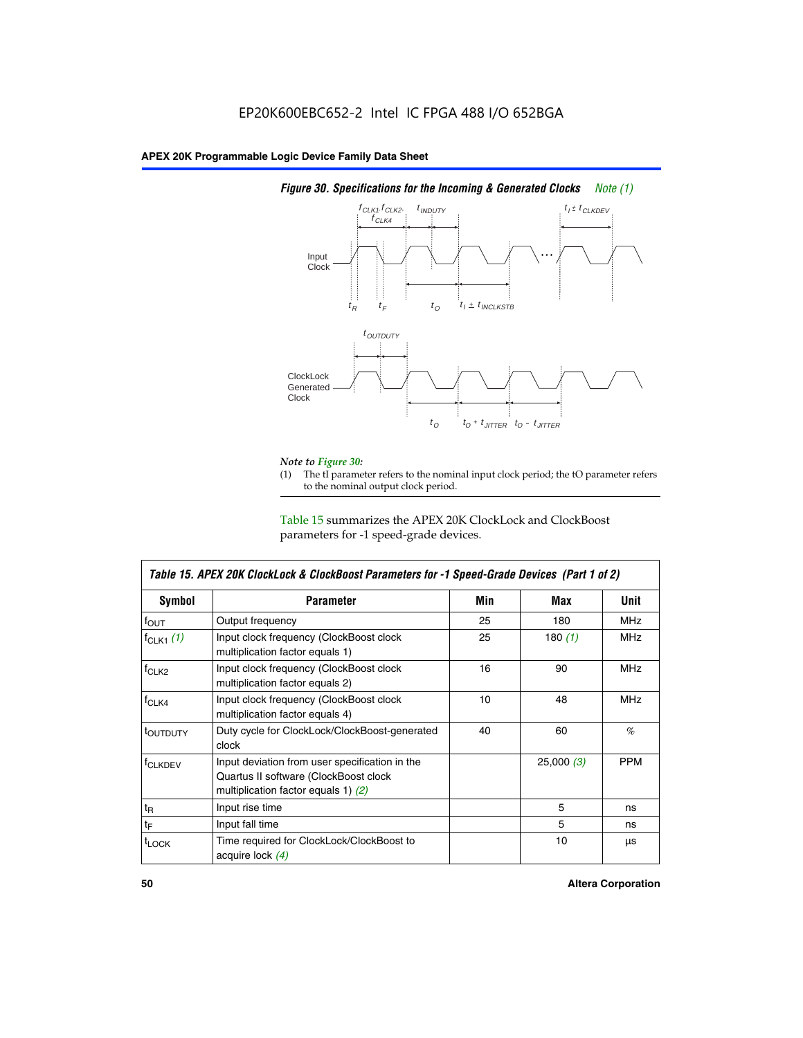EP20K600EBC652-2 Intel IC FPGA 488 I/O 652BGA

**Figure 30. Specifications for the Incoming & Generated Clocks** *Note (1)*

*Note to Figure 30:*

(1) The tI parameter refers to the nominal input clock period; the tO parameter refers to the nominal output clock period.

Table 15 summarizes the APEX 20K ClockLock and ClockBoost parameters for -1 speed-grade devices.

| *Table 15. APEX 20K ClockLock & ClockBoost Parameters for -1 Speed-Grade Devices (Part 1 of 2)* | | | | |
|---|---|---|---|---|
| **Symbol** | **Parameter** | **Min** | **Max** | **Unit** |
| $f_{OUT}$ | Output frequency | 25 | 180 | MHz |
| $f_{CLK1}$ *(1)* | Input clock frequency (ClockBoost clock multiplication factor equals 1) | 25 | 180 *(1)* | MHz |
| $f_{CLK2}$ | Input clock frequency (ClockBoost clock multiplication factor equals 2) | 16 | 90 | MHz |
| $f_{CLK4}$ | Input clock frequency (ClockBoost clock multiplication factor equals 4) | 10 | 48 | MHz |
| $t_{OUTDUTY}$ | Duty cycle for ClockLock/ClockBoost-generated clock | 40 | 60 | % |
| $f_{CLKDEV}$ | Input deviation from user specification in the Quartus II software (ClockBoost clock multiplication factor equals 1) *(2)* | | 25,000 *(3)* | PPM |
| $t_R$ | Input rise time | | 5 | ns |
| $t_F$ | Input fall time | | 5 | ns |
| $t_{LOCK}$ | Time required for ClockLock/ClockBoost to acquire lock *(4)* | | 10 | µs |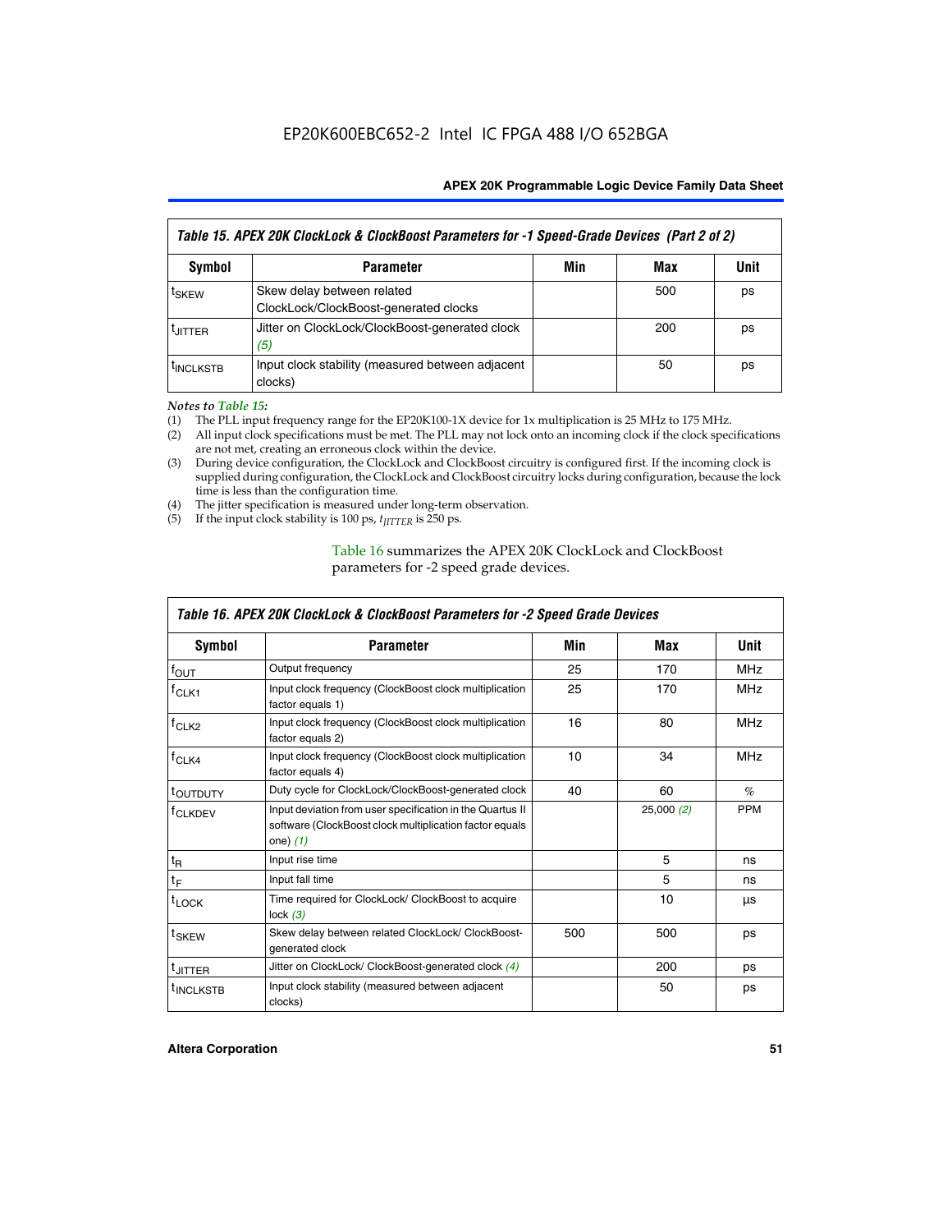EP20K600EBC652-2 Intel IC FPGA 488 I/O 652BGA

| *Table 15. APEX 20K ClockLock & ClockBoost Parameters for -1 Speed-Grade Devices (Part 2 of 2)* | | | | |
|---|---|---|---|---|
| **Symbol** | **Parameter** | **Min** | **Max** | **Unit** |
| $t_{SKEW}$ | Skew delay between related ClockLock/ClockBoost-generated clocks | | 500 | ps |
| $t_{JITTER}$ | Jitter on ClockLock/ClockBoost-generated clock *(5)* | | 200 | ps |
| $t_{INCLKSTB}$ | Input clock stability (measured between adjacent clocks) | | 50 | ps |

*Notes to Table 15:*

(1) The PLL input frequency range for the EP20K100-1X device for 1x multiplication is 25 MHz to 175 MHz.
(2) All input clock specifications must be met. The PLL may not lock onto an incoming clock if the clock specifications are not met, creating an erroneous clock within the device.
(3) During device configuration, the ClockLock and ClockBoost circuitry is configured first. If the incoming clock is supplied during configuration, the ClockLock and ClockBoost circuitry locks during configuration, because the lock time is less than the configuration time.
(4) The jitter specification is measured under long-term observation.
(5) If the input clock stability is 100 ps, $t_{JITTER}$ is 250 ps.

Table 16 summarizes the APEX 20K ClockLock and ClockBoost parameters for -2 speed grade devices.

| *Table 16. APEX 20K ClockLock & ClockBoost Parameters for -2 Speed Grade Devices* | | | | |
|---|---|---|---|---|
| **Symbol** | **Parameter** | **Min** | **Max** | **Unit** |
| $f_{OUT}$ | Output frequency | 25 | 170 | MHz |
| $f_{CLK1}$ | Input clock frequency (ClockBoost clock multiplication factor equals 1) | 25 | 170 | MHz |
| $f_{CLK2}$ | Input clock frequency (ClockBoost clock multiplication factor equals 2) | 16 | 80 | MHz |
| $f_{CLK4}$ | Input clock frequency (ClockBoost clock multiplication factor equals 4) | 10 | 34 | MHz |
| $t_{OUTDUTY}$ | Duty cycle for ClockLock/ClockBoost-generated clock | 40 | 60 | % |
| $f_{CLKDEV}$ | Input deviation from user specification in the Quartus II software (ClockBoost clock multiplication factor equals one) *(1)* | | 25,000 *(2)* | PPM |
| $t_R$ | Input rise time | | 5 | ns |
| $t_F$ | Input fall time | | 5 | ns |
| $t_{LOCK}$ | Time required for ClockLock/ ClockBoost to acquire lock *(3)* | | 10 | µs |
| $t_{SKEW}$ | Skew delay between related ClockLock/ ClockBoost-generated clock | 500 | 500 | ps |
| $t_{JITTER}$ | Jitter on ClockLock/ ClockBoost-generated clock *(4)* | | 200 | ps |
| $t_{INCLKSTB}$ | Input clock stability (measured between adjacent clocks) | | 50 | ps |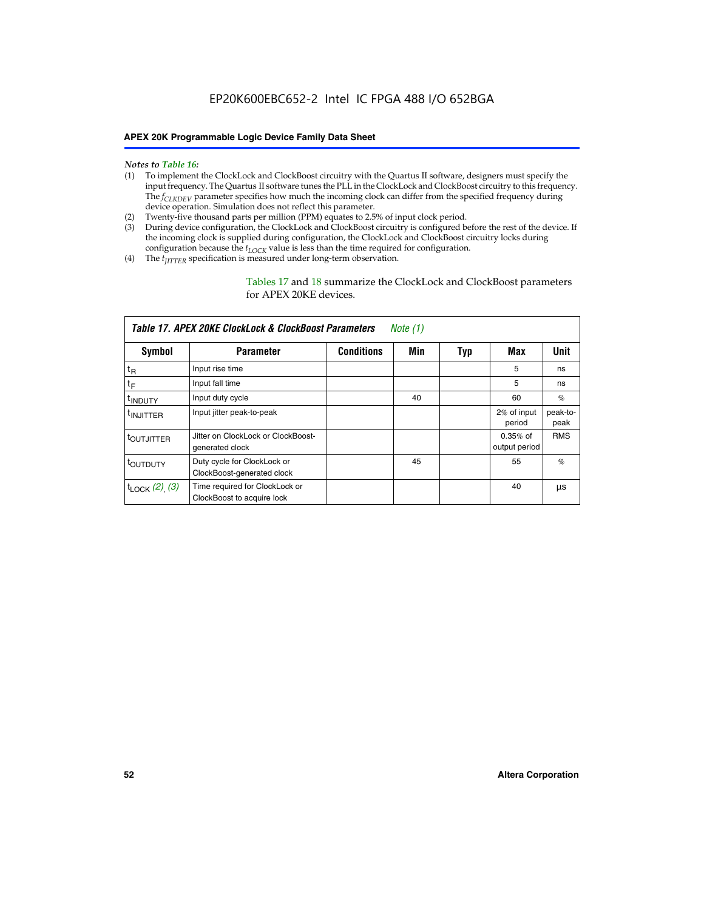*Notes to Table 16:*

(1) To implement the ClockLock and ClockBoost circuitry with the Quartus II software, designers must specify the input frequency. The Quartus II software tunes the PLL in the ClockLock and ClockBoost circuitry to this frequency. The $f_{CLKDEV}$ parameter specifies how much the incoming clock can differ from the specified frequency during device operation. Simulation does not reflect this parameter.

(2) Twenty-five thousand parts per million (PPM) equates to 2.5% of input clock period.

(3) During device configuration, the ClockLock and ClockBoost circuitry is configured before the rest of the device. If the incoming clock is supplied during configuration, the ClockLock and ClockBoost circuitry locks during configuration because the $t_{LOCK}$ value is less than the time required for configuration.

(4) The $t_{JITTER}$ specification is measured under long-term observation.

Tables 17 and 18 summarize the ClockLock and ClockBoost parameters for APEX 20KE devices.

**Table 17. APEX 20KE ClockLock & ClockBoost Parameters** *Note (1)*

| Symbol | Parameter | Conditions | Min | Typ | Max | Unit |
|---|---|---|---|---|---|---|
| $t_R$ | Input rise time | | | | 5 | ns |
| $t_F$ | Input fall time | | | | 5 | ns |
| $t_{INDUTY}$ | Input duty cycle | | 40 | | 60 | % |
| $t_{INJITTER}$ | Input jitter peak-to-peak | | | | 2% of input period | peak-to-peak |
| $t_{OUTJITTER}$ | Jitter on ClockLock or ClockBoost-generated clock | | | | 0.35% of output period | RMS |
| $t_{OUTDUTY}$ | Duty cycle for ClockLock or ClockBoost-generated clock | | 45 | | 55 | % |
| $t_{LOCK}$ *(2)*, *(3)* | Time required for ClockLock or ClockBoost to acquire lock | | | | 40 | µs |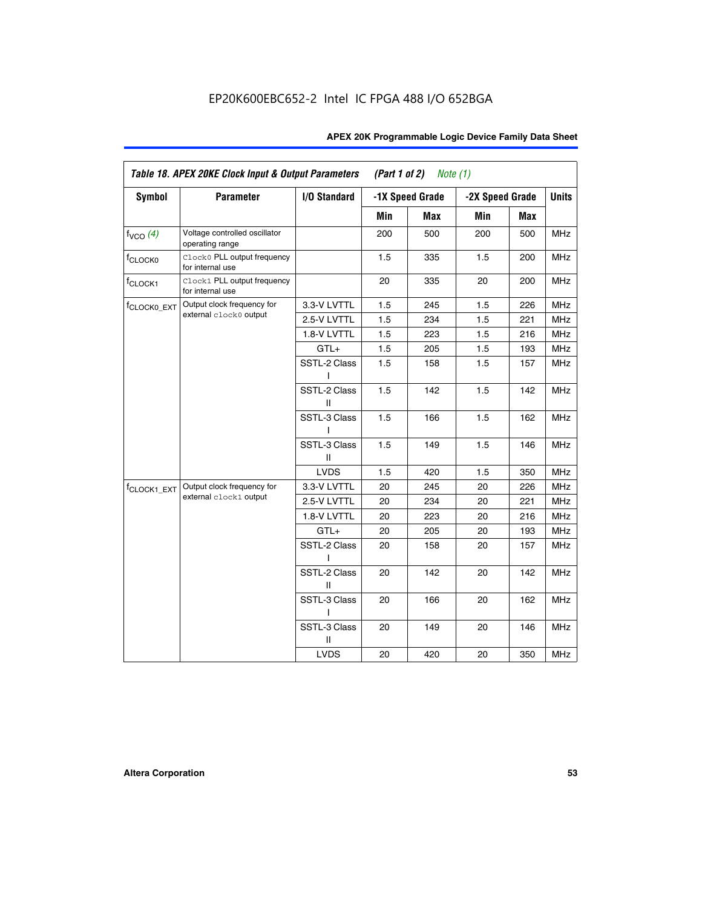EP20K600EBC652-2 Intel IC FPGA 488 I/O 652BGA

| Table 18. APEX 20KE Clock Input & Output Parameters (Part 1 of 2) *Note (1)* | | | | | | | |
|---|---|---|---|---|---|---|---|
| **Symbol** | **Parameter** | **I/O Standard** | **-1X Speed Grade** | | **-2X Speed Grade** | | **Units** |
| | | | **Min** | **Max** | **Min** | **Max** | |
| $f_{VCO}$ *(4)* | Voltage controlled oscillator operating range | | 200 | 500 | 200 | 500 | MHz |
| $f_{CLOCK0}$ | `Clock0` PLL output frequency for internal use | | 1.5 | 335 | 1.5 | 200 | MHz |
| $f_{CLOCK1}$ | `Clock1` PLL output frequency for internal use | | 20 | 335 | 20 | 200 | MHz |
| $f_{CLOCK0\_EXT}$ | Output clock frequency for external `clock0` output | 3.3-V LVTTL | 1.5 | 245 | 1.5 | 226 | MHz |
| | | 2.5-V LVTTL | 1.5 | 234 | 1.5 | 221 | MHz |
| | | 1.8-V LVTTL | 1.5 | 223 | 1.5 | 216 | MHz |
| | | GTL+ | 1.5 | 205 | 1.5 | 193 | MHz |
| | | SSTL-2 Class I | 1.5 | 158 | 1.5 | 157 | MHz |
| | | SSTL-2 Class II | 1.5 | 142 | 1.5 | 142 | MHz |
| | | SSTL-3 Class I | 1.5 | 166 | 1.5 | 162 | MHz |
| | | SSTL-3 Class II | 1.5 | 149 | 1.5 | 146 | MHz |
| | | LVDS | 1.5 | 420 | 1.5 | 350 | MHz |
| $f_{CLOCK1\_EXT}$ | Output clock frequency for external `clock1` output | 3.3-V LVTTL | 20 | 245 | 20 | 226 | MHz |
| | | 2.5-V LVTTL | 20 | 234 | 20 | 221 | MHz |
| | | 1.8-V LVTTL | 20 | 223 | 20 | 216 | MHz |
| | | GTL+ | 20 | 205 | 20 | 193 | MHz |
| | | SSTL-2 Class I | 20 | 158 | 20 | 157 | MHz |
| | | SSTL-2 Class II | 20 | 142 | 20 | 142 | MHz |
| | | SSTL-3 Class I | 20 | 166 | 20 | 162 | MHz |
| | | SSTL-3 Class II | 20 | 149 | 20 | 146 | MHz |
| | | LVDS | 20 | 420 | 20 | 350 | MHz |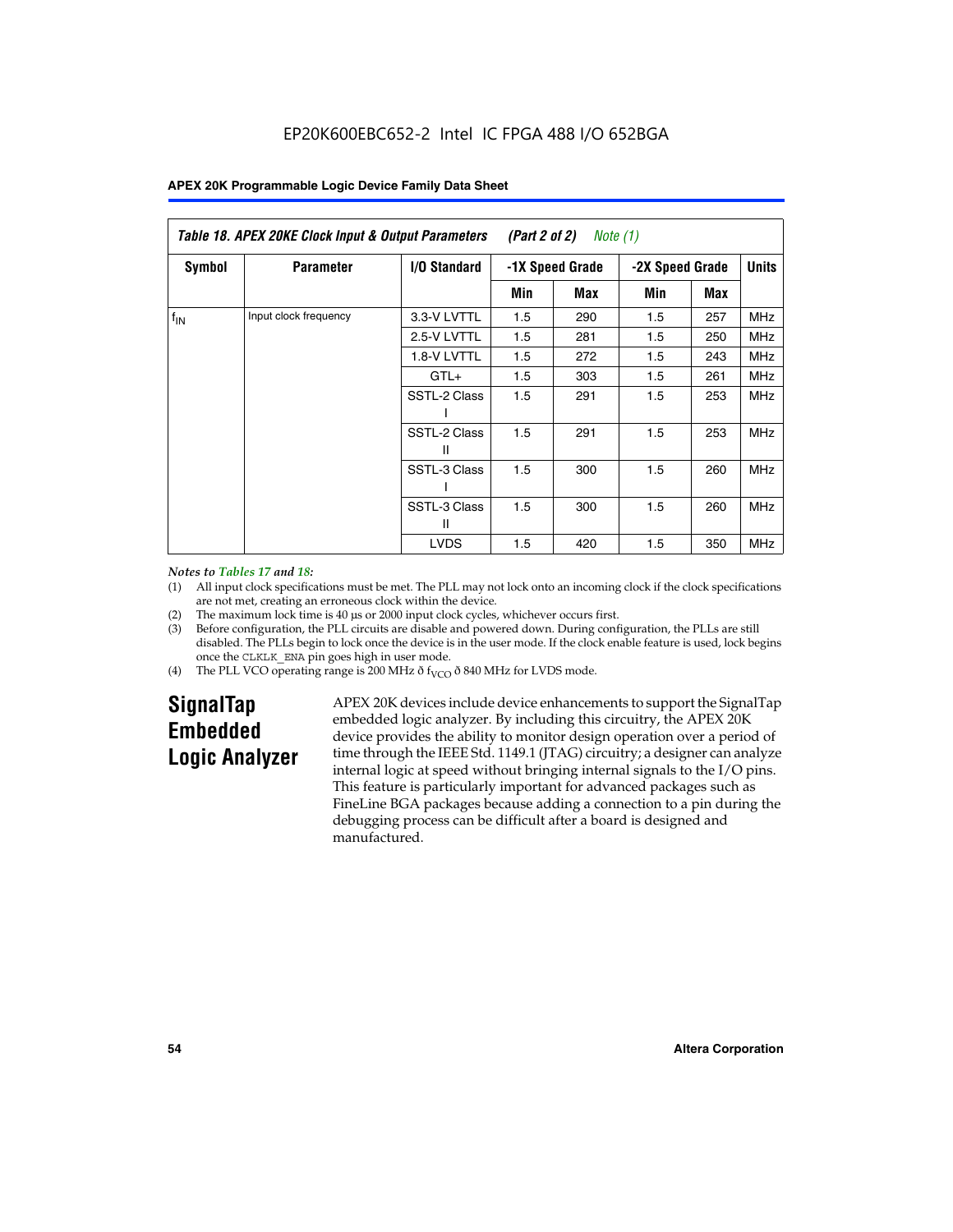Table 18. APEX 20KE Clock Input & Output Parameters (Part 2 of 2) Note (1)

| Symbol | Parameter | I/O Standard | -1X Speed Grade | | -2X Speed Grade | | Units |
|---|---|---|---|---|---|---|---|
| | | | Min | Max | Min | Max | |
| $f_{IN}$ | Input clock frequency | 3.3-V LVTTL | 1.5 | 290 | 1.5 | 257 | MHz |
| | | 2.5-V LVTTL | 1.5 | 281 | 1.5 | 250 | MHz |
| | | 1.8-V LVTTL | 1.5 | 272 | 1.5 | 243 | MHz |
| | | GTL+ | 1.5 | 303 | 1.5 | 261 | MHz |
| | | SSTL-2 Class I | 1.5 | 291 | 1.5 | 253 | MHz |
| | | SSTL-2 Class II | 1.5 | 291 | 1.5 | 253 | MHz |
| | | SSTL-3 Class I | 1.5 | 300 | 1.5 | 260 | MHz |
| | | SSTL-3 Class II | 1.5 | 300 | 1.5 | 260 | MHz |
| | | LVDS | 1.5 | 420 | 1.5 | 350 | MHz |

*Notes to Tables 17 and 18:*

(1) All input clock specifications must be met. The PLL may not lock onto an incoming clock if the clock specifications are not met, creating an erroneous clock within the device.
(2) The maximum lock time is 40 µs or 2000 input clock cycles, whichever occurs first.
(3) Before configuration, the PLL circuits are disable and powered down. During configuration, the PLLs are still disabled. The PLLs begin to lock once the device is in the user mode. If the clock enable feature is used, lock begins once the CLKLK_ENA pin goes high in user mode.
(4) The PLL VCO operating range is 200 MHz ð $f_{VCO}$ ð 840 MHz for LVDS mode.

## SignalTap Embedded Logic Analyzer

APEX 20K devices include device enhancements to support the SignalTap embedded logic analyzer. By including this circuitry, the APEX 20K device provides the ability to monitor design operation over a period of time through the IEEE Std. 1149.1 (JTAG) circuitry; a designer can analyze internal logic at speed without bringing internal signals to the I/O pins. This feature is particularly important for advanced packages such as FineLine BGA packages because adding a connection to a pin during the debugging process can be difficult after a board is designed and manufactured.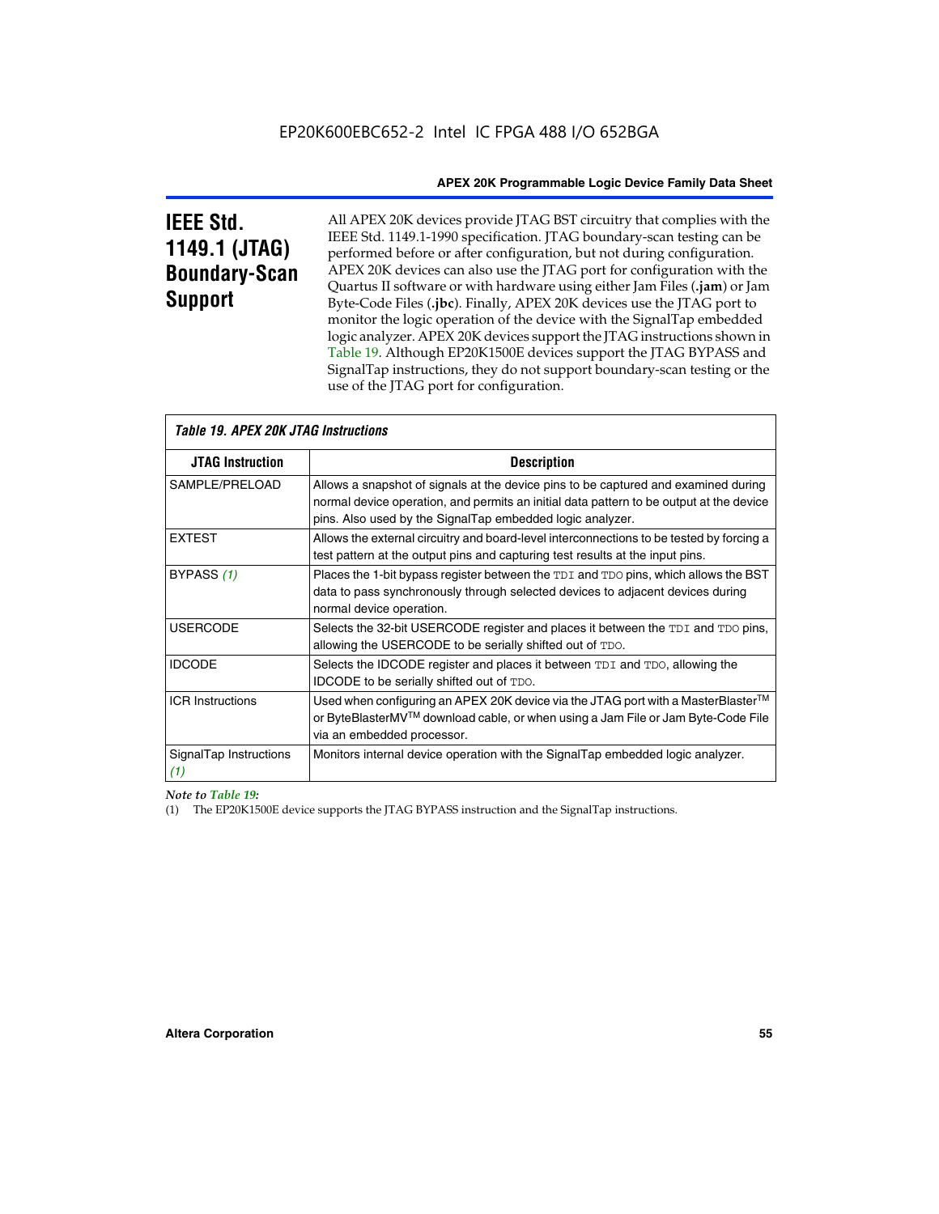## IEEE Std. 1149.1 (JTAG) Boundary-Scan Support

All APEX 20K devices provide JTAG BST circuitry that complies with the IEEE Std. 1149.1-1990 specification. JTAG boundary-scan testing can be performed before or after configuration, but not during configuration. APEX 20K devices can also use the JTAG port for configuration with the Quartus II software or with hardware using either Jam Files (**.jam**) or Jam Byte-Code Files (**.jbc**). Finally, APEX 20K devices use the JTAG port to monitor the logic operation of the device with the SignalTap embedded logic analyzer. APEX 20K devices support the JTAG instructions shown in Table 19. Although EP20K1500E devices support the JTAG BYPASS and SignalTap instructions, they do not support boundary-scan testing or the use of the JTAG port for configuration.

*Table 19. APEX 20K JTAG Instructions*

| JTAG Instruction | Description |
|---|---|
| SAMPLE/PRELOAD | Allows a snapshot of signals at the device pins to be captured and examined during normal device operation, and permits an initial data pattern to be output at the device pins. Also used by the SignalTap embedded logic analyzer. |
| EXTEST | Allows the external circuitry and board-level interconnections to be tested by forcing a test pattern at the output pins and capturing test results at the input pins. |
| BYPASS *(1)* | Places the 1-bit bypass register between the TDI and TDO pins, which allows the BST data to pass synchronously through selected devices to adjacent devices during normal device operation. |
| USERCODE | Selects the 32-bit USERCODE register and places it between the TDI and TDO pins, allowing the USERCODE to be serially shifted out of TDO. |
| IDCODE | Selects the IDCODE register and places it between TDI and TDO, allowing the IDCODE to be serially shifted out of TDO. |
| ICR Instructions | Used when configuring an APEX 20K device via the JTAG port with a MasterBlaster™ or ByteBlasterMV™ download cable, or when using a Jam File or Jam Byte-Code File via an embedded processor. |
| SignalTap Instructions *(1)* | Monitors internal device operation with the SignalTap embedded logic analyzer. |

*Note to Table 19:*

(1) The EP20K1500E device supports the JTAG BYPASS instruction and the SignalTap instructions.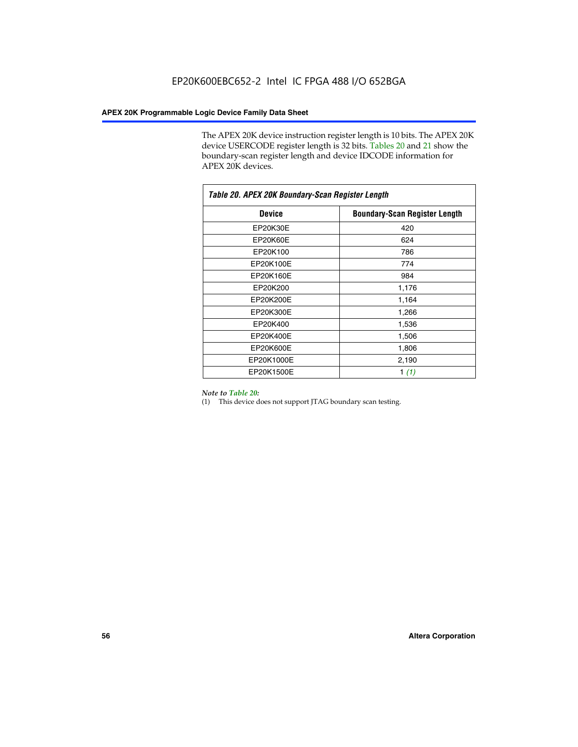The APEX 20K device instruction register length is 10 bits. The APEX 20K device USERCODE register length is 32 bits. Tables 20 and 21 show the boundary-scan register length and device IDCODE information for APEX 20K devices.

**Table 20. APEX 20K Boundary-Scan Register Length**

| Device | Boundary-Scan Register Length |
|---|---|
| EP20K30E | 420 |
| EP20K60E | 624 |
| EP20K100 | 786 |
| EP20K100E | 774 |
| EP20K160E | 984 |
| EP20K200 | 1,176 |
| EP20K200E | 1,164 |
| EP20K300E | 1,266 |
| EP20K400 | 1,536 |
| EP20K400E | 1,506 |
| EP20K600E | 1,806 |
| EP20K1000E | 2,190 |
| EP20K1500E | 1 *(1)* |

*Note to Table 20:*

(1) This device does not support JTAG boundary scan testing.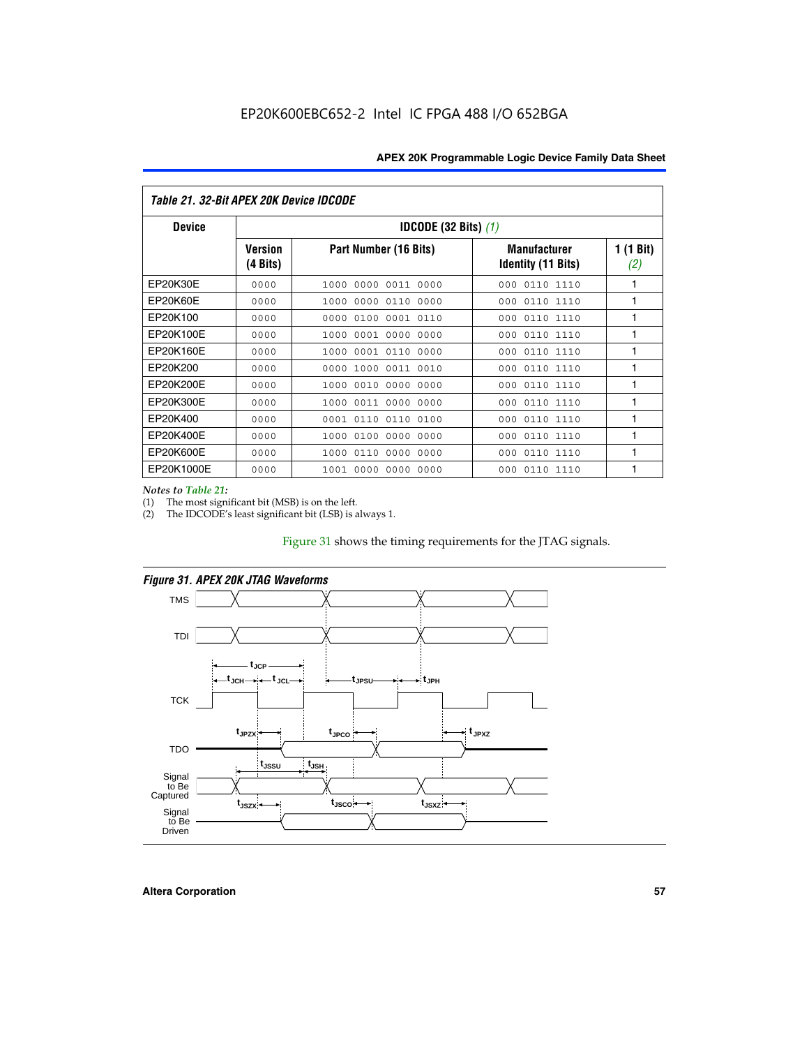**Table 21. 32-Bit APEX 20K Device IDCODE**

| Device | IDCODE (32 Bits) (1) | | | |
|---|---|---|---|---|
| | Version (4 Bits) | Part Number (16 Bits) | Manufacturer Identity (11 Bits) | 1 (1 Bit) (2) |
| EP20K30E | 0000 | 1000 0000 0011 0000 | 000 0110 1110 | 1 |
| EP20K60E | 0000 | 1000 0000 0110 0000 | 000 0110 1110 | 1 |
| EP20K100 | 0000 | 0000 0100 0001 0110 | 000 0110 1110 | 1 |
| EP20K100E | 0000 | 1000 0001 0000 0000 | 000 0110 1110 | 1 |
| EP20K160E | 0000 | 1000 0001 0110 0000 | 000 0110 1110 | 1 |
| EP20K200 | 0000 | 0000 1000 0011 0010 | 000 0110 1110 | 1 |
| EP20K200E | 0000 | 1000 0010 0000 0000 | 000 0110 1110 | 1 |
| EP20K300E | 0000 | 1000 0011 0000 0000 | 000 0110 1110 | 1 |
| EP20K400 | 0000 | 0001 0110 0110 0100 | 000 0110 1110 | 1 |
| EP20K400E | 0000 | 1000 0100 0000 0000 | 000 0110 1110 | 1 |
| EP20K600E | 0000 | 1000 0110 0000 0000 | 000 0110 1110 | 1 |
| EP20K1000E | 0000 | 1001 0000 0000 0000 | 000 0110 1110 | 1 |

*Notes to Table 21:*
(1) The most significant bit (MSB) is on the left.
(2) The IDCODE's least significant bit (LSB) is always 1.

Figure 31 shows the timing requirements for the JTAG signals.

**Figure 31. APEX 20K JTAG Waveforms**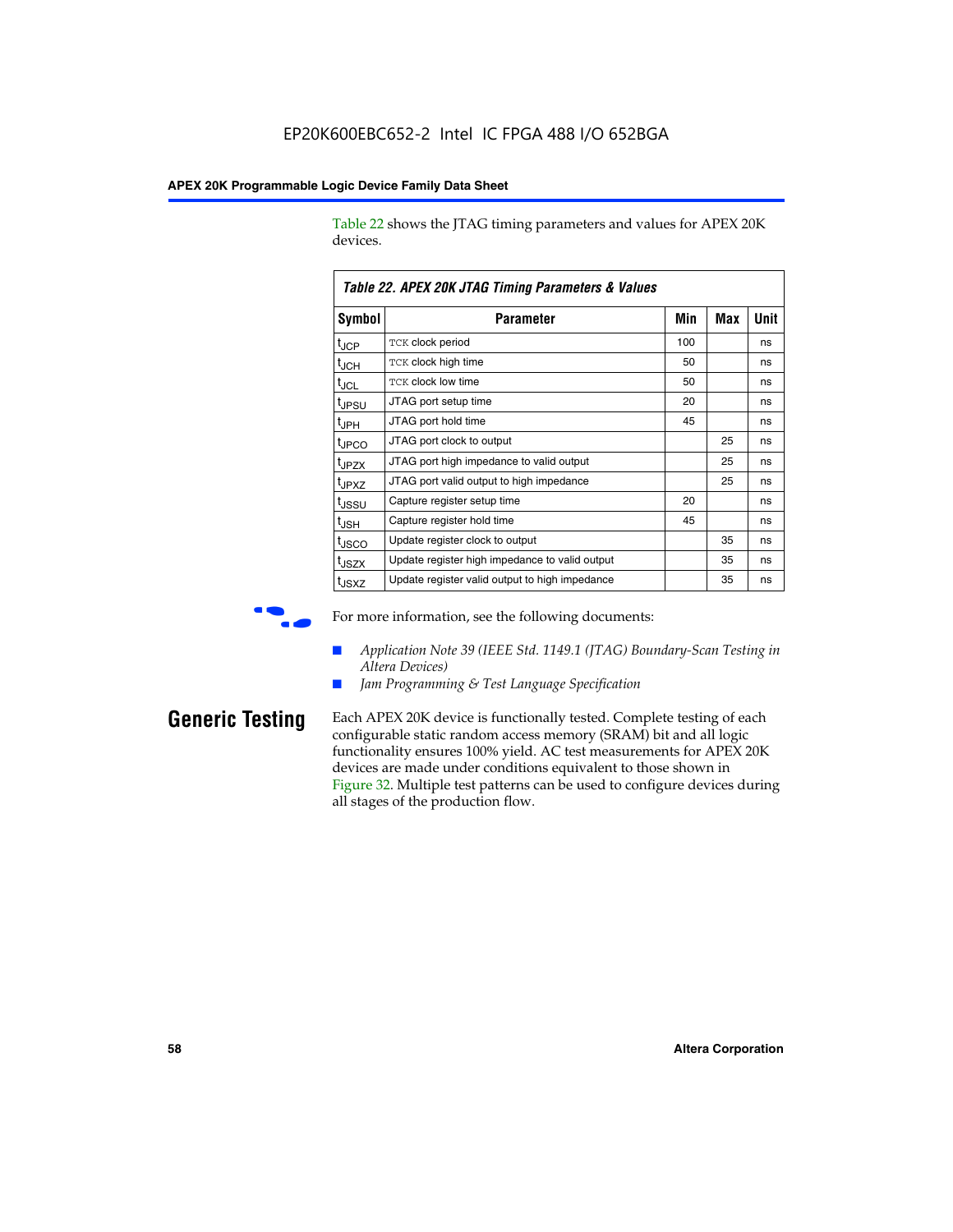Table 22 shows the JTAG timing parameters and values for APEX 20K devices.

*Table 22. APEX 20K JTAG Timing Parameters & Values*

| Symbol | Parameter | Min | Max | Unit |
|---|---|---|---|---|
| $t_{JCP}$ | TCK clock period | 100 | | ns |
| $t_{JCH}$ | TCK clock high time | 50 | | ns |
| $t_{JCL}$ | TCK clock low time | 50 | | ns |
| $t_{JPSU}$ | JTAG port setup time | 20 | | ns |
| $t_{JPH}$ | JTAG port hold time | 45 | | ns |
| $t_{JPCO}$ | JTAG port clock to output | | 25 | ns |
| $t_{JPZX}$ | JTAG port high impedance to valid output | | 25 | ns |
| $t_{JPXZ}$ | JTAG port valid output to high impedance | | 25 | ns |
| $t_{JSSU}$ | Capture register setup time | 20 | | ns |
| $t_{JSH}$ | Capture register hold time | 45 | | ns |
| $t_{JSCO}$ | Update register clock to output | | 35 | ns |
| $t_{JSZX}$ | Update register high impedance to valid output | | 35 | ns |
| $t_{JSXZ}$ | Update register valid output to high impedance | | 35 | ns |

For more information, see the following documents:

- *Application Note 39 (IEEE Std. 1149.1 (JTAG) Boundary-Scan Testing in Altera Devices)*
- *Jam Programming & Test Language Specification*

## Generic Testing

Each APEX 20K device is functionally tested. Complete testing of each configurable static random access memory (SRAM) bit and all logic functionality ensures 100% yield. AC test measurements for APEX 20K devices are made under conditions equivalent to those shown in Figure 32. Multiple test patterns can be used to configure devices during all stages of the production flow.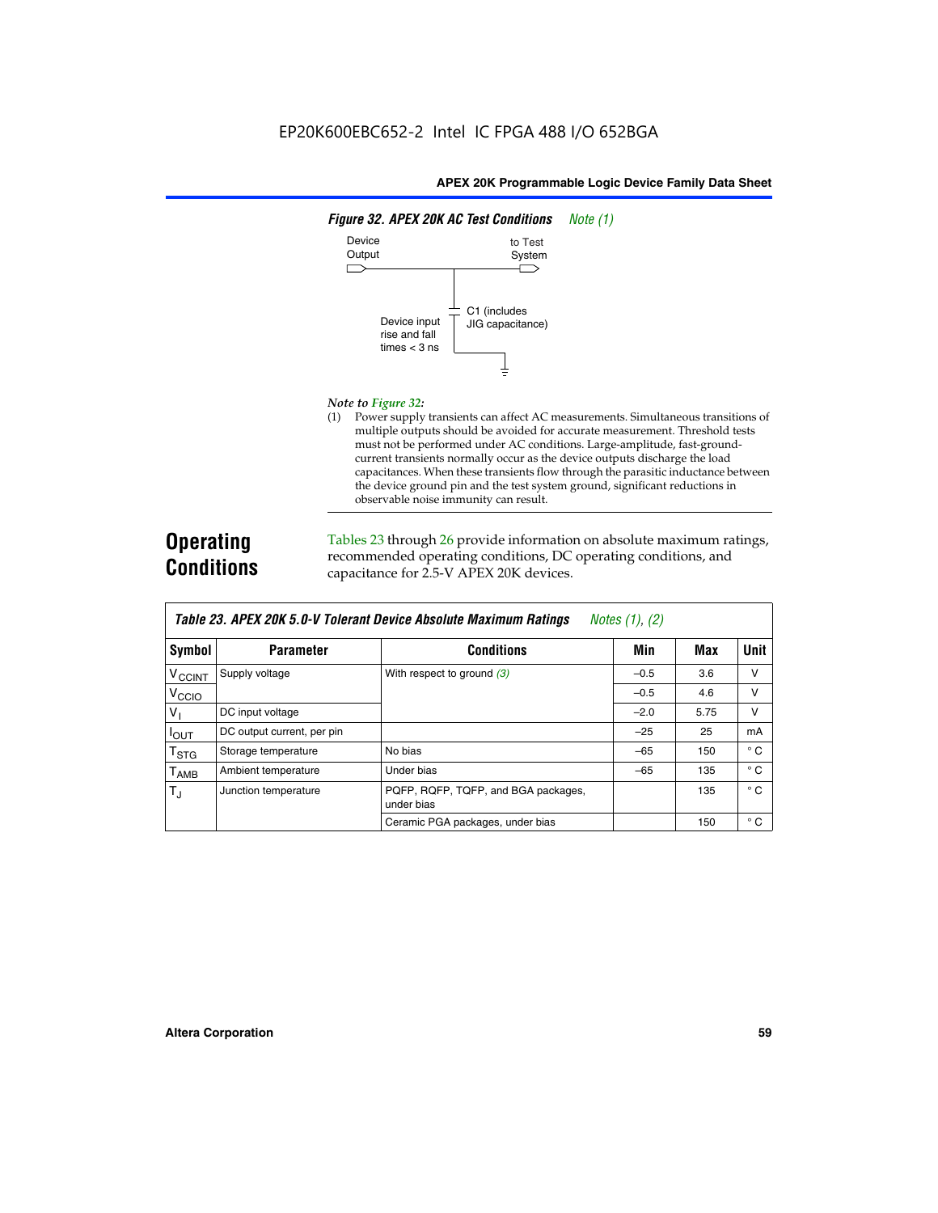**Figure 32. APEX 20K AC Test Conditions** *Note (1)*

Device Output — to Test System

C1 (includes JIG capacitance)

Device input rise and fall times < 3 ns

*Note to Figure 32:*

(1) Power supply transients can affect AC measurements. Simultaneous transitions of multiple outputs should be avoided for accurate measurement. Threshold tests must not be performed under AC conditions. Large-amplitude, fast-ground-current transients normally occur as the device outputs discharge the load capacitances. When these transients flow through the parasitic inductance between the device ground pin and the test system ground, significant reductions in observable noise immunity can result.

# Operating Conditions

Tables 23 through 26 provide information on absolute maximum ratings, recommended operating conditions, DC operating conditions, and capacitance for 2.5-V APEX 20K devices.

**Table 23. APEX 20K 5.0-V Tolerant Device Absolute Maximum Ratings** *Notes (1), (2)*

| Symbol | Parameter | Conditions | Min | Max | Unit |
|---|---|---|---|---|---|
| $V_{CCINT}$ | Supply voltage | With respect to ground *(3)* | –0.5 | 3.6 | V |
| $V_{CCIO}$ | | | –0.5 | 4.6 | V |
| $V_I$ | DC input voltage | | –2.0 | 5.75 | V |
| $I_{OUT}$ | DC output current, per pin | | –25 | 25 | mA |
| $T_{STG}$ | Storage temperature | No bias | –65 | 150 | ° C |
| $T_{AMB}$ | Ambient temperature | Under bias | –65 | 135 | ° C |
| $T_J$ | Junction temperature | PQFP, RQFP, TQFP, and BGA packages, under bias | | 135 | ° C |
| | | Ceramic PGA packages, under bias | | 150 | ° C |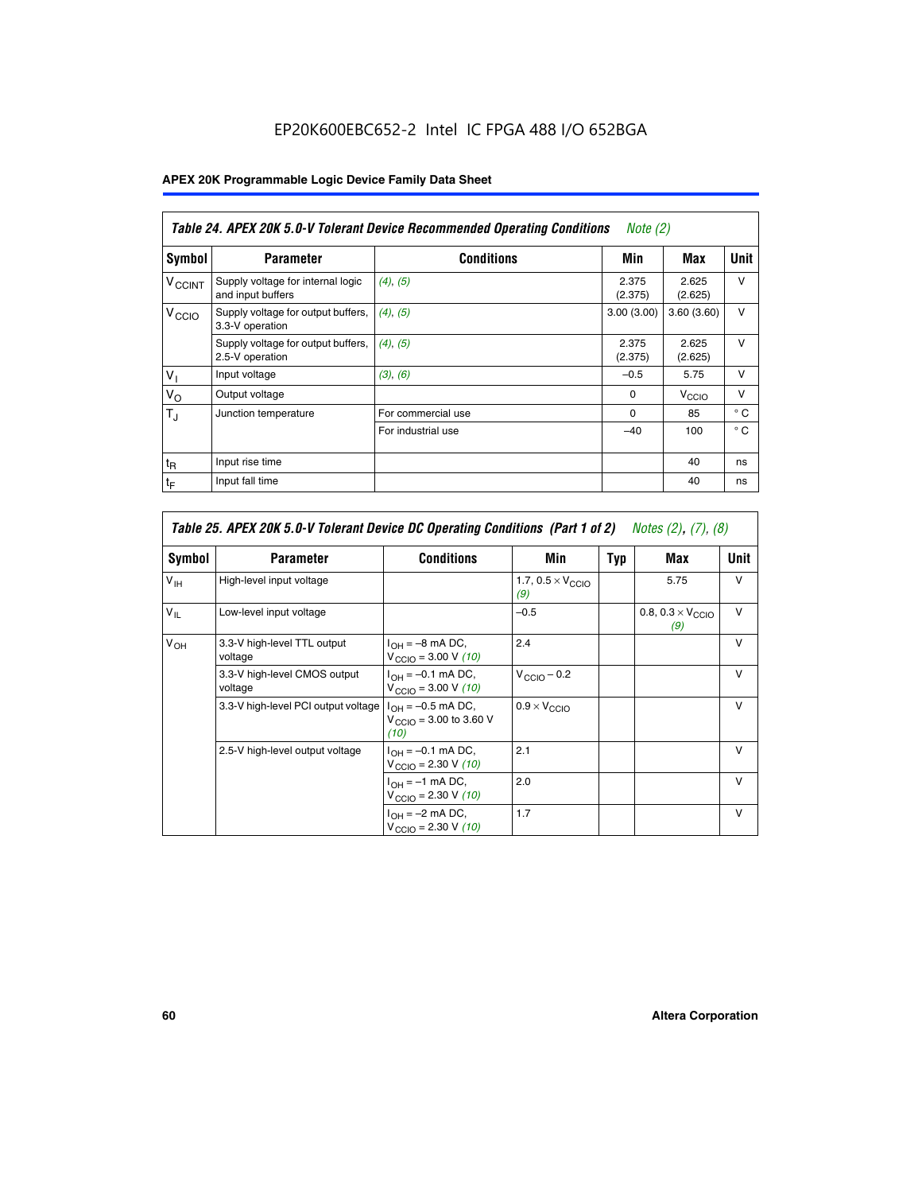EP20K600EBC652-2 Intel IC FPGA 488 I/O 652BGA

**APEX 20K Programmable Logic Device Family Data Sheet**

| *Table 24. APEX 20K 5.0-V Tolerant Device Recommended Operating Conditions* *Note (2)* | | | | | |
|---|---|---|---|---|---|
| **Symbol** | **Parameter** | **Conditions** | **Min** | **Max** | **Unit** |
| $V_{CCINT}$ | Supply voltage for internal logic and input buffers | *(4)*, *(5)* | 2.375 (2.375) | 2.625 (2.625) | V |
| $V_{CCIO}$ | Supply voltage for output buffers, 3.3-V operation | *(4)*, *(5)* | 3.00 (3.00) | 3.60 (3.60) | V |
| | Supply voltage for output buffers, 2.5-V operation | *(4)*, *(5)* | 2.375 (2.375) | 2.625 (2.625) | V |
| $V_I$ | Input voltage | *(3)*, *(6)* | –0.5 | 5.75 | V |
| $V_O$ | Output voltage | | 0 | $V_{CCIO}$ | V |
| $T_J$ | Junction temperature | For commercial use | 0 | 85 | ° C |
| | | For industrial use | –40 | 100 | ° C |
| $t_R$ | Input rise time | | | 40 | ns |
| $t_F$ | Input fall time | | | 40 | ns |

| *Table 25. APEX 20K 5.0-V Tolerant Device DC Operating Conditions (Part 1 of 2)* *Notes (2), (7), (8)* | | | | | | |
|---|---|---|---|---|---|---|
| **Symbol** | **Parameter** | **Conditions** | **Min** | **Typ** | **Max** | **Unit** |
| $V_{IH}$ | High-level input voltage | | 1.7, $0.5 \times V_{CCIO}$ *(9)* | | 5.75 | V |
| $V_{IL}$ | Low-level input voltage | | –0.5 | | 0.8, $0.3 \times V_{CCIO}$ *(9)* | V |
| $V_{OH}$ | 3.3-V high-level TTL output voltage | $I_{OH}$ = –8 mA DC, $V_{CCIO}$ = 3.00 V *(10)* | 2.4 | | | V |
| | 3.3-V high-level CMOS output voltage | $I_{OH}$ = –0.1 mA DC, $V_{CCIO}$ = 3.00 V *(10)* | $V_{CCIO}$ – 0.2 | | | V |
| | 3.3-V high-level PCI output voltage | $I_{OH}$ = –0.5 mA DC, $V_{CCIO}$ = 3.00 to 3.60 V *(10)* | $0.9 \times V_{CCIO}$ | | | V |
| | 2.5-V high-level output voltage | $I_{OH}$ = –0.1 mA DC, $V_{CCIO}$ = 2.30 V *(10)* | 2.1 | | | V |
| | | $I_{OH}$ = –1 mA DC, $V_{CCIO}$ = 2.30 V *(10)* | 2.0 | | | V |
| | | $I_{OH}$ = –2 mA DC, $V_{CCIO}$ = 2.30 V *(10)* | 1.7 | | | V |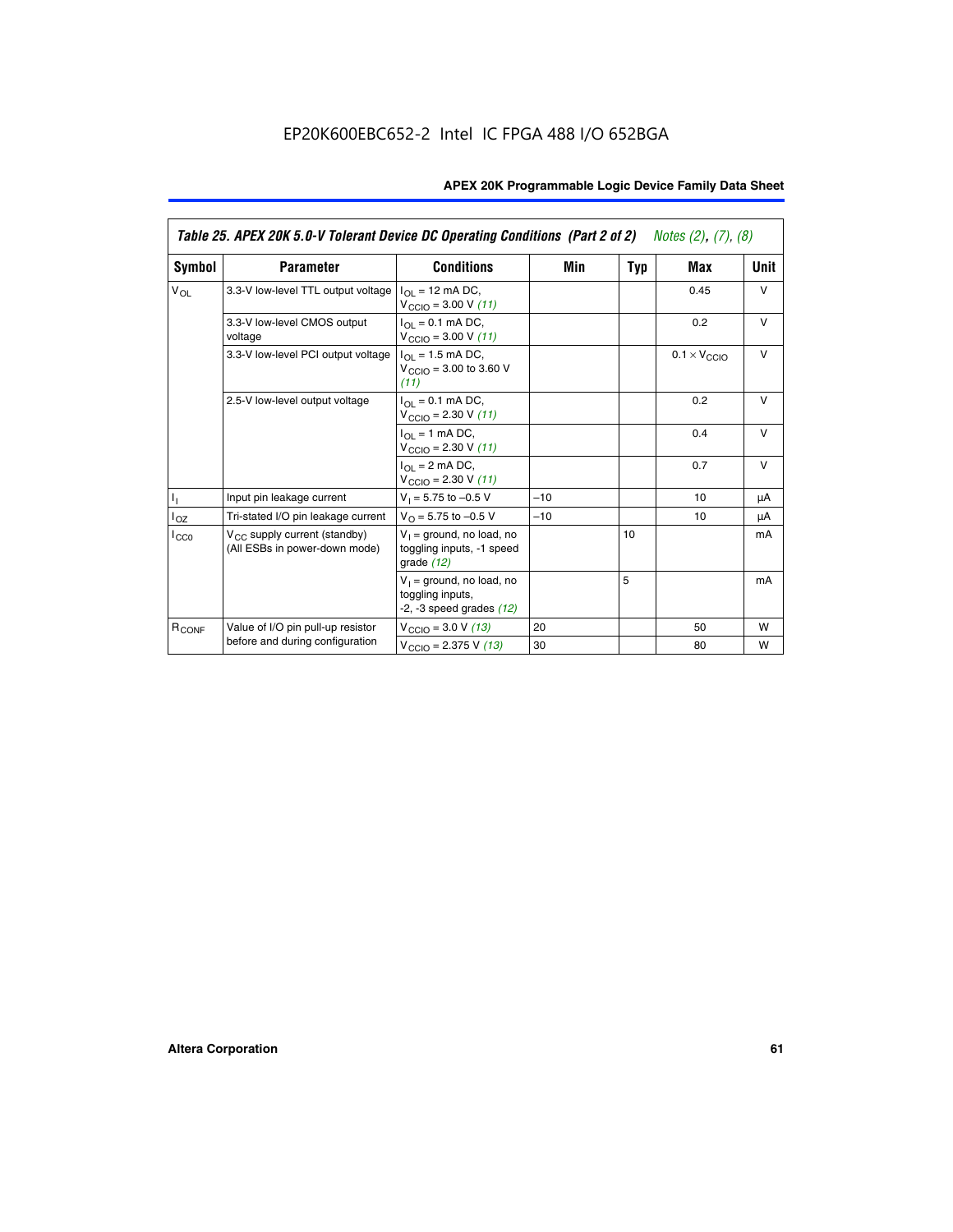EP20K600EBC652-2 Intel IC FPGA 488 I/O 652BGA

**Table 25. APEX 20K 5.0-V Tolerant Device DC Operating Conditions (Part 2 of 2)** *Notes (2), (7), (8)*

| Symbol | Parameter | Conditions | Min | Typ | Max | Unit |
|---|---|---|---|---|---|---|
| $V_{OL}$ | 3.3-V low-level TTL output voltage | $I_{OL}$ = 12 mA DC, $V_{CCIO}$ = 3.00 V *(11)* | | | 0.45 | V |
| | 3.3-V low-level CMOS output voltage | $I_{OL}$ = 0.1 mA DC, $V_{CCIO}$ = 3.00 V *(11)* | | | 0.2 | V |
| | 3.3-V low-level PCI output voltage | $I_{OL}$ = 1.5 mA DC, $V_{CCIO}$ = 3.00 to 3.60 V *(11)* | | | $0.1 \times V_{CCIO}$ | V |
| | 2.5-V low-level output voltage | $I_{OL}$ = 0.1 mA DC, $V_{CCIO}$ = 2.30 V *(11)* | | | 0.2 | V |
| | | $I_{OL}$ = 1 mA DC, $V_{CCIO}$ = 2.30 V *(11)* | | | 0.4 | V |
| | | $I_{OL}$ = 2 mA DC, $V_{CCIO}$ = 2.30 V *(11)* | | | 0.7 | V |
| $I_I$ | Input pin leakage current | $V_I$ = 5.75 to –0.5 V | –10 | | 10 | µA |
| $I_{OZ}$ | Tri-stated I/O pin leakage current | $V_O$ = 5.75 to –0.5 V | –10 | | 10 | µA |
| $I_{CC0}$ | $V_{CC}$ supply current (standby) (All ESBs in power-down mode) | $V_I$ = ground, no load, no toggling inputs, -1 speed grade *(12)* | | 10 | | mA |
| | | $V_I$ = ground, no load, no toggling inputs, -2, -3 speed grades *(12)* | | 5 | | mA |
| $R_{CONF}$ | Value of I/O pin pull-up resistor before and during configuration | $V_{CCIO}$ = 3.0 V *(13)* | 20 | | 50 | W |
| | | $V_{CCIO}$ = 2.375 V *(13)* | 30 | | 80 | W |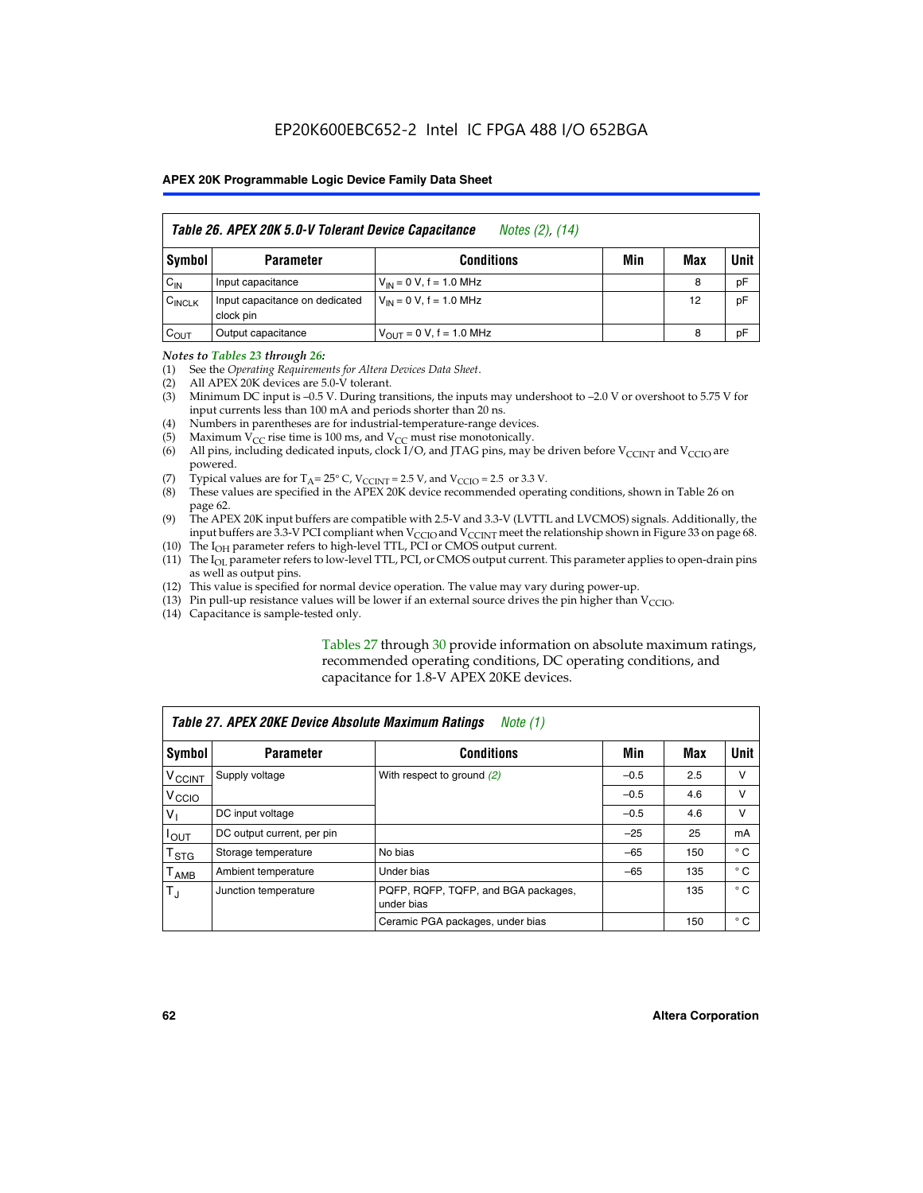### Table 26. APEX 20K 5.0-V Tolerant Device Capacitance *Notes (2), (14)*

| Symbol | Parameter | Conditions | Min | Max | Unit |
|---|---|---|---|---|---|
| $C_{IN}$ | Input capacitance | $V_{IN}$ = 0 V, f = 1.0 MHz | | 8 | pF |
| $C_{INCLK}$ | Input capacitance on dedicated clock pin | $V_{IN}$ = 0 V, f = 1.0 MHz | | 12 | pF |
| $C_{OUT}$ | Output capacitance | $V_{OUT}$ = 0 V, f = 1.0 MHz | | 8 | pF |

*Notes to Tables 23 through 26:*

(1) See the *Operating Requirements for Altera Devices Data Sheet*.
(2) All APEX 20K devices are 5.0-V tolerant.
(3) Minimum DC input is –0.5 V. During transitions, the inputs may undershoot to –2.0 V or overshoot to 5.75 V for input currents less than 100 mA and periods shorter than 20 ns.
(4) Numbers in parentheses are for industrial-temperature-range devices.
(5) Maximum $V_{CC}$ rise time is 100 ms, and $V_{CC}$ must rise monotonically.
(6) All pins, including dedicated inputs, clock I/O, and JTAG pins, may be driven before $V_{CCINT}$ and $V_{CCIO}$ are powered.
(7) Typical values are for $T_A$ = 25° C, $V_{CCINT}$ = 2.5 V, and $V_{CCIO}$ = 2.5 or 3.3 V.
(8) These values are specified in the APEX 20K device recommended operating conditions, shown in Table 26 on page 62.
(9) The APEX 20K input buffers are compatible with 2.5-V and 3.3-V (LVTTL and LVCMOS) signals. Additionally, the input buffers are 3.3-V PCI compliant when $V_{CCIO}$ and $V_{CCINT}$ meet the relationship shown in Figure 33 on page 68.
(10) The $I_{OH}$ parameter refers to high-level TTL, PCI or CMOS output current.
(11) The $I_{OL}$ parameter refers to low-level TTL, PCI, or CMOS output current. This parameter applies to open-drain pins as well as output pins.
(12) This value is specified for normal device operation. The value may vary during power-up.
(13) Pin pull-up resistance values will be lower if an external source drives the pin higher than $V_{CCIO}$.
(14) Capacitance is sample-tested only.

Tables 27 through 30 provide information on absolute maximum ratings, recommended operating conditions, DC operating conditions, and capacitance for 1.8-V APEX 20KE devices.

### Table 27. APEX 20KE Device Absolute Maximum Ratings *Note (1)*

| Symbol | Parameter | Conditions | Min | Max | Unit |
|---|---|---|---|---|---|
| $V_{CCINT}$ | Supply voltage | With respect to ground *(2)* | –0.5 | 2.5 | V |
| $V_{CCIO}$ | | | –0.5 | 4.6 | V |
| $V_I$ | DC input voltage | | –0.5 | 4.6 | V |
| $I_{OUT}$ | DC output current, per pin | | –25 | 25 | mA |
| $T_{STG}$ | Storage temperature | No bias | –65 | 150 | ° C |
| $T_{AMB}$ | Ambient temperature | Under bias | –65 | 135 | ° C |
| $T_J$ | Junction temperature | PQFP, RQFP, TQFP, and BGA packages, under bias | | 135 | ° C |
| | | Ceramic PGA packages, under bias | | 150 | ° C |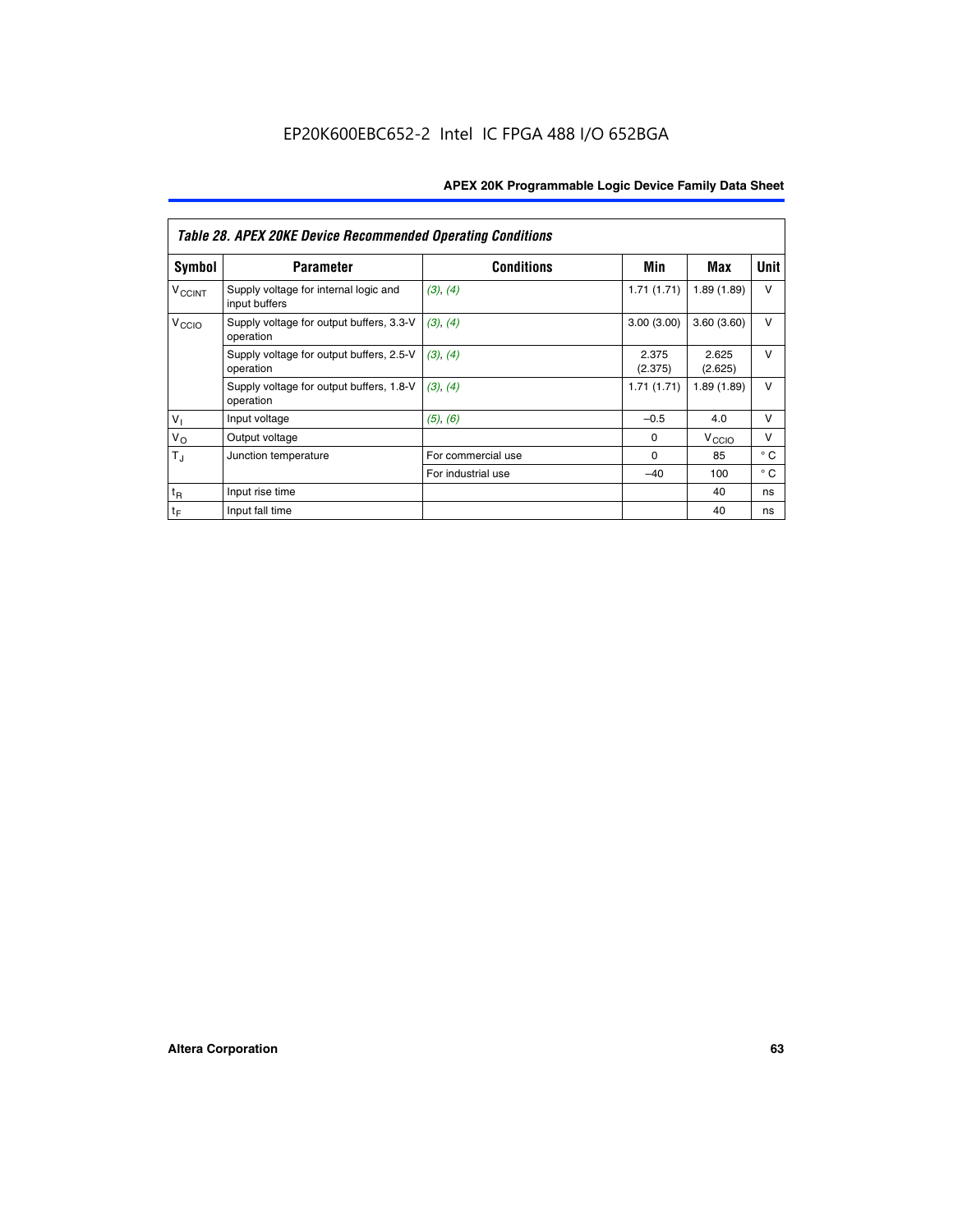# EP20K600EBC652-2 Intel IC FPGA 488 I/O 652BGA

**Table 28. APEX 20KE Device Recommended Operating Conditions**

| Symbol | Parameter | Conditions | Min | Max | Unit |
|---|---|---|---|---|---|
| $V_{CCINT}$ | Supply voltage for internal logic and input buffers | (3), (4) | 1.71 (1.71) | 1.89 (1.89) | V |
| $V_{CCIO}$ | Supply voltage for output buffers, 3.3-V operation | (3), (4) | 3.00 (3.00) | 3.60 (3.60) | V |
| | Supply voltage for output buffers, 2.5-V operation | (3), (4) | 2.375 (2.375) | 2.625 (2.625) | V |
| | Supply voltage for output buffers, 1.8-V operation | (3), (4) | 1.71 (1.71) | 1.89 (1.89) | V |
| $V_I$ | Input voltage | (5), (6) | –0.5 | 4.0 | V |
| $V_O$ | Output voltage | | 0 | $V_{CCIO}$ | V |
| $T_J$ | Junction temperature | For commercial use | 0 | 85 | ° C |
| | | For industrial use | –40 | 100 | ° C |
| $t_R$ | Input rise time | | | 40 | ns |
| $t_F$ | Input fall time | | | 40 | ns |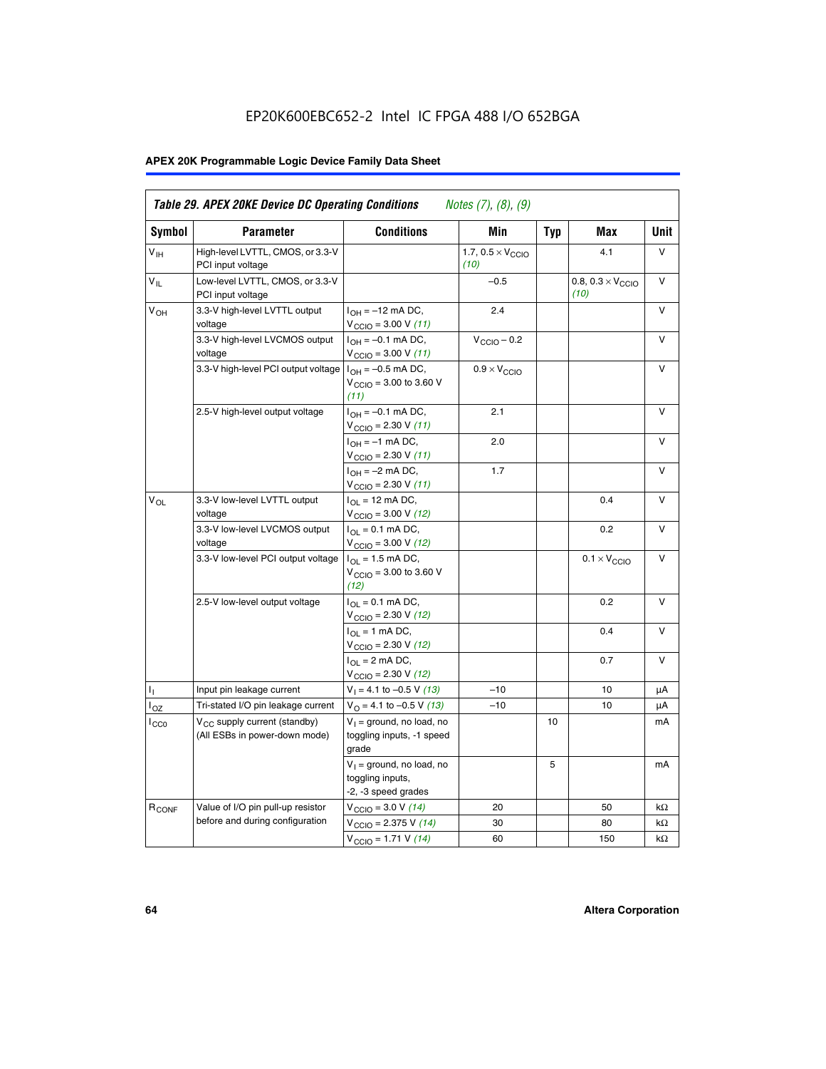EP20K600EBC652-2 Intel IC FPGA 488 I/O 652BGA

**Table 29. APEX 20KE Device DC Operating Conditions** *Notes (7), (8), (9)*

| Symbol | Parameter | Conditions | Min | Typ | Max | Unit |
|---|---|---|---|---|---|---|
| $V_{IH}$ | High-level LVTTL, CMOS, or 3.3-V PCI input voltage | | 1.7, $0.5 \times V_{CCIO}$ *(10)* | | 4.1 | V |
| $V_{IL}$ | Low-level LVTTL, CMOS, or 3.3-V PCI input voltage | | –0.5 | | 0.8, $0.3 \times V_{CCIO}$ *(10)* | V |
| $V_{OH}$ | 3.3-V high-level LVTTL output voltage | $I_{OH}$ = –12 mA DC, $V_{CCIO}$ = 3.00 V *(11)* | 2.4 | | | V |
| | 3.3-V high-level LVCMOS output voltage | $I_{OH}$ = –0.1 mA DC, $V_{CCIO}$ = 3.00 V *(11)* | $V_{CCIO}$ – 0.2 | | | V |
| | 3.3-V high-level PCI output voltage | $I_{OH}$ = –0.5 mA DC, $V_{CCIO}$ = 3.00 to 3.60 V *(11)* | $0.9 \times V_{CCIO}$ | | | V |
| | 2.5-V high-level output voltage | $I_{OH}$ = –0.1 mA DC, $V_{CCIO}$ = 2.30 V *(11)* | 2.1 | | | V |
| | | $I_{OH}$ = –1 mA DC, $V_{CCIO}$ = 2.30 V *(11)* | 2.0 | | | V |
| | | $I_{OH}$ = –2 mA DC, $V_{CCIO}$ = 2.30 V *(11)* | 1.7 | | | V |
| $V_{OL}$ | 3.3-V low-level LVTTL output voltage | $I_{OL}$ = 12 mA DC, $V_{CCIO}$ = 3.00 V *(12)* | | | 0.4 | V |
| | 3.3-V low-level LVCMOS output voltage | $I_{OL}$ = 0.1 mA DC, $V_{CCIO}$ = 3.00 V *(12)* | | | 0.2 | V |
| | 3.3-V low-level PCI output voltage | $I_{OL}$ = 1.5 mA DC, $V_{CCIO}$ = 3.00 to 3.60 V *(12)* | | | $0.1 \times V_{CCIO}$ | V |
| | 2.5-V low-level output voltage | $I_{OL}$ = 0.1 mA DC, $V_{CCIO}$ = 2.30 V *(12)* | | | 0.2 | V |
| | | $I_{OL}$ = 1 mA DC, $V_{CCIO}$ = 2.30 V *(12)* | | | 0.4 | V |
| | | $I_{OL}$ = 2 mA DC, $V_{CCIO}$ = 2.30 V *(12)* | | | 0.7 | V |
| $I_I$ | Input pin leakage current | $V_I$ = 4.1 to –0.5 V *(13)* | –10 | | 10 | µA |
| $I_{OZ}$ | Tri-stated I/O pin leakage current | $V_O$ = 4.1 to –0.5 V *(13)* | –10 | | 10 | µA |
| $I_{CC0}$ | $V_{CC}$ supply current (standby) (All ESBs in power-down mode) | $V_I$ = ground, no load, no toggling inputs, -1 speed grade | | 10 | | mA |
| | | $V_I$ = ground, no load, no toggling inputs, -2, -3 speed grades | | 5 | | mA |
| $R_{CONF}$ | Value of I/O pin pull-up resistor before and during configuration | $V_{CCIO}$ = 3.0 V *(14)* | 20 | | 50 | kΩ |
| | | $V_{CCIO}$ = 2.375 V *(14)* | 30 | | 80 | kΩ |
| | | $V_{CCIO}$ = 1.71 V *(14)* | 60 | | 150 | kΩ |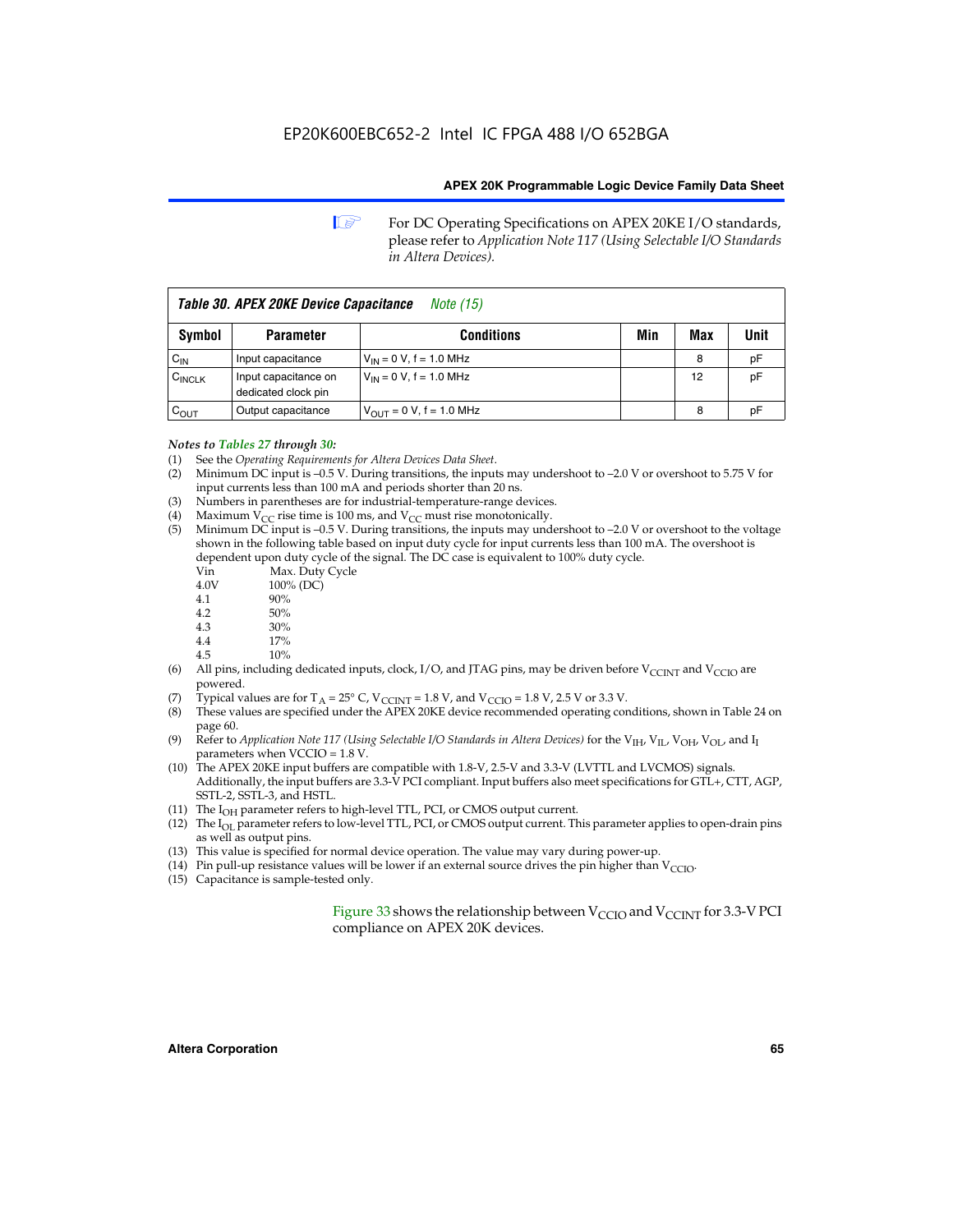For DC Operating Specifications on APEX 20KE I/O standards, please refer to *Application Note 117 (Using Selectable I/O Standards in Altera Devices).*

| *Table 30. APEX 20KE Device Capacitance Note (15)* | | | | | |
|---|---|---|---|---|---|
| **Symbol** | **Parameter** | **Conditions** | **Min** | **Max** | **Unit** |
| $C_{IN}$ | Input capacitance | $V_{IN}$ = 0 V, f = 1.0 MHz | | 8 | pF |
| $C_{INCLK}$ | Input capacitance on dedicated clock pin | $V_{IN}$ = 0 V, f = 1.0 MHz | | 12 | pF |
| $C_{OUT}$ | Output capacitance | $V_{OUT}$ = 0 V, f = 1.0 MHz | | 8 | pF |

***Notes to Tables 27 through 30:***

(1) See the *Operating Requirements for Altera Devices Data Sheet*.
(2) Minimum DC input is –0.5 V. During transitions, the inputs may undershoot to –2.0 V or overshoot to 5.75 V for input currents less than 100 mA and periods shorter than 20 ns.
(3) Numbers in parentheses are for industrial-temperature-range devices.
(4) Maximum $V_{CC}$ rise time is 100 ms, and $V_{CC}$ must rise monotonically.
(5) Minimum DC input is –0.5 V. During transitions, the inputs may undershoot to –2.0 V or overshoot to the voltage shown in the following table based on input duty cycle for input currents less than 100 mA. The overshoot is dependent upon duty cycle of the signal. The DC case is equivalent to 100% duty cycle.

| Vin | Max. Duty Cycle |
|---|---|
| 4.0V | 100% (DC) |
| 4.1 | 90% |
| 4.2 | 50% |
| 4.3 | 30% |
| 4.4 | 17% |
| 4.5 | 10% |

(6) All pins, including dedicated inputs, clock, I/O, and JTAG pins, may be driven before $V_{CCINT}$ and $V_{CCIO}$ are powered.
(7) Typical values are for $T_A$ = 25° C, $V_{CCINT}$ = 1.8 V, and $V_{CCIO}$ = 1.8 V, 2.5 V or 3.3 V.
(8) These values are specified under the APEX 20KE device recommended operating conditions, shown in Table 24 on page 60.
(9) Refer to *Application Note 117 (Using Selectable I/O Standards in Altera Devices)* for the $V_{IH}$, $V_{IL}$, $V_{OH}$, $V_{OL}$, and $I_I$ parameters when VCCIO = 1.8 V.
(10) The APEX 20KE input buffers are compatible with 1.8-V, 2.5-V and 3.3-V (LVTTL and LVCMOS) signals. Additionally, the input buffers are 3.3-V PCI compliant. Input buffers also meet specifications for GTL+, CTT, AGP, SSTL-2, SSTL-3, and HSTL.
(11) The $I_{OH}$ parameter refers to high-level TTL, PCI, or CMOS output current.
(12) The $I_{OL}$ parameter refers to low-level TTL, PCI, or CMOS output current. This parameter applies to open-drain pins as well as output pins.
(13) This value is specified for normal device operation. The value may vary during power-up.
(14) Pin pull-up resistance values will be lower if an external source drives the pin higher than $V_{CCIO}$.
(15) Capacitance is sample-tested only.

Figure 33 shows the relationship between $V_{CCIO}$ and $V_{CCINT}$ for 3.3-V PCI compliance on APEX 20K devices.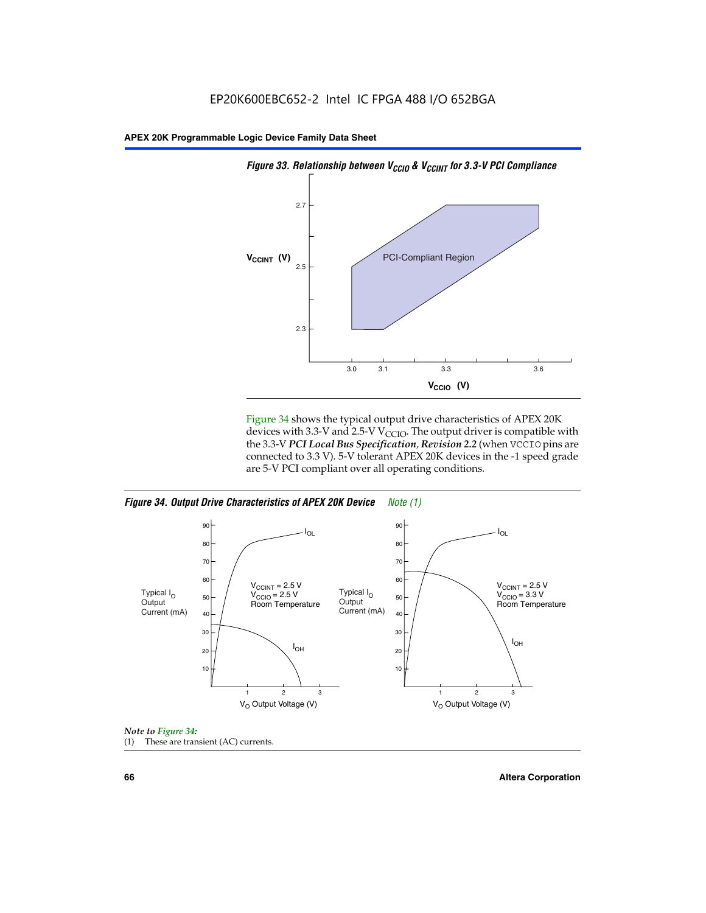*Figure 33. Relationship between $V_{CCIO}$ & $V_{CCINT}$ for 3.3-V PCI Compliance*

Figure 34 shows the typical output drive characteristics of APEX 20K devices with 3.3-V and 2.5-V $V_{CCIO}$. The output driver is compatible with the 3.3-V ***PCI Local Bus Specification, Revision 2.2*** (when VCCIO pins are connected to 3.3 V). 5-V tolerant APEX 20K devices in the -1 speed grade are 5-V PCI compliant over all operating conditions.

*Figure 34. Output Drive Characteristics of APEX 20K Device Note (1)*

*Note to Figure 34:*

(1) These are transient (AC) currents.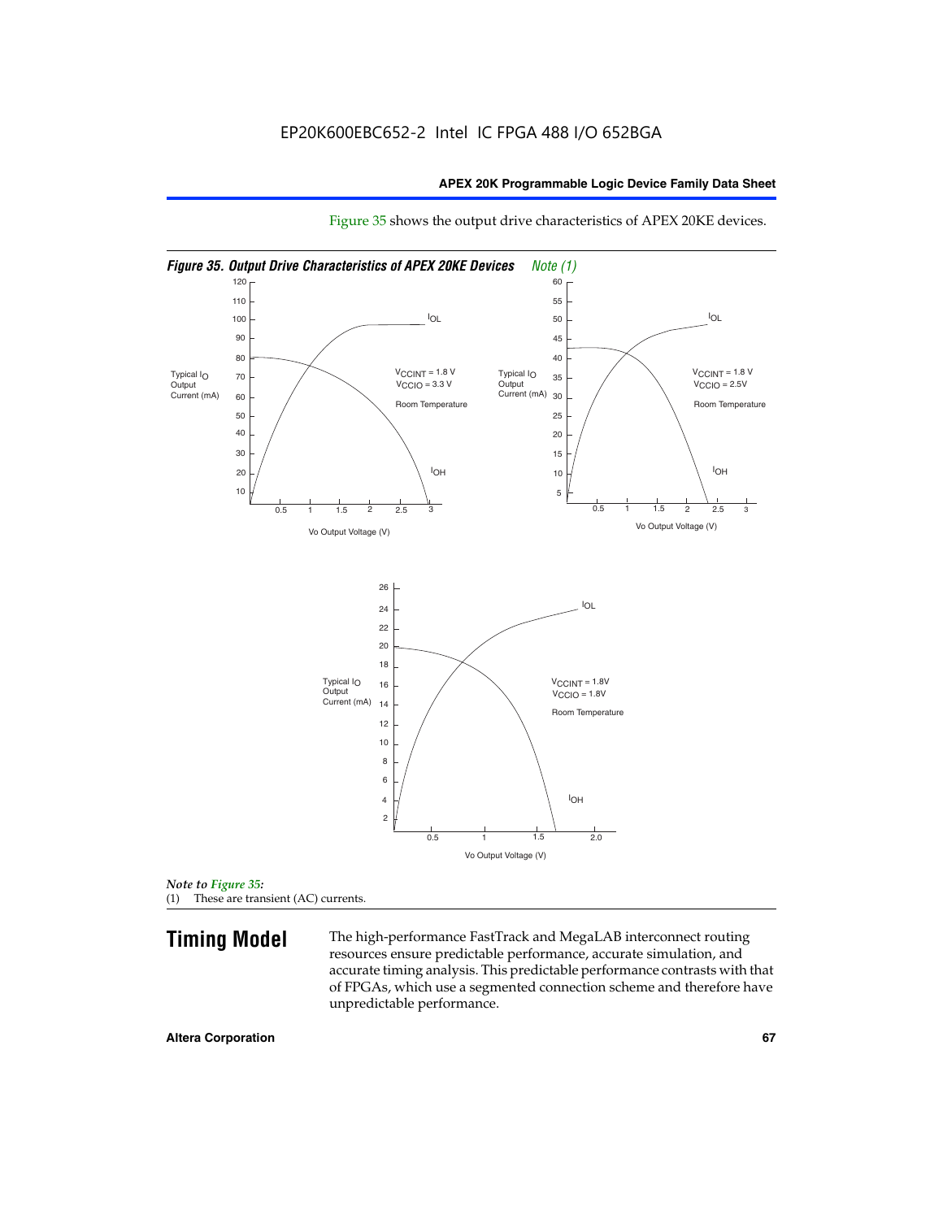EP20K600EBC652-2 Intel IC FPGA 488 I/O 652BGA

Figure 35 shows the output drive characteristics of APEX 20KE devices.

*Figure 35. Output Drive Characteristics of APEX 20KE Devices Note (1)*

*Note to Figure 35:*
(1) These are transient (AC) currents.

## Timing Model

The high-performance FastTrack and MegaLAB interconnect routing resources ensure predictable performance, accurate simulation, and accurate timing analysis. This predictable performance contrasts with that of FPGAs, which use a segmented connection scheme and therefore have unpredictable performance.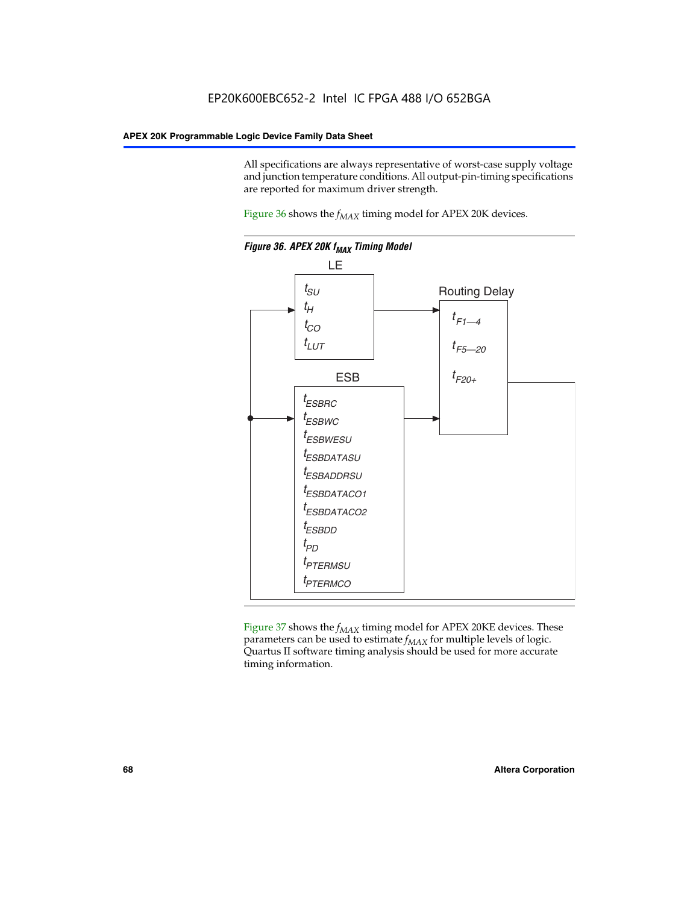All specifications are always representative of worst-case supply voltage and junction temperature conditions. All output-pin-timing specifications are reported for maximum driver strength.

Figure 36 shows the $f_{MAX}$ timing model for APEX 20K devices.

**Figure 36. APEX 20K $f_{MAX}$ Timing Model**

LE

$t_{SU}$

$t_H$

$t_{CO}$

$t_{LUT}$

Routing Delay

$t_{F1-4}$

$t_{F5-20}$

$t_{F20+}$

ESB

$t_{ESBRC}$

$t_{ESBWC}$

$t_{ESBWESU}$

$t_{ESBDATASU}$

$t_{ESBADDRSU}$

$t_{ESBDATACO1}$

$t_{ESBDATACO2}$

$t_{ESBDD}$

$t_{PD}$

$t_{PTERMSU}$

$t_{PTERMCO}$

Figure 37 shows the $f_{MAX}$ timing model for APEX 20KE devices. These parameters can be used to estimate $f_{MAX}$ for multiple levels of logic. Quartus II software timing analysis should be used for more accurate timing information.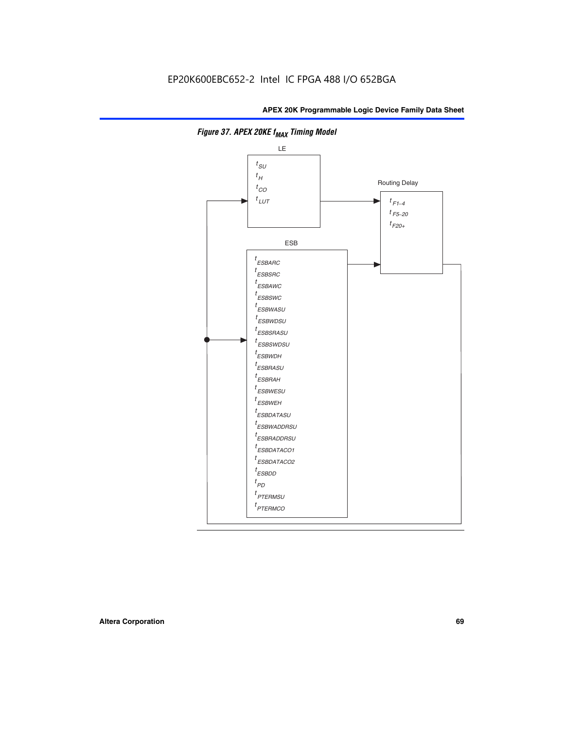EP20K600EBC652-2 Intel IC FPGA 488 I/O 652BGA

**Figure 37. APEX 20KE $f_{MAX}$ Timing Model**

LE

$t_{SU}$
$t_{H}$
$t_{CO}$
$t_{LUT}$

Routing Delay

$t_{F1-4}$
$t_{F5-20}$
$t_{F20+}$

ESB

$t_{ESBARC}$
$t_{ESBSRC}$
$t_{ESBAWC}$
$t_{ESBSWC}$
$t_{ESBWASU}$
$t_{ESBWDSU}$
$t_{ESBSRASU}$
$t_{ESBSWDSU}$
$t_{ESBWDH}$
$t_{ESBRASU}$
$t_{ESBRAH}$
$t_{ESBWESU}$
$t_{ESBWEH}$
$t_{ESBDATASU}$
$t_{ESBWADDRSU}$
$t_{ESBRADDRSU}$
$t_{ESBDATACO1}$
$t_{ESBDATACO2}$
$t_{ESBDD}$
$t_{PD}$
$t_{PTERMSU}$
$t_{PTERMCO}$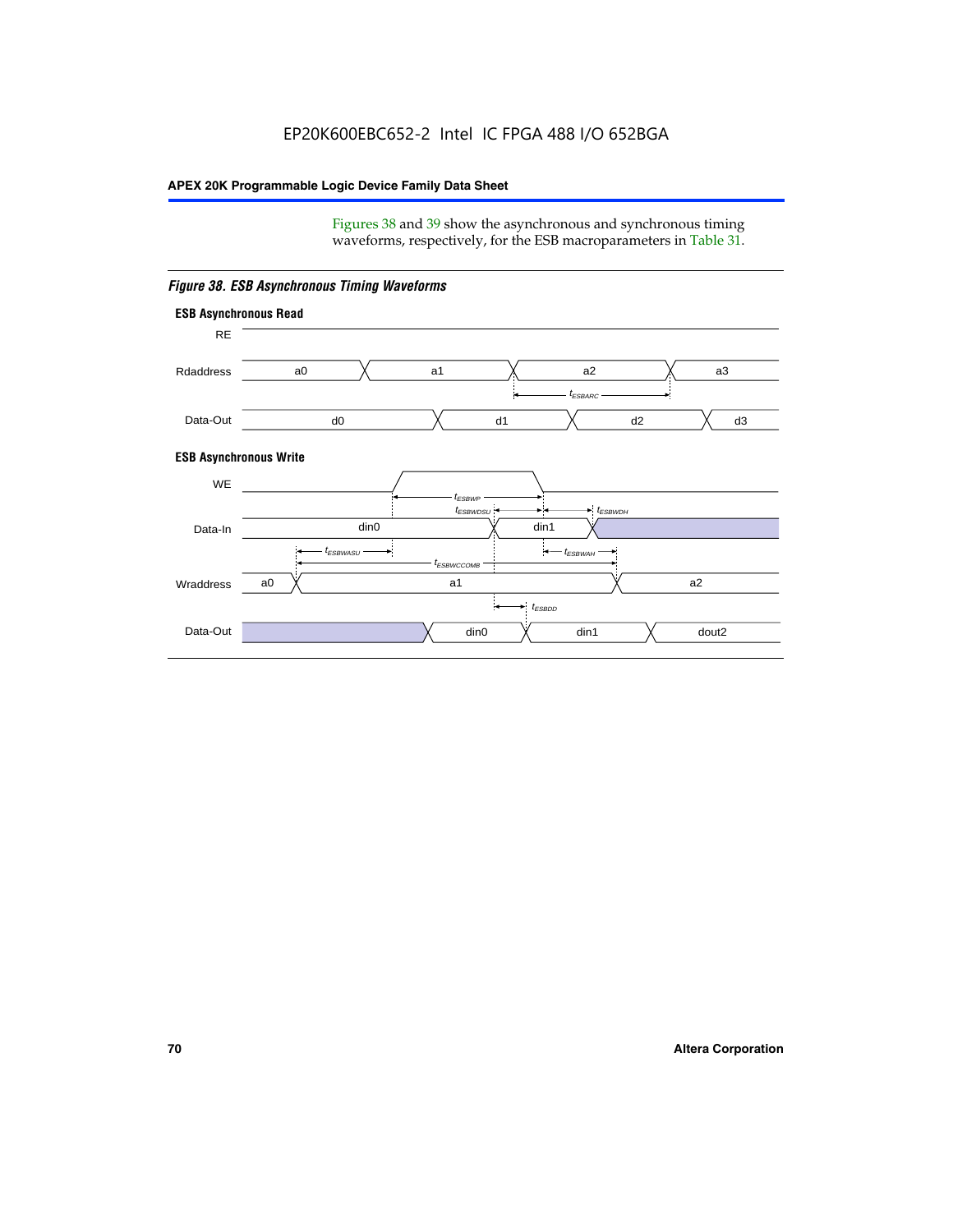Figures 38 and 39 show the asynchronous and synchronous timing waveforms, respectively, for the ESB macroparameters in Table 31.

*Figure 38. ESB Asynchronous Timing Waveforms*

**ESB Asynchronous Read**

RE

Rdaddress: a0, a1, a2, a3

$t_{ESBARC}$

Data-Out: d0, d1, d2, d3

**ESB Asynchronous Write**

WE

$t_{ESBWP}$

$t_{ESBWDSU}$

$t_{ESBWDH}$

Data-In: din0, din1

$t_{ESBWASU}$

$t_{ESBWAH}$

$t_{ESBWCCOMB}$

Wraddress: a0, a1, a2

$t_{ESBDD}$

Data-Out: din0, din1, dout2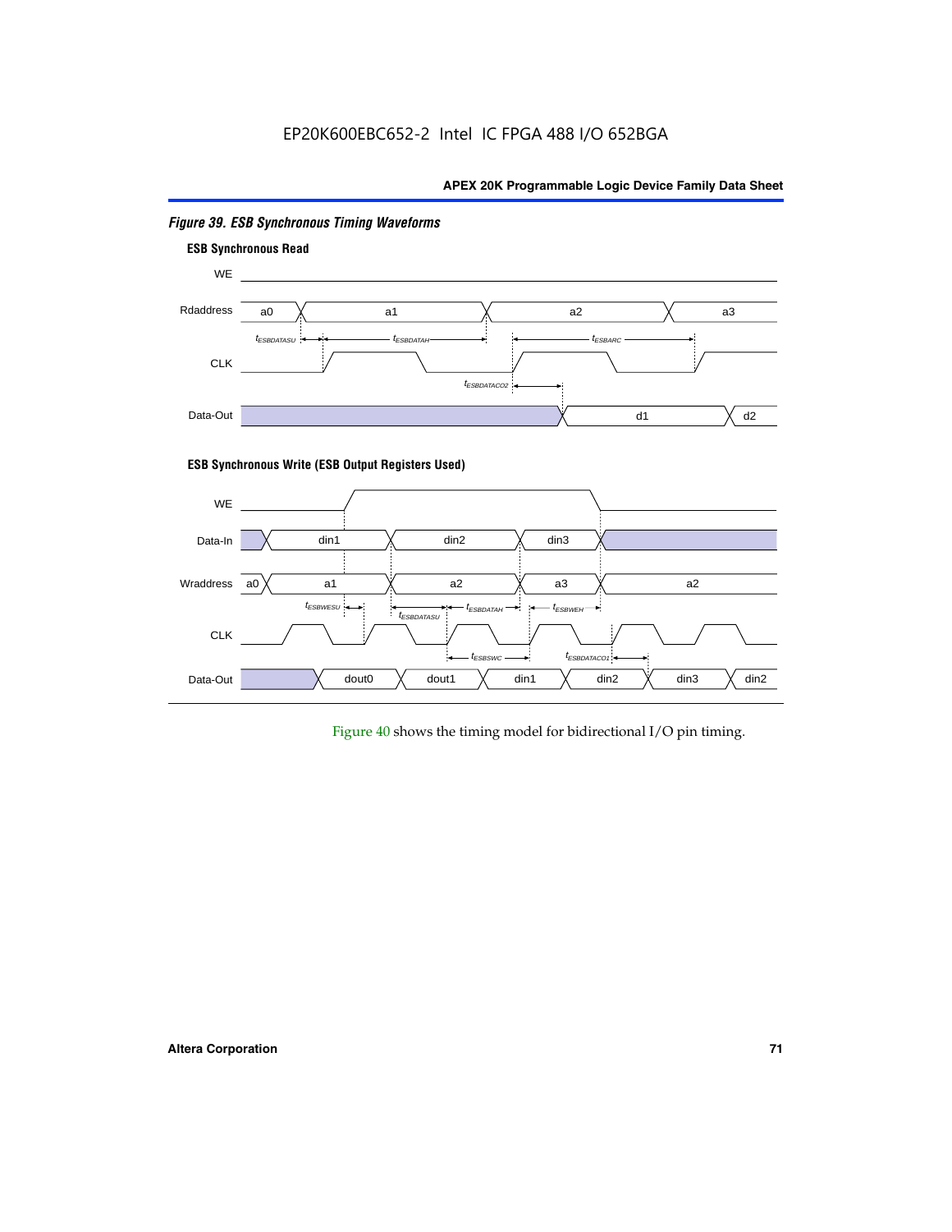*Figure 39. ESB Synchronous Timing Waveforms*

**ESB Synchronous Read**

WE

Rdaddress a0 a1 a2 a3

$t_{ESBDATASU}$ $t_{ESBDATAH}$ $t_{ESBARC}$

CLK

$t_{ESBDATACO2}$

Data-Out d1 d2

**ESB Synchronous Write (ESB Output Registers Used)**

WE

Data-In din1 din2 din3

Wraddress a0 a1 a2 a3 a2

$t_{ESBWESU}$ $t_{ESBDATASU}$ $t_{ESBDATAH}$ $t_{ESBWEH}$

CLK

$t_{ESBSWC}$ $t_{ESBDATACO1}$

Data-Out dout0 dout1 din1 din2 din3 din2

Figure 40 shows the timing model for bidirectional I/O pin timing.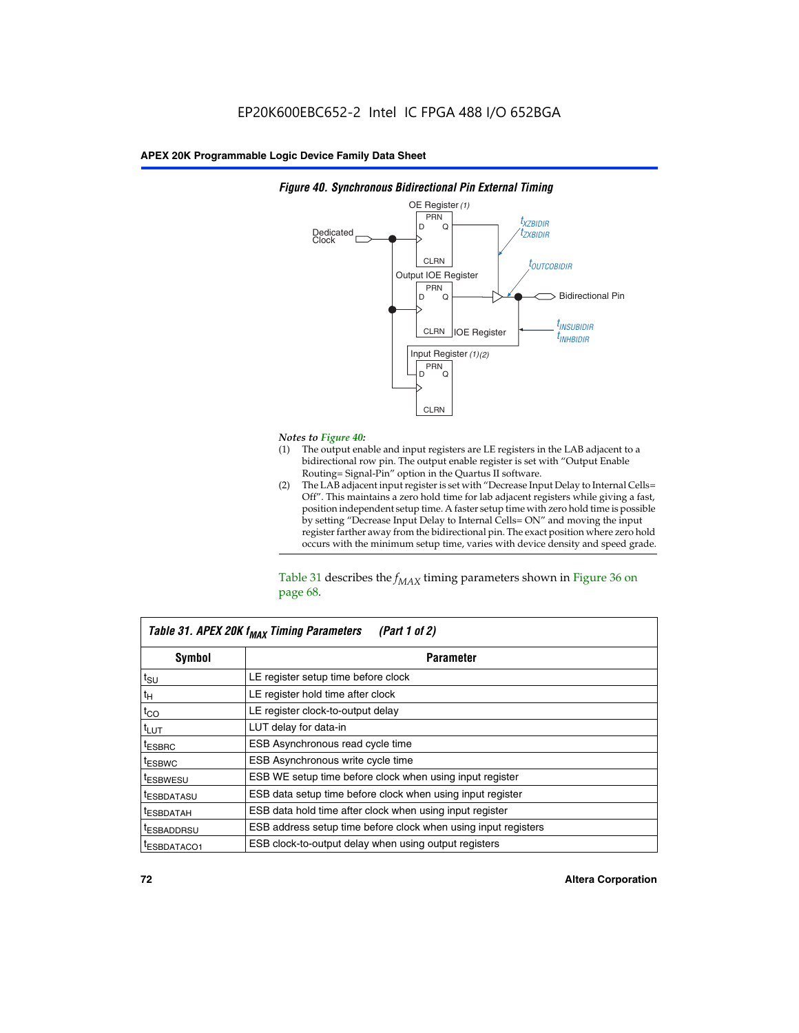EP20K600EBC652-2 Intel IC FPGA 488 I/O 652BGA

**Figure 40. Synchronous Bidirectional Pin External Timing**

*Notes to Figure 40:*

(1) The output enable and input registers are LE registers in the LAB adjacent to a bidirectional row pin. The output enable register is set with "Output Enable Routing= Signal-Pin" option in the Quartus II software.

(2) The LAB adjacent input register is set with "Decrease Input Delay to Internal Cells= Off". This maintains a zero hold time for lab adjacent registers while giving a fast, position independent setup time. A faster setup time with zero hold time is possible by setting "Decrease Input Delay to Internal Cells= ON" and moving the input register farther away from the bidirectional pin. The exact position where zero hold occurs with the minimum setup time, varies with device density and speed grade.

Table 31 describes the $f_{MAX}$ timing parameters shown in Figure 36 on page 68.

**Table 31. APEX 20K $f_{MAX}$ Timing Parameters (Part 1 of 2)**

| Symbol | Parameter |
|---|---|
| $t_{SU}$ | LE register setup time before clock |
| $t_H$ | LE register hold time after clock |
| $t_{CO}$ | LE register clock-to-output delay |
| $t_{LUT}$ | LUT delay for data-in |
| $t_{ESBRC}$ | ESB Asynchronous read cycle time |
| $t_{ESBWC}$ | ESB Asynchronous write cycle time |
| $t_{ESBWESU}$ | ESB WE setup time before clock when using input register |
| $t_{ESBDATASU}$ | ESB data setup time before clock when using input register |
| $t_{ESBDATAH}$ | ESB data hold time after clock when using input register |
| $t_{ESBADDRSU}$ | ESB address setup time before clock when using input registers |
| $t_{ESBDATACO1}$ | ESB clock-to-output delay when using output registers |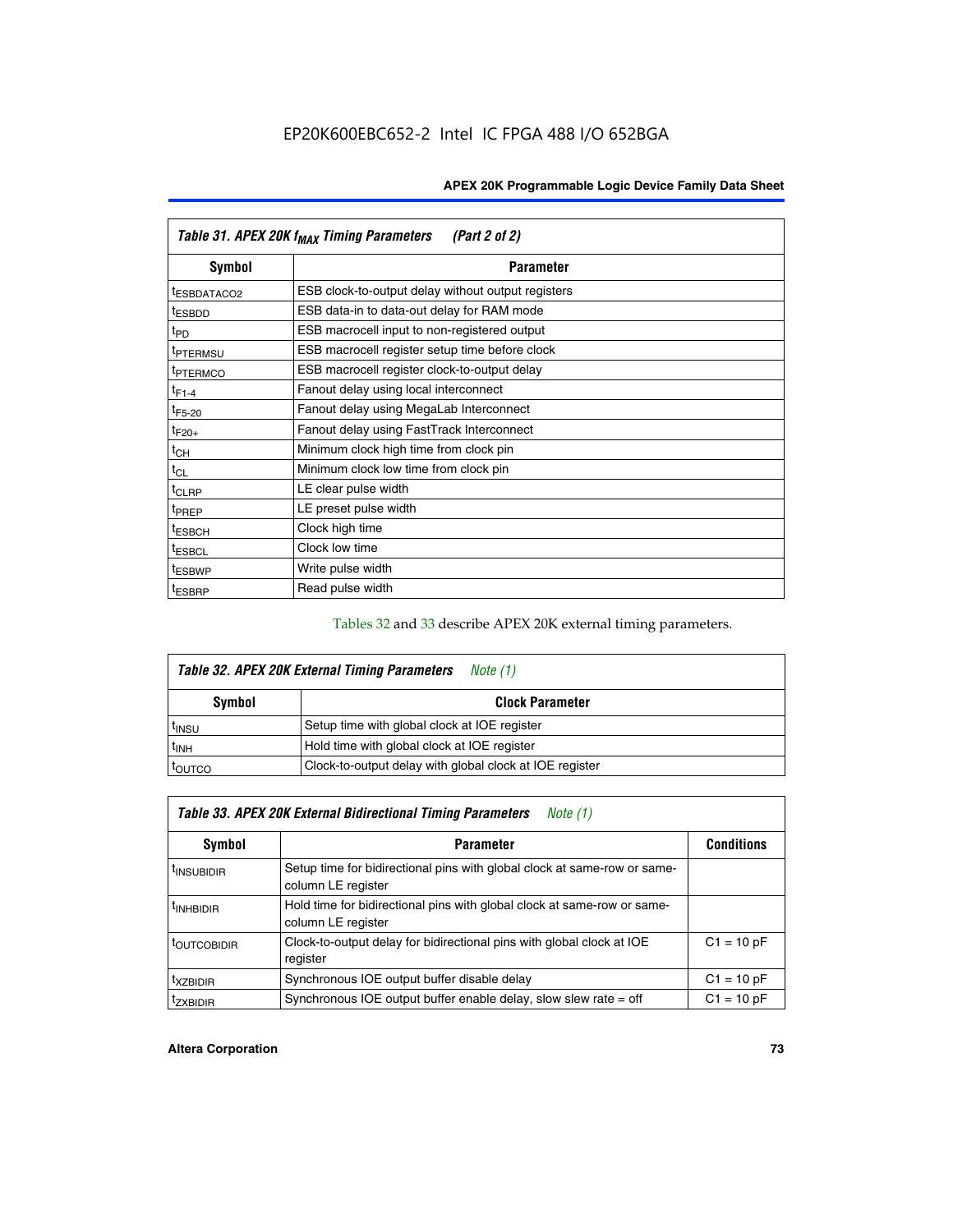EP20K600EBC652-2 Intel IC FPGA 488 I/O 652BGA

| *Table 31. APEX 20K $f_{MAX}$ Timing Parameters (Part 2 of 2)* | |
|---|---|
| **Symbol** | **Parameter** |
| $t_{ESBDATACO2}$ | ESB clock-to-output delay without output registers |
| $t_{ESBDD}$ | ESB data-in to data-out delay for RAM mode |
| $t_{PD}$ | ESB macrocell input to non-registered output |
| $t_{PTERMSU}$ | ESB macrocell register setup time before clock |
| $t_{PTERMCO}$ | ESB macrocell register clock-to-output delay |
| $t_{F1-4}$ | Fanout delay using local interconnect |
| $t_{F5-20}$ | Fanout delay using MegaLab Interconnect |
| $t_{F20+}$ | Fanout delay using FastTrack Interconnect |
| $t_{CH}$ | Minimum clock high time from clock pin |
| $t_{CL}$ | Minimum clock low time from clock pin |
| $t_{CLRP}$ | LE clear pulse width |
| $t_{PREP}$ | LE preset pulse width |
| $t_{ESBCH}$ | Clock high time |
| $t_{ESBCL}$ | Clock low time |
| $t_{ESBWP}$ | Write pulse width |
| $t_{ESBRP}$ | Read pulse width |

Tables 32 and 33 describe APEX 20K external timing parameters.

| *Table 32. APEX 20K External Timing Parameters Note (1)* | |
|---|---|
| **Symbol** | **Clock Parameter** |
| $t_{INSU}$ | Setup time with global clock at IOE register |
| $t_{INH}$ | Hold time with global clock at IOE register |
| $t_{OUTCO}$ | Clock-to-output delay with global clock at IOE register |

| *Table 33. APEX 20K External Bidirectional Timing Parameters Note (1)* | | |
|---|---|---|
| **Symbol** | **Parameter** | **Conditions** |
| $t_{INSUBIDIR}$ | Setup time for bidirectional pins with global clock at same-row or same-column LE register | |
| $t_{INHBIDIR}$ | Hold time for bidirectional pins with global clock at same-row or same-column LE register | |
| $t_{OUTCOBIDIR}$ | Clock-to-output delay for bidirectional pins with global clock at IOE register | C1 = 10 pF |
| $t_{XZBIDIR}$ | Synchronous IOE output buffer disable delay | C1 = 10 pF |
| $t_{ZXBIDIR}$ | Synchronous IOE output buffer enable delay, slow slew rate = off | C1 = 10 pF |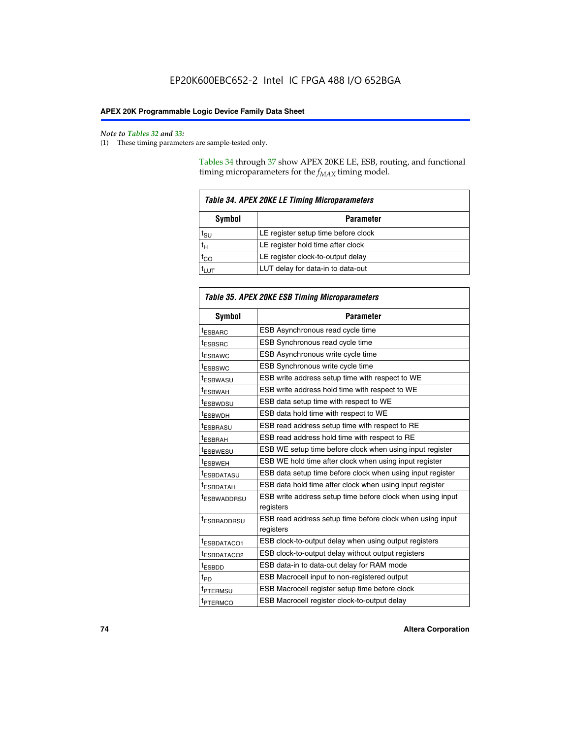*Note to Tables 32 and 33:*

(1) These timing parameters are sample-tested only.

Tables 34 through 37 show APEX 20KE LE, ESB, routing, and functional timing microparameters for the $f_{MAX}$ timing model.

*Table 34. APEX 20KE LE Timing Microparameters*

| Symbol | Parameter |
|---|---|
| $t_{SU}$ | LE register setup time before clock |
| $t_H$ | LE register hold time after clock |
| $t_{CO}$ | LE register clock-to-output delay |
| $t_{LUT}$ | LUT delay for data-in to data-out |

*Table 35. APEX 20KE ESB Timing Microparameters*

| Symbol | Parameter |
|---|---|
| $t_{ESBARC}$ | ESB Asynchronous read cycle time |
| $t_{ESBSRC}$ | ESB Synchronous read cycle time |
| $t_{ESBAWC}$ | ESB Asynchronous write cycle time |
| $t_{ESBSWC}$ | ESB Synchronous write cycle time |
| $t_{ESBWASU}$ | ESB write address setup time with respect to WE |
| $t_{ESBWAH}$ | ESB write address hold time with respect to WE |
| $t_{ESBWDSU}$ | ESB data setup time with respect to WE |
| $t_{ESBWDH}$ | ESB data hold time with respect to WE |
| $t_{ESBRASU}$ | ESB read address setup time with respect to RE |
| $t_{ESBRAH}$ | ESB read address hold time with respect to RE |
| $t_{ESBWESU}$ | ESB WE setup time before clock when using input register |
| $t_{ESBWEH}$ | ESB WE hold time after clock when using input register |
| $t_{ESBDATASU}$ | ESB data setup time before clock when using input register |
| $t_{ESBDATAH}$ | ESB data hold time after clock when using input register |
| $t_{ESBWADDRSU}$ | ESB write address setup time before clock when using input registers |
| $t_{ESBRADDRSU}$ | ESB read address setup time before clock when using input registers |
| $t_{ESBDATACO1}$ | ESB clock-to-output delay when using output registers |
| $t_{ESBDATACO2}$ | ESB clock-to-output delay without output registers |
| $t_{ESBDD}$ | ESB data-in to data-out delay for RAM mode |
| $t_{PD}$ | ESB Macrocell input to non-registered output |
| $t_{PTERMSU}$ | ESB Macrocell register setup time before clock |
| $t_{PTERMCO}$ | ESB Macrocell register clock-to-output delay |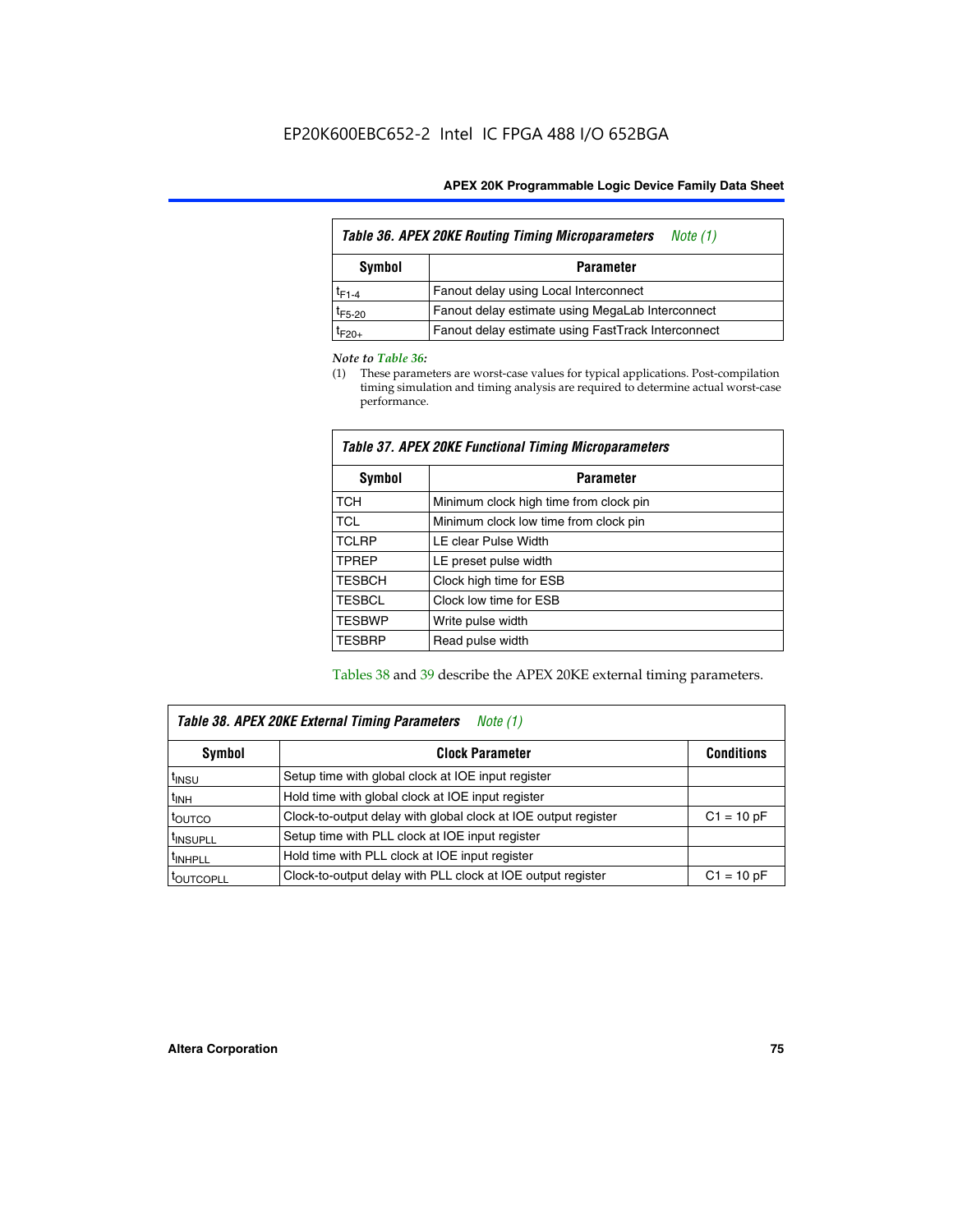Table 36. APEX 20KE Routing Timing Microparameters *Note (1)*

| Symbol | Parameter |
|---|---|
| $t_{F1-4}$ | Fanout delay using Local Interconnect |
| $t_{F5-20}$ | Fanout delay estimate using MegaLab Interconnect |
| $t_{F20+}$ | Fanout delay estimate using FastTrack Interconnect |

*Note to Table 36:*

(1) These parameters are worst-case values for typical applications. Post-compilation timing simulation and timing analysis are required to determine actual worst-case performance.

Table 37. APEX 20KE Functional Timing Microparameters

| Symbol | Parameter |
|---|---|
| TCH | Minimum clock high time from clock pin |
| TCL | Minimum clock low time from clock pin |
| TCLRP | LE clear Pulse Width |
| TPREP | LE preset pulse width |
| TESBCH | Clock high time for ESB |
| TESBCL | Clock low time for ESB |
| TESBWP | Write pulse width |
| TESBRP | Read pulse width |

Tables 38 and 39 describe the APEX 20KE external timing parameters.

Table 38. APEX 20KE External Timing Parameters *Note (1)*

| Symbol | Clock Parameter | Conditions |
|---|---|---|
| $t_{INSU}$ | Setup time with global clock at IOE input register | |
| $t_{INH}$ | Hold time with global clock at IOE input register | |
| $t_{OUTCO}$ | Clock-to-output delay with global clock at IOE output register | C1 = 10 pF |
| $t_{INSUPLL}$ | Setup time with PLL clock at IOE input register | |
| $t_{INHPLL}$ | Hold time with PLL clock at IOE input register | |
| $t_{OUTCOPLL}$ | Clock-to-output delay with PLL clock at IOE output register | C1 = 10 pF |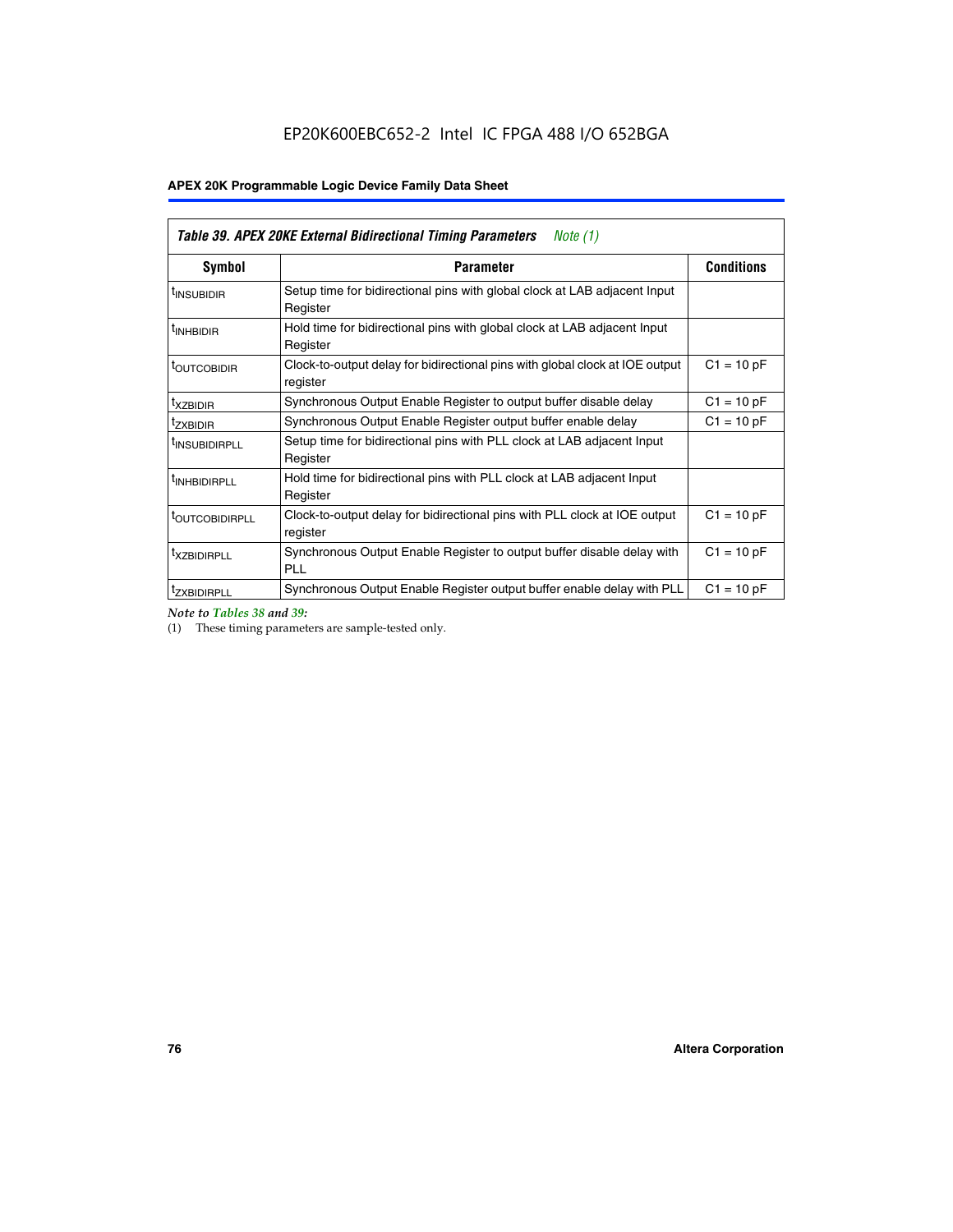| *Table 39. APEX 20KE External Bidirectional Timing Parameters* *Note (1)* | | |
|---|---|---|
| **Symbol** | **Parameter** | **Conditions** |
| $t_{INSUBIDIR}$ | Setup time for bidirectional pins with global clock at LAB adjacent Input Register | |
| $t_{INHBIDIR}$ | Hold time for bidirectional pins with global clock at LAB adjacent Input Register | |
| $t_{OUTCOBIDIR}$ | Clock-to-output delay for bidirectional pins with global clock at IOE output register | C1 = 10 pF |
| $t_{XZBIDIR}$ | Synchronous Output Enable Register to output buffer disable delay | C1 = 10 pF |
| $t_{ZXBIDIR}$ | Synchronous Output Enable Register output buffer enable delay | C1 = 10 pF |
| $t_{INSUBIDIRPLL}$ | Setup time for bidirectional pins with PLL clock at LAB adjacent Input Register | |
| $t_{INHBIDIRPLL}$ | Hold time for bidirectional pins with PLL clock at LAB adjacent Input Register | |
| $t_{OUTCOBIDIRPLL}$ | Clock-to-output delay for bidirectional pins with PLL clock at IOE output register | C1 = 10 pF |
| $t_{XZBIDIRPLL}$ | Synchronous Output Enable Register to output buffer disable delay with PLL | C1 = 10 pF |
| $t_{ZXBIDIRPLL}$ | Synchronous Output Enable Register output buffer enable delay with PLL | C1 = 10 pF |

*Note to Tables 38 and 39:*

(1) These timing parameters are sample-tested only.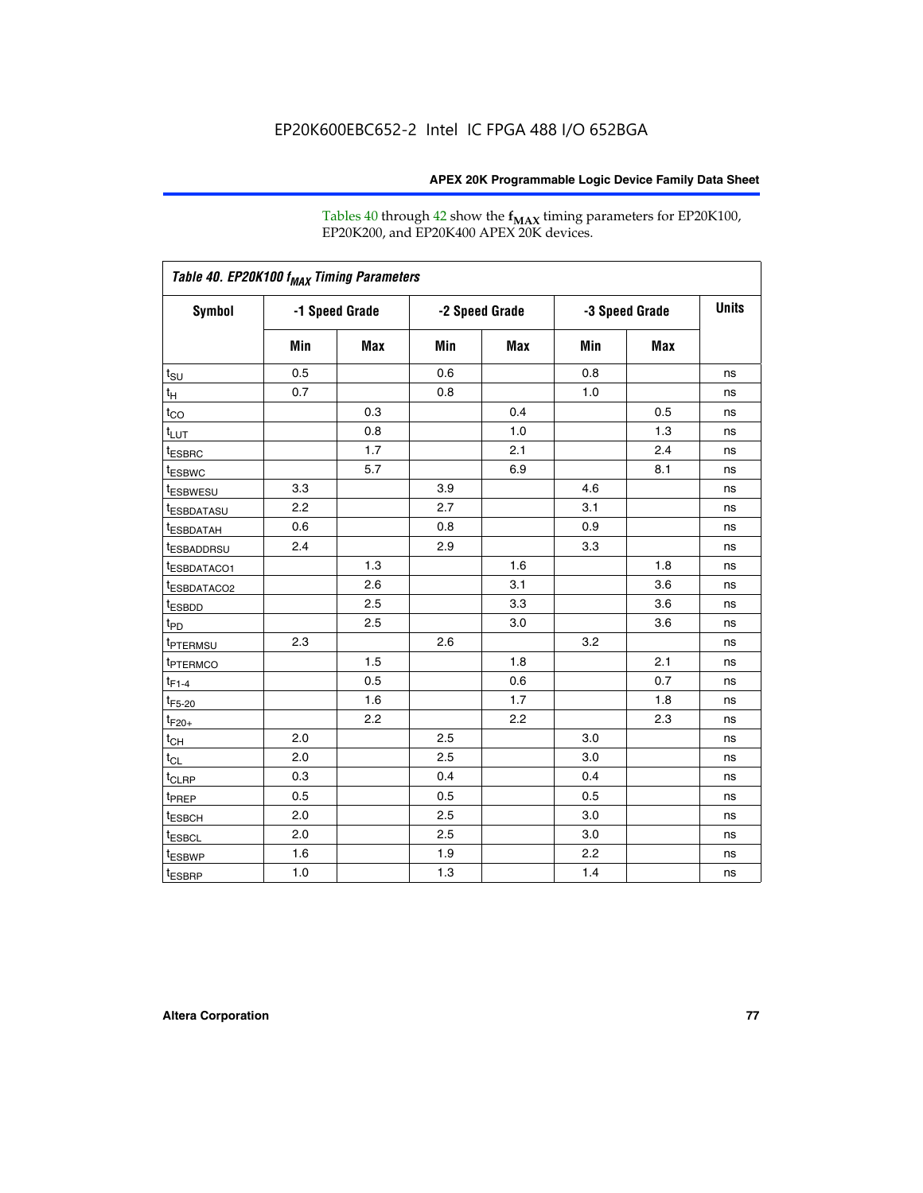Tables 40 through 42 show the $f_{MAX}$ timing parameters for EP20K100, EP20K200, and EP20K400 APEX 20K devices.

| Table 40. EP20K100 $f_{MAX}$ Timing Parameters | | | | | | | |
|---|---|---|---|---|---|---|---|
| Symbol | -1 Speed Grade | | -2 Speed Grade | | -3 Speed Grade | | Units |
| | Min | Max | Min | Max | Min | Max | |
| $t_{SU}$ | 0.5 | | 0.6 | | 0.8 | | ns |
| $t_{H}$ | 0.7 | | 0.8 | | 1.0 | | ns |
| $t_{CO}$ | | 0.3 | | 0.4 | | 0.5 | ns |
| $t_{LUT}$ | | 0.8 | | 1.0 | | 1.3 | ns |
| $t_{ESBRC}$ | | 1.7 | | 2.1 | | 2.4 | ns |
| $t_{ESBWC}$ | | 5.7 | | 6.9 | | 8.1 | ns |
| $t_{ESBWESU}$ | 3.3 | | 3.9 | | 4.6 | | ns |
| $t_{ESBDATASU}$ | 2.2 | | 2.7 | | 3.1 | | ns |
| $t_{ESBDATAH}$ | 0.6 | | 0.8 | | 0.9 | | ns |
| $t_{ESBADDRSU}$ | 2.4 | | 2.9 | | 3.3 | | ns |
| $t_{ESBDATACO1}$ | | 1.3 | | 1.6 | | 1.8 | ns |
| $t_{ESBDATACO2}$ | | 2.6 | | 3.1 | | 3.6 | ns |
| $t_{ESBDD}$ | | 2.5 | | 3.3 | | 3.6 | ns |
| $t_{PD}$ | | 2.5 | | 3.0 | | 3.6 | ns |
| $t_{PTERMSU}$ | 2.3 | | 2.6 | | 3.2 | | ns |
| $t_{PTERMCO}$ | | 1.5 | | 1.8 | | 2.1 | ns |
| $t_{F1-4}$ | | 0.5 | | 0.6 | | 0.7 | ns |
| $t_{F5-20}$ | | 1.6 | | 1.7 | | 1.8 | ns |
| $t_{F20+}$ | | 2.2 | | 2.2 | | 2.3 | ns |
| $t_{CH}$ | 2.0 | | 2.5 | | 3.0 | | ns |
| $t_{CL}$ | 2.0 | | 2.5 | | 3.0 | | ns |
| $t_{CLRP}$ | 0.3 | | 0.4 | | 0.4 | | ns |
| $t_{PREP}$ | 0.5 | | 0.5 | | 0.5 | | ns |
| $t_{ESBCH}$ | 2.0 | | 2.5 | | 3.0 | | ns |
| $t_{ESBCL}$ | 2.0 | | 2.5 | | 3.0 | | ns |
| $t_{ESBWP}$ | 1.6 | | 1.9 | | 2.2 | | ns |
| $t_{ESBRP}$ | 1.0 | | 1.3 | | 1.4 | | ns |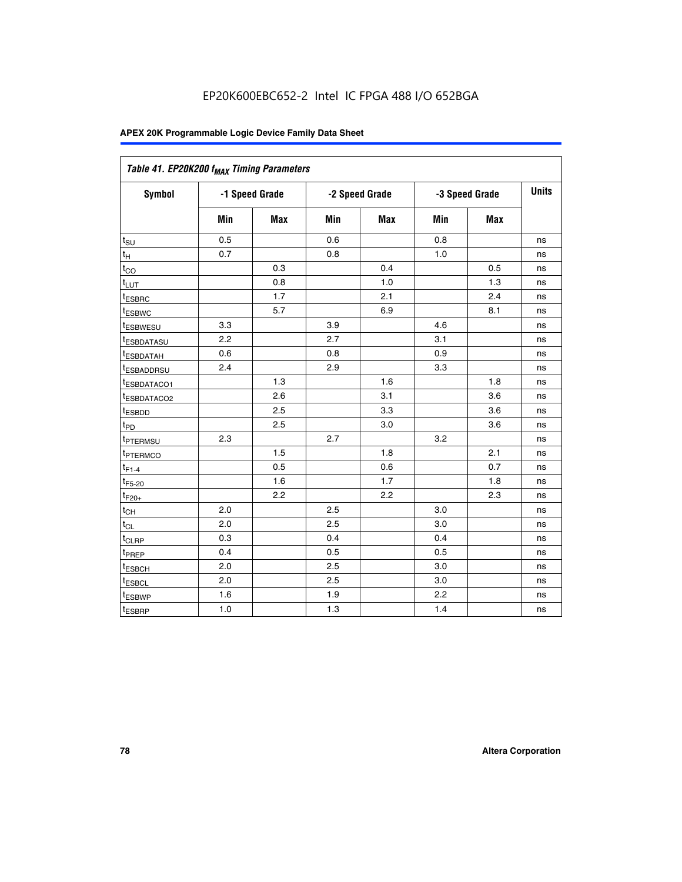EP20K600EBC652-2 Intel IC FPGA 488 I/O 652BGA

**APEX 20K Programmable Logic Device Family Data Sheet**

| Table 41. EP20K200 $f_{MAX}$ Timing Parameters | | | | | | | |
|---|---|---|---|---|---|---|---|
| **Symbol** | **-1 Speed Grade** | | **-2 Speed Grade** | | **-3 Speed Grade** | | **Units** |
| | **Min** | **Max** | **Min** | **Max** | **Min** | **Max** | |
| $t_{SU}$ | 0.5 | | 0.6 | | 0.8 | | ns |
| $t_H$ | 0.7 | | 0.8 | | 1.0 | | ns |
| $t_{CO}$ | | 0.3 | | 0.4 | | 0.5 | ns |
| $t_{LUT}$ | | 0.8 | | 1.0 | | 1.3 | ns |
| $t_{ESBRC}$ | | 1.7 | | 2.1 | | 2.4 | ns |
| $t_{ESBWC}$ | | 5.7 | | 6.9 | | 8.1 | ns |
| $t_{ESBWESU}$ | 3.3 | | 3.9 | | 4.6 | | ns |
| $t_{ESBDATASU}$ | 2.2 | | 2.7 | | 3.1 | | ns |
| $t_{ESBDATAH}$ | 0.6 | | 0.8 | | 0.9 | | ns |
| $t_{ESBADDRSU}$ | 2.4 | | 2.9 | | 3.3 | | ns |
| $t_{ESBDATACO1}$ | | 1.3 | | 1.6 | | 1.8 | ns |
| $t_{ESBDATACO2}$ | | 2.6 | | 3.1 | | 3.6 | ns |
| $t_{ESBDD}$ | | 2.5 | | 3.3 | | 3.6 | ns |
| $t_{PD}$ | | 2.5 | | 3.0 | | 3.6 | ns |
| $t_{PTERMSU}$ | 2.3 | | 2.7 | | 3.2 | | ns |
| $t_{PTERMCO}$ | | 1.5 | | 1.8 | | 2.1 | ns |
| $t_{F1-4}$ | | 0.5 | | 0.6 | | 0.7 | ns |
| $t_{F5-20}$ | | 1.6 | | 1.7 | | 1.8 | ns |
| $t_{F20+}$ | | 2.2 | | 2.2 | | 2.3 | ns |
| $t_{CH}$ | 2.0 | | 2.5 | | 3.0 | | ns |
| $t_{CL}$ | 2.0 | | 2.5 | | 3.0 | | ns |
| $t_{CLRP}$ | 0.3 | | 0.4 | | 0.4 | | ns |
| $t_{PREP}$ | 0.4 | | 0.5 | | 0.5 | | ns |
| $t_{ESBCH}$ | 2.0 | | 2.5 | | 3.0 | | ns |
| $t_{ESBCL}$ | 2.0 | | 2.5 | | 3.0 | | ns |
| $t_{ESBWP}$ | 1.6 | | 1.9 | | 2.2 | | ns |
| $t_{ESBRP}$ | 1.0 | | 1.3 | | 1.4 | | ns |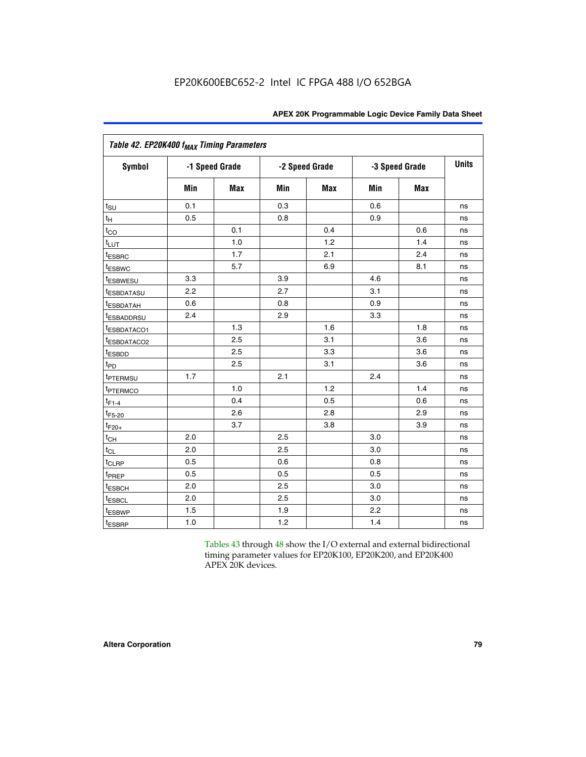| Table 42. EP20K400 $f_{MAX}$ Timing Parameters | | | | | | | |
|---|---|---|---|---|---|---|---|
| Symbol | -1 Speed Grade | | -2 Speed Grade | | -3 Speed Grade | | Units |
| | Min | Max | Min | Max | Min | Max | |
| $t_{SU}$ | 0.1 | | 0.3 | | 0.6 | | ns |
| $t_{H}$ | 0.5 | | 0.8 | | 0.9 | | ns |
| $t_{CO}$ | | 0.1 | | 0.4 | | 0.6 | ns |
| $t_{LUT}$ | | 1.0 | | 1.2 | | 1.4 | ns |
| $t_{ESBRC}$ | | 1.7 | | 2.1 | | 2.4 | ns |
| $t_{ESBWC}$ | | 5.7 | | 6.9 | | 8.1 | ns |
| $t_{ESBWESU}$ | 3.3 | | 3.9 | | 4.6 | | ns |
| $t_{ESBDATASU}$ | 2.2 | | 2.7 | | 3.1 | | ns |
| $t_{ESBDATAH}$ | 0.6 | | 0.8 | | 0.9 | | ns |
| $t_{ESBADDRSU}$ | 2.4 | | 2.9 | | 3.3 | | ns |
| $t_{ESBDATACO1}$ | | 1.3 | | 1.6 | | 1.8 | ns |
| $t_{ESBDATACO2}$ | | 2.5 | | 3.1 | | 3.6 | ns |
| $t_{ESBDD}$ | | 2.5 | | 3.3 | | 3.6 | ns |
| $t_{PD}$ | | 2.5 | | 3.1 | | 3.6 | ns |
| $t_{PTERMSU}$ | 1.7 | | 2.1 | | 2.4 | | ns |
| $t_{PTERMCO}$ | | 1.0 | | 1.2 | | 1.4 | ns |
| $t_{F1-4}$ | | 0.4 | | 0.5 | | 0.6 | ns |
| $t_{F5-20}$ | | 2.6 | | 2.8 | | 2.9 | ns |
| $t_{F20+}$ | | 3.7 | | 3.8 | | 3.9 | ns |
| $t_{CH}$ | 2.0 | | 2.5 | | 3.0 | | ns |
| $t_{CL}$ | 2.0 | | 2.5 | | 3.0 | | ns |
| $t_{CLRP}$ | 0.5 | | 0.6 | | 0.8 | | ns |
| $t_{PREP}$ | 0.5 | | 0.5 | | 0.5 | | ns |
| $t_{ESBCH}$ | 2.0 | | 2.5 | | 3.0 | | ns |
| $t_{ESBCL}$ | 2.0 | | 2.5 | | 3.0 | | ns |
| $t_{ESBWP}$ | 1.5 | | 1.9 | | 2.2 | | ns |
| $t_{ESBRP}$ | 1.0 | | 1.2 | | 1.4 | | ns |

Tables 43 through 48 show the I/O external and external bidirectional timing parameter values for EP20K100, EP20K200, and EP20K400 APEX 20K devices.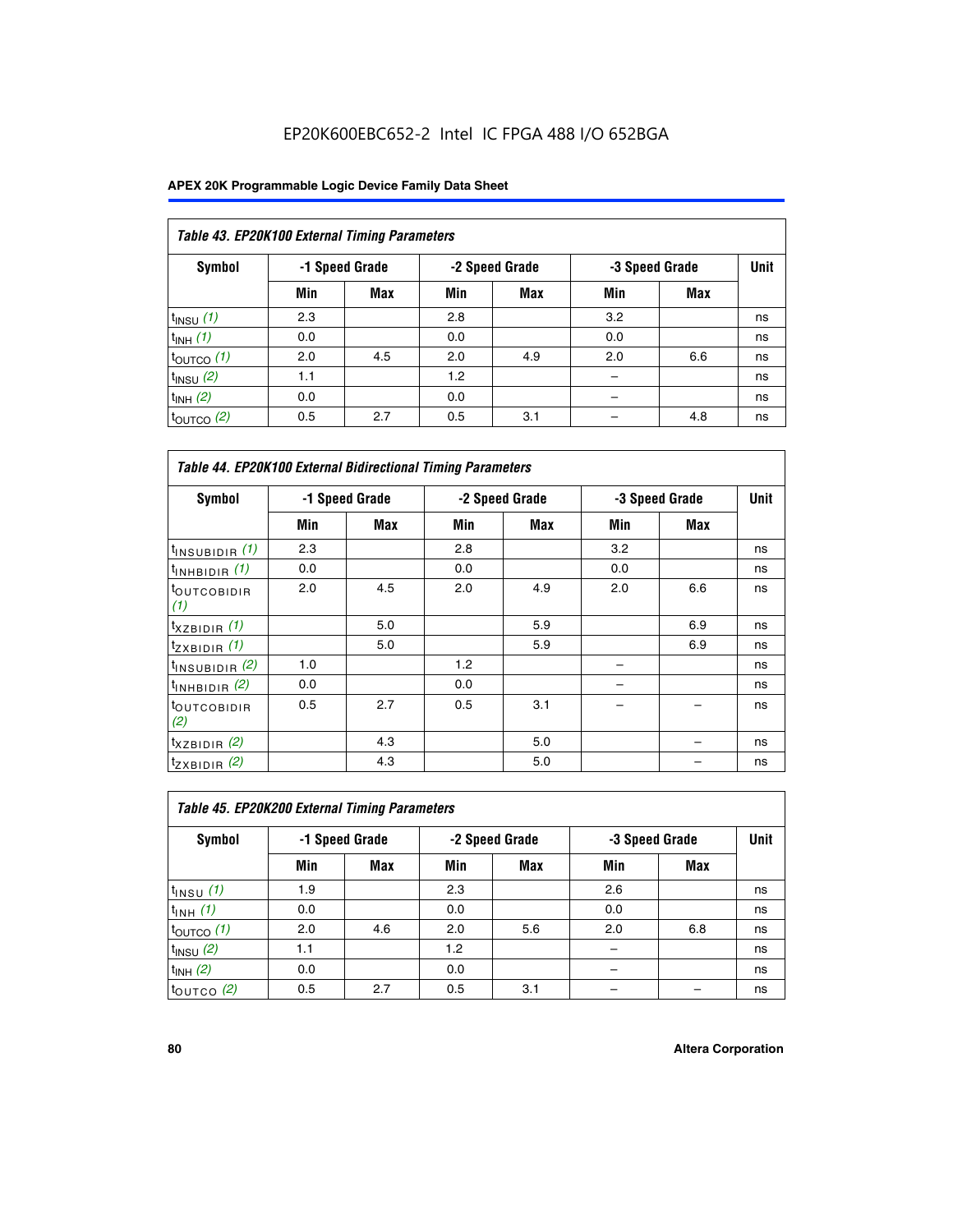EP20K600EBC652-2 Intel IC FPGA 488 I/O 652BGA

**Table 43. EP20K100 External Timing Parameters**

| Symbol | -1 Speed Grade | | -2 Speed Grade | | -3 Speed Grade | | Unit |
|---|---|---|---|---|---|---|---|
| | Min | Max | Min | Max | Min | Max | |
| $t_{INSU}$ *(1)* | 2.3 | | 2.8 | | 3.2 | | ns |
| $t_{INH}$ *(1)* | 0.0 | | 0.0 | | 0.0 | | ns |
| $t_{OUTCO}$ *(1)* | 2.0 | 4.5 | 2.0 | 4.9 | 2.0 | 6.6 | ns |
| $t_{INSU}$ *(2)* | 1.1 | | 1.2 | | – | | ns |
| $t_{INH}$ *(2)* | 0.0 | | 0.0 | | – | | ns |
| $t_{OUTCO}$ *(2)* | 0.5 | 2.7 | 0.5 | 3.1 | – | 4.8 | ns |

**Table 44. EP20K100 External Bidirectional Timing Parameters**

| Symbol | -1 Speed Grade | | -2 Speed Grade | | -3 Speed Grade | | Unit |
|---|---|---|---|---|---|---|---|
| | Min | Max | Min | Max | Min | Max | |
| $t_{INSUBIDIR}$ *(1)* | 2.3 | | 2.8 | | 3.2 | | ns |
| $t_{INHBIDIR}$ *(1)* | 0.0 | | 0.0 | | 0.0 | | ns |
| $t_{OUTCOBIDIR}$ *(1)* | 2.0 | 4.5 | 2.0 | 4.9 | 2.0 | 6.6 | ns |
| $t_{XZBIDIR}$ *(1)* | | 5.0 | | 5.9 | | 6.9 | ns |
| $t_{ZXBIDIR}$ *(1)* | | 5.0 | | 5.9 | | 6.9 | ns |
| $t_{INSUBIDIR}$ *(2)* | 1.0 | | 1.2 | | – | | ns |
| $t_{INHBIDIR}$ *(2)* | 0.0 | | 0.0 | | – | | ns |
| $t_{OUTCOBIDIR}$ *(2)* | 0.5 | 2.7 | 0.5 | 3.1 | – | – | ns |
| $t_{XZBIDIR}$ *(2)* | | 4.3 | | 5.0 | | – | ns |
| $t_{ZXBIDIR}$ *(2)* | | 4.3 | | 5.0 | | – | ns |

**Table 45. EP20K200 External Timing Parameters**

| Symbol | -1 Speed Grade | | -2 Speed Grade | | -3 Speed Grade | | Unit |
|---|---|---|---|---|---|---|---|
| | Min | Max | Min | Max | Min | Max | |
| $t_{INSU}$ *(1)* | 1.9 | | 2.3 | | 2.6 | | ns |
| $t_{INH}$ *(1)* | 0.0 | | 0.0 | | 0.0 | | ns |
| $t_{OUTCO}$ *(1)* | 2.0 | 4.6 | 2.0 | 5.6 | 2.0 | 6.8 | ns |
| $t_{INSU}$ *(2)* | 1.1 | | 1.2 | | – | | ns |
| $t_{INH}$ *(2)* | 0.0 | | 0.0 | | – | | ns |
| $t_{OUTCO}$ *(2)* | 0.5 | 2.7 | 0.5 | 3.1 | – | – | ns |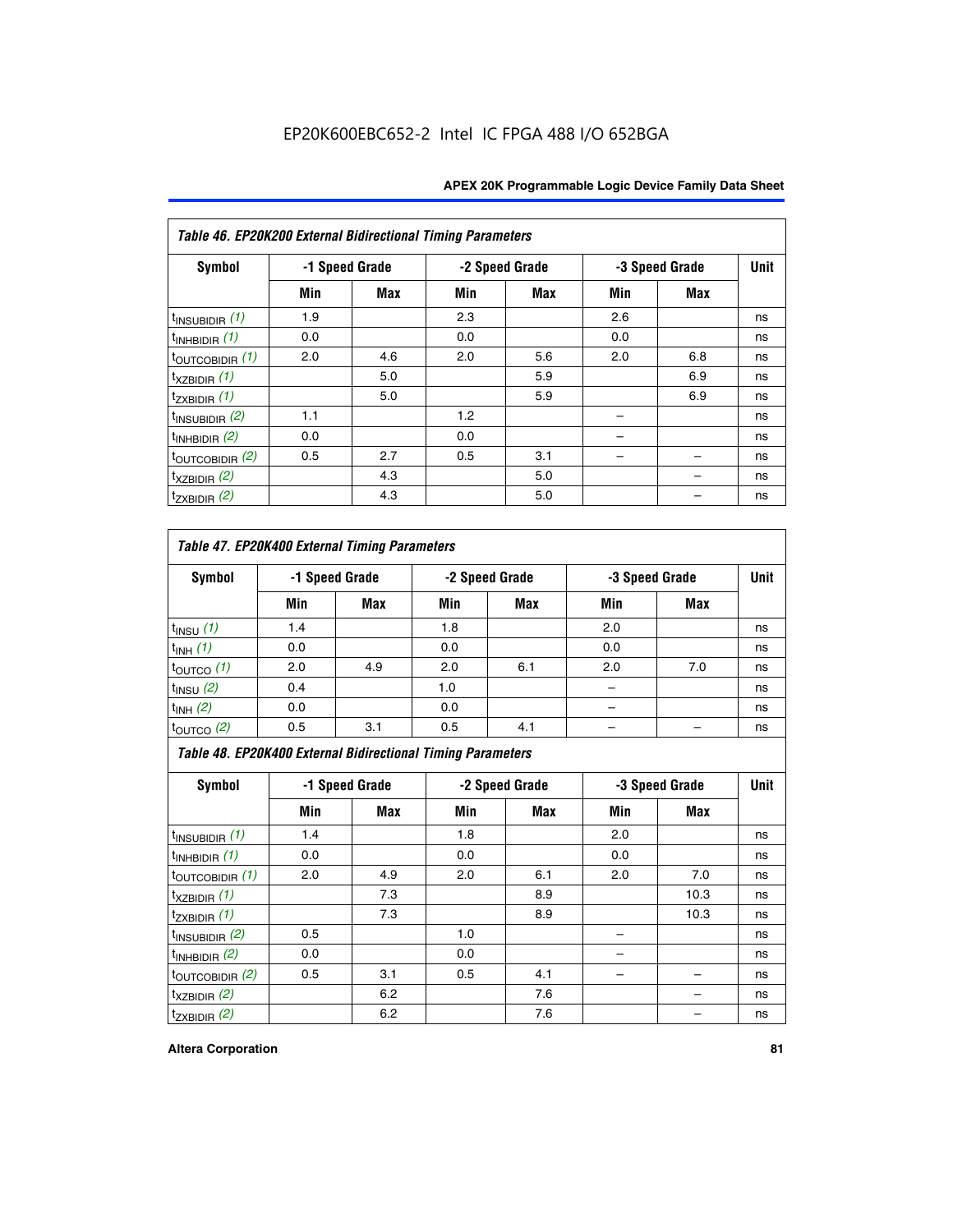EP20K600EBC652-2 Intel IC FPGA 488 I/O 652BGA

**Table 46. EP20K200 External Bidirectional Timing Parameters**

| Symbol | -1 Speed Grade | | -2 Speed Grade | | -3 Speed Grade | | Unit |
|---|---|---|---|---|---|---|---|
| | Min | Max | Min | Max | Min | Max | |
| $t_{INSUBIDIR}$ *(1)* | 1.9 | | 2.3 | | 2.6 | | ns |
| $t_{INHBIDIR}$ *(1)* | 0.0 | | 0.0 | | 0.0 | | ns |
| $t_{OUTCOBIDIR}$ *(1)* | 2.0 | 4.6 | 2.0 | 5.6 | 2.0 | 6.8 | ns |
| $t_{XZBIDIR}$ *(1)* | | 5.0 | | 5.9 | | 6.9 | ns |
| $t_{ZXBIDIR}$ *(1)* | | 5.0 | | 5.9 | | 6.9 | ns |
| $t_{INSUBIDIR}$ *(2)* | 1.1 | | 1.2 | | – | | ns |
| $t_{INHBIDIR}$ *(2)* | 0.0 | | 0.0 | | – | | ns |
| $t_{OUTCOBIDIR}$ *(2)* | 0.5 | 2.7 | 0.5 | 3.1 | – | – | ns |
| $t_{XZBIDIR}$ *(2)* | | 4.3 | | 5.0 | | – | ns |
| $t_{ZXBIDIR}$ *(2)* | | 4.3 | | 5.0 | | – | ns |

**Table 47. EP20K400 External Timing Parameters**

| Symbol | -1 Speed Grade | | -2 Speed Grade | | -3 Speed Grade | | Unit |
|---|---|---|---|---|---|---|---|
| | Min | Max | Min | Max | Min | Max | |
| $t_{INSU}$ *(1)* | 1.4 | | 1.8 | | 2.0 | | ns |
| $t_{INH}$ *(1)* | 0.0 | | 0.0 | | 0.0 | | ns |
| $t_{OUTCO}$ *(1)* | 2.0 | 4.9 | 2.0 | 6.1 | 2.0 | 7.0 | ns |
| $t_{INSU}$ *(2)* | 0.4 | | 1.0 | | – | | ns |
| $t_{INH}$ *(2)* | 0.0 | | 0.0 | | – | | ns |
| $t_{OUTCO}$ *(2)* | 0.5 | 3.1 | 0.5 | 4.1 | – | – | ns |

**Table 48. EP20K400 External Bidirectional Timing Parameters**

| Symbol | -1 Speed Grade | | -2 Speed Grade | | -3 Speed Grade | | Unit |
|---|---|---|---|---|---|---|---|
| | Min | Max | Min | Max | Min | Max | |
| $t_{INSUBIDIR}$ *(1)* | 1.4 | | 1.8 | | 2.0 | | ns |
| $t_{INHBIDIR}$ *(1)* | 0.0 | | 0.0 | | 0.0 | | ns |
| $t_{OUTCOBIDIR}$ *(1)* | 2.0 | 4.9 | 2.0 | 6.1 | 2.0 | 7.0 | ns |
| $t_{XZBIDIR}$ *(1)* | | 7.3 | | 8.9 | | 10.3 | ns |
| $t_{ZXBIDIR}$ *(1)* | | 7.3 | | 8.9 | | 10.3 | ns |
| $t_{INSUBIDIR}$ *(2)* | 0.5 | | 1.0 | | – | | ns |
| $t_{INHBIDIR}$ *(2)* | 0.0 | | 0.0 | | – | | ns |
| $t_{OUTCOBIDIR}$ *(2)* | 0.5 | 3.1 | 0.5 | 4.1 | – | – | ns |
| $t_{XZBIDIR}$ *(2)* | | 6.2 | | 7.6 | | – | ns |
| $t_{ZXBIDIR}$ *(2)* | | 6.2 | | 7.6 | | – | ns |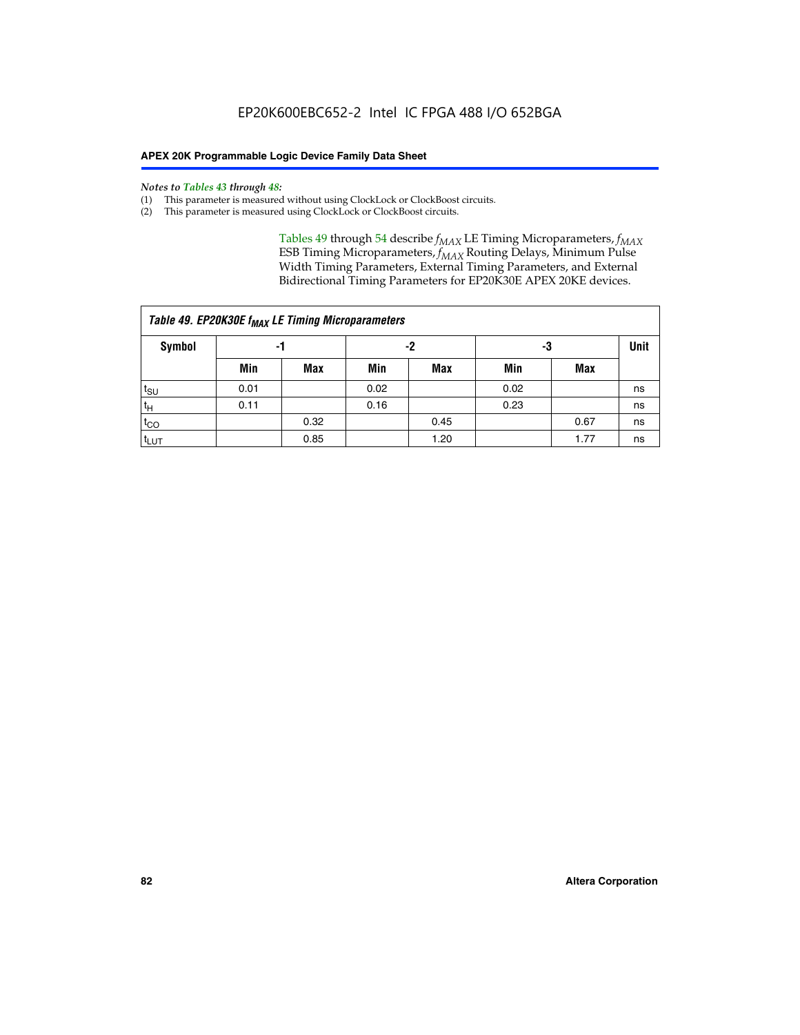*Notes to Tables 43 through 48:*

(1) This parameter is measured without using ClockLock or ClockBoost circuits.

(2) This parameter is measured using ClockLock or ClockBoost circuits.

Tables 49 through 54 describe $f_{MAX}$ LE Timing Microparameters, $f_{MAX}$ ESB Timing Microparameters, $f_{MAX}$ Routing Delays, Minimum Pulse Width Timing Parameters, External Timing Parameters, and External Bidirectional Timing Parameters for EP20K30E APEX 20KE devices.

**Table 49. EP20K30E $f_{MAX}$ LE Timing Microparameters**

| Symbol | -1 | | -2 | | -3 | | Unit |
|---|---|---|---|---|---|---|---|
| | Min | Max | Min | Max | Min | Max | |
| $t_{SU}$ | 0.01 | | 0.02 | | 0.02 | | ns |
| $t_H$ | 0.11 | | 0.16 | | 0.23 | | ns |
| $t_{CO}$ | | 0.32 | | 0.45 | | 0.67 | ns |
| $t_{LUT}$ | | 0.85 | | 1.20 | | 1.77 | ns |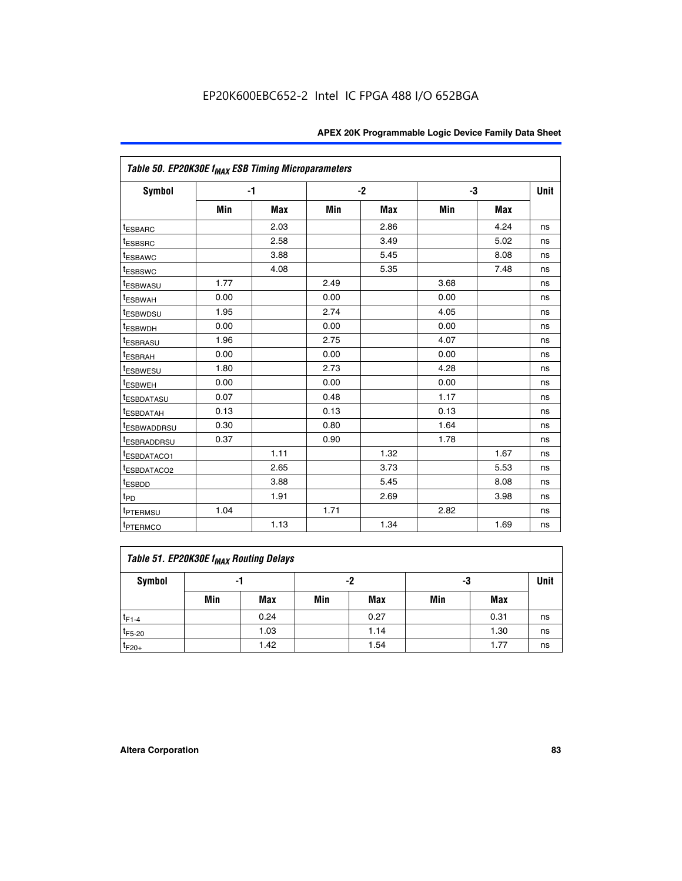EP20K600EBC652-2 Intel IC FPGA 488 I/O 652BGA

| Table 50. EP20K30E $f_{MAX}$ ESB Timing Microparameters | | | | | | | |
|---|---|---|---|---|---|---|---|
| Symbol | -1 | | -2 | | -3 | | Unit |
| | Min | Max | Min | Max | Min | Max | |
| $t_{ESBARC}$ | | 2.03 | | 2.86 | | 4.24 | ns |
| $t_{ESBSRC}$ | | 2.58 | | 3.49 | | 5.02 | ns |
| $t_{ESBAWC}$ | | 3.88 | | 5.45 | | 8.08 | ns |
| $t_{ESBSWC}$ | | 4.08 | | 5.35 | | 7.48 | ns |
| $t_{ESBWASU}$ | 1.77 | | 2.49 | | 3.68 | | ns |
| $t_{ESBWAH}$ | 0.00 | | 0.00 | | 0.00 | | ns |
| $t_{ESBWDSU}$ | 1.95 | | 2.74 | | 4.05 | | ns |
| $t_{ESBWDH}$ | 0.00 | | 0.00 | | 0.00 | | ns |
| $t_{ESBRASU}$ | 1.96 | | 2.75 | | 4.07 | | ns |
| $t_{ESBRAH}$ | 0.00 | | 0.00 | | 0.00 | | ns |
| $t_{ESBWESU}$ | 1.80 | | 2.73 | | 4.28 | | ns |
| $t_{ESBWEH}$ | 0.00 | | 0.00 | | 0.00 | | ns |
| $t_{ESBDATASU}$ | 0.07 | | 0.48 | | 1.17 | | ns |
| $t_{ESBDATAH}$ | 0.13 | | 0.13 | | 0.13 | | ns |
| $t_{ESBWADDRSU}$ | 0.30 | | 0.80 | | 1.64 | | ns |
| $t_{ESBRADDRSU}$ | 0.37 | | 0.90 | | 1.78 | | ns |
| $t_{ESBDATACO1}$ | | 1.11 | | 1.32 | | 1.67 | ns |
| $t_{ESBDATACO2}$ | | 2.65 | | 3.73 | | 5.53 | ns |
| $t_{ESBDD}$ | | 3.88 | | 5.45 | | 8.08 | ns |
| $t_{PD}$ | | 1.91 | | 2.69 | | 3.98 | ns |
| $t_{PTERMSU}$ | 1.04 | | 1.71 | | 2.82 | | ns |
| $t_{PTERMCO}$ | | 1.13 | | 1.34 | | 1.69 | ns |

| Table 51. EP20K30E $f_{MAX}$ Routing Delays | | | | | | | |
|---|---|---|---|---|---|---|---|
| Symbol | -1 | | -2 | | -3 | | Unit |
| | Min | Max | Min | Max | Min | Max | |
| $t_{F1-4}$ | | 0.24 | | 0.27 | | 0.31 | ns |
| $t_{F5-20}$ | | 1.03 | | 1.14 | | 1.30 | ns |
| $t_{F20+}$ | | 1.42 | | 1.54 | | 1.77 | ns |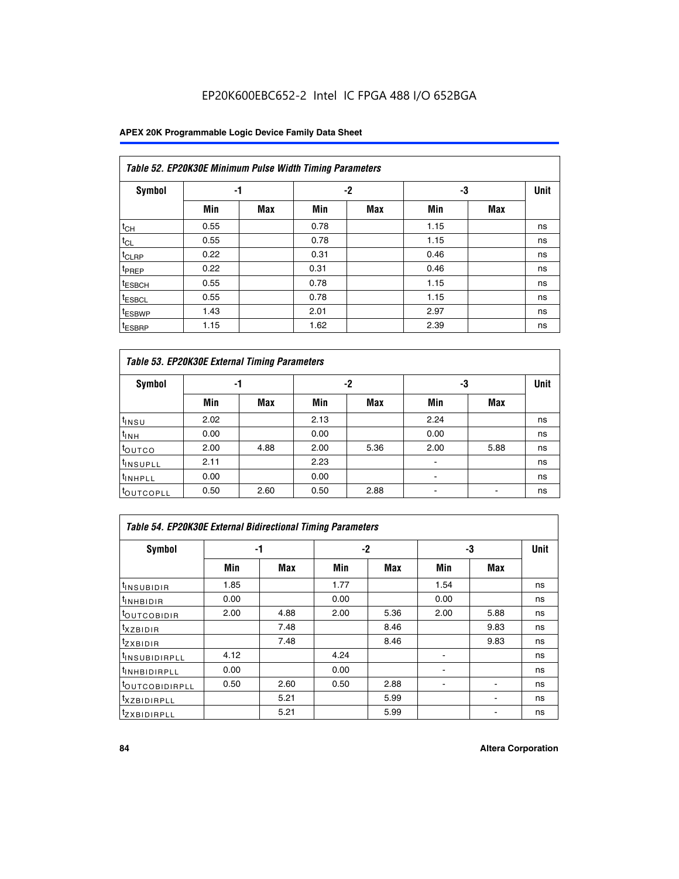EP20K600EBC652-2 Intel IC FPGA 488 I/O 652BGA

| *Table 52. EP20K30E Minimum Pulse Width Timing Parameters* | | | | | | | |
|---|---|---|---|---|---|---|---|
| **Symbol** | **-1** | | **-2** | | **-3** | | **Unit** |
| | **Min** | **Max** | **Min** | **Max** | **Min** | **Max** | |
| $t_{CH}$ | 0.55 | | 0.78 | | 1.15 | | ns |
| $t_{CL}$ | 0.55 | | 0.78 | | 1.15 | | ns |
| $t_{CLRP}$ | 0.22 | | 0.31 | | 0.46 | | ns |
| $t_{PREP}$ | 0.22 | | 0.31 | | 0.46 | | ns |
| $t_{ESBCH}$ | 0.55 | | 0.78 | | 1.15 | | ns |
| $t_{ESBCL}$ | 0.55 | | 0.78 | | 1.15 | | ns |
| $t_{ESBWP}$ | 1.43 | | 2.01 | | 2.97 | | ns |
| $t_{ESBRP}$ | 1.15 | | 1.62 | | 2.39 | | ns |

| *Table 53. EP20K30E External Timing Parameters* | | | | | | | |
|---|---|---|---|---|---|---|---|
| **Symbol** | **-1** | | **-2** | | **-3** | | **Unit** |
| | **Min** | **Max** | **Min** | **Max** | **Min** | **Max** | |
| $t_{INSU}$ | 2.02 | | 2.13 | | 2.24 | | ns |
| $t_{INH}$ | 0.00 | | 0.00 | | 0.00 | | ns |
| $t_{OUTCO}$ | 2.00 | 4.88 | 2.00 | 5.36 | 2.00 | 5.88 | ns |
| $t_{INSUPLL}$ | 2.11 | | 2.23 | | - | | ns |
| $t_{INHPLL}$ | 0.00 | | 0.00 | | - | | ns |
| $t_{OUTCOPLL}$ | 0.50 | 2.60 | 0.50 | 2.88 | - | - | ns |

| *Table 54. EP20K30E External Bidirectional Timing Parameters* | | | | | | | |
|---|---|---|---|---|---|---|---|
| **Symbol** | **-1** | | **-2** | | **-3** | | **Unit** |
| | **Min** | **Max** | **Min** | **Max** | **Min** | **Max** | |
| $t_{INSUBIDIR}$ | 1.85 | | 1.77 | | 1.54 | | ns |
| $t_{INHBIDIR}$ | 0.00 | | 0.00 | | 0.00 | | ns |
| $t_{OUTCOBIDIR}$ | 2.00 | 4.88 | 2.00 | 5.36 | 2.00 | 5.88 | ns |
| $t_{XZBIDIR}$ | | 7.48 | | 8.46 | | 9.83 | ns |
| $t_{ZXBIDIR}$ | | 7.48 | | 8.46 | | 9.83 | ns |
| $t_{INSUBIDIRPLL}$ | 4.12 | | 4.24 | | - | | ns |
| $t_{INHBIDIRPLL}$ | 0.00 | | 0.00 | | - | | ns |
| $t_{OUTCOBIDIRPLL}$ | 0.50 | 2.60 | 0.50 | 2.88 | - | - | ns |
| $t_{XZBIDIRPLL}$ | | 5.21 | | 5.99 | | - | ns |
| $t_{ZXBIDIRPLL}$ | | 5.21 | | 5.99 | | - | ns |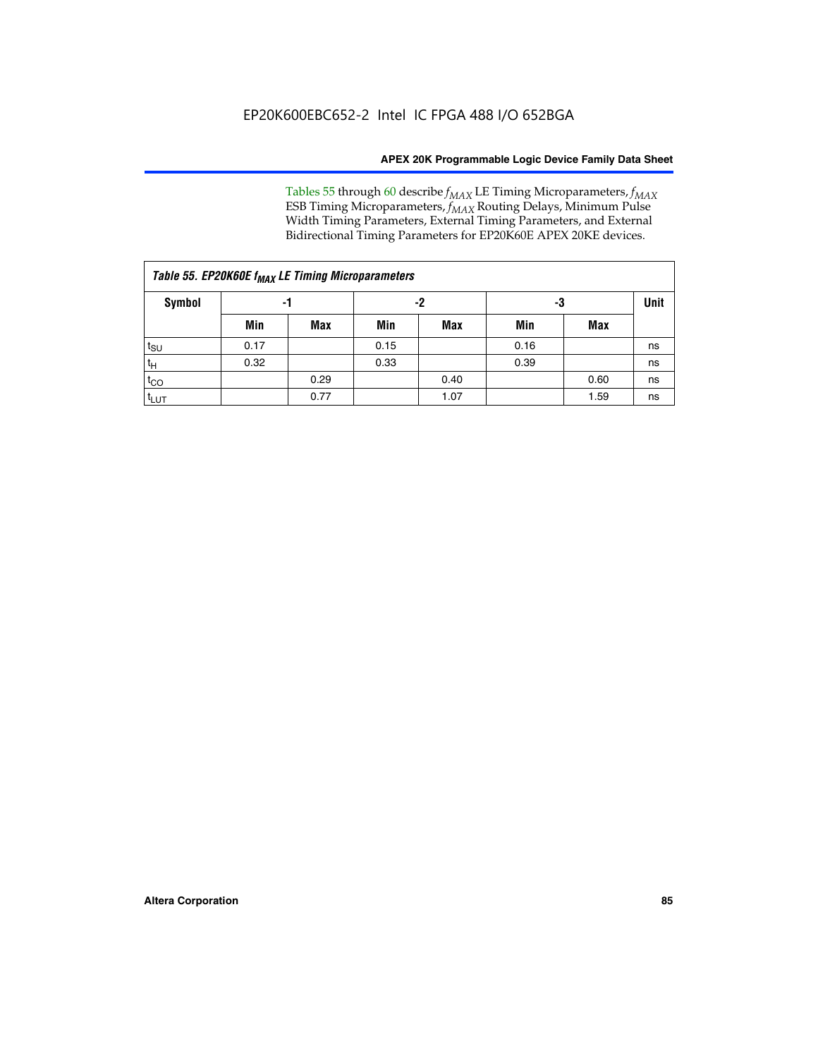Tables 55 through 60 describe $f_{MAX}$ LE Timing Microparameters, $f_{MAX}$ ESB Timing Microparameters, $f_{MAX}$ Routing Delays, Minimum Pulse Width Timing Parameters, External Timing Parameters, and External Bidirectional Timing Parameters for EP20K60E APEX 20KE devices.

*Table 55. EP20K60E $f_{MAX}$ LE Timing Microparameters*

| Symbol | -1 | | -2 | | -3 | | Unit |
|---|---|---|---|---|---|---|---|
| | Min | Max | Min | Max | Min | Max | |
| $t_{SU}$ | 0.17 | | 0.15 | | 0.16 | | ns |
| $t_{H}$ | 0.32 | | 0.33 | | 0.39 | | ns |
| $t_{CO}$ | | 0.29 | | 0.40 | | 0.60 | ns |
| $t_{LUT}$ | | 0.77 | | 1.07 | | 1.59 | ns |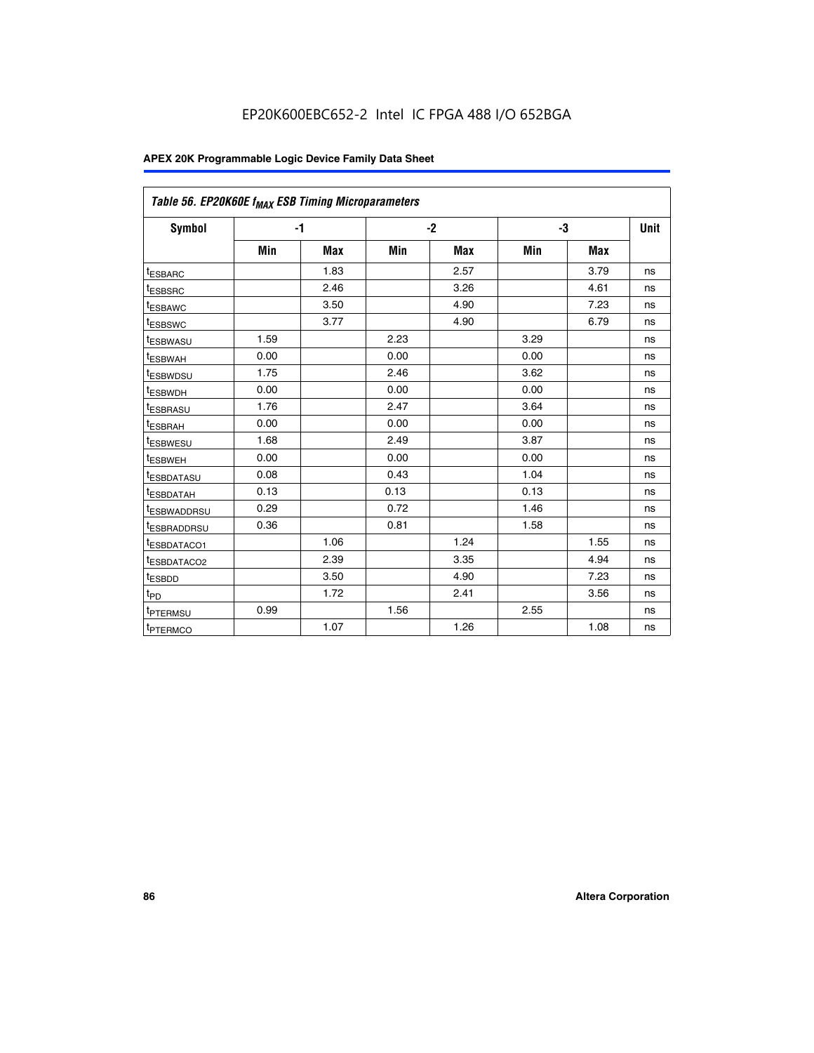EP20K600EBC652-2 Intel IC FPGA 488 I/O 652BGA

| Table 56. EP20K60E $f_{MAX}$ ESB Timing Microparameters | | | | | | | |
|---|---|---|---|---|---|---|---|
| Symbol | -1 | | -2 | | -3 | | Unit |
| | Min | Max | Min | Max | Min | Max | |
| $t_{ESBARC}$ | | 1.83 | | 2.57 | | 3.79 | ns |
| $t_{ESBSRC}$ | | 2.46 | | 3.26 | | 4.61 | ns |
| $t_{ESBAWC}$ | | 3.50 | | 4.90 | | 7.23 | ns |
| $t_{ESBSWC}$ | | 3.77 | | 4.90 | | 6.79 | ns |
| $t_{ESBWASU}$ | 1.59 | | 2.23 | | 3.29 | | ns |
| $t_{ESBWAH}$ | 0.00 | | 0.00 | | 0.00 | | ns |
| $t_{ESBWDSU}$ | 1.75 | | 2.46 | | 3.62 | | ns |
| $t_{ESBWDH}$ | 0.00 | | 0.00 | | 0.00 | | ns |
| $t_{ESBRASU}$ | 1.76 | | 2.47 | | 3.64 | | ns |
| $t_{ESBRAH}$ | 0.00 | | 0.00 | | 0.00 | | ns |
| $t_{ESBWESU}$ | 1.68 | | 2.49 | | 3.87 | | ns |
| $t_{ESBWEH}$ | 0.00 | | 0.00 | | 0.00 | | ns |
| $t_{ESBDATASU}$ | 0.08 | | 0.43 | | 1.04 | | ns |
| $t_{ESBDATAH}$ | 0.13 | | 0.13 | | 0.13 | | ns |
| $t_{ESBWADDRSU}$ | 0.29 | | 0.72 | | 1.46 | | ns |
| $t_{ESBRADDRSU}$ | 0.36 | | 0.81 | | 1.58 | | ns |
| $t_{ESBDATACO1}$ | | 1.06 | | 1.24 | | 1.55 | ns |
| $t_{ESBDATACO2}$ | | 2.39 | | 3.35 | | 4.94 | ns |
| $t_{ESBDD}$ | | 3.50 | | 4.90 | | 7.23 | ns |
| $t_{PD}$ | | 1.72 | | 2.41 | | 3.56 | ns |
| $t_{PTERMSU}$ | 0.99 | | 1.56 | | 2.55 | | ns |
| $t_{PTERMCO}$ | | 1.07 | | 1.26 | | 1.08 | ns |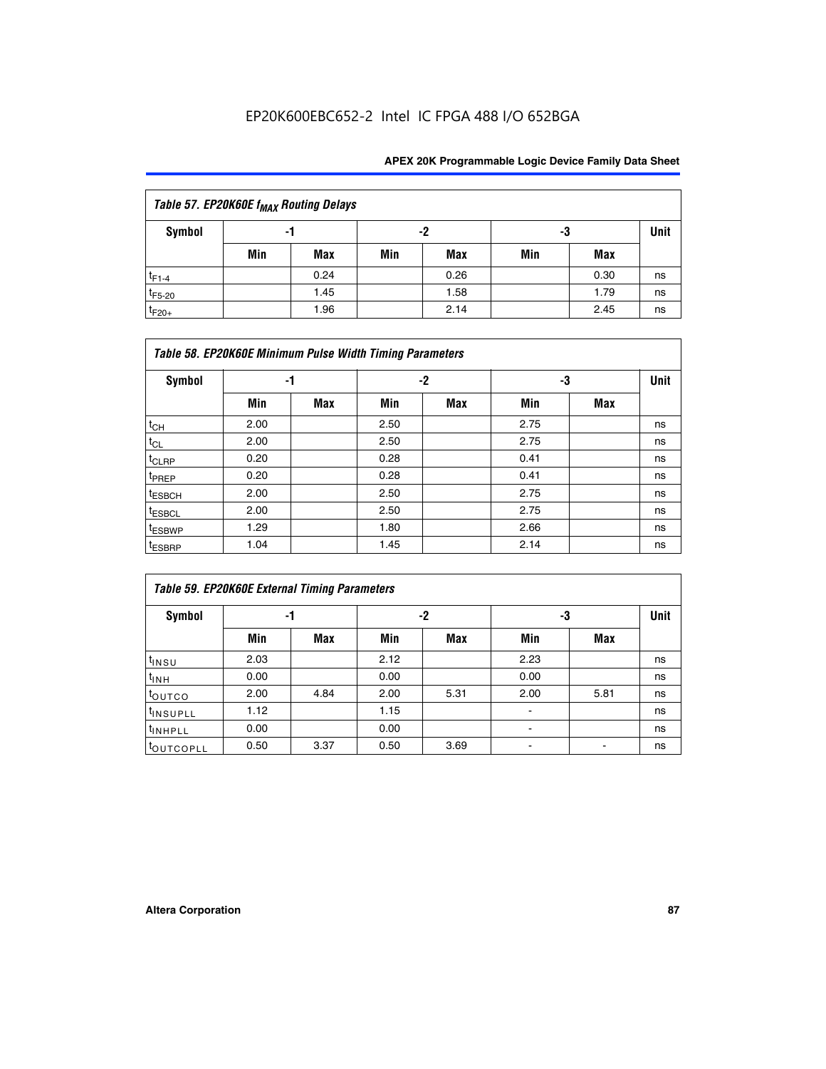| *Table 57. EP20K60E $f_{MAX}$ Routing Delays* | | | | | | | |
|---|---|---|---|---|---|---|---|
| **Symbol** | **-1** | | **-2** | | **-3** | | **Unit** |
| | **Min** | **Max** | **Min** | **Max** | **Min** | **Max** | |
| $t_{F1-4}$ | | 0.24 | | 0.26 | | 0.30 | ns |
| $t_{F5-20}$ | | 1.45 | | 1.58 | | 1.79 | ns |
| $t_{F20+}$ | | 1.96 | | 2.14 | | 2.45 | ns |

| *Table 58. EP20K60E Minimum Pulse Width Timing Parameters* | | | | | | | |
|---|---|---|---|---|---|---|---|
| **Symbol** | **-1** | | **-2** | | **-3** | | **Unit** |
| | **Min** | **Max** | **Min** | **Max** | **Min** | **Max** | |
| $t_{CH}$ | 2.00 | | 2.50 | | 2.75 | | ns |
| $t_{CL}$ | 2.00 | | 2.50 | | 2.75 | | ns |
| $t_{CLRP}$ | 0.20 | | 0.28 | | 0.41 | | ns |
| $t_{PREP}$ | 0.20 | | 0.28 | | 0.41 | | ns |
| $t_{ESBCH}$ | 2.00 | | 2.50 | | 2.75 | | ns |
| $t_{ESBCL}$ | 2.00 | | 2.50 | | 2.75 | | ns |
| $t_{ESBWP}$ | 1.29 | | 1.80 | | 2.66 | | ns |
| $t_{ESBRP}$ | 1.04 | | 1.45 | | 2.14 | | ns |

| *Table 59. EP20K60E External Timing Parameters* | | | | | | | |
|---|---|---|---|---|---|---|---|
| **Symbol** | **-1** | | **-2** | | **-3** | | **Unit** |
| | **Min** | **Max** | **Min** | **Max** | **Min** | **Max** | |
| $t_{INSU}$ | 2.03 | | 2.12 | | 2.23 | | ns |
| $t_{INH}$ | 0.00 | | 0.00 | | 0.00 | | ns |
| $t_{OUTCO}$ | 2.00 | 4.84 | 2.00 | 5.31 | 2.00 | 5.81 | ns |
| $t_{INSUPLL}$ | 1.12 | | 1.15 | | - | | ns |
| $t_{INHPLL}$ | 0.00 | | 0.00 | | - | | ns |
| $t_{OUTCOPLL}$ | 0.50 | 3.37 | 0.50 | 3.69 | - | - | ns |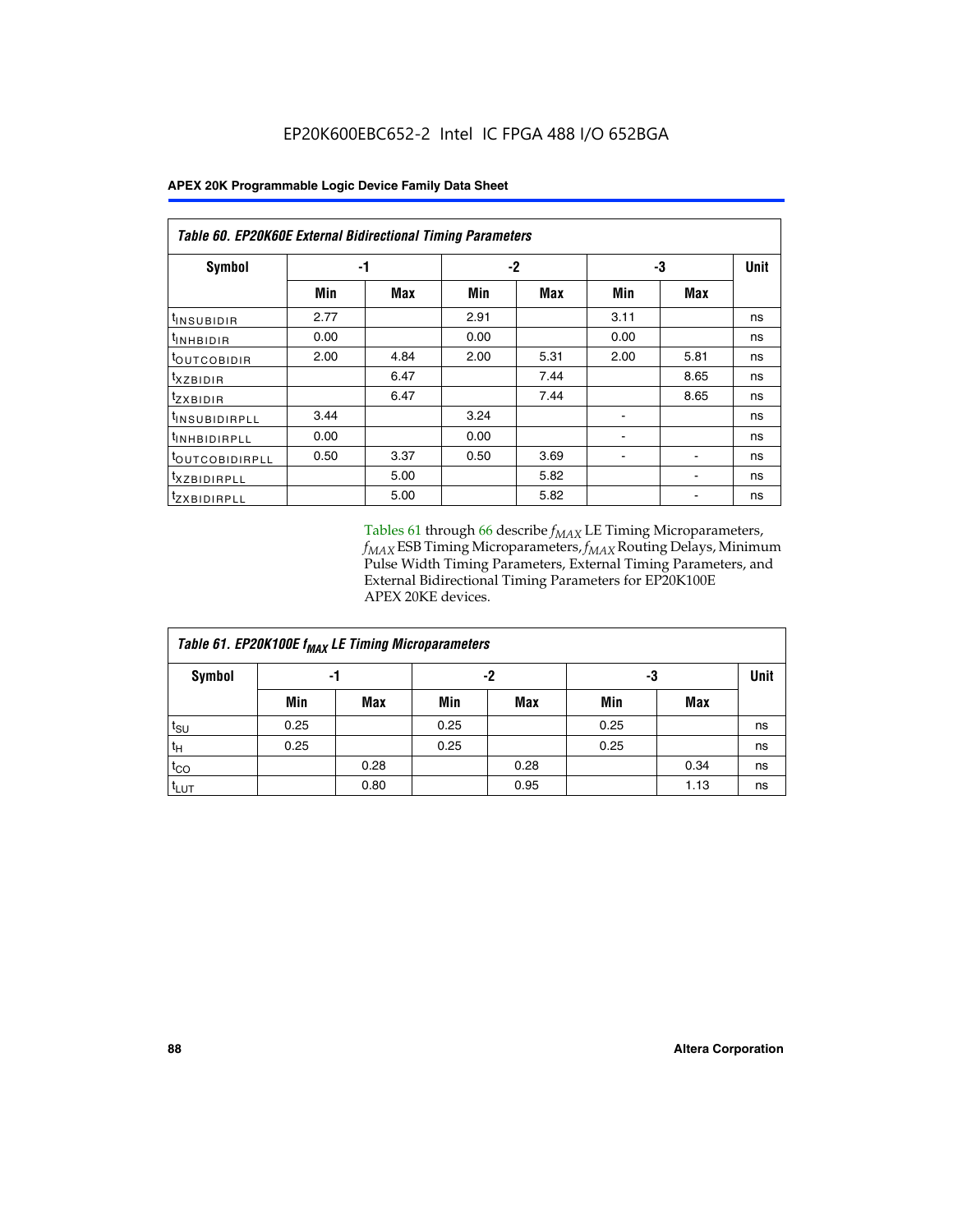**Table 60. EP20K60E External Bidirectional Timing Parameters**

| Symbol | -1 | | -2 | | -3 | | Unit |
|---|---|---|---|---|---|---|---|
| | Min | Max | Min | Max | Min | Max | |
| $t_{INSUBIDIR}$ | 2.77 | | 2.91 | | 3.11 | | ns |
| $t_{INHBIDIR}$ | 0.00 | | 0.00 | | 0.00 | | ns |
| $t_{OUTCOBIDIR}$ | 2.00 | 4.84 | 2.00 | 5.31 | 2.00 | 5.81 | ns |
| $t_{XZBIDIR}$ | | 6.47 | | 7.44 | | 8.65 | ns |
| $t_{ZXBIDIR}$ | | 6.47 | | 7.44 | | 8.65 | ns |
| $t_{INSUBIDIRPLL}$ | 3.44 | | 3.24 | | - | | ns |
| $t_{INHBIDIRPLL}$ | 0.00 | | 0.00 | | - | | ns |
| $t_{OUTCOBIDIRPLL}$ | 0.50 | 3.37 | 0.50 | 3.69 | - | - | ns |
| $t_{XZBIDIRPLL}$ | | 5.00 | | 5.82 | | - | ns |
| $t_{ZXBIDIRPLL}$ | | 5.00 | | 5.82 | | - | ns |

Tables 61 through 66 describe $f_{MAX}$ LE Timing Microparameters, $f_{MAX}$ ESB Timing Microparameters, $f_{MAX}$ Routing Delays, Minimum Pulse Width Timing Parameters, External Timing Parameters, and External Bidirectional Timing Parameters for EP20K100E APEX 20KE devices.

**Table 61. EP20K100E $f_{MAX}$ LE Timing Microparameters**

| Symbol | -1 | | -2 | | -3 | | Unit |
|---|---|---|---|---|---|---|---|
| | Min | Max | Min | Max | Min | Max | |
| $t_{SU}$ | 0.25 | | 0.25 | | 0.25 | | ns |
| $t_{H}$ | 0.25 | | 0.25 | | 0.25 | | ns |
| $t_{CO}$ | | 0.28 | | 0.28 | | 0.34 | ns |
| $t_{LUT}$ | | 0.80 | | 0.95 | | 1.13 | ns |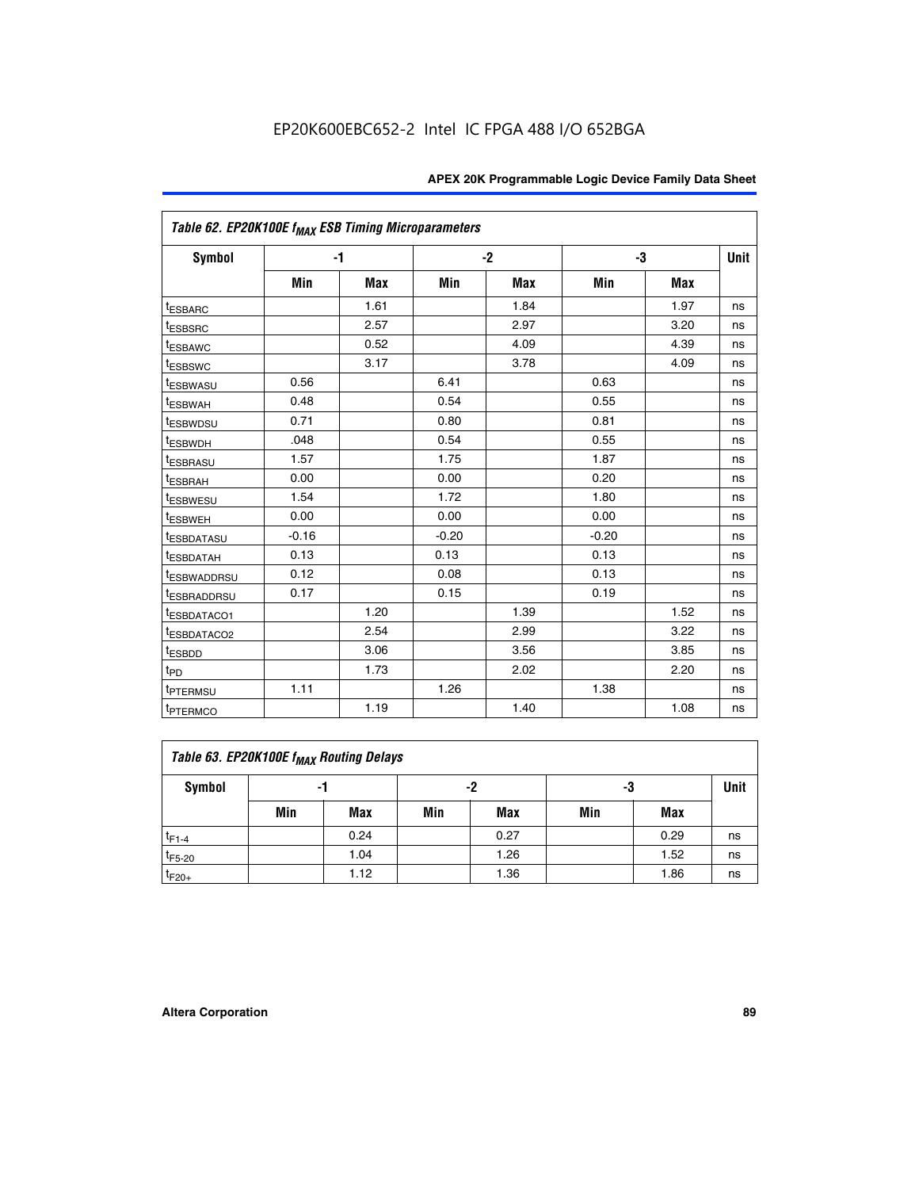EP20K600EBC652-2 Intel IC FPGA 488 I/O 652BGA

| Table 62. EP20K100E $f_{MAX}$ ESB Timing Microparameters | | | | | | | |
|---|---|---|---|---|---|---|---|
| Symbol | -1 | | -2 | | -3 | | Unit |
| | Min | Max | Min | Max | Min | Max | |
| $t_{ESBARC}$ | | 1.61 | | 1.84 | | 1.97 | ns |
| $t_{ESBSRC}$ | | 2.57 | | 2.97 | | 3.20 | ns |
| $t_{ESBAWC}$ | | 0.52 | | 4.09 | | 4.39 | ns |
| $t_{ESBSWC}$ | | 3.17 | | 3.78 | | 4.09 | ns |
| $t_{ESBWASU}$ | 0.56 | | 6.41 | | 0.63 | | ns |
| $t_{ESBWAH}$ | 0.48 | | 0.54 | | 0.55 | | ns |
| $t_{ESBWDSU}$ | 0.71 | | 0.80 | | 0.81 | | ns |
| $t_{ESBWDH}$ | .048 | | 0.54 | | 0.55 | | ns |
| $t_{ESBRASU}$ | 1.57 | | 1.75 | | 1.87 | | ns |
| $t_{ESBRAH}$ | 0.00 | | 0.00 | | 0.20 | | ns |
| $t_{ESBWESU}$ | 1.54 | | 1.72 | | 1.80 | | ns |
| $t_{ESBWEH}$ | 0.00 | | 0.00 | | 0.00 | | ns |
| $t_{ESBDATASU}$ | -0.16 | | -0.20 | | -0.20 | | ns |
| $t_{ESBDATAH}$ | 0.13 | | 0.13 | | 0.13 | | ns |
| $t_{ESBWADDRSU}$ | 0.12 | | 0.08 | | 0.13 | | ns |
| $t_{ESBRADDRSU}$ | 0.17 | | 0.15 | | 0.19 | | ns |
| $t_{ESBDATACO1}$ | | 1.20 | | 1.39 | | 1.52 | ns |
| $t_{ESBDATACO2}$ | | 2.54 | | 2.99 | | 3.22 | ns |
| $t_{ESBDD}$ | | 3.06 | | 3.56 | | 3.85 | ns |
| $t_{PD}$ | | 1.73 | | 2.02 | | 2.20 | ns |
| $t_{PTERMSU}$ | 1.11 | | 1.26 | | 1.38 | | ns |
| $t_{PTERMCO}$ | | 1.19 | | 1.40 | | 1.08 | ns |

| Table 63. EP20K100E $f_{MAX}$ Routing Delays | | | | | | | |
|---|---|---|---|---|---|---|---|
| Symbol | -1 | | -2 | | -3 | | Unit |
| | Min | Max | Min | Max | Min | Max | |
| $t_{F1-4}$ | | 0.24 | | 0.27 | | 0.29 | ns |
| $t_{F5-20}$ | | 1.04 | | 1.26 | | 1.52 | ns |
| $t_{F20+}$ | | 1.12 | | 1.36 | | 1.86 | ns |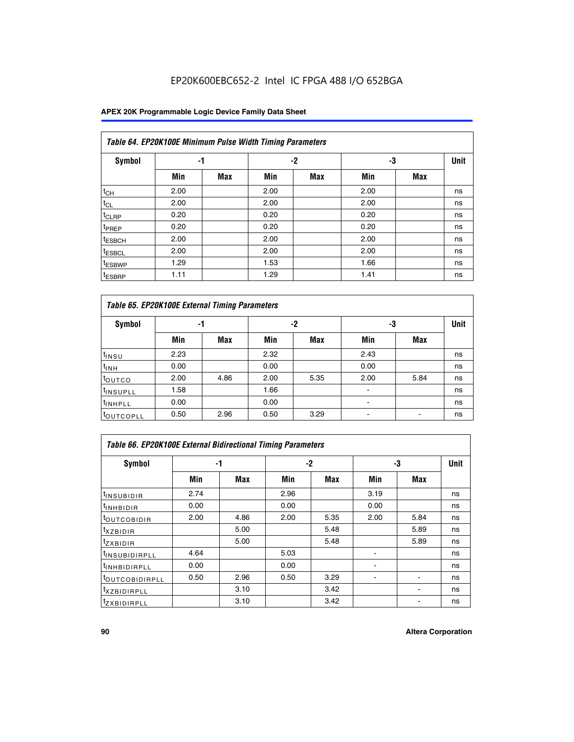EP20K600EBC652-2 Intel IC FPGA 488 I/O 652BGA

| *Table 64. EP20K100E Minimum Pulse Width Timing Parameters* | | | | | | | |
|---|---|---|---|---|---|---|---|
| **Symbol** | **-1** | | **-2** | | **-3** | | **Unit** |
| | **Min** | **Max** | **Min** | **Max** | **Min** | **Max** | |
| $t_{CH}$ | 2.00 | | 2.00 | | 2.00 | | ns |
| $t_{CL}$ | 2.00 | | 2.00 | | 2.00 | | ns |
| $t_{CLRP}$ | 0.20 | | 0.20 | | 0.20 | | ns |
| $t_{PREP}$ | 0.20 | | 0.20 | | 0.20 | | ns |
| $t_{ESBCH}$ | 2.00 | | 2.00 | | 2.00 | | ns |
| $t_{ESBCL}$ | 2.00 | | 2.00 | | 2.00 | | ns |
| $t_{ESBWP}$ | 1.29 | | 1.53 | | 1.66 | | ns |
| $t_{ESBRP}$ | 1.11 | | 1.29 | | 1.41 | | ns |

| *Table 65. EP20K100E External Timing Parameters* | | | | | | | |
|---|---|---|---|---|---|---|---|
| **Symbol** | **-1** | | **-2** | | **-3** | | **Unit** |
| | **Min** | **Max** | **Min** | **Max** | **Min** | **Max** | |
| $t_{INSU}$ | 2.23 | | 2.32 | | 2.43 | | ns |
| $t_{INH}$ | 0.00 | | 0.00 | | 0.00 | | ns |
| $t_{OUTCO}$ | 2.00 | 4.86 | 2.00 | 5.35 | 2.00 | 5.84 | ns |
| $t_{INSUPLL}$ | 1.58 | | 1.66 | | - | | ns |
| $t_{INHPLL}$ | 0.00 | | 0.00 | | - | | ns |
| $t_{OUTCOPLL}$ | 0.50 | 2.96 | 0.50 | 3.29 | - | - | ns |

| *Table 66. EP20K100E External Bidirectional Timing Parameters* | | | | | | | |
|---|---|---|---|---|---|---|---|
| **Symbol** | **-1** | | **-2** | | **-3** | | **Unit** |
| | **Min** | **Max** | **Min** | **Max** | **Min** | **Max** | |
| $t_{INSUBIDIR}$ | 2.74 | | 2.96 | | 3.19 | | ns |
| $t_{INHBIDIR}$ | 0.00 | | 0.00 | | 0.00 | | ns |
| $t_{OUTCOBIDIR}$ | 2.00 | 4.86 | 2.00 | 5.35 | 2.00 | 5.84 | ns |
| $t_{XZBIDIR}$ | | 5.00 | | 5.48 | | 5.89 | ns |
| $t_{ZXBIDIR}$ | | 5.00 | | 5.48 | | 5.89 | ns |
| $t_{INSUBIDIRPLL}$ | 4.64 | | 5.03 | | - | | ns |
| $t_{INHBIDIRPLL}$ | 0.00 | | 0.00 | | - | | ns |
| $t_{OUTCOBIDIRPLL}$ | 0.50 | 2.96 | 0.50 | 3.29 | - | - | ns |
| $t_{XZBIDIRPLL}$ | | 3.10 | | 3.42 | | - | ns |
| $t_{ZXBIDIRPLL}$ | | 3.10 | | 3.42 | | - | ns |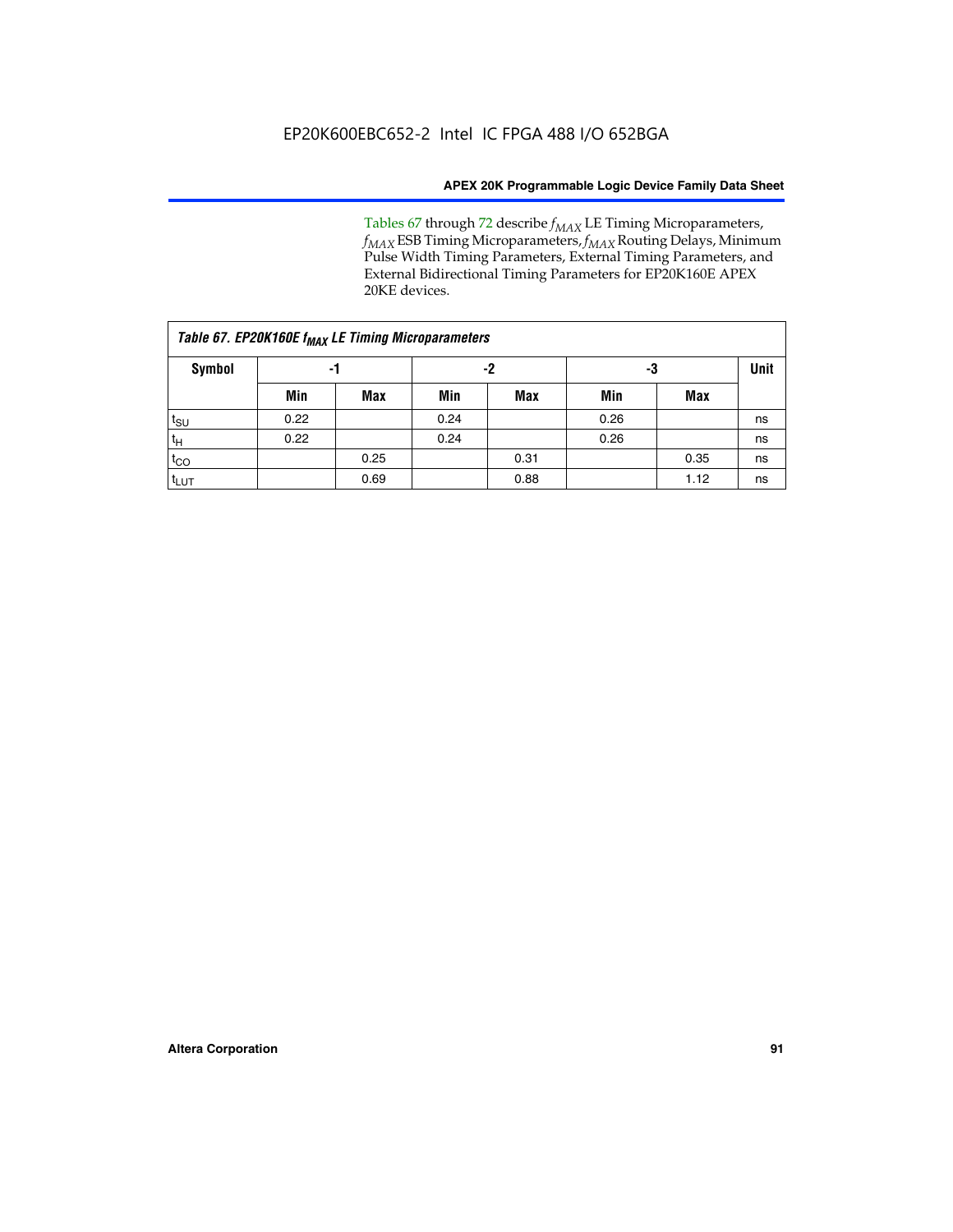Tables 67 through 72 describe $f_{MAX}$ LE Timing Microparameters, $f_{MAX}$ ESB Timing Microparameters, $f_{MAX}$ Routing Delays, Minimum Pulse Width Timing Parameters, External Timing Parameters, and External Bidirectional Timing Parameters for EP20K160E APEX 20KE devices.

*Table 67. EP20K160E $f_{MAX}$ LE Timing Microparameters*

| Symbol | -1 | | -2 | | -3 | | Unit |
|---|---|---|---|---|---|---|---|
| | Min | Max | Min | Max | Min | Max | |
| $t_{SU}$ | 0.22 | | 0.24 | | 0.26 | | ns |
| $t_H$ | 0.22 | | 0.24 | | 0.26 | | ns |
| $t_{CO}$ | | 0.25 | | 0.31 | | 0.35 | ns |
| $t_{LUT}$ | | 0.69 | | 0.88 | | 1.12 | ns |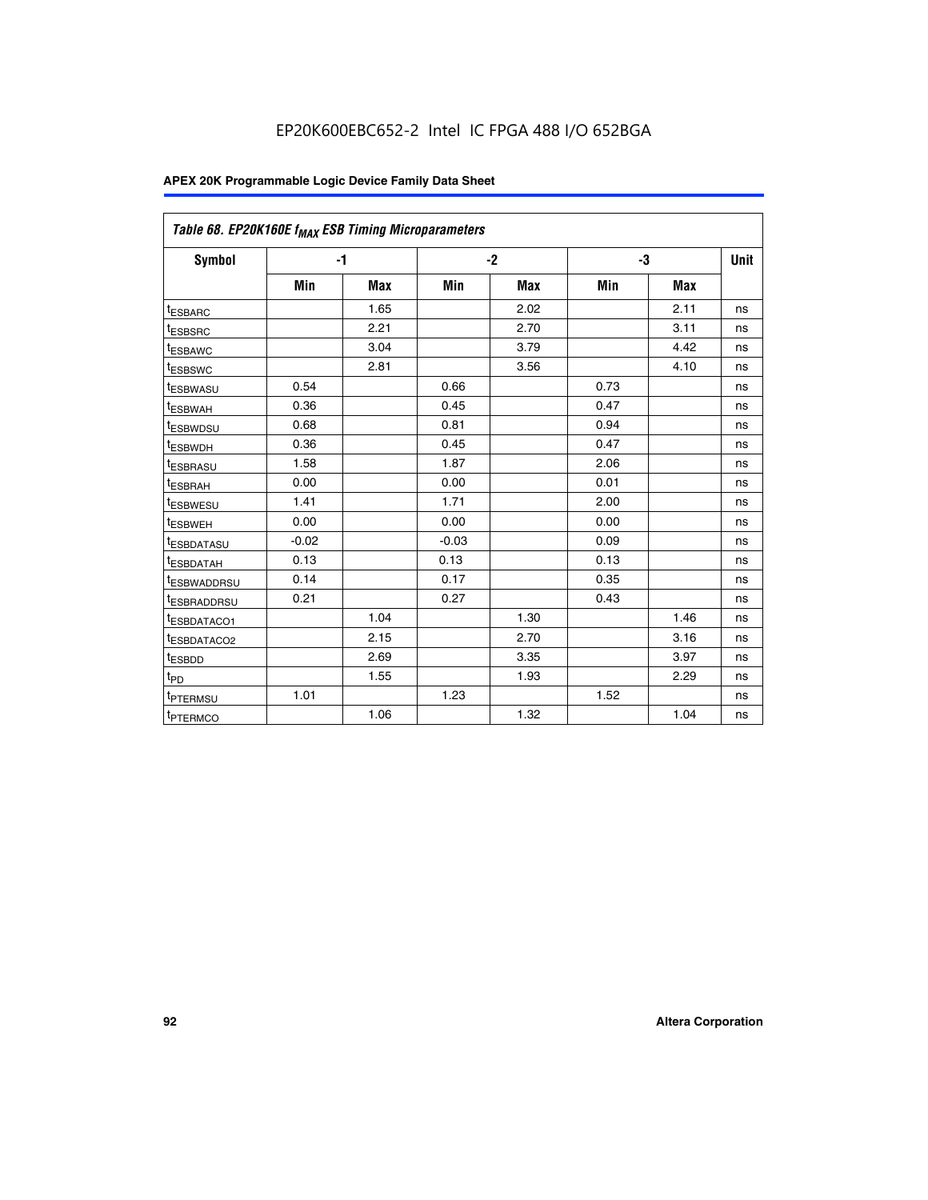EP20K600EBC652-2 Intel IC FPGA 488 I/O 652BGA

| Table 68. EP20K160E $f_{MAX}$ ESB Timing Microparameters | | | | | | | |
|---|---|---|---|---|---|---|---|
| Symbol | -1 | | -2 | | -3 | | Unit |
| | Min | Max | Min | Max | Min | Max | |
| $t_{ESBARC}$ | | 1.65 | | 2.02 | | 2.11 | ns |
| $t_{ESBSRC}$ | | 2.21 | | 2.70 | | 3.11 | ns |
| $t_{ESBAWC}$ | | 3.04 | | 3.79 | | 4.42 | ns |
| $t_{ESBSWC}$ | | 2.81 | | 3.56 | | 4.10 | ns |
| $t_{ESBWASU}$ | 0.54 | | 0.66 | | 0.73 | | ns |
| $t_{ESBWAH}$ | 0.36 | | 0.45 | | 0.47 | | ns |
| $t_{ESBWDSU}$ | 0.68 | | 0.81 | | 0.94 | | ns |
| $t_{ESBWDH}$ | 0.36 | | 0.45 | | 0.47 | | ns |
| $t_{ESBRASU}$ | 1.58 | | 1.87 | | 2.06 | | ns |
| $t_{ESBRAH}$ | 0.00 | | 0.00 | | 0.01 | | ns |
| $t_{ESBWESU}$ | 1.41 | | 1.71 | | 2.00 | | ns |
| $t_{ESBWEH}$ | 0.00 | | 0.00 | | 0.00 | | ns |
| $t_{ESBDATASU}$ | -0.02 | | -0.03 | | 0.09 | | ns |
| $t_{ESBDATAH}$ | 0.13 | | 0.13 | | 0.13 | | ns |
| $t_{ESBWADDRSU}$ | 0.14 | | 0.17 | | 0.35 | | ns |
| $t_{ESBRADDRSU}$ | 0.21 | | 0.27 | | 0.43 | | ns |
| $t_{ESBDATACO1}$ | | 1.04 | | 1.30 | | 1.46 | ns |
| $t_{ESBDATACO2}$ | | 2.15 | | 2.70 | | 3.16 | ns |
| $t_{ESBDD}$ | | 2.69 | | 3.35 | | 3.97 | ns |
| $t_{PD}$ | | 1.55 | | 1.93 | | 2.29 | ns |
| $t_{PTERMSU}$ | 1.01 | | 1.23 | | 1.52 | | ns |
| $t_{PTERMCO}$ | | 1.06 | | 1.32 | | 1.04 | ns |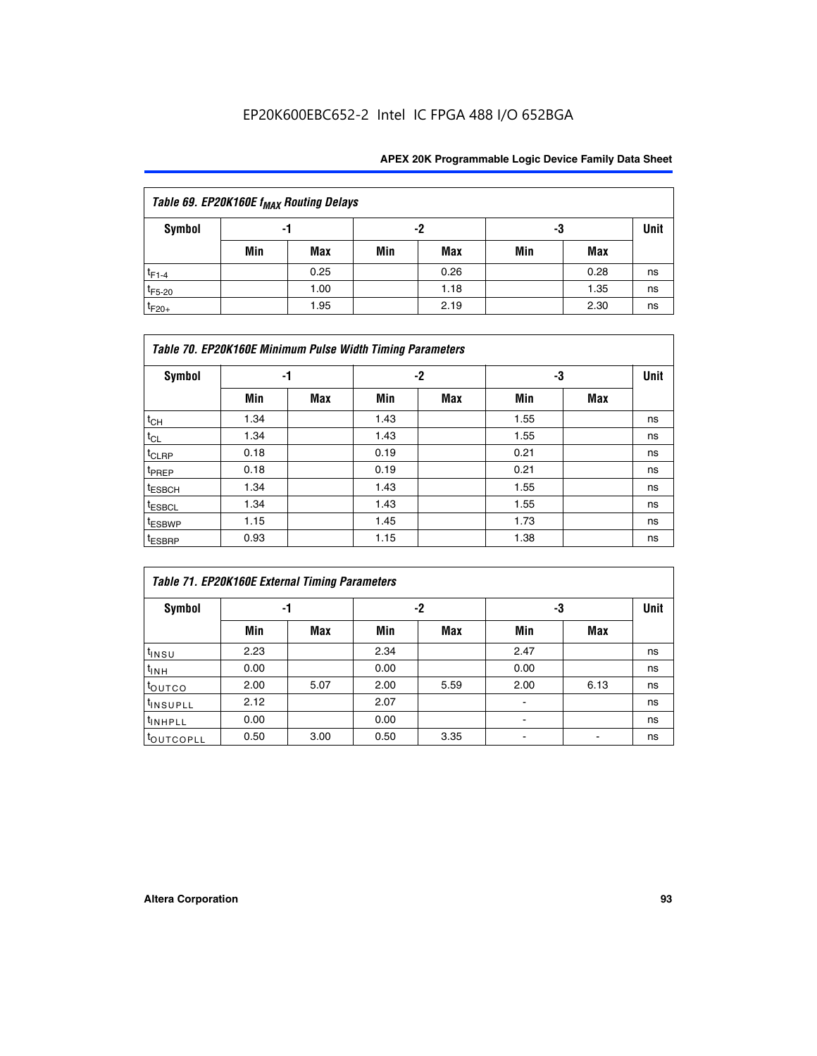| Table 69. EP20K160E $f_{MAX}$ Routing Delays | | | | | | | |
|---|---|---|---|---|---|---|---|
| Symbol | -1 | | -2 | | -3 | | Unit |
| | Min | Max | Min | Max | Min | Max | |
| $t_{F1-4}$ | | 0.25 | | 0.26 | | 0.28 | ns |
| $t_{F5-20}$ | | 1.00 | | 1.18 | | 1.35 | ns |
| $t_{F20+}$ | | 1.95 | | 2.19 | | 2.30 | ns |

| Table 70. EP20K160E Minimum Pulse Width Timing Parameters | | | | | | | |
|---|---|---|---|---|---|---|---|
| Symbol | -1 | | -2 | | -3 | | Unit |
| | Min | Max | Min | Max | Min | Max | |
| $t_{CH}$ | 1.34 | | 1.43 | | 1.55 | | ns |
| $t_{CL}$ | 1.34 | | 1.43 | | 1.55 | | ns |
| $t_{CLRP}$ | 0.18 | | 0.19 | | 0.21 | | ns |
| $t_{PREP}$ | 0.18 | | 0.19 | | 0.21 | | ns |
| $t_{ESBCH}$ | 1.34 | | 1.43 | | 1.55 | | ns |
| $t_{ESBCL}$ | 1.34 | | 1.43 | | 1.55 | | ns |
| $t_{ESBWP}$ | 1.15 | | 1.45 | | 1.73 | | ns |
| $t_{ESBRP}$ | 0.93 | | 1.15 | | 1.38 | | ns |

| Table 71. EP20K160E External Timing Parameters | | | | | | | |
|---|---|---|---|---|---|---|---|
| Symbol | -1 | | -2 | | -3 | | Unit |
| | Min | Max | Min | Max | Min | Max | |
| $t_{INSU}$ | 2.23 | | 2.34 | | 2.47 | | ns |
| $t_{INH}$ | 0.00 | | 0.00 | | 0.00 | | ns |
| $t_{OUTCO}$ | 2.00 | 5.07 | 2.00 | 5.59 | 2.00 | 6.13 | ns |
| $t_{INSUPLL}$ | 2.12 | | 2.07 | | - | | ns |
| $t_{INHPLL}$ | 0.00 | | 0.00 | | - | | ns |
| $t_{OUTCOPLL}$ | 0.50 | 3.00 | 0.50 | 3.35 | - | - | ns |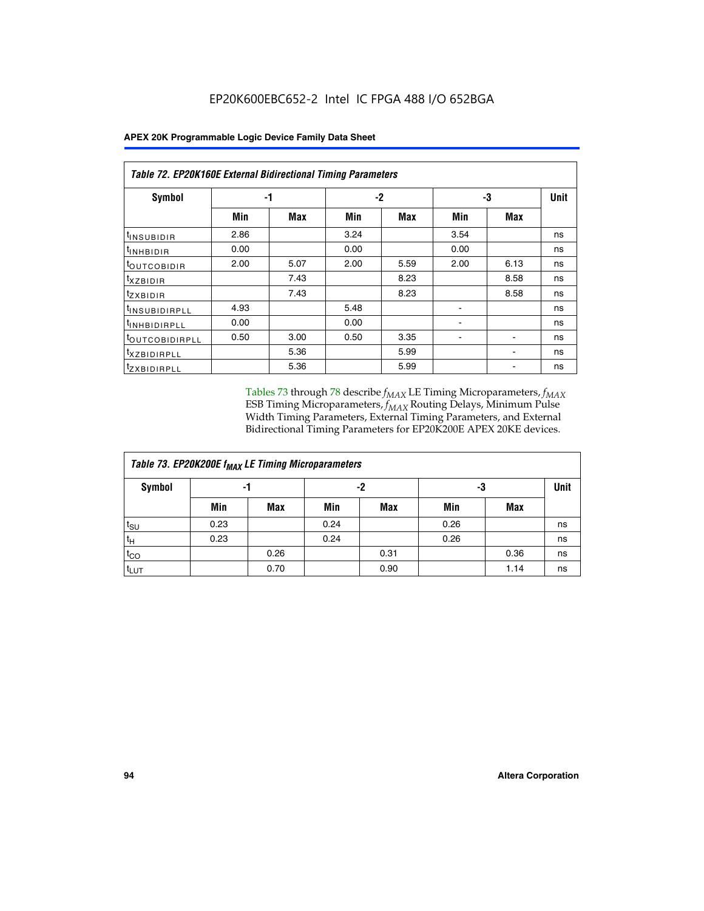EP20K600EBC652-2 Intel IC FPGA 488 I/O 652BGA

**APEX 20K Programmable Logic Device Family Data Sheet**

| *Table 72. EP20K160E External Bidirectional Timing Parameters* | | | | | | | |
|---|---|---|---|---|---|---|---|
| **Symbol** | **-1** | | **-2** | | **-3** | | **Unit** |
| | **Min** | **Max** | **Min** | **Max** | **Min** | **Max** | |
| $t_{INSUBIDIR}$ | 2.86 | | 3.24 | | 3.54 | | ns |
| $t_{INHBIDIR}$ | 0.00 | | 0.00 | | 0.00 | | ns |
| $t_{OUTCOBIDIR}$ | 2.00 | 5.07 | 2.00 | 5.59 | 2.00 | 6.13 | ns |
| $t_{XZBIDIR}$ | | 7.43 | | 8.23 | | 8.58 | ns |
| $t_{ZXBIDIR}$ | | 7.43 | | 8.23 | | 8.58 | ns |
| $t_{INSUBIDIRPLL}$ | 4.93 | | 5.48 | | - | | ns |
| $t_{INHBIDIRPLL}$ | 0.00 | | 0.00 | | - | | ns |
| $t_{OUTCOBIDIRPLL}$ | 0.50 | 3.00 | 0.50 | 3.35 | - | - | ns |
| $t_{XZBIDIRPLL}$ | | 5.36 | | 5.99 | | - | ns |
| $t_{ZXBIDIRPLL}$ | | 5.36 | | 5.99 | | - | ns |

Tables 73 through 78 describe $f_{MAX}$ LE Timing Microparameters, $f_{MAX}$ ESB Timing Microparameters, $f_{MAX}$ Routing Delays, Minimum Pulse Width Timing Parameters, External Timing Parameters, and External Bidirectional Timing Parameters for EP20K200E APEX 20KE devices.

| *Table 73. EP20K200E $f_{MAX}$ LE Timing Microparameters* | | | | | | | |
|---|---|---|---|---|---|---|---|
| **Symbol** | **-1** | | **-2** | | **-3** | | **Unit** |
| | **Min** | **Max** | **Min** | **Max** | **Min** | **Max** | |
| $t_{SU}$ | 0.23 | | 0.24 | | 0.26 | | ns |
| $t_{H}$ | 0.23 | | 0.24 | | 0.26 | | ns |
| $t_{CO}$ | | 0.26 | | 0.31 | | 0.36 | ns |
| $t_{LUT}$ | | 0.70 | | 0.90 | | 1.14 | ns |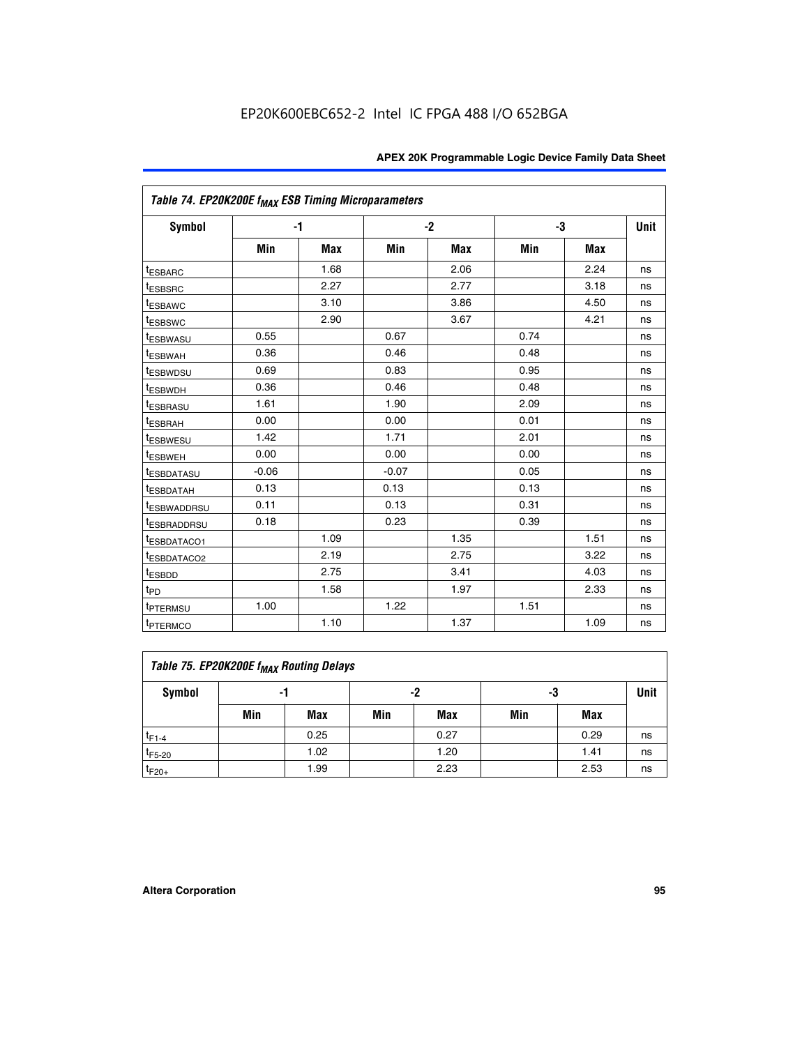Table 74. EP20K200E $f_{MAX}$ ESB Timing Microparameters

| Symbol | -1 | | -2 | | -3 | | Unit |
|---|---|---|---|---|---|---|---|
| | Min | Max | Min | Max | Min | Max | |
| $t_{ESBARC}$ | | 1.68 | | 2.06 | | 2.24 | ns |
| $t_{ESBSRC}$ | | 2.27 | | 2.77 | | 3.18 | ns |
| $t_{ESBAWC}$ | | 3.10 | | 3.86 | | 4.50 | ns |
| $t_{ESBSWC}$ | | 2.90 | | 3.67 | | 4.21 | ns |
| $t_{ESBWASU}$ | 0.55 | | 0.67 | | 0.74 | | ns |
| $t_{ESBWAH}$ | 0.36 | | 0.46 | | 0.48 | | ns |
| $t_{ESBWDSU}$ | 0.69 | | 0.83 | | 0.95 | | ns |
| $t_{ESBWDH}$ | 0.36 | | 0.46 | | 0.48 | | ns |
| $t_{ESBRASU}$ | 1.61 | | 1.90 | | 2.09 | | ns |
| $t_{ESBRAH}$ | 0.00 | | 0.00 | | 0.01 | | ns |
| $t_{ESBWESU}$ | 1.42 | | 1.71 | | 2.01 | | ns |
| $t_{ESBWEH}$ | 0.00 | | 0.00 | | 0.00 | | ns |
| $t_{ESBDATASU}$ | -0.06 | | -0.07 | | 0.05 | | ns |
| $t_{ESBDATAH}$ | 0.13 | | 0.13 | | 0.13 | | ns |
| $t_{ESBWADDRSU}$ | 0.11 | | 0.13 | | 0.31 | | ns |
| $t_{ESBRADDRSU}$ | 0.18 | | 0.23 | | 0.39 | | ns |
| $t_{ESBDATACO1}$ | | 1.09 | | 1.35 | | 1.51 | ns |
| $t_{ESBDATACO2}$ | | 2.19 | | 2.75 | | 3.22 | ns |
| $t_{ESBDD}$ | | 2.75 | | 3.41 | | 4.03 | ns |
| $t_{PD}$ | | 1.58 | | 1.97 | | 2.33 | ns |
| $t_{PTERMSU}$ | 1.00 | | 1.22 | | 1.51 | | ns |
| $t_{PTERMCO}$ | | 1.10 | | 1.37 | | 1.09 | ns |

Table 75. EP20K200E $f_{MAX}$ Routing Delays

| Symbol | -1 | | -2 | | -3 | | Unit |
|---|---|---|---|---|---|---|---|
| | Min | Max | Min | Max | Min | Max | |
| $t_{F1-4}$ | | 0.25 | | 0.27 | | 0.29 | ns |
| $t_{F5-20}$ | | 1.02 | | 1.20 | | 1.41 | ns |
| $t_{F20+}$ | | 1.99 | | 2.23 | | 2.53 | ns |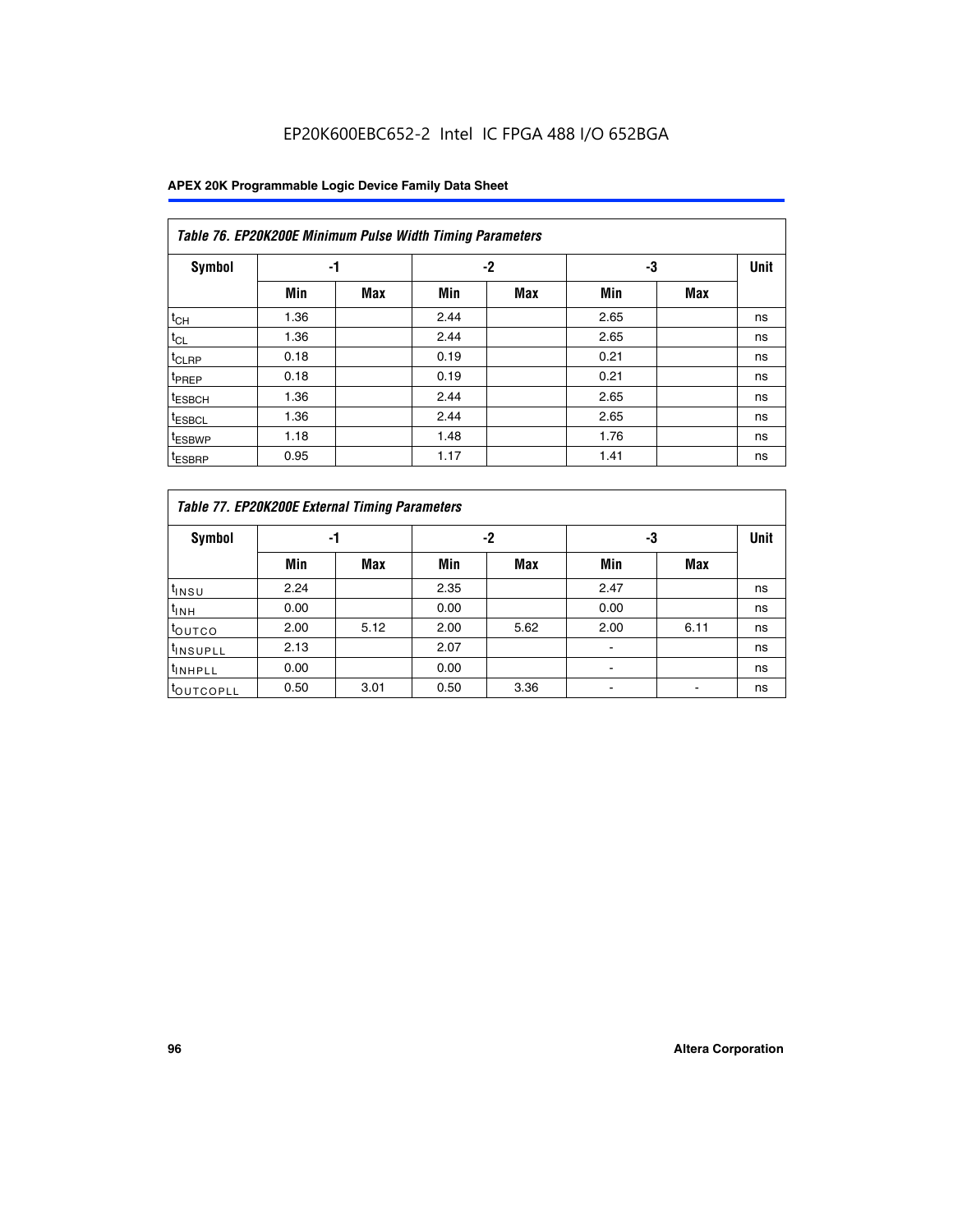EP20K600EBC652-2 Intel IC FPGA 488 I/O 652BGA

| *Table 76. EP20K200E Minimum Pulse Width Timing Parameters* | | | | | | | |
|---|---|---|---|---|---|---|---|
| **Symbol** | **-1** | | **-2** | | **-3** | | **Unit** |
| | **Min** | **Max** | **Min** | **Max** | **Min** | **Max** | |
| $t_{CH}$ | 1.36 | | 2.44 | | 2.65 | | ns |
| $t_{CL}$ | 1.36 | | 2.44 | | 2.65 | | ns |
| $t_{CLRP}$ | 0.18 | | 0.19 | | 0.21 | | ns |
| $t_{PREP}$ | 0.18 | | 0.19 | | 0.21 | | ns |
| $t_{ESBCH}$ | 1.36 | | 2.44 | | 2.65 | | ns |
| $t_{ESBCL}$ | 1.36 | | 2.44 | | 2.65 | | ns |
| $t_{ESBWP}$ | 1.18 | | 1.48 | | 1.76 | | ns |
| $t_{ESBRP}$ | 0.95 | | 1.17 | | 1.41 | | ns |

| *Table 77. EP20K200E External Timing Parameters* | | | | | | | |
|---|---|---|---|---|---|---|---|
| **Symbol** | **-1** | | **-2** | | **-3** | | **Unit** |
| | **Min** | **Max** | **Min** | **Max** | **Min** | **Max** | |
| $t_{INSU}$ | 2.24 | | 2.35 | | 2.47 | | ns |
| $t_{INH}$ | 0.00 | | 0.00 | | 0.00 | | ns |
| $t_{OUTCO}$ | 2.00 | 5.12 | 2.00 | 5.62 | 2.00 | 6.11 | ns |
| $t_{INSUPLL}$ | 2.13 | | 2.07 | | - | | ns |
| $t_{INHPLL}$ | 0.00 | | 0.00 | | - | | ns |
| $t_{OUTCOPLL}$ | 0.50 | 3.01 | 0.50 | 3.36 | - | - | ns |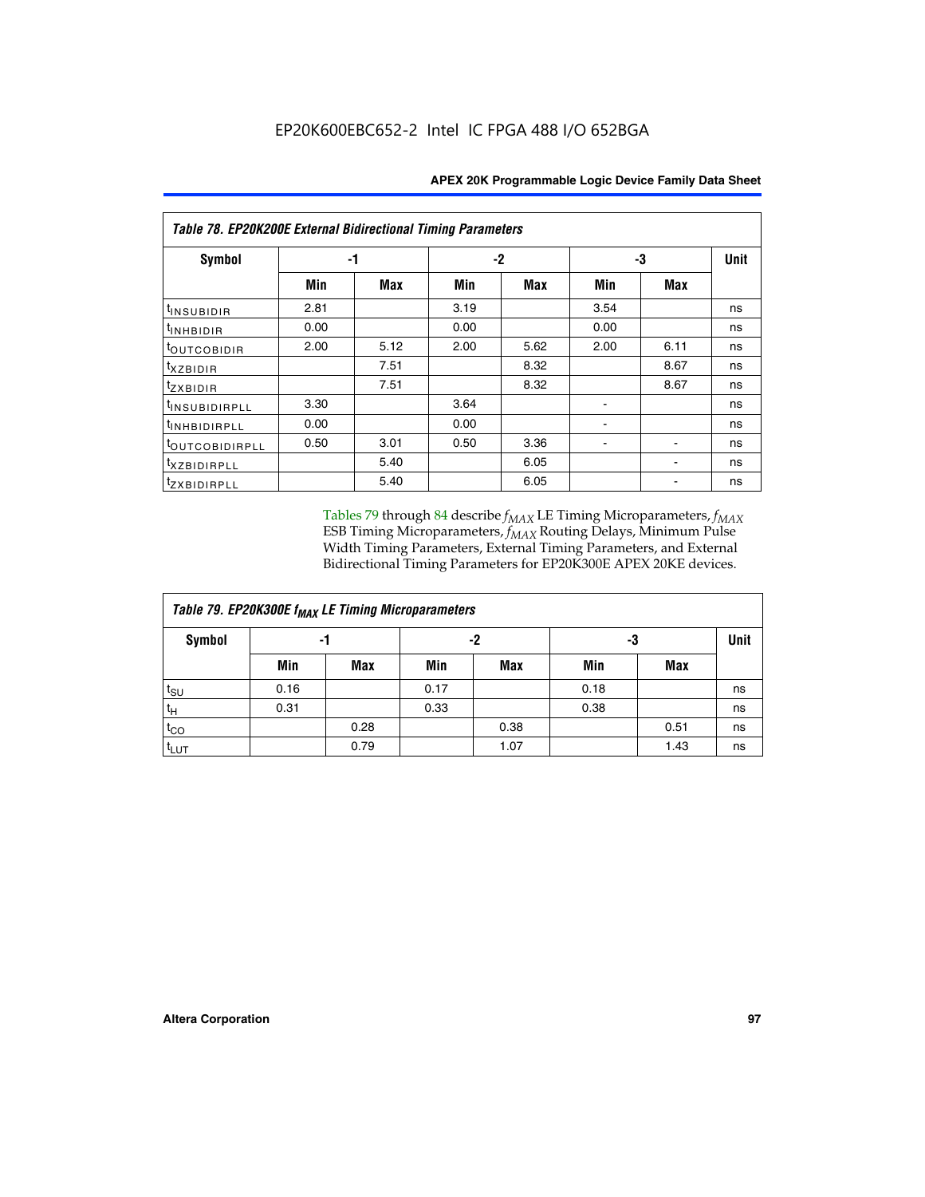EP20K600EBC652-2 Intel IC FPGA 488 I/O 652BGA

| Table 78. EP20K200E External Bidirectional Timing Parameters | | | | | | | |
|---|---|---|---|---|---|---|---|
| Symbol | -1 | | -2 | | -3 | | Unit |
| | Min | Max | Min | Max | Min | Max | |
| $t_{INSUBIDIR}$ | 2.81 | | 3.19 | | 3.54 | | ns |
| $t_{INHBIDIR}$ | 0.00 | | 0.00 | | 0.00 | | ns |
| $t_{OUTCOBIDIR}$ | 2.00 | 5.12 | 2.00 | 5.62 | 2.00 | 6.11 | ns |
| $t_{XZBIDIR}$ | | 7.51 | | 8.32 | | 8.67 | ns |
| $t_{ZXBIDIR}$ | | 7.51 | | 8.32 | | 8.67 | ns |
| $t_{INSUBIDIRPLL}$ | 3.30 | | 3.64 | | - | | ns |
| $t_{INHBIDIRPLL}$ | 0.00 | | 0.00 | | - | | ns |
| $t_{OUTCOBIDIRPLL}$ | 0.50 | 3.01 | 0.50 | 3.36 | - | - | ns |
| $t_{XZBIDIRPLL}$ | | 5.40 | | 6.05 | | - | ns |
| $t_{ZXBIDIRPLL}$ | | 5.40 | | 6.05 | | - | ns |

Tables 79 through 84 describe $f_{MAX}$ LE Timing Microparameters, $f_{MAX}$ ESB Timing Microparameters, $f_{MAX}$ Routing Delays, Minimum Pulse Width Timing Parameters, External Timing Parameters, and External Bidirectional Timing Parameters for EP20K300E APEX 20KE devices.

| Table 79. EP20K300E $f_{MAX}$ LE Timing Microparameters | | | | | | | |
|---|---|---|---|---|---|---|---|
| Symbol | -1 | | -2 | | -3 | | Unit |
| | Min | Max | Min | Max | Min | Max | |
| $t_{SU}$ | 0.16 | | 0.17 | | 0.18 | | ns |
| $t_H$ | 0.31 | | 0.33 | | 0.38 | | ns |
| $t_{CO}$ | | 0.28 | | 0.38 | | 0.51 | ns |
| $t_{LUT}$ | | 0.79 | | 1.07 | | 1.43 | ns |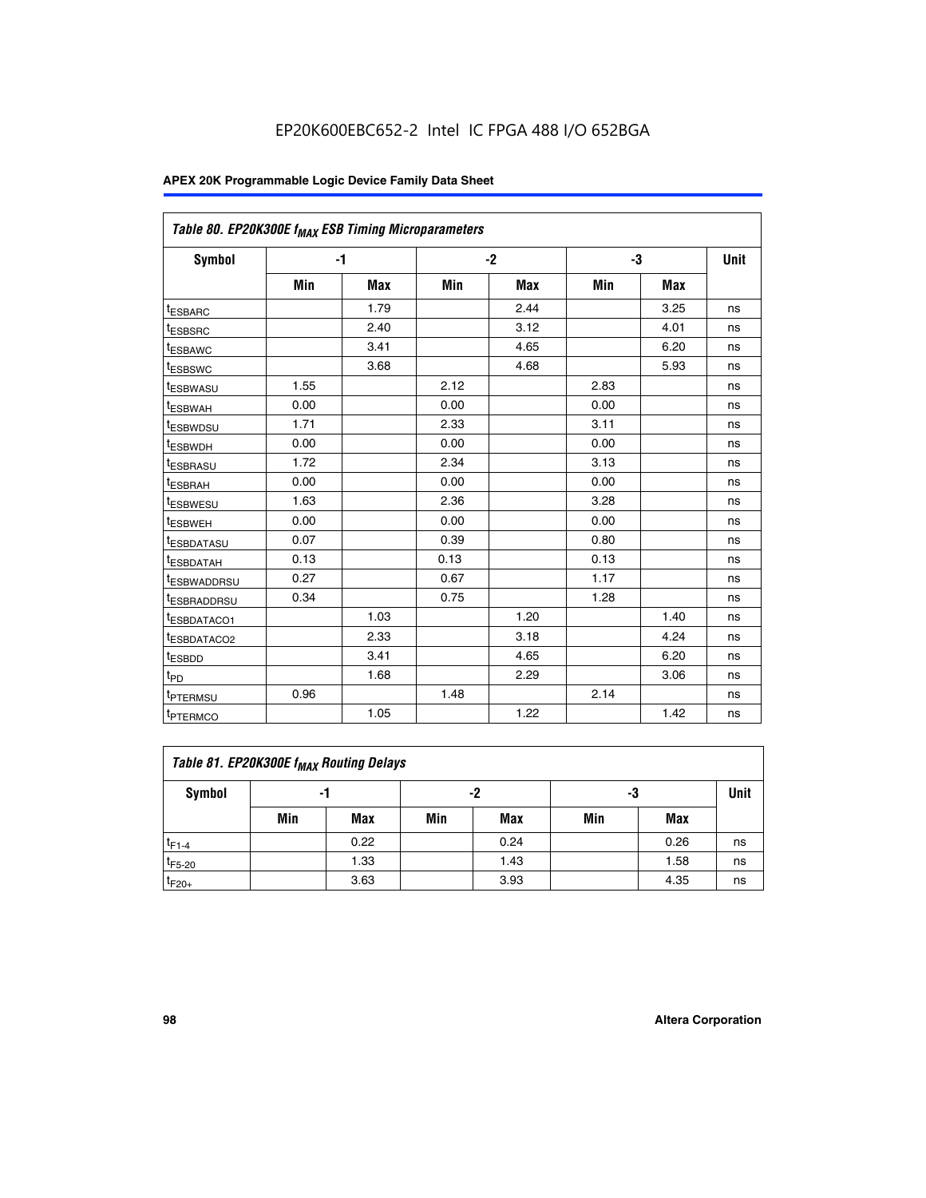EP20K600EBC652-2 Intel IC FPGA 488 I/O 652BGA

| Table 80. EP20K300E $f_{MAX}$ ESB Timing Microparameters | | | | | | | |
|---|---|---|---|---|---|---|---|
| Symbol | -1 | | -2 | | -3 | | Unit |
| | Min | Max | Min | Max | Min | Max | |
| $t_{ESBARC}$ | | 1.79 | | 2.44 | | 3.25 | ns |
| $t_{ESBSRC}$ | | 2.40 | | 3.12 | | 4.01 | ns |
| $t_{ESBAWC}$ | | 3.41 | | 4.65 | | 6.20 | ns |
| $t_{ESBSWC}$ | | 3.68 | | 4.68 | | 5.93 | ns |
| $t_{ESBWASU}$ | 1.55 | | 2.12 | | 2.83 | | ns |
| $t_{ESBWAH}$ | 0.00 | | 0.00 | | 0.00 | | ns |
| $t_{ESBWDSU}$ | 1.71 | | 2.33 | | 3.11 | | ns |
| $t_{ESBWDH}$ | 0.00 | | 0.00 | | 0.00 | | ns |
| $t_{ESBRASU}$ | 1.72 | | 2.34 | | 3.13 | | ns |
| $t_{ESBRAH}$ | 0.00 | | 0.00 | | 0.00 | | ns |
| $t_{ESBWESU}$ | 1.63 | | 2.36 | | 3.28 | | ns |
| $t_{ESBWEH}$ | 0.00 | | 0.00 | | 0.00 | | ns |
| $t_{ESBDATASU}$ | 0.07 | | 0.39 | | 0.80 | | ns |
| $t_{ESBDATAH}$ | 0.13 | | 0.13 | | 0.13 | | ns |
| $t_{ESBWADDRSU}$ | 0.27 | | 0.67 | | 1.17 | | ns |
| $t_{ESBRADDRSU}$ | 0.34 | | 0.75 | | 1.28 | | ns |
| $t_{ESBDATACO1}$ | | 1.03 | | 1.20 | | 1.40 | ns |
| $t_{ESBDATACO2}$ | | 2.33 | | 3.18 | | 4.24 | ns |
| $t_{ESBDD}$ | | 3.41 | | 4.65 | | 6.20 | ns |
| $t_{PD}$ | | 1.68 | | 2.29 | | 3.06 | ns |
| $t_{PTERMSU}$ | 0.96 | | 1.48 | | 2.14 | | ns |
| $t_{PTERMCO}$ | | 1.05 | | 1.22 | | 1.42 | ns |

| Table 81. EP20K300E $f_{MAX}$ Routing Delays | | | | | | | |
|---|---|---|---|---|---|---|---|
| Symbol | -1 | | -2 | | -3 | | Unit |
| | Min | Max | Min | Max | Min | Max | |
| $t_{F1-4}$ | | 0.22 | | 0.24 | | 0.26 | ns |
| $t_{F5-20}$ | | 1.33 | | 1.43 | | 1.58 | ns |
| $t_{F20+}$ | | 3.63 | | 3.93 | | 4.35 | ns |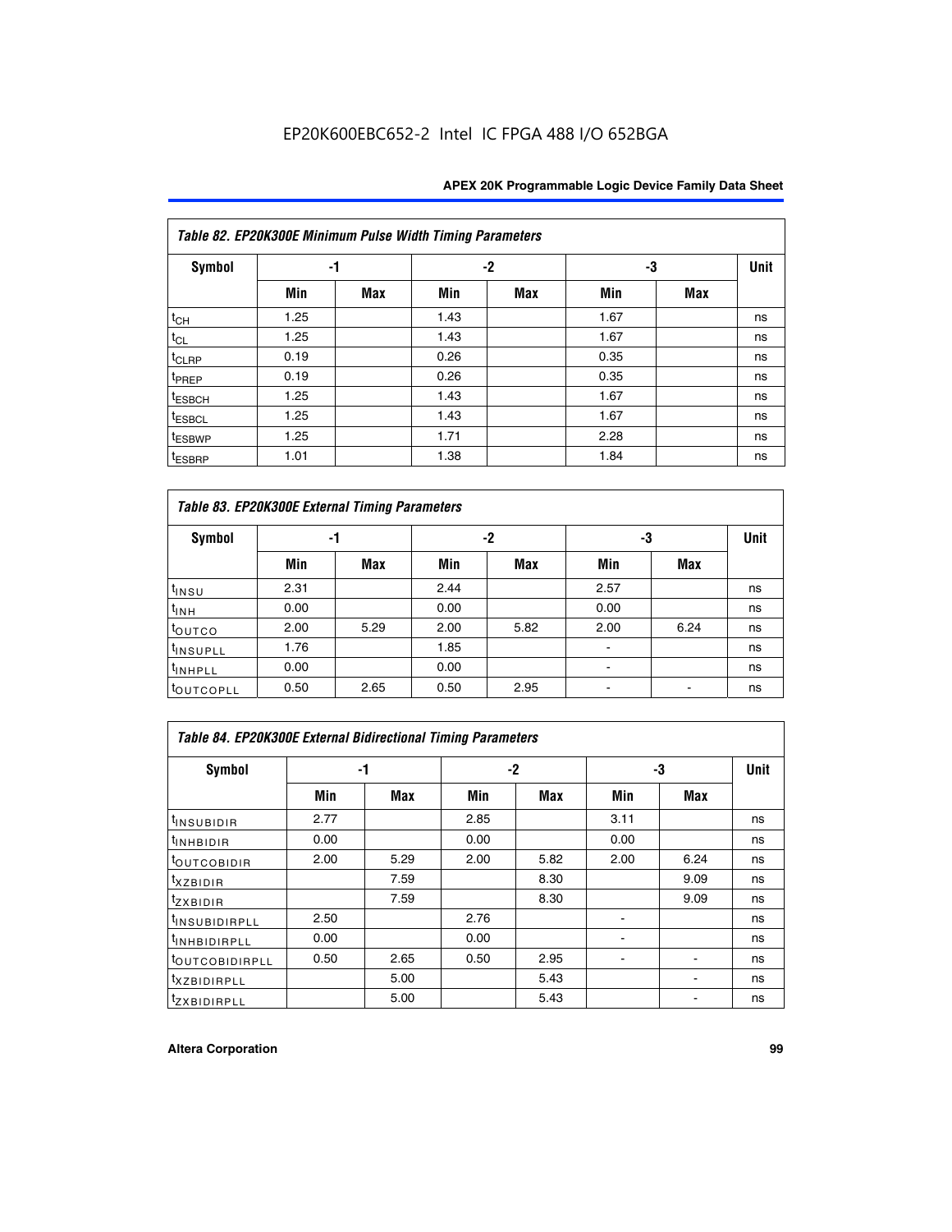EP20K600EBC652-2 Intel IC FPGA 488 I/O 652BGA

| Table 82. EP20K300E Minimum Pulse Width Timing Parameters | | | | | | | |
|---|---|---|---|---|---|---|---|
| Symbol | -1 | | -2 | | -3 | | Unit |
| | Min | Max | Min | Max | Min | Max | |
| $t_{CH}$ | 1.25 | | 1.43 | | 1.67 | | ns |
| $t_{CL}$ | 1.25 | | 1.43 | | 1.67 | | ns |
| $t_{CLRP}$ | 0.19 | | 0.26 | | 0.35 | | ns |
| $t_{PREP}$ | 0.19 | | 0.26 | | 0.35 | | ns |
| $t_{ESBCH}$ | 1.25 | | 1.43 | | 1.67 | | ns |
| $t_{ESBCL}$ | 1.25 | | 1.43 | | 1.67 | | ns |
| $t_{ESBWP}$ | 1.25 | | 1.71 | | 2.28 | | ns |
| $t_{ESBRP}$ | 1.01 | | 1.38 | | 1.84 | | ns |

| Table 83. EP20K300E External Timing Parameters | | | | | | | |
|---|---|---|---|---|---|---|---|
| Symbol | -1 | | -2 | | -3 | | Unit |
| | Min | Max | Min | Max | Min | Max | |
| $t_{INSU}$ | 2.31 | | 2.44 | | 2.57 | | ns |
| $t_{INH}$ | 0.00 | | 0.00 | | 0.00 | | ns |
| $t_{OUTCO}$ | 2.00 | 5.29 | 2.00 | 5.82 | 2.00 | 6.24 | ns |
| $t_{INSUPLL}$ | 1.76 | | 1.85 | | - | | ns |
| $t_{INHPLL}$ | 0.00 | | 0.00 | | - | | ns |
| $t_{OUTCOPLL}$ | 0.50 | 2.65 | 0.50 | 2.95 | - | - | ns |

| Table 84. EP20K300E External Bidirectional Timing Parameters | | | | | | | |
|---|---|---|---|---|---|---|---|
| Symbol | -1 | | -2 | | -3 | | Unit |
| | Min | Max | Min | Max | Min | Max | |
| $t_{INSUBIDIR}$ | 2.77 | | 2.85 | | 3.11 | | ns |
| $t_{INHBIDIR}$ | 0.00 | | 0.00 | | 0.00 | | ns |
| $t_{OUTCOBIDIR}$ | 2.00 | 5.29 | 2.00 | 5.82 | 2.00 | 6.24 | ns |
| $t_{XZBIDIR}$ | | 7.59 | | 8.30 | | 9.09 | ns |
| $t_{ZXBIDIR}$ | | 7.59 | | 8.30 | | 9.09 | ns |
| $t_{INSUBIDIRPLL}$ | 2.50 | | 2.76 | | - | | ns |
| $t_{INHBIDIRPLL}$ | 0.00 | | 0.00 | | - | | ns |
| $t_{OUTCOBIDIRPLL}$ | 0.50 | 2.65 | 0.50 | 2.95 | - | - | ns |
| $t_{XZBIDIRPLL}$ | | 5.00 | | 5.43 | | - | ns |
| $t_{ZXBIDIRPLL}$ | | 5.00 | | 5.43 | | - | ns |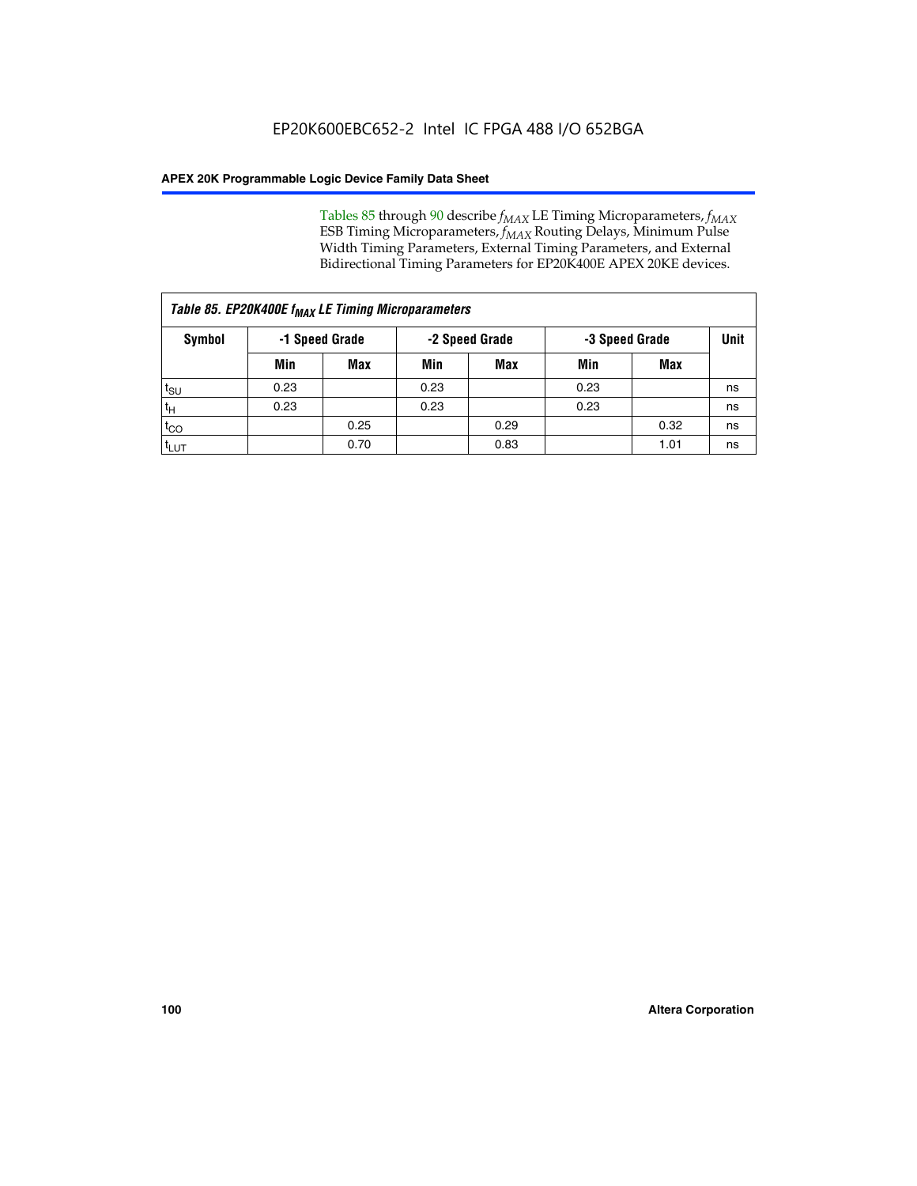EP20K600EBC652-2 Intel IC FPGA 488 I/O 652BGA

Tables 85 through 90 describe $f_{MAX}$ LE Timing Microparameters, $f_{MAX}$ ESB Timing Microparameters, $f_{MAX}$ Routing Delays, Minimum Pulse Width Timing Parameters, External Timing Parameters, and External Bidirectional Timing Parameters for EP20K400E APEX 20KE devices.

| *Table 85. EP20K400E $f_{MAX}$ LE Timing Microparameters* | | | | | | | |
|---|---|---|---|---|---|---|---|
| **Symbol** | **-1 Speed Grade** | | **-2 Speed Grade** | | **-3 Speed Grade** | | **Unit** |
| | **Min** | **Max** | **Min** | **Max** | **Min** | **Max** | |
| $t_{SU}$ | 0.23 | | 0.23 | | 0.23 | | ns |
| $t_H$ | 0.23 | | 0.23 | | 0.23 | | ns |
| $t_{CO}$ | | 0.25 | | 0.29 | | 0.32 | ns |
| $t_{LUT}$ | | 0.70 | | 0.83 | | 1.01 | ns |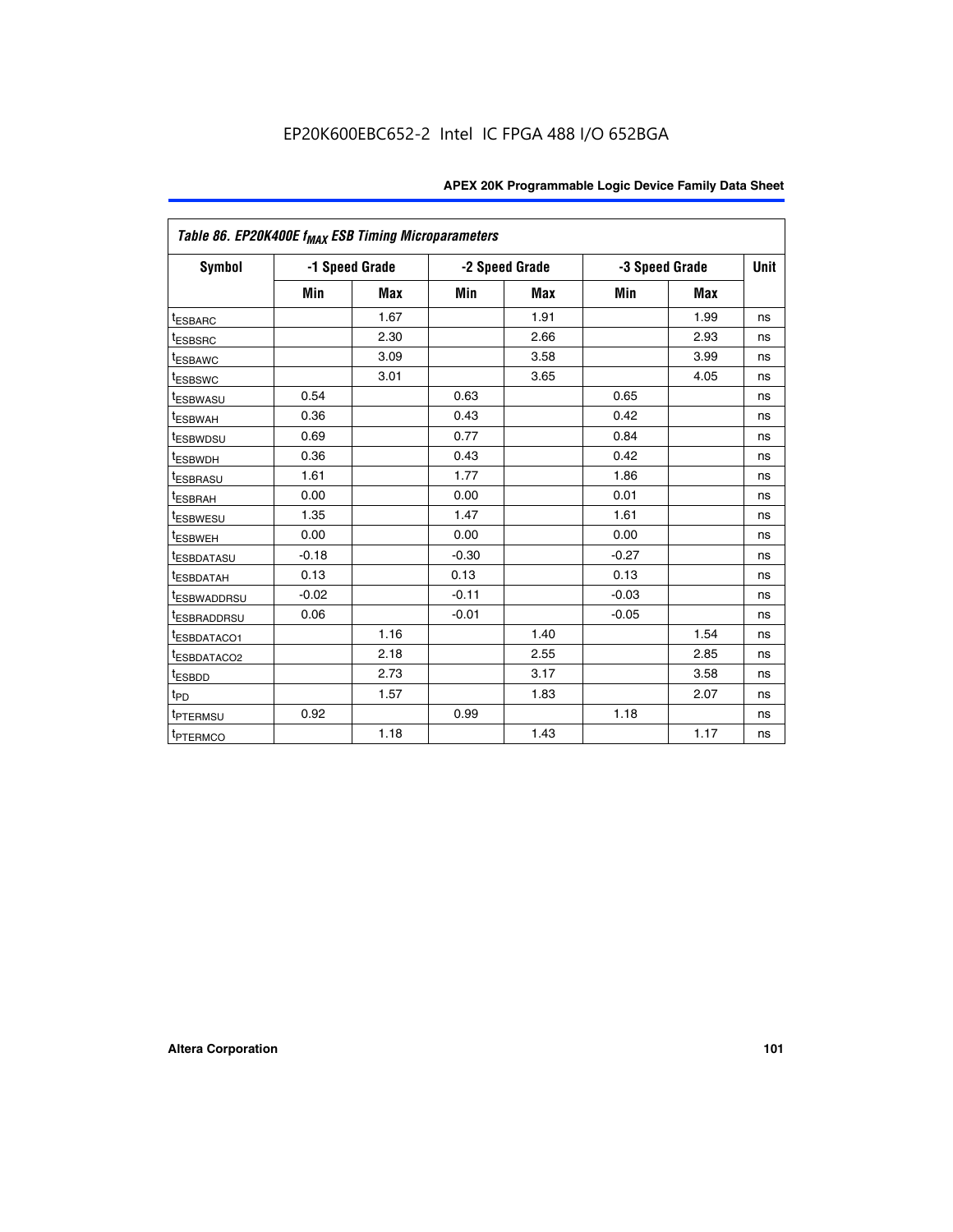EP20K600EBC652-2 Intel IC FPGA 488 I/O 652BGA

| Table 86. EP20K400E $f_{MAX}$ ESB Timing Microparameters | | | | | | | |
|---|---|---|---|---|---|---|---|
| Symbol | -1 Speed Grade | | -2 Speed Grade | | -3 Speed Grade | | Unit |
| | Min | Max | Min | Max | Min | Max | |
| $t_{ESBARC}$ | | 1.67 | | 1.91 | | 1.99 | ns |
| $t_{ESBSRC}$ | | 2.30 | | 2.66 | | 2.93 | ns |
| $t_{ESBAWC}$ | | 3.09 | | 3.58 | | 3.99 | ns |
| $t_{ESBSWC}$ | | 3.01 | | 3.65 | | 4.05 | ns |
| $t_{ESBWASU}$ | 0.54 | | 0.63 | | 0.65 | | ns |
| $t_{ESBWAH}$ | 0.36 | | 0.43 | | 0.42 | | ns |
| $t_{ESBWDSU}$ | 0.69 | | 0.77 | | 0.84 | | ns |
| $t_{ESBWDH}$ | 0.36 | | 0.43 | | 0.42 | | ns |
| $t_{ESBRASU}$ | 1.61 | | 1.77 | | 1.86 | | ns |
| $t_{ESBRAH}$ | 0.00 | | 0.00 | | 0.01 | | ns |
| $t_{ESBWESU}$ | 1.35 | | 1.47 | | 1.61 | | ns |
| $t_{ESBWEH}$ | 0.00 | | 0.00 | | 0.00 | | ns |
| $t_{ESBDATASU}$ | -0.18 | | -0.30 | | -0.27 | | ns |
| $t_{ESBDATAH}$ | 0.13 | | 0.13 | | 0.13 | | ns |
| $t_{ESBWADDRSU}$ | -0.02 | | -0.11 | | -0.03 | | ns |
| $t_{ESBRADDRSU}$ | 0.06 | | -0.01 | | -0.05 | | ns |
| $t_{ESBDATACO1}$ | | 1.16 | | 1.40 | | 1.54 | ns |
| $t_{ESBDATACO2}$ | | 2.18 | | 2.55 | | 2.85 | ns |
| $t_{ESBDD}$ | | 2.73 | | 3.17 | | 3.58 | ns |
| $t_{PD}$ | | 1.57 | | 1.83 | | 2.07 | ns |
| $t_{PTERMSU}$ | 0.92 | | 0.99 | | 1.18 | | ns |
| $t_{PTERMCO}$ | | 1.18 | | 1.43 | | 1.17 | ns |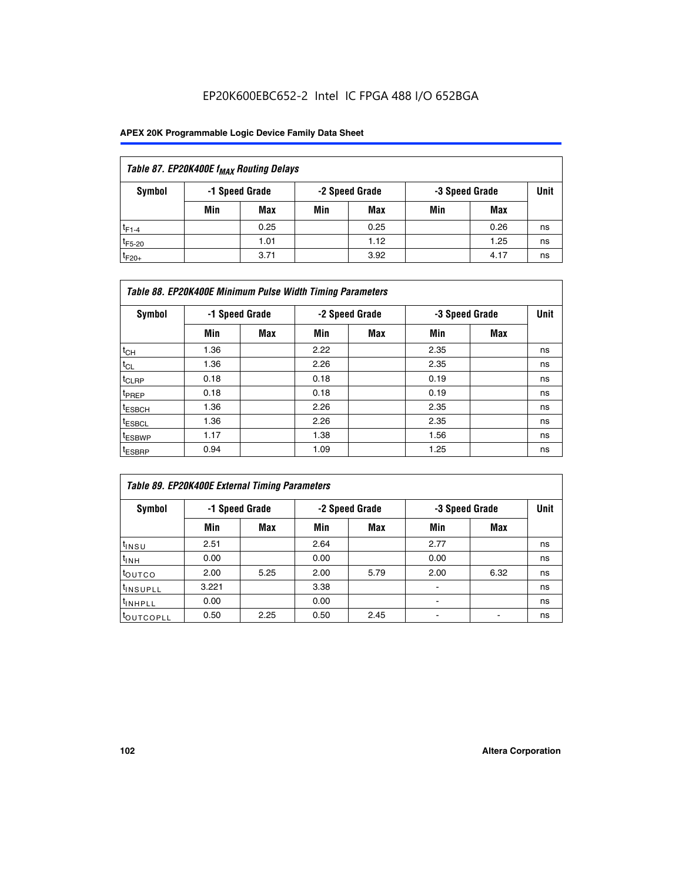EP20K600EBC652-2 Intel IC FPGA 488 I/O 652BGA

**APEX 20K Programmable Logic Device Family Data Sheet**

| *Table 87. EP20K400E $f_{MAX}$ Routing Delays* | | | | | | | |
|---|---|---|---|---|---|---|---|
| **Symbol** | **-1 Speed Grade** | | **-2 Speed Grade** | | **-3 Speed Grade** | | **Unit** |
| | **Min** | **Max** | **Min** | **Max** | **Min** | **Max** | |
| $t_{F1-4}$ | | 0.25 | | 0.25 | | 0.26 | ns |
| $t_{F5-20}$ | | 1.01 | | 1.12 | | 1.25 | ns |
| $t_{F20+}$ | | 3.71 | | 3.92 | | 4.17 | ns |

| *Table 88. EP20K400E Minimum Pulse Width Timing Parameters* | | | | | | | |
|---|---|---|---|---|---|---|---|
| **Symbol** | **-1 Speed Grade** | | **-2 Speed Grade** | | **-3 Speed Grade** | | **Unit** |
| | **Min** | **Max** | **Min** | **Max** | **Min** | **Max** | |
| $t_{CH}$ | 1.36 | | 2.22 | | 2.35 | | ns |
| $t_{CL}$ | 1.36 | | 2.26 | | 2.35 | | ns |
| $t_{CLRP}$ | 0.18 | | 0.18 | | 0.19 | | ns |
| $t_{PREP}$ | 0.18 | | 0.18 | | 0.19 | | ns |
| $t_{ESBCH}$ | 1.36 | | 2.26 | | 2.35 | | ns |
| $t_{ESBCL}$ | 1.36 | | 2.26 | | 2.35 | | ns |
| $t_{ESBWP}$ | 1.17 | | 1.38 | | 1.56 | | ns |
| $t_{ESBRP}$ | 0.94 | | 1.09 | | 1.25 | | ns |

| *Table 89. EP20K400E External Timing Parameters* | | | | | | | |
|---|---|---|---|---|---|---|---|
| **Symbol** | **-1 Speed Grade** | | **-2 Speed Grade** | | **-3 Speed Grade** | | **Unit** |
| | **Min** | **Max** | **Min** | **Max** | **Min** | **Max** | |
| $t_{INSU}$ | 2.51 | | 2.64 | | 2.77 | | ns |
| $t_{INH}$ | 0.00 | | 0.00 | | 0.00 | | ns |
| $t_{OUTCO}$ | 2.00 | 5.25 | 2.00 | 5.79 | 2.00 | 6.32 | ns |
| $t_{INSUPLL}$ | 3.221 | | 3.38 | | - | | ns |
| $t_{INHPLL}$ | 0.00 | | 0.00 | | - | | ns |
| $t_{OUTCOPLL}$ | 0.50 | 2.25 | 0.50 | 2.45 | - | - | ns |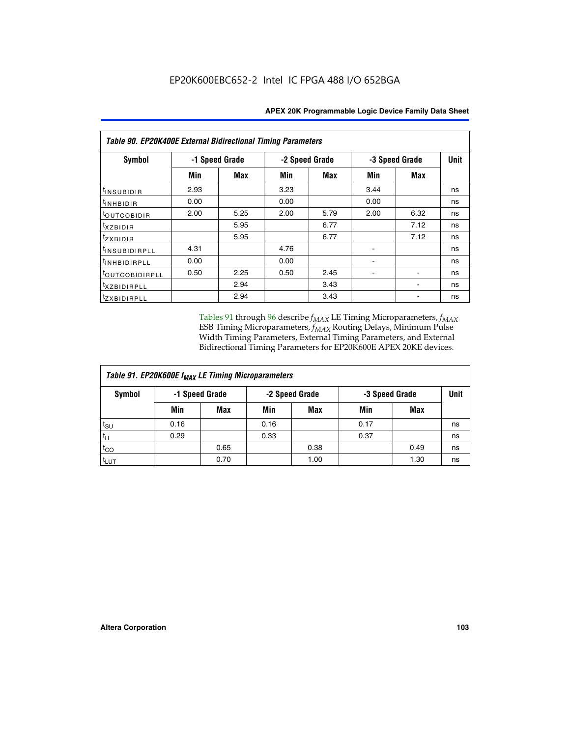**Table 90. EP20K400E External Bidirectional Timing Parameters**

| Symbol | -1 Speed Grade | | -2 Speed Grade | | -3 Speed Grade | | Unit |
|---|---|---|---|---|---|---|---|
| | Min | Max | Min | Max | Min | Max | |
| $t_{INSUBIDIR}$ | 2.93 | | 3.23 | | 3.44 | | ns |
| $t_{INHBIDIR}$ | 0.00 | | 0.00 | | 0.00 | | ns |
| $t_{OUTCOBIDIR}$ | 2.00 | 5.25 | 2.00 | 5.79 | 2.00 | 6.32 | ns |
| $t_{XZBIDIR}$ | | 5.95 | | 6.77 | | 7.12 | ns |
| $t_{ZXBIDIR}$ | | 5.95 | | 6.77 | | 7.12 | ns |
| $t_{INSUBIDIRPLL}$ | 4.31 | | 4.76 | | - | | ns |
| $t_{INHBIDIRPLL}$ | 0.00 | | 0.00 | | - | | ns |
| $t_{OUTCOBIDIRPLL}$ | 0.50 | 2.25 | 0.50 | 2.45 | - | - | ns |
| $t_{XZBIDIRPLL}$ | | 2.94 | | 3.43 | | - | ns |
| $t_{ZXBIDIRPLL}$ | | 2.94 | | 3.43 | | - | ns |

Tables 91 through 96 describe $f_{MAX}$ LE Timing Microparameters, $f_{MAX}$ ESB Timing Microparameters, $f_{MAX}$ Routing Delays, Minimum Pulse Width Timing Parameters, External Timing Parameters, and External Bidirectional Timing Parameters for EP20K600E APEX 20KE devices.

**Table 91. EP20K600E $f_{MAX}$ LE Timing Microparameters**

| Symbol | -1 Speed Grade | | -2 Speed Grade | | -3 Speed Grade | | Unit |
|---|---|---|---|---|---|---|---|
| | Min | Max | Min | Max | Min | Max | |
| $t_{SU}$ | 0.16 | | 0.16 | | 0.17 | | ns |
| $t_H$ | 0.29 | | 0.33 | | 0.37 | | ns |
| $t_{CO}$ | | 0.65 | | 0.38 | | 0.49 | ns |
| $t_{LUT}$ | | 0.70 | | 1.00 | | 1.30 | ns |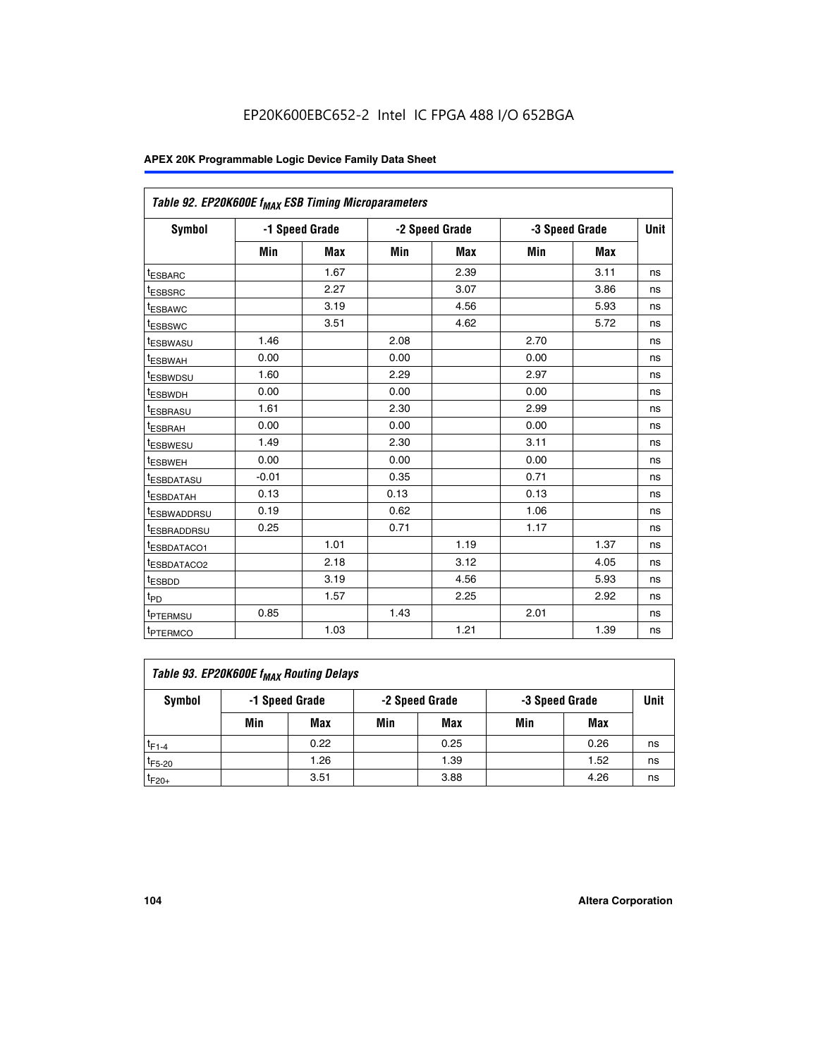EP20K600EBC652-2 Intel IC FPGA 488 I/O 652BGA

| Table 92. EP20K600E $f_{MAX}$ ESB Timing Microparameters | | | | | | | |
|---|---|---|---|---|---|---|---|
| Symbol | -1 Speed Grade | | -2 Speed Grade | | -3 Speed Grade | | Unit |
| | Min | Max | Min | Max | Min | Max | |
| $t_{ESBARC}$ | | 1.67 | | 2.39 | | 3.11 | ns |
| $t_{ESBSRC}$ | | 2.27 | | 3.07 | | 3.86 | ns |
| $t_{ESBAWC}$ | | 3.19 | | 4.56 | | 5.93 | ns |
| $t_{ESBSWC}$ | | 3.51 | | 4.62 | | 5.72 | ns |
| $t_{ESBWASU}$ | 1.46 | | 2.08 | | 2.70 | | ns |
| $t_{ESBWAH}$ | 0.00 | | 0.00 | | 0.00 | | ns |
| $t_{ESBWDSU}$ | 1.60 | | 2.29 | | 2.97 | | ns |
| $t_{ESBWDH}$ | 0.00 | | 0.00 | | 0.00 | | ns |
| $t_{ESBRASU}$ | 1.61 | | 2.30 | | 2.99 | | ns |
| $t_{ESBRAH}$ | 0.00 | | 0.00 | | 0.00 | | ns |
| $t_{ESBWESU}$ | 1.49 | | 2.30 | | 3.11 | | ns |
| $t_{ESBWEH}$ | 0.00 | | 0.00 | | 0.00 | | ns |
| $t_{ESBDATASU}$ | -0.01 | | 0.35 | | 0.71 | | ns |
| $t_{ESBDATAH}$ | 0.13 | | 0.13 | | 0.13 | | ns |
| $t_{ESBWADDRSU}$ | 0.19 | | 0.62 | | 1.06 | | ns |
| $t_{ESBRADDRSU}$ | 0.25 | | 0.71 | | 1.17 | | ns |
| $t_{ESBDATACO1}$ | | 1.01 | | 1.19 | | 1.37 | ns |
| $t_{ESBDATACO2}$ | | 2.18 | | 3.12 | | 4.05 | ns |
| $t_{ESBDD}$ | | 3.19 | | 4.56 | | 5.93 | ns |
| $t_{PD}$ | | 1.57 | | 2.25 | | 2.92 | ns |
| $t_{PTERMSU}$ | 0.85 | | 1.43 | | 2.01 | | ns |
| $t_{PTERMCO}$ | | 1.03 | | 1.21 | | 1.39 | ns |

| Table 93. EP20K600E $f_{MAX}$ Routing Delays | | | | | | | |
|---|---|---|---|---|---|---|---|
| Symbol | -1 Speed Grade | | -2 Speed Grade | | -3 Speed Grade | | Unit |
| | Min | Max | Min | Max | Min | Max | |
| $t_{F1-4}$ | | 0.22 | | 0.25 | | 0.26 | ns |
| $t_{F5-20}$ | | 1.26 | | 1.39 | | 1.52 | ns |
| $t_{F20+}$ | | 3.51 | | 3.88 | | 4.26 | ns |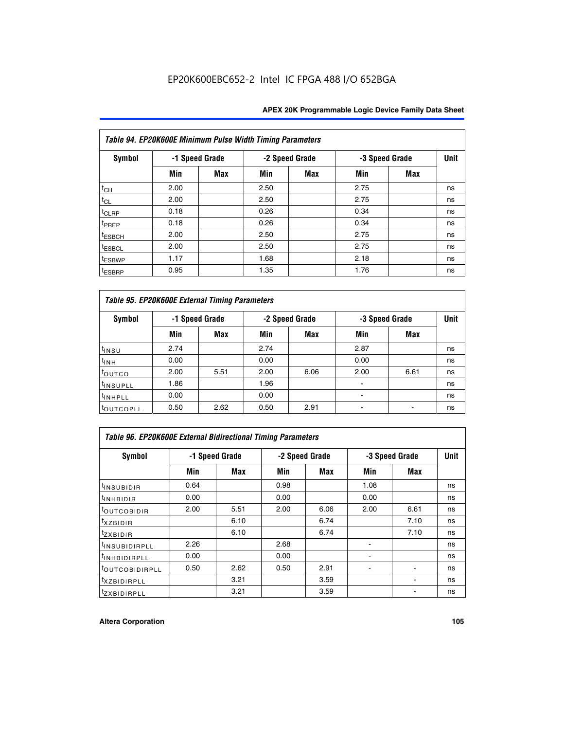EP20K600EBC652-2 Intel IC FPGA 488 I/O 652BGA

| Table 94. EP20K600E Minimum Pulse Width Timing Parameters | | | | | | | |
|---|---|---|---|---|---|---|---|
| Symbol | -1 Speed Grade | | -2 Speed Grade | | -3 Speed Grade | | Unit |
| | Min | Max | Min | Max | Min | Max | |
| $t_{CH}$ | 2.00 | | 2.50 | | 2.75 | | ns |
| $t_{CL}$ | 2.00 | | 2.50 | | 2.75 | | ns |
| $t_{CLRP}$ | 0.18 | | 0.26 | | 0.34 | | ns |
| $t_{PREP}$ | 0.18 | | 0.26 | | 0.34 | | ns |
| $t_{ESBCH}$ | 2.00 | | 2.50 | | 2.75 | | ns |
| $t_{ESBCL}$ | 2.00 | | 2.50 | | 2.75 | | ns |
| $t_{ESBWP}$ | 1.17 | | 1.68 | | 2.18 | | ns |
| $t_{ESBRP}$ | 0.95 | | 1.35 | | 1.76 | | ns |

| Table 95. EP20K600E External Timing Parameters | | | | | | | |
|---|---|---|---|---|---|---|---|
| Symbol | -1 Speed Grade | | -2 Speed Grade | | -3 Speed Grade | | Unit |
| | Min | Max | Min | Max | Min | Max | |
| $t_{INSU}$ | 2.74 | | 2.74 | | 2.87 | | ns |
| $t_{INH}$ | 0.00 | | 0.00 | | 0.00 | | ns |
| $t_{OUTCO}$ | 2.00 | 5.51 | 2.00 | 6.06 | 2.00 | 6.61 | ns |
| $t_{INSUPLL}$ | 1.86 | | 1.96 | | - | | ns |
| $t_{INHPLL}$ | 0.00 | | 0.00 | | - | | ns |
| $t_{OUTCOPLL}$ | 0.50 | 2.62 | 0.50 | 2.91 | - | - | ns |

| Table 96. EP20K600E External Bidirectional Timing Parameters | | | | | | | |
|---|---|---|---|---|---|---|---|
| Symbol | -1 Speed Grade | | -2 Speed Grade | | -3 Speed Grade | | Unit |
| | Min | Max | Min | Max | Min | Max | |
| $t_{INSUBIDIR}$ | 0.64 | | 0.98 | | 1.08 | | ns |
| $t_{INHBIDIR}$ | 0.00 | | 0.00 | | 0.00 | | ns |
| $t_{OUTCOBIDIR}$ | 2.00 | 5.51 | 2.00 | 6.06 | 2.00 | 6.61 | ns |
| $t_{XZBIDIR}$ | | 6.10 | | 6.74 | | 7.10 | ns |
| $t_{ZXBIDIR}$ | | 6.10 | | 6.74 | | 7.10 | ns |
| $t_{INSUBIDIRPLL}$ | 2.26 | | 2.68 | | - | | ns |
| $t_{INHBIDIRPLL}$ | 0.00 | | 0.00 | | - | | ns |
| $t_{OUTCOBIDIRPLL}$ | 0.50 | 2.62 | 0.50 | 2.91 | - | - | ns |
| $t_{XZBIDIRPLL}$ | | 3.21 | | 3.59 | | - | ns |
| $t_{ZXBIDIRPLL}$ | | 3.21 | | 3.59 | | - | ns |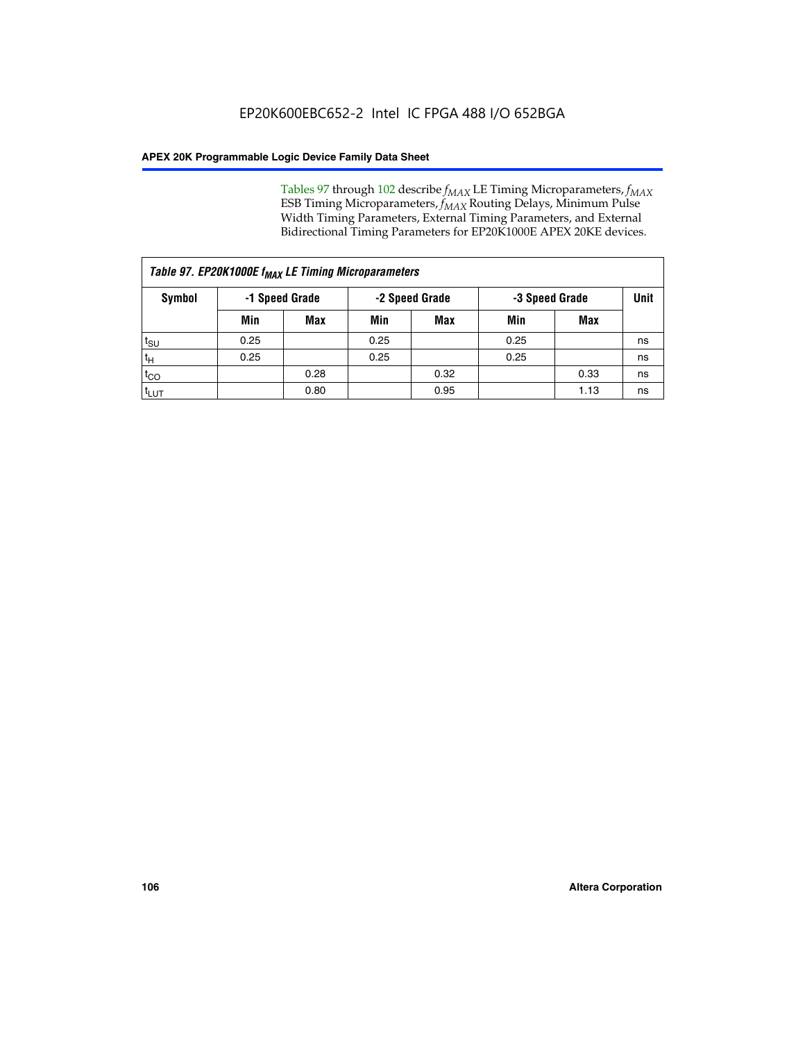Tables 97 through 102 describe $f_{MAX}$ LE Timing Microparameters, $f_{MAX}$ ESB Timing Microparameters, $f_{MAX}$ Routing Delays, Minimum Pulse Width Timing Parameters, External Timing Parameters, and External Bidirectional Timing Parameters for EP20K1000E APEX 20KE devices.

*Table 97. EP20K1000E $f_{MAX}$ LE Timing Microparameters*

| Symbol | -1 Speed Grade | | -2 Speed Grade | | -3 Speed Grade | | Unit |
|---|---|---|---|---|---|---|---|
| | Min | Max | Min | Max | Min | Max | |
| $t_{SU}$ | 0.25 | | 0.25 | | 0.25 | | ns |
| $t_{H}$ | 0.25 | | 0.25 | | 0.25 | | ns |
| $t_{CO}$ | | 0.28 | | 0.32 | | 0.33 | ns |
| $t_{LUT}$ | | 0.80 | | 0.95 | | 1.13 | ns |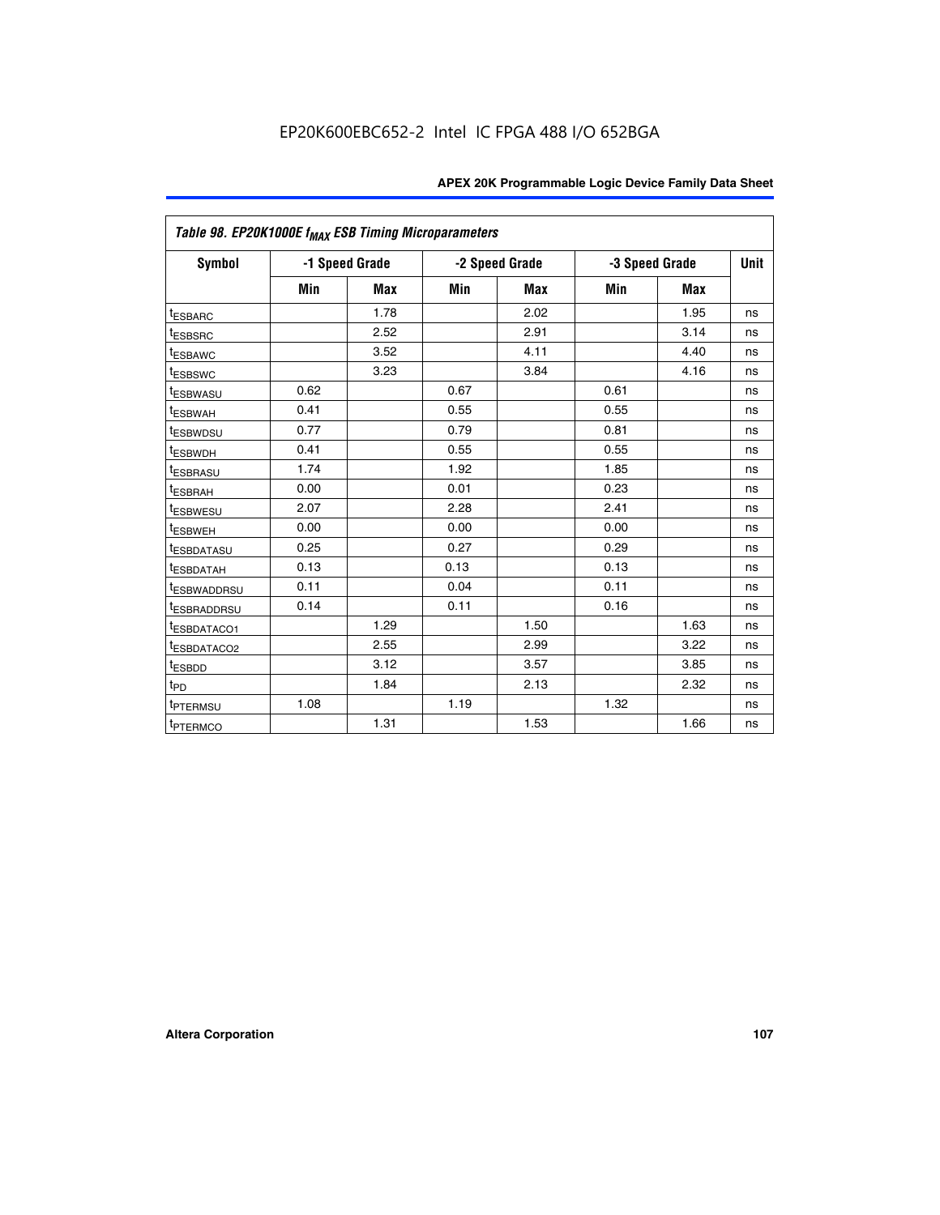EP20K600EBC652-2 Intel IC FPGA 488 I/O 652BGA

| Table 98. EP20K1000E $f_{MAX}$ ESB Timing Microparameters | | | | | | | |
|---|---|---|---|---|---|---|---|
| Symbol | -1 Speed Grade | | -2 Speed Grade | | -3 Speed Grade | | Unit |
| | Min | Max | Min | Max | Min | Max | |
| $t_{ESBARC}$ | | 1.78 | | 2.02 | | 1.95 | ns |
| $t_{ESBSRC}$ | | 2.52 | | 2.91 | | 3.14 | ns |
| $t_{ESBAWC}$ | | 3.52 | | 4.11 | | 4.40 | ns |
| $t_{ESBSWC}$ | | 3.23 | | 3.84 | | 4.16 | ns |
| $t_{ESBWASU}$ | 0.62 | | 0.67 | | 0.61 | | ns |
| $t_{ESBWAH}$ | 0.41 | | 0.55 | | 0.55 | | ns |
| $t_{ESBWDSU}$ | 0.77 | | 0.79 | | 0.81 | | ns |
| $t_{ESBWDH}$ | 0.41 | | 0.55 | | 0.55 | | ns |
| $t_{ESBRASU}$ | 1.74 | | 1.92 | | 1.85 | | ns |
| $t_{ESBRAH}$ | 0.00 | | 0.01 | | 0.23 | | ns |
| $t_{ESBWESU}$ | 2.07 | | 2.28 | | 2.41 | | ns |
| $t_{ESBWEH}$ | 0.00 | | 0.00 | | 0.00 | | ns |
| $t_{ESBDATASU}$ | 0.25 | | 0.27 | | 0.29 | | ns |
| $t_{ESBDATAH}$ | 0.13 | | 0.13 | | 0.13 | | ns |
| $t_{ESBWADDRSU}$ | 0.11 | | 0.04 | | 0.11 | | ns |
| $t_{ESBRADDRSU}$ | 0.14 | | 0.11 | | 0.16 | | ns |
| $t_{ESBDATACO1}$ | | 1.29 | | 1.50 | | 1.63 | ns |
| $t_{ESBDATACO2}$ | | 2.55 | | 2.99 | | 3.22 | ns |
| $t_{ESBDD}$ | | 3.12 | | 3.57 | | 3.85 | ns |
| $t_{PD}$ | | 1.84 | | 2.13 | | 2.32 | ns |
| $t_{PTERMSU}$ | 1.08 | | 1.19 | | 1.32 | | ns |
| $t_{PTERMCO}$ | | 1.31 | | 1.53 | | 1.66 | ns |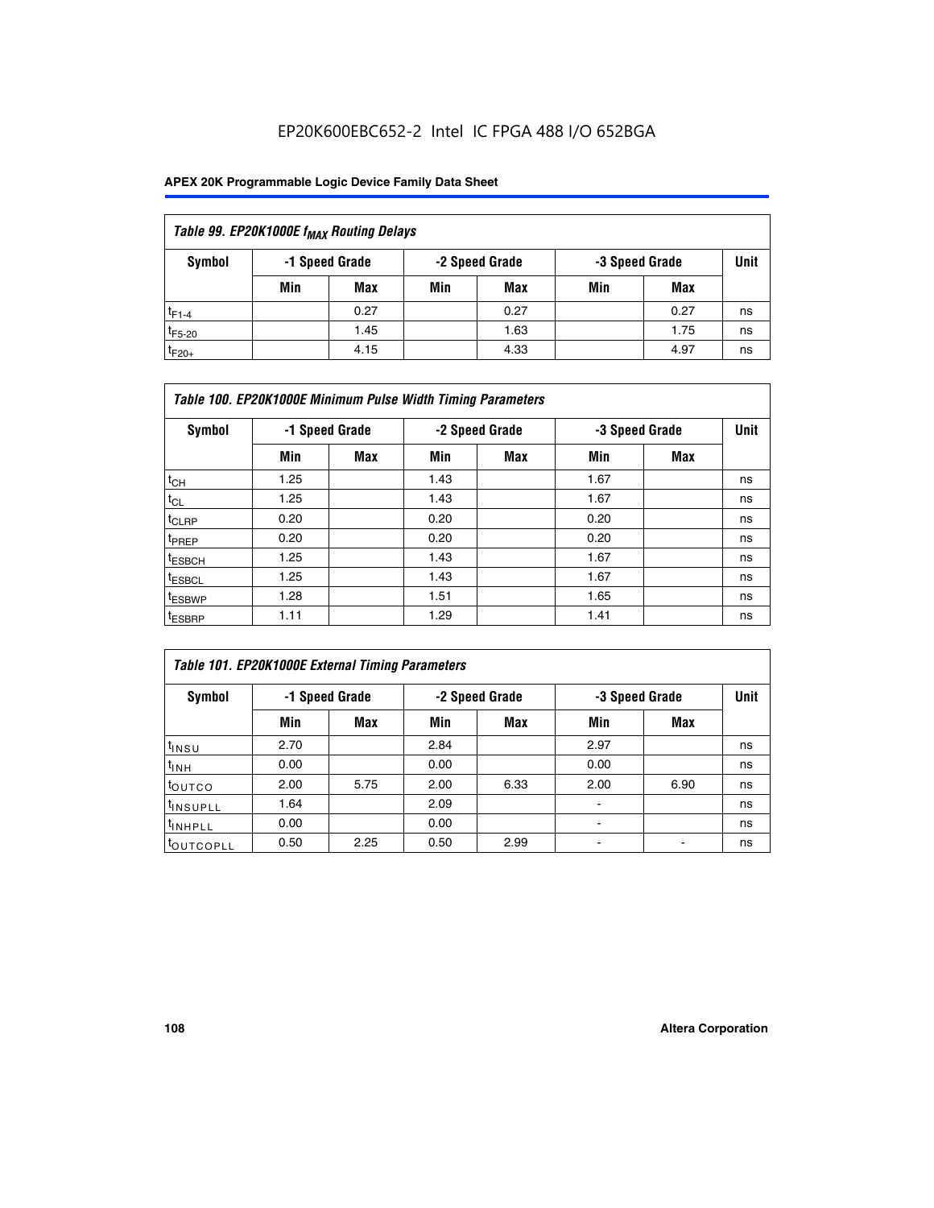EP20K600EBC652-2 Intel IC FPGA 488 I/O 652BGA

| Table 99. EP20K1000E $f_{MAX}$ Routing Delays | | | | | | | |
|---|---|---|---|---|---|---|---|
| Symbol | -1 Speed Grade | | -2 Speed Grade | | -3 Speed Grade | | Unit |
| | Min | Max | Min | Max | Min | Max | |
| $t_{F1-4}$ | | 0.27 | | 0.27 | | 0.27 | ns |
| $t_{F5-20}$ | | 1.45 | | 1.63 | | 1.75 | ns |
| $t_{F20+}$ | | 4.15 | | 4.33 | | 4.97 | ns |

| Table 100. EP20K1000E Minimum Pulse Width Timing Parameters | | | | | | | |
|---|---|---|---|---|---|---|---|
| Symbol | -1 Speed Grade | | -2 Speed Grade | | -3 Speed Grade | | Unit |
| | Min | Max | Min | Max | Min | Max | |
| $t_{CH}$ | 1.25 | | 1.43 | | 1.67 | | ns |
| $t_{CL}$ | 1.25 | | 1.43 | | 1.67 | | ns |
| $t_{CLRP}$ | 0.20 | | 0.20 | | 0.20 | | ns |
| $t_{PREP}$ | 0.20 | | 0.20 | | 0.20 | | ns |
| $t_{ESBCH}$ | 1.25 | | 1.43 | | 1.67 | | ns |
| $t_{ESBCL}$ | 1.25 | | 1.43 | | 1.67 | | ns |
| $t_{ESBWP}$ | 1.28 | | 1.51 | | 1.65 | | ns |
| $t_{ESBRP}$ | 1.11 | | 1.29 | | 1.41 | | ns |

| Table 101. EP20K1000E External Timing Parameters | | | | | | | |
|---|---|---|---|---|---|---|---|
| Symbol | -1 Speed Grade | | -2 Speed Grade | | -3 Speed Grade | | Unit |
| | Min | Max | Min | Max | Min | Max | |
| $t_{INSU}$ | 2.70 | | 2.84 | | 2.97 | | ns |
| $t_{INH}$ | 0.00 | | 0.00 | | 0.00 | | ns |
| $t_{OUTCO}$ | 2.00 | 5.75 | 2.00 | 6.33 | 2.00 | 6.90 | ns |
| $t_{INSUPLL}$ | 1.64 | | 2.09 | | - | | ns |
| $t_{INHPLL}$ | 0.00 | | 0.00 | | - | | ns |
| $t_{OUTCOPLL}$ | 0.50 | 2.25 | 0.50 | 2.99 | - | - | ns |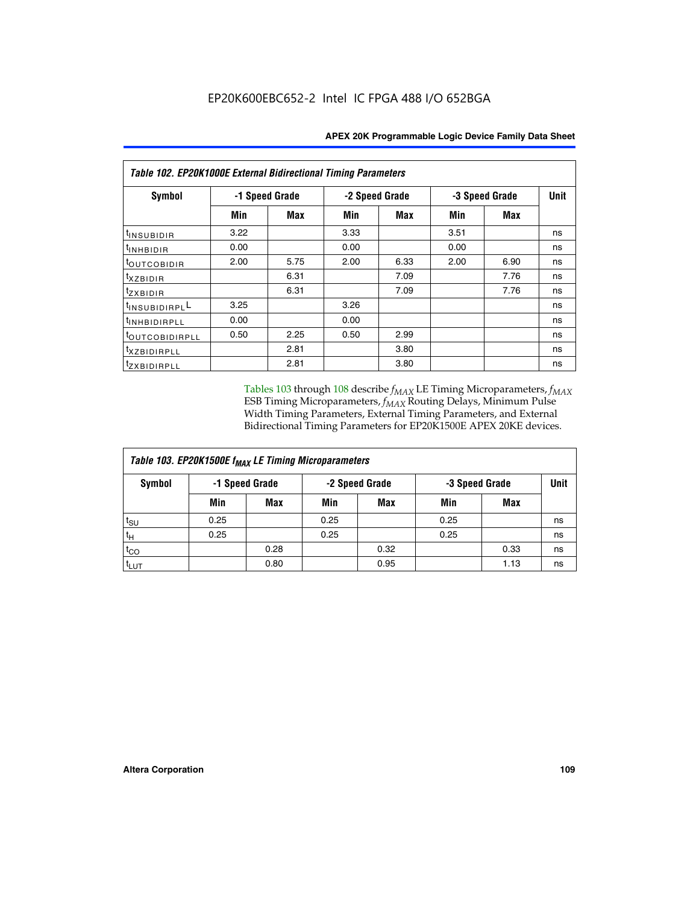EP20K600EBC652-2 Intel IC FPGA 488 I/O 652BGA

| Table 102. EP20K1000E External Bidirectional Timing Parameters | | | | | | | |
|---|---|---|---|---|---|---|---|
| Symbol | -1 Speed Grade | | -2 Speed Grade | | -3 Speed Grade | | Unit |
| | Min | Max | Min | Max | Min | Max | |
| $t_{INSUBIDIR}$ | 3.22 | | 3.33 | | 3.51 | | ns |
| $t_{INHBIDIR}$ | 0.00 | | 0.00 | | 0.00 | | ns |
| $t_{OUTCOBIDIR}$ | 2.00 | 5.75 | 2.00 | 6.33 | 2.00 | 6.90 | ns |
| $t_{XZBIDIR}$ | | 6.31 | | 7.09 | | 7.76 | ns |
| $t_{ZXBIDIR}$ | | 6.31 | | 7.09 | | 7.76 | ns |
| $t_{INSUBIDIRPLL}$ | 3.25 | | 3.26 | | | | ns |
| $t_{INHBIDIRPLL}$ | 0.00 | | 0.00 | | | | ns |
| $t_{OUTCOBIDIRPLL}$ | 0.50 | 2.25 | 0.50 | 2.99 | | | ns |
| $t_{XZBIDIRPLL}$ | | 2.81 | | 3.80 | | | ns |
| $t_{ZXBIDIRPLL}$ | | 2.81 | | 3.80 | | | ns |

Tables 103 through 108 describe $f_{MAX}$ LE Timing Microparameters, $f_{MAX}$ ESB Timing Microparameters, $f_{MAX}$ Routing Delays, Minimum Pulse Width Timing Parameters, External Timing Parameters, and External Bidirectional Timing Parameters for EP20K1500E APEX 20KE devices.

| Table 103. EP20K1500E $f_{MAX}$ LE Timing Microparameters | | | | | | | |
|---|---|---|---|---|---|---|---|
| Symbol | -1 Speed Grade | | -2 Speed Grade | | -3 Speed Grade | | Unit |
| | Min | Max | Min | Max | Min | Max | |
| $t_{SU}$ | 0.25 | | 0.25 | | 0.25 | | ns |
| $t_{H}$ | 0.25 | | 0.25 | | 0.25 | | ns |
| $t_{CO}$ | | 0.28 | | 0.32 | | 0.33 | ns |
| $t_{LUT}$ | | 0.80 | | 0.95 | | 1.13 | ns |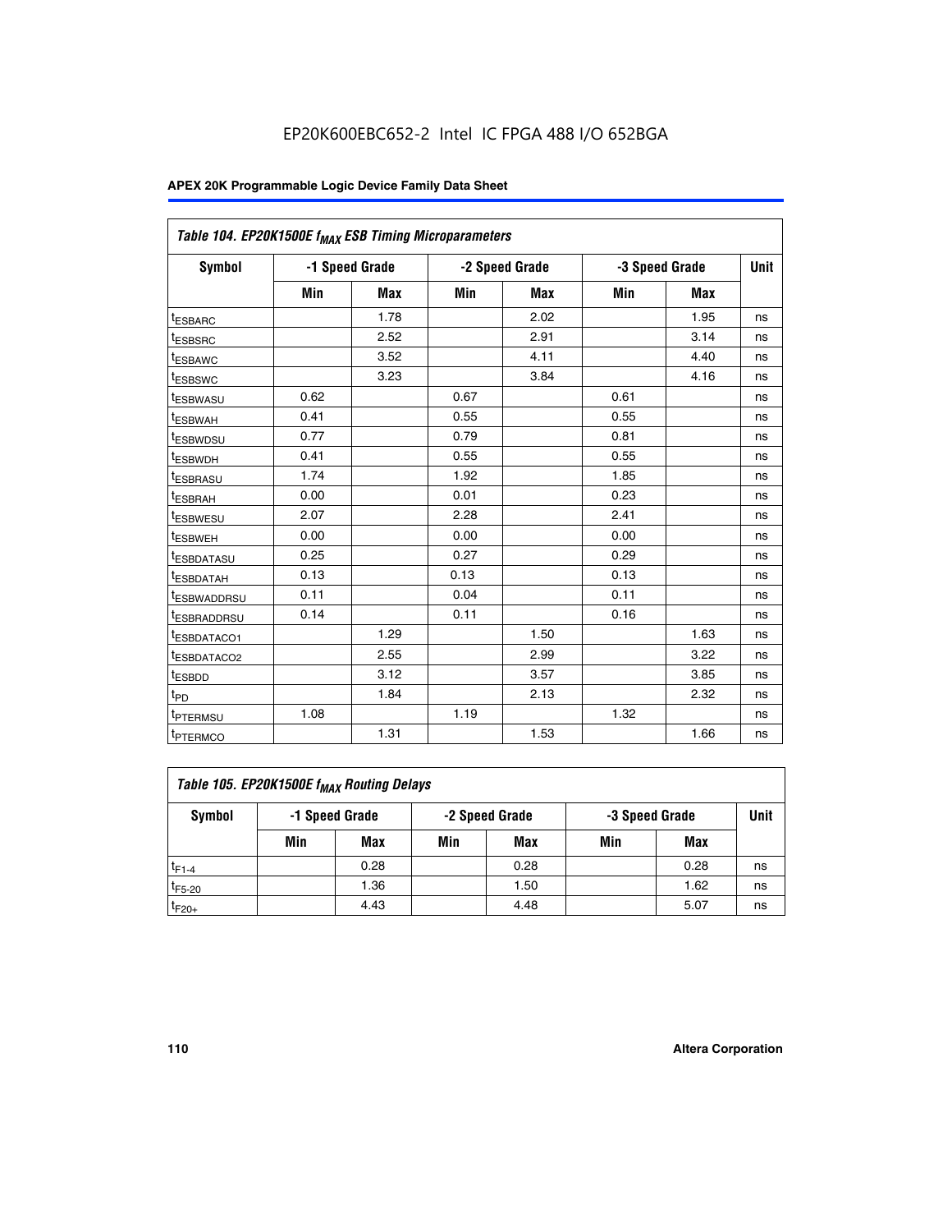**Table 104. EP20K1500E $f_{MAX}$ ESB Timing Microparameters**

| Symbol | -1 Speed Grade | | -2 Speed Grade | | -3 Speed Grade | | Unit |
|---|---|---|---|---|---|---|---|
| | Min | Max | Min | Max | Min | Max | |
| $t_{ESBARC}$ | | 1.78 | | 2.02 | | 1.95 | ns |
| $t_{ESBSRC}$ | | 2.52 | | 2.91 | | 3.14 | ns |
| $t_{ESBAWC}$ | | 3.52 | | 4.11 | | 4.40 | ns |
| $t_{ESBSWC}$ | | 3.23 | | 3.84 | | 4.16 | ns |
| $t_{ESBWASU}$ | 0.62 | | 0.67 | | 0.61 | | ns |
| $t_{ESBWAH}$ | 0.41 | | 0.55 | | 0.55 | | ns |
| $t_{ESBWDSU}$ | 0.77 | | 0.79 | | 0.81 | | ns |
| $t_{ESBWDH}$ | 0.41 | | 0.55 | | 0.55 | | ns |
| $t_{ESBRASU}$ | 1.74 | | 1.92 | | 1.85 | | ns |
| $t_{ESBRAH}$ | 0.00 | | 0.01 | | 0.23 | | ns |
| $t_{ESBWESU}$ | 2.07 | | 2.28 | | 2.41 | | ns |
| $t_{ESBWEH}$ | 0.00 | | 0.00 | | 0.00 | | ns |
| $t_{ESBDATASU}$ | 0.25 | | 0.27 | | 0.29 | | ns |
| $t_{ESBDATAH}$ | 0.13 | | 0.13 | | 0.13 | | ns |
| $t_{ESBWADDRSU}$ | 0.11 | | 0.04 | | 0.11 | | ns |
| $t_{ESBRADDRSU}$ | 0.14 | | 0.11 | | 0.16 | | ns |
| $t_{ESBDATACO1}$ | | 1.29 | | 1.50 | | 1.63 | ns |
| $t_{ESBDATACO2}$ | | 2.55 | | 2.99 | | 3.22 | ns |
| $t_{ESBDD}$ | | 3.12 | | 3.57 | | 3.85 | ns |
| $t_{PD}$ | | 1.84 | | 2.13 | | 2.32 | ns |
| $t_{PTERMSU}$ | 1.08 | | 1.19 | | 1.32 | | ns |
| $t_{PTERMCO}$ | | 1.31 | | 1.53 | | 1.66 | ns |

**Table 105. EP20K1500E $f_{MAX}$ Routing Delays**

| Symbol | -1 Speed Grade | | -2 Speed Grade | | -3 Speed Grade | | Unit |
|---|---|---|---|---|---|---|---|
| | Min | Max | Min | Max | Min | Max | |
| $t_{F1-4}$ | | 0.28 | | 0.28 | | 0.28 | ns |
| $t_{F5-20}$ | | 1.36 | | 1.50 | | 1.62 | ns |
| $t_{F20+}$ | | 4.43 | | 4.48 | | 5.07 | ns |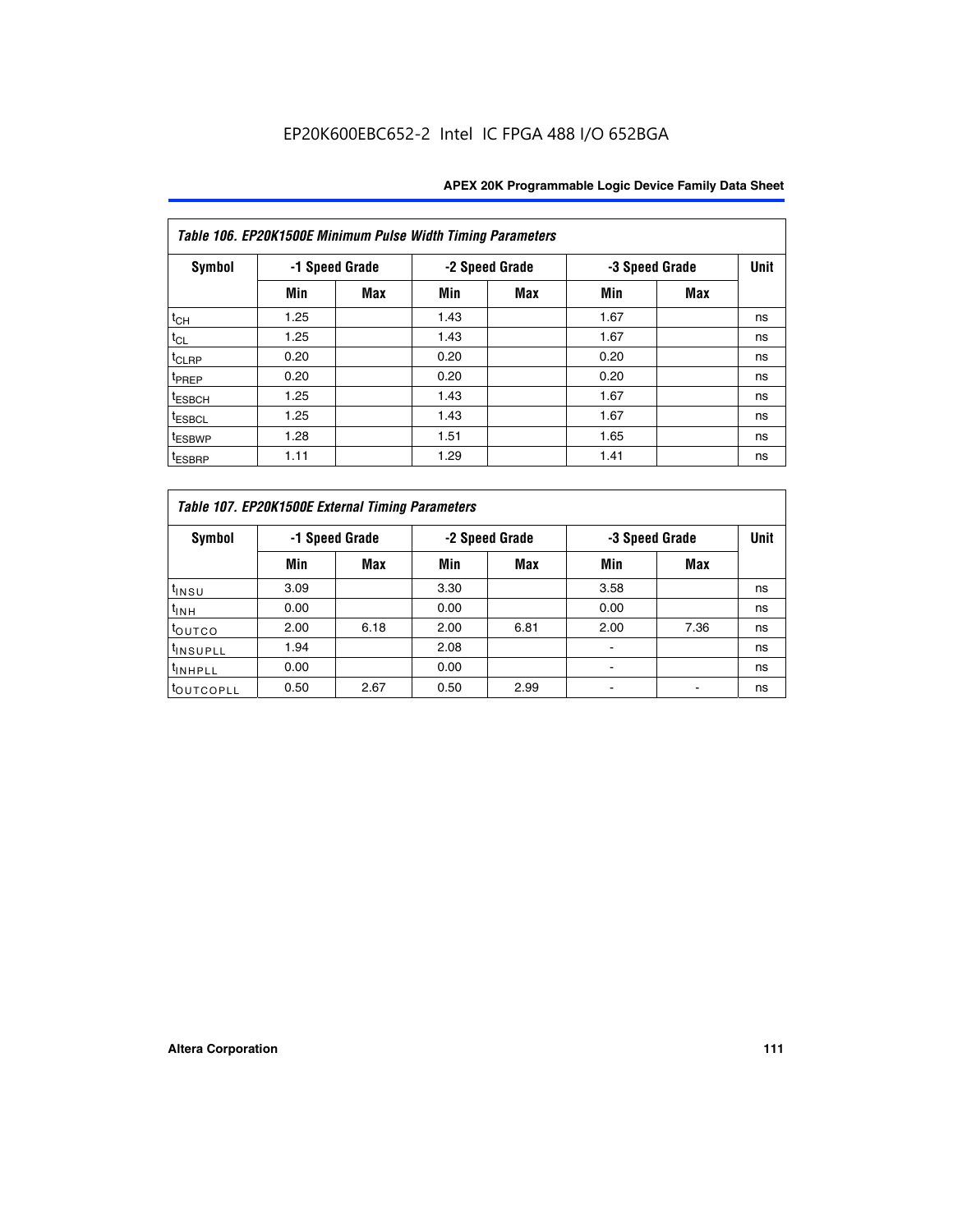Table 106. EP20K1500E Minimum Pulse Width Timing Parameters

| Symbol | -1 Speed Grade | | -2 Speed Grade | | -3 Speed Grade | | Unit |
|---|---|---|---|---|---|---|---|
| | Min | Max | Min | Max | Min | Max | |
| $t_{CH}$ | 1.25 | | 1.43 | | 1.67 | | ns |
| $t_{CL}$ | 1.25 | | 1.43 | | 1.67 | | ns |
| $t_{CLRP}$ | 0.20 | | 0.20 | | 0.20 | | ns |
| $t_{PREP}$ | 0.20 | | 0.20 | | 0.20 | | ns |
| $t_{ESBCH}$ | 1.25 | | 1.43 | | 1.67 | | ns |
| $t_{ESBCL}$ | 1.25 | | 1.43 | | 1.67 | | ns |
| $t_{ESBWP}$ | 1.28 | | 1.51 | | 1.65 | | ns |
| $t_{ESBRP}$ | 1.11 | | 1.29 | | 1.41 | | ns |

Table 107. EP20K1500E External Timing Parameters

| Symbol | -1 Speed Grade | | -2 Speed Grade | | -3 Speed Grade | | Unit |
|---|---|---|---|---|---|---|---|
| | Min | Max | Min | Max | Min | Max | |
| $t_{INSU}$ | 3.09 | | 3.30 | | 3.58 | | ns |
| $t_{INH}$ | 0.00 | | 0.00 | | 0.00 | | ns |
| $t_{OUTCO}$ | 2.00 | 6.18 | 2.00 | 6.81 | 2.00 | 7.36 | ns |
| $t_{INSUPLL}$ | 1.94 | | 2.08 | | - | | ns |
| $t_{INHPLL}$ | 0.00 | | 0.00 | | - | | ns |
| $t_{OUTCOPLL}$ | 0.50 | 2.67 | 0.50 | 2.99 | - | - | ns |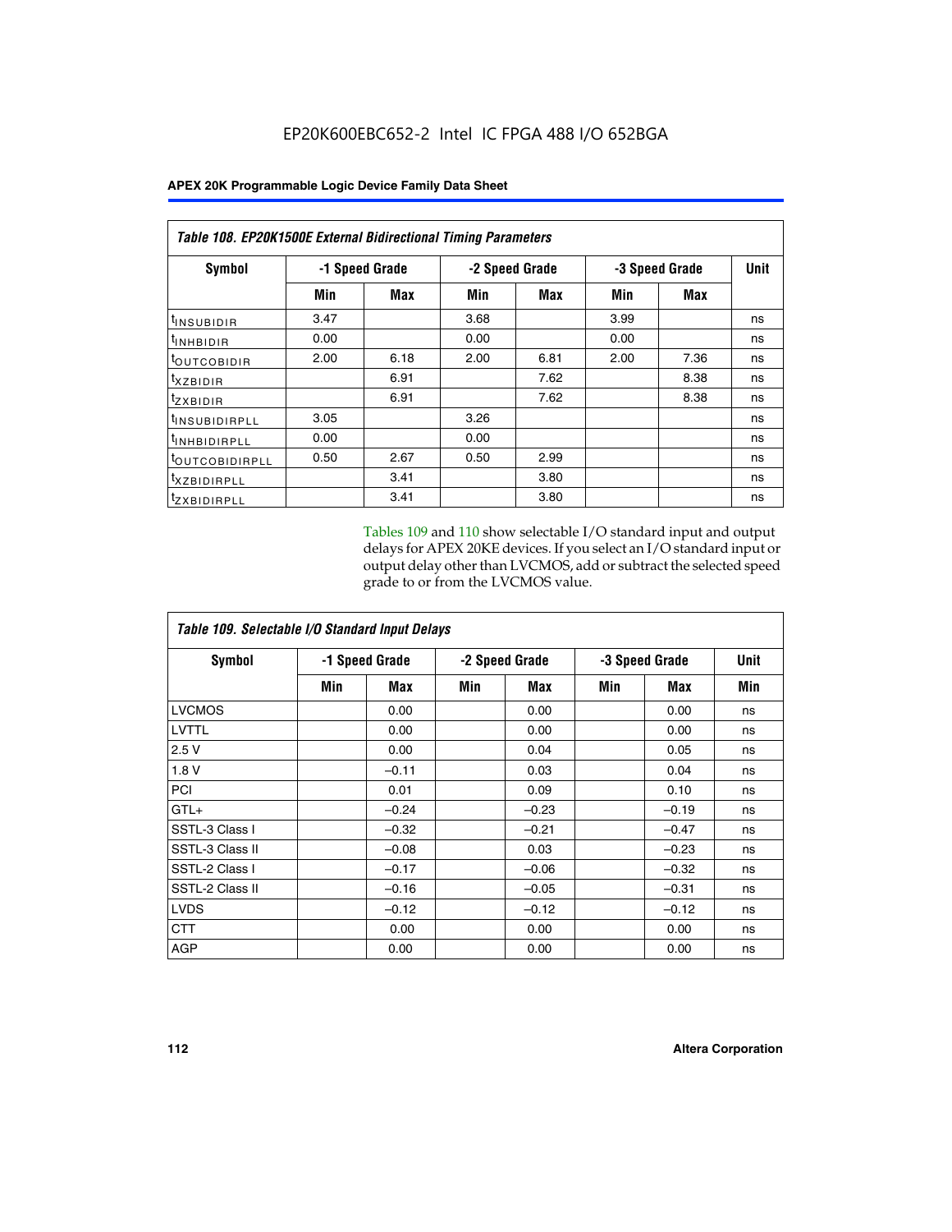EP20K600EBC652-2 Intel IC FPGA 488 I/O 652BGA

| Table 108. EP20K1500E External Bidirectional Timing Parameters | | | | | | | |
|---|---|---|---|---|---|---|---|
| Symbol | -1 Speed Grade | | -2 Speed Grade | | -3 Speed Grade | | Unit |
| | Min | Max | Min | Max | Min | Max | |
| $t_{INSUBIDIR}$ | 3.47 | | 3.68 | | 3.99 | | ns |
| $t_{INHBIDIR}$ | 0.00 | | 0.00 | | 0.00 | | ns |
| $t_{OUTCOBIDIR}$ | 2.00 | 6.18 | 2.00 | 6.81 | 2.00 | 7.36 | ns |
| $t_{XZBIDIR}$ | | 6.91 | | 7.62 | | 8.38 | ns |
| $t_{ZXBIDIR}$ | | 6.91 | | 7.62 | | 8.38 | ns |
| $t_{INSUBIDIRPLL}$ | 3.05 | | 3.26 | | | | ns |
| $t_{INHBIDIRPLL}$ | 0.00 | | 0.00 | | | | ns |
| $t_{OUTCOBIDIRPLL}$ | 0.50 | 2.67 | 0.50 | 2.99 | | | ns |
| $t_{XZBIDIRPLL}$ | | 3.41 | | 3.80 | | | ns |
| $t_{ZXBIDIRPLL}$ | | 3.41 | | 3.80 | | | ns |

Tables 109 and 110 show selectable I/O standard input and output delays for APEX 20KE devices. If you select an I/O standard input or output delay other than LVCMOS, add or subtract the selected speed grade to or from the LVCMOS value.

| Table 109. Selectable I/O Standard Input Delays | | | | | | | |
|---|---|---|---|---|---|---|---|
| Symbol | -1 Speed Grade | | -2 Speed Grade | | -3 Speed Grade | | Unit |
| | Min | Max | Min | Max | Min | Max | Min |
| LVCMOS | | 0.00 | | 0.00 | | 0.00 | ns |
| LVTTL | | 0.00 | | 0.00 | | 0.00 | ns |
| 2.5 V | | 0.00 | | 0.04 | | 0.05 | ns |
| 1.8 V | | –0.11 | | 0.03 | | 0.04 | ns |
| PCI | | 0.01 | | 0.09 | | 0.10 | ns |
| GTL+ | | –0.24 | | –0.23 | | –0.19 | ns |
| SSTL-3 Class I | | –0.32 | | –0.21 | | –0.47 | ns |
| SSTL-3 Class II | | –0.08 | | 0.03 | | –0.23 | ns |
| SSTL-2 Class I | | –0.17 | | –0.06 | | –0.32 | ns |
| SSTL-2 Class II | | –0.16 | | –0.05 | | –0.31 | ns |
| LVDS | | –0.12 | | –0.12 | | –0.12 | ns |
| CTT | | 0.00 | | 0.00 | | 0.00 | ns |
| AGP | | 0.00 | | 0.00 | | 0.00 | ns |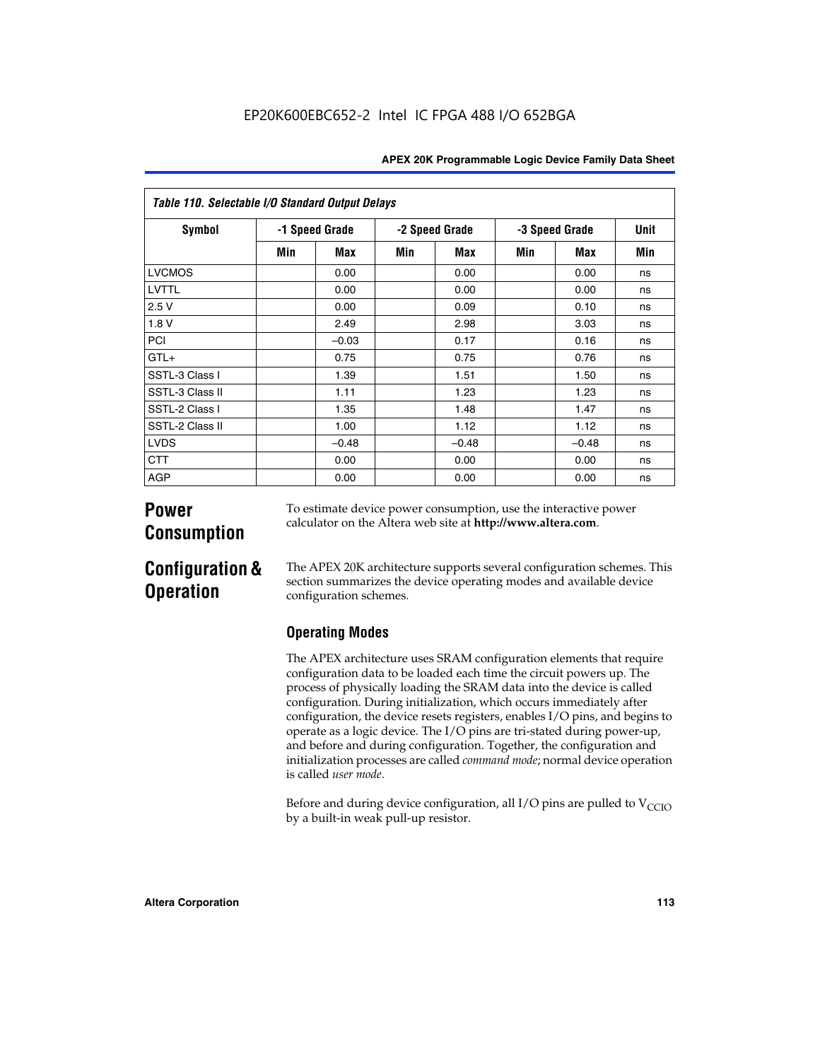| Table 110. Selectable I/O Standard Output Delays | | | | | | | |
|---|---|---|---|---|---|---|---|
| Symbol | -1 Speed Grade | | -2 Speed Grade | | -3 Speed Grade | | Unit |
| | Min | Max | Min | Max | Min | Max | Min |
| LVCMOS | | 0.00 | | 0.00 | | 0.00 | ns |
| LVTTL | | 0.00 | | 0.00 | | 0.00 | ns |
| 2.5 V | | 0.00 | | 0.09 | | 0.10 | ns |
| 1.8 V | | 2.49 | | 2.98 | | 3.03 | ns |
| PCI | | –0.03 | | 0.17 | | 0.16 | ns |
| GTL+ | | 0.75 | | 0.75 | | 0.76 | ns |
| SSTL-3 Class I | | 1.39 | | 1.51 | | 1.50 | ns |
| SSTL-3 Class II | | 1.11 | | 1.23 | | 1.23 | ns |
| SSTL-2 Class I | | 1.35 | | 1.48 | | 1.47 | ns |
| SSTL-2 Class II | | 1.00 | | 1.12 | | 1.12 | ns |
| LVDS | | –0.48 | | –0.48 | | –0.48 | ns |
| CTT | | 0.00 | | 0.00 | | 0.00 | ns |
| AGP | | 0.00 | | 0.00 | | 0.00 | ns |

# Power Consumption

To estimate device power consumption, use the interactive power calculator on the Altera web site at **http://www.altera.com**.

# Configuration & Operation

The APEX 20K architecture supports several configuration schemes. This section summarizes the device operating modes and available device configuration schemes.

## Operating Modes

The APEX architecture uses SRAM configuration elements that require configuration data to be loaded each time the circuit powers up. The process of physically loading the SRAM data into the device is called configuration. During initialization, which occurs immediately after configuration, the device resets registers, enables I/O pins, and begins to operate as a logic device. The I/O pins are tri-stated during power-up, and before and during configuration. Together, the configuration and initialization processes are called *command mode*; normal device operation is called *user mode*.

Before and during device configuration, all I/O pins are pulled to $V_{CCIO}$ by a built-in weak pull-up resistor.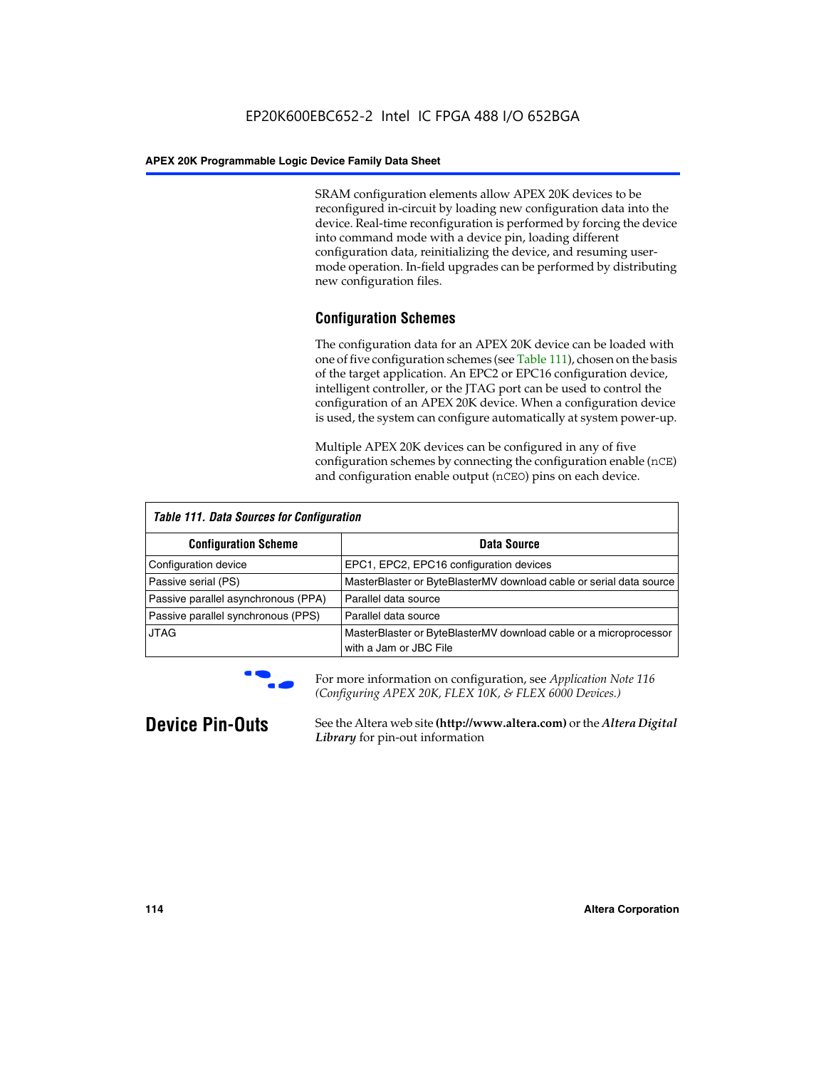SRAM configuration elements allow APEX 20K devices to be reconfigured in-circuit by loading new configuration data into the device. Real-time reconfiguration is performed by forcing the device into command mode with a device pin, loading different configuration data, reinitializing the device, and resuming user-mode operation. In-field upgrades can be performed by distributing new configuration files.

## Configuration Schemes

The configuration data for an APEX 20K device can be loaded with one of five configuration schemes (see Table 111), chosen on the basis of the target application. An EPC2 or EPC16 configuration device, intelligent controller, or the JTAG port can be used to control the configuration of an APEX 20K device. When a configuration device is used, the system can configure automatically at system power-up.

Multiple APEX 20K devices can be configured in any of five configuration schemes by connecting the configuration enable (`nCE`) and configuration enable output (`nCEO`) pins on each device.

*Table 111. Data Sources for Configuration*

| Configuration Scheme | Data Source |
|---|---|
| Configuration device | EPC1, EPC2, EPC16 configuration devices |
| Passive serial (PS) | MasterBlaster or ByteBlasterMV download cable or serial data source |
| Passive parallel asynchronous (PPA) | Parallel data source |
| Passive parallel synchronous (PPS) | Parallel data source |
| JTAG | MasterBlaster or ByteBlasterMV download cable or a microprocessor with a Jam or JBC File |

For more information on configuration, see *Application Note 116 (Configuring APEX 20K, FLEX 10K, & FLEX 6000 Devices.)*

# Device Pin-Outs

See the Altera web site **(http://www.altera.com)** or the ***Altera Digital Library*** for pin-out information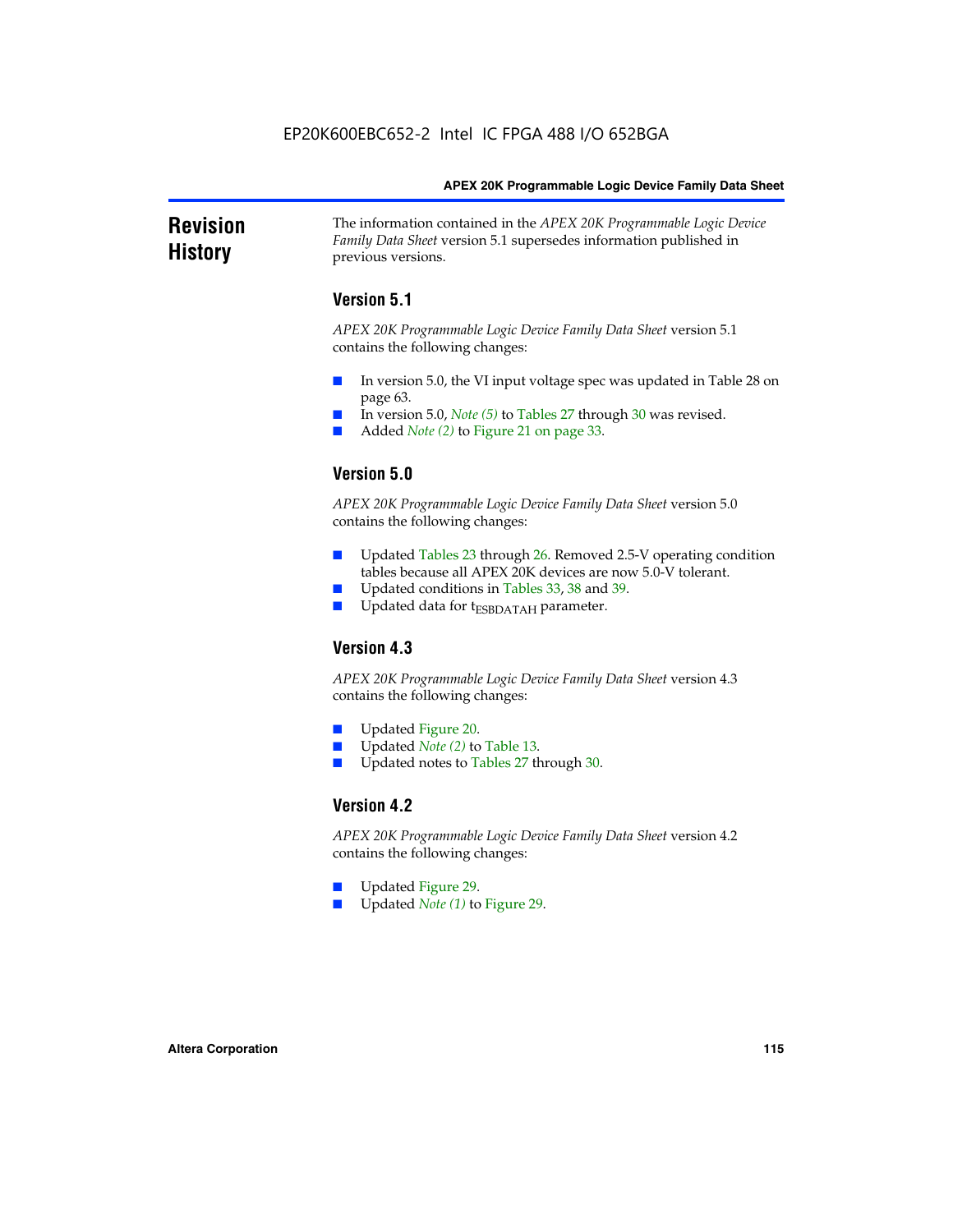# Revision History

The information contained in the *APEX 20K Programmable Logic Device Family Data Sheet* version 5.1 supersedes information published in previous versions.

## Version 5.1

*APEX 20K Programmable Logic Device Family Data Sheet* version 5.1 contains the following changes:

- In version 5.0, the VI input voltage spec was updated in Table 28 on page 63.
- In version 5.0, *Note (5)* to Tables 27 through 30 was revised.
- Added *Note (2)* to Figure 21 on page 33.

## Version 5.0

*APEX 20K Programmable Logic Device Family Data Sheet* version 5.0 contains the following changes:

- Updated Tables 23 through 26. Removed 2.5-V operating condition tables because all APEX 20K devices are now 5.0-V tolerant.
- Updated conditions in Tables 33, 38 and 39.
- Updated data for $t_{ESBDATAH}$ parameter.

## Version 4.3

*APEX 20K Programmable Logic Device Family Data Sheet* version 4.3 contains the following changes:

- Updated Figure 20.
- Updated *Note (2)* to Table 13.
- Updated notes to Tables 27 through 30.

## Version 4.2

*APEX 20K Programmable Logic Device Family Data Sheet* version 4.2 contains the following changes:

- Updated Figure 29.
- Updated *Note (1)* to Figure 29.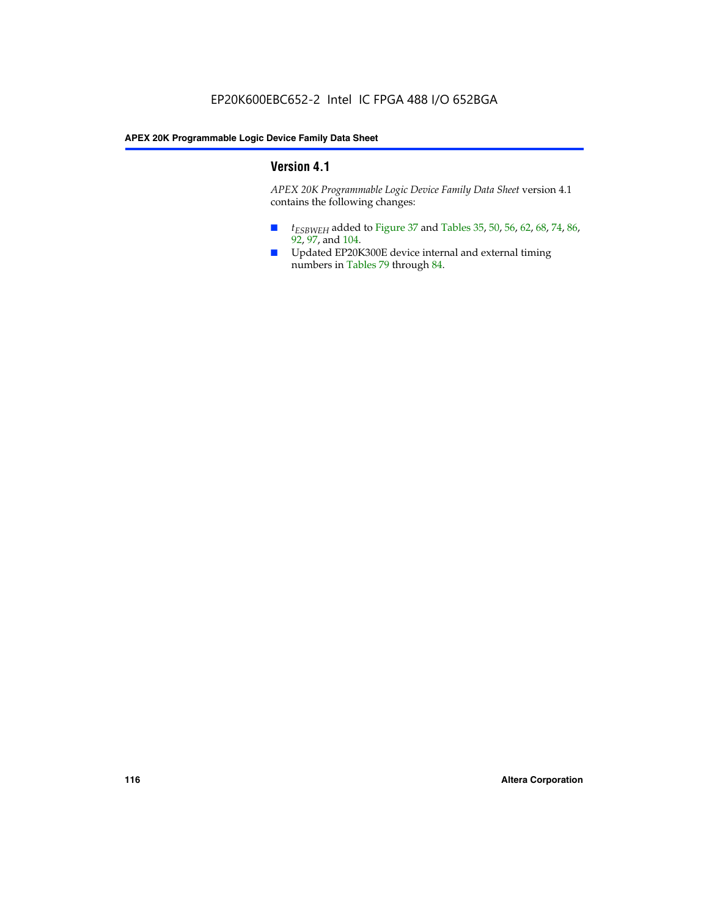## Version 4.1

*APEX 20K Programmable Logic Device Family Data Sheet* version 4.1 contains the following changes:

- $t_{ESBWEH}$ added to Figure 37 and Tables 35, 50, 56, 62, 68, 74, 86, 92, 97, and 104.
- Updated EP20K300E device internal and external timing numbers in Tables 79 through 84.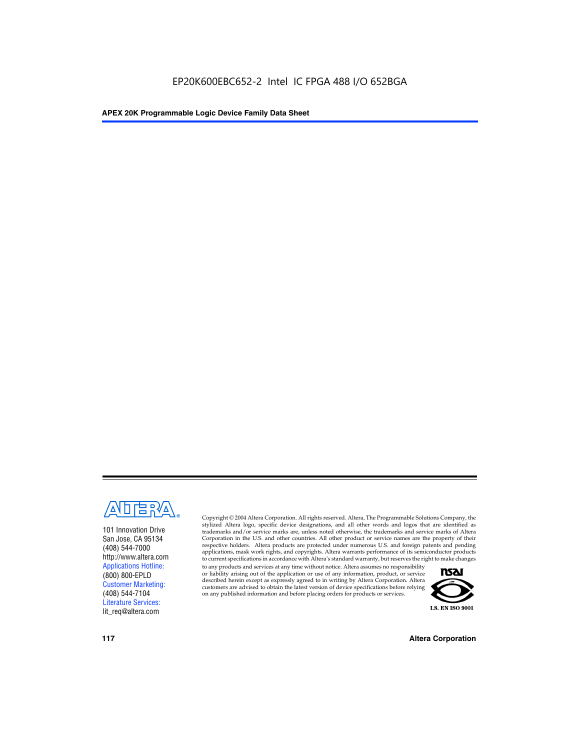101 Innovation Drive
San Jose, CA 95134
(408) 544-7000
http://www.altera.com
Applications Hotline:
(800) 800-EPLD
Customer Marketing:
(408) 544-7104
Literature Services:
lit_req@altera.com

Copyright © 2004 Altera Corporation. All rights reserved. Altera, The Programmable Solutions Company, the stylized Altera logo, specific device designations, and all other words and logos that are identified as trademarks and/or service marks are, unless noted otherwise, the trademarks and service marks of Altera Corporation in the U.S. and other countries. All other product or service names are the property of their respective holders. Altera products are protected under numerous U.S. and foreign patents and pending applications, mask work rights, and copyrights. Altera warrants performance of its semiconductor products to current specifications in accordance with Altera's standard warranty, but reserves the right to make changes to any products and services at any time without notice. Altera assumes no responsibility or liability arising out of the application or use of any information, product, or service described herein except as expressly agreed to in writing by Altera Corporation. Altera customers are advised to obtain the latest version of device specifications before relying on any published information and before placing orders for products or services.

I.S. EN ISO 9001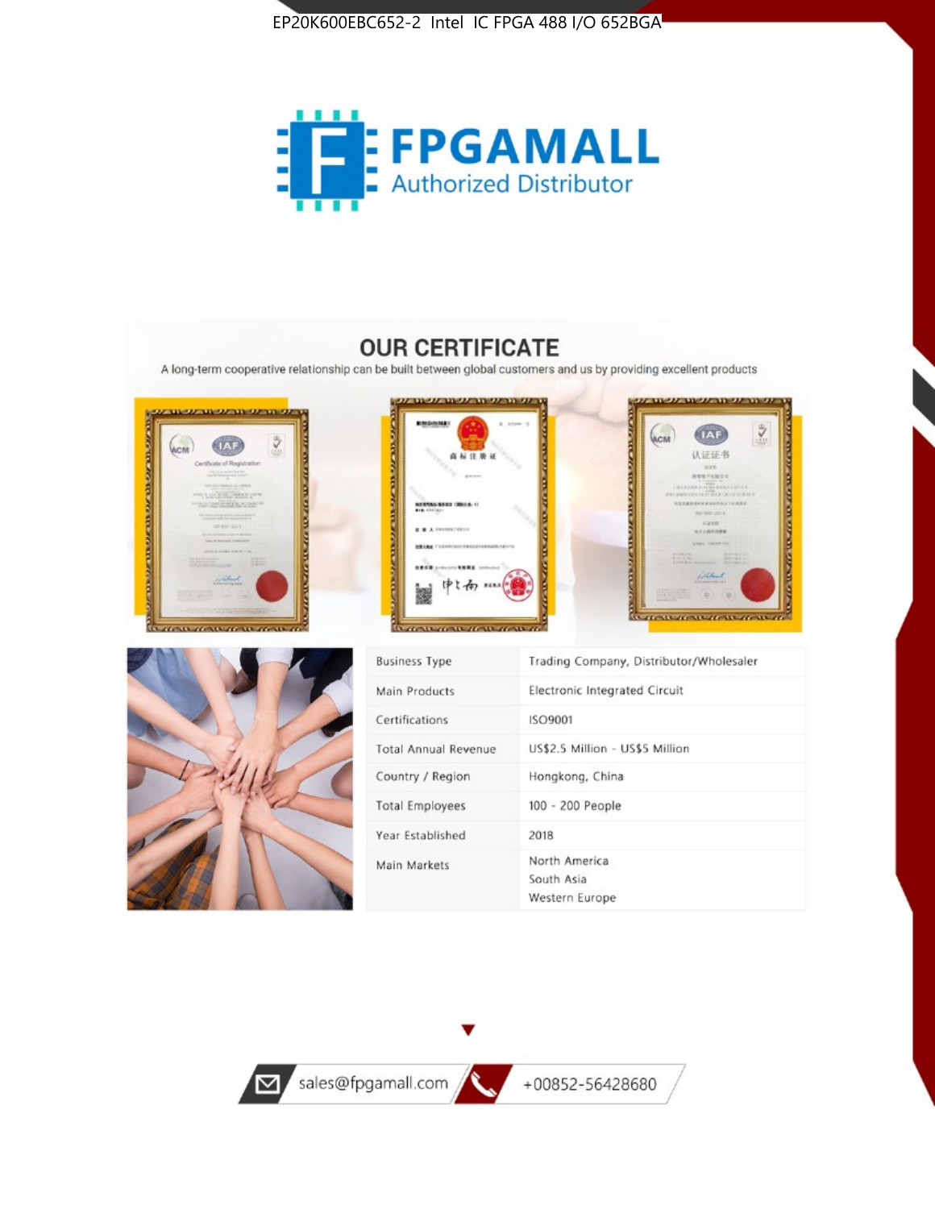# FPGAMALL

Authorized Distributor

## OUR CERTIFICATE

A long-term cooperative relationship can be built between global customers and us by providing excellent products

| | |
|---|---|
| Business Type | Trading Company, Distributor/Wholesaler |
| Main Products | Electronic Integrated Circuit |
| Certifications | ISO9001 |
| Total Annual Revenue | US$2.5 Million - US$5 Million |
| Country / Region | Hongkong, China |
| Total Employees | 100 - 200 People |
| Year Established | 2018 |
| Main Markets | North America<br>South Asia<br>Western Europe |

sales@fpgamall.com

+00852-56428680